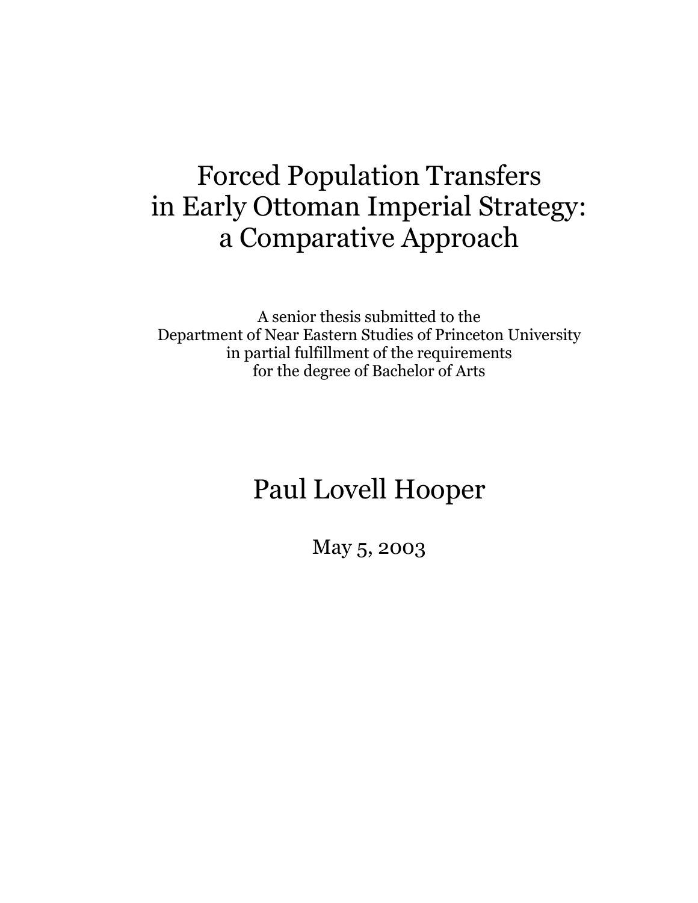# Forced Population Transfers in Early Ottoman Imperial Strategy: a Comparative Approach

A senior thesis submitted to the
Department of Near Eastern Studies of Princeton University
in partial fulfillment of the requirements
for the degree of Bachelor of Arts

## Paul Lovell Hooper

May 5, 2003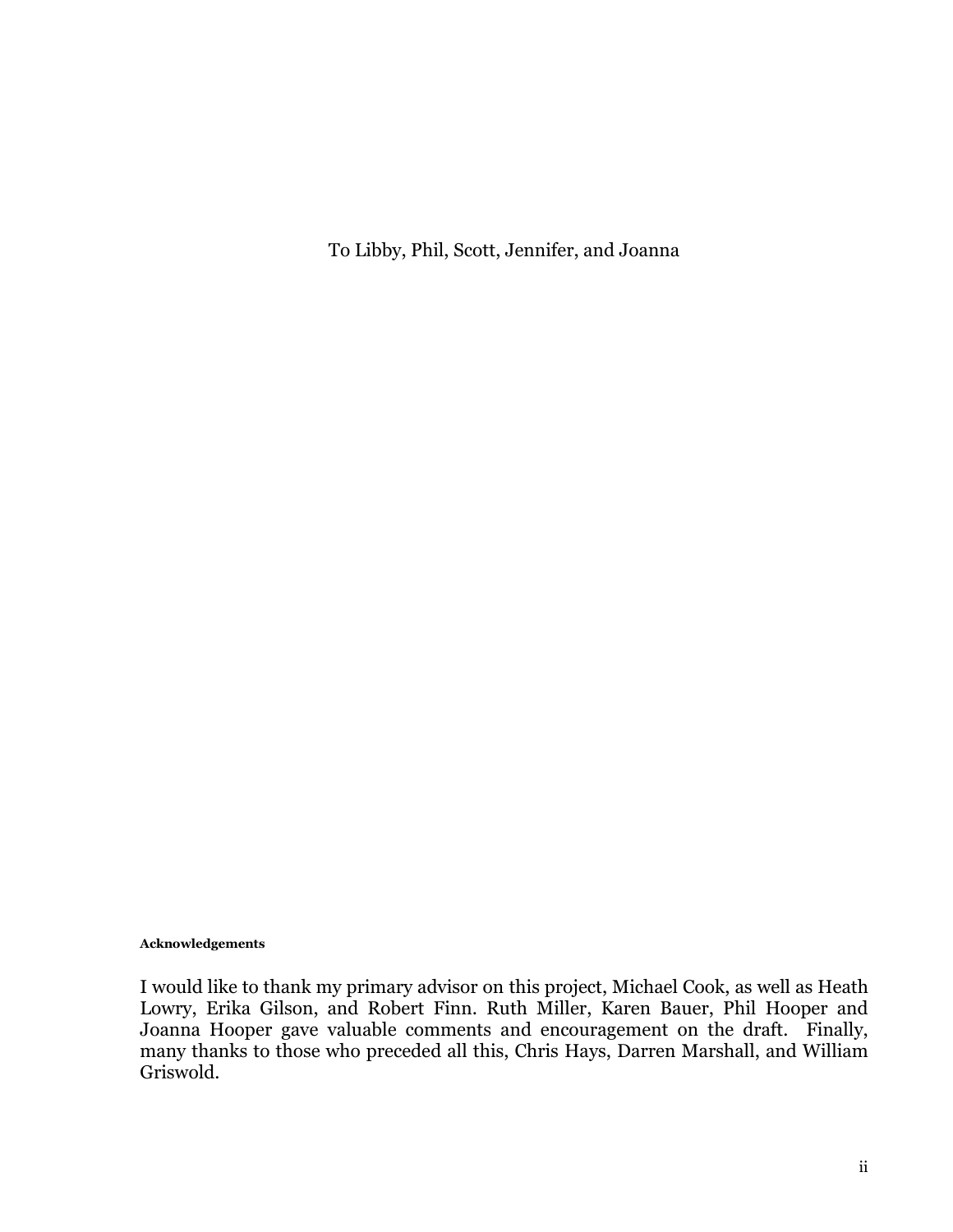To Libby, Phil, Scott, Jennifer, and Joanna

**Acknowledgements**

I would like to thank my primary advisor on this project, Michael Cook, as well as Heath Lowry, Erika Gilson, and Robert Finn. Ruth Miller, Karen Bauer, Phil Hooper and Joanna Hooper gave valuable comments and encouragement on the draft. Finally, many thanks to those who preceded all this, Chris Hays, Darren Marshall, and William Griswold.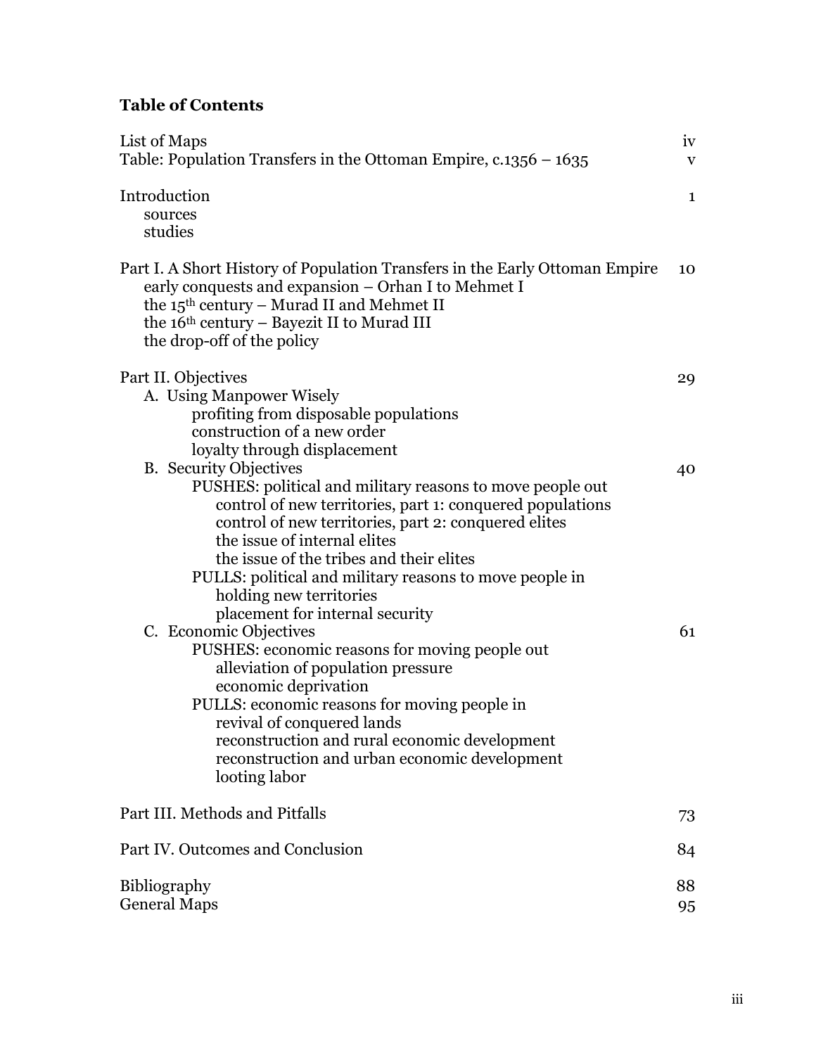**Table of Contents**

| | |
|---|---|
| List of Maps | iv |
| Table: Population Transfers in the Ottoman Empire, c.1356 – 1635 | v |
| Introduction | 1 |
| &nbsp;&nbsp;&nbsp;&nbsp;sources | |
| &nbsp;&nbsp;&nbsp;&nbsp;studies | |
| Part I. A Short History of Population Transfers in the Early Ottoman Empire | 10 |
| &nbsp;&nbsp;&nbsp;&nbsp;early conquests and expansion – Orhan I to Mehmet I | |
| &nbsp;&nbsp;&nbsp;&nbsp;the 15th century – Murad II and Mehmet II | |
| &nbsp;&nbsp;&nbsp;&nbsp;the 16th century – Bayezit II to Murad III | |
| &nbsp;&nbsp;&nbsp;&nbsp;the drop-off of the policy | |
| Part II. Objectives | 29 |
| &nbsp;&nbsp;&nbsp;&nbsp;A. Using Manpower Wisely | |
| &nbsp;&nbsp;&nbsp;&nbsp;&nbsp;&nbsp;&nbsp;&nbsp;profiting from disposable populations | |
| &nbsp;&nbsp;&nbsp;&nbsp;&nbsp;&nbsp;&nbsp;&nbsp;construction of a new order | |
| &nbsp;&nbsp;&nbsp;&nbsp;&nbsp;&nbsp;&nbsp;&nbsp;loyalty through displacement | |
| &nbsp;&nbsp;&nbsp;&nbsp;B. Security Objectives | 40 |
| &nbsp;&nbsp;&nbsp;&nbsp;&nbsp;&nbsp;&nbsp;&nbsp;PUSHES: political and military reasons to move people out | |
| &nbsp;&nbsp;&nbsp;&nbsp;&nbsp;&nbsp;&nbsp;&nbsp;&nbsp;&nbsp;&nbsp;&nbsp;control of new territories, part 1: conquered populations | |
| &nbsp;&nbsp;&nbsp;&nbsp;&nbsp;&nbsp;&nbsp;&nbsp;&nbsp;&nbsp;&nbsp;&nbsp;control of new territories, part 2: conquered elites | |
| &nbsp;&nbsp;&nbsp;&nbsp;&nbsp;&nbsp;&nbsp;&nbsp;&nbsp;&nbsp;&nbsp;&nbsp;the issue of internal elites | |
| &nbsp;&nbsp;&nbsp;&nbsp;&nbsp;&nbsp;&nbsp;&nbsp;&nbsp;&nbsp;&nbsp;&nbsp;the issue of the tribes and their elites | |
| &nbsp;&nbsp;&nbsp;&nbsp;&nbsp;&nbsp;&nbsp;&nbsp;PULLS: political and military reasons to move people in | |
| &nbsp;&nbsp;&nbsp;&nbsp;&nbsp;&nbsp;&nbsp;&nbsp;&nbsp;&nbsp;&nbsp;&nbsp;holding new territories | |
| &nbsp;&nbsp;&nbsp;&nbsp;&nbsp;&nbsp;&nbsp;&nbsp;&nbsp;&nbsp;&nbsp;&nbsp;placement for internal security | |
| &nbsp;&nbsp;&nbsp;&nbsp;C. Economic Objectives | 61 |
| &nbsp;&nbsp;&nbsp;&nbsp;&nbsp;&nbsp;&nbsp;&nbsp;PUSHES: economic reasons for moving people out | |
| &nbsp;&nbsp;&nbsp;&nbsp;&nbsp;&nbsp;&nbsp;&nbsp;&nbsp;&nbsp;&nbsp;&nbsp;alleviation of population pressure | |
| &nbsp;&nbsp;&nbsp;&nbsp;&nbsp;&nbsp;&nbsp;&nbsp;&nbsp;&nbsp;&nbsp;&nbsp;economic deprivation | |
| &nbsp;&nbsp;&nbsp;&nbsp;&nbsp;&nbsp;&nbsp;&nbsp;PULLS: economic reasons for moving people in | |
| &nbsp;&nbsp;&nbsp;&nbsp;&nbsp;&nbsp;&nbsp;&nbsp;&nbsp;&nbsp;&nbsp;&nbsp;revival of conquered lands | |
| &nbsp;&nbsp;&nbsp;&nbsp;&nbsp;&nbsp;&nbsp;&nbsp;&nbsp;&nbsp;&nbsp;&nbsp;reconstruction and rural economic development | |
| &nbsp;&nbsp;&nbsp;&nbsp;&nbsp;&nbsp;&nbsp;&nbsp;&nbsp;&nbsp;&nbsp;&nbsp;reconstruction and urban economic development | |
| &nbsp;&nbsp;&nbsp;&nbsp;&nbsp;&nbsp;&nbsp;&nbsp;&nbsp;&nbsp;&nbsp;&nbsp;looting labor | |
| Part III. Methods and Pitfalls | 73 |
| Part IV. Outcomes and Conclusion | 84 |
| Bibliography | 88 |
| General Maps | 95 |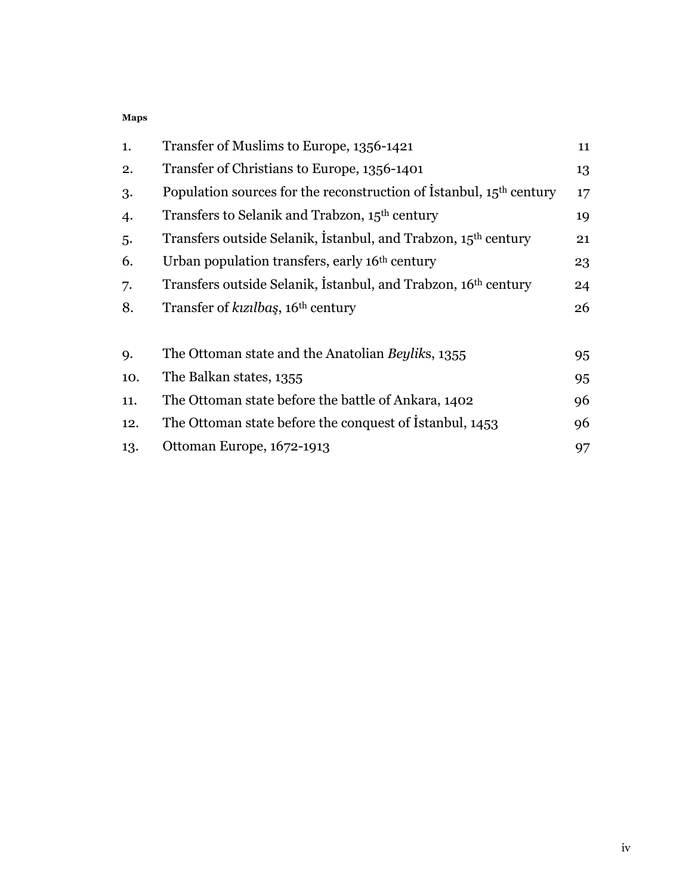**Maps**

| | | |
|---|---|---|
| 1. | Transfer of Muslims to Europe, 1356-1421 | 11 |
| 2. | Transfer of Christians to Europe, 1356-1401 | 13 |
| 3. | Population sources for the reconstruction of İstanbul, 15th century | 17 |
| 4. | Transfers to Selanik and Trabzon, 15th century | 19 |
| 5. | Transfers outside Selanik, İstanbul, and Trabzon, 15th century | 21 |
| 6. | Urban population transfers, early 16th century | 23 |
| 7. | Transfers outside Selanik, İstanbul, and Trabzon, 16th century | 24 |
| 8. | Transfer of *kızılbaş*, 16th century | 26 |
| | | |
| 9. | The Ottoman state and the Anatolian *Beylik*s, 1355 | 95 |
| 10. | The Balkan states, 1355 | 95 |
| 11. | The Ottoman state before the battle of Ankara, 1402 | 96 |
| 12. | The Ottoman state before the conquest of İstanbul, 1453 | 96 |
| 13. | Ottoman Europe, 1672-1913 | 97 |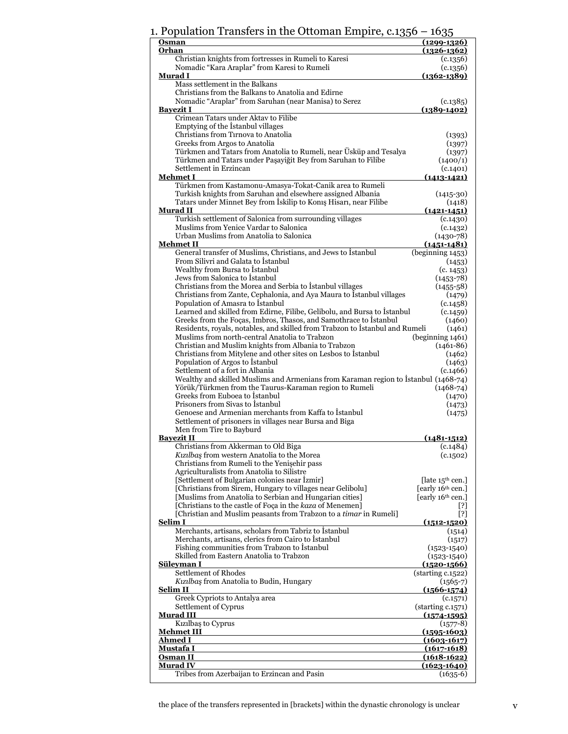# 1. Population Transfers in the Ottoman Empire, c.1356 – 1635

| Ruler / Transfer | Date |
|---|---|
| **Osman** | **(1299-1326)** |
| **Orhan** | **(1326-1362)** |
| Christian knights from fortresses in Rumeli to Karesi | (c.1356) |
| Nomadic “Kara Araplar” from Karesi to Rumeli | (c.1356) |
| **Murad I** | **(1362-1389)** |
| Mass settlement in the Balkans | |
| Christians from the Balkans to Anatolia and Edirne | |
| Nomadic “Araplar” from Saruhan (near Manisa) to Serez | (c.1385) |
| **Bayezit I** | **(1389-1402)** |
| Crimean Tatars under Aktav to Filibe | |
| Emptying of the İstanbul villages | |
| Christians from Tırnova to Anatolia | (1393) |
| Greeks from Argos to Anatolia | (1397) |
| Türkmen and Tatars from Anatolia to Rumeli, near Üsküp and Tesalya | (1397) |
| Türkmen and Tatars under Paşayiğit Bey from Saruhan to Filibe | (1400/1) |
| Settlement in Erzincan | (c.1401) |
| **Mehmet I** | **(1413-1421)** |
| Türkmen from Kastamonu-Amasya-Tokat-Canik area to Rumeli | |
| Turkish knights from Saruhan and elsewhere assigned Albania | (1415-30) |
| Tatars under Minnet Bey from İskilip to Konış Hisarı, near Filibe | (1418) |
| **Murad II** | **(1421-1451)** |
| Turkish settlement of Salonica from surrounding villages | (c.1430) |
| Muslims from Yenice Vardar to Salonica | (c.1432) |
| Urban Muslims from Anatolia to Salonica | (1430-78) |
| **Mehmet II** | **(1451-1481)** |
| General transfer of Muslims, Christians, and Jews to İstanbul | (beginning 1453) |
| From Silivri and Galata to İstanbul | (1453) |
| Wealthy from Bursa to İstanbul | (c. 1453) |
| Jews from Salonica to İstanbul | (1453-78) |
| Christians from the Morea and Serbia to İstanbul villages | (1455-58) |
| Christians from Zante, Cephalonia, and Aya Maura to İstanbul villages | (1479) |
| Population of Amasra to İstanbul | (c.1458) |
| Learned and skilled from Edirne, Filibe, Gelibolu, and Bursa to İstanbul | (c.1459) |
| Greeks from the Foças, Imbros, Thasos, and Samothrace to İstanbul | (1460) |
| Residents, royals, notables, and skilled from Trabzon to İstanbul and Rumeli | (1461) |
| Muslims from north-central Anatolia to Trabzon | (beginning 1461) |
| Christian and Muslim knights from Albania to Trabzon | (1461-86) |
| Christians from Mitylene and other sites on Lesbos to İstanbul | (1462) |
| Population of Argos to İstanbul | (1463) |
| Settlement of a fort in Albania | (c.1466) |
| Wealthy and skilled Muslims and Armenians from Karaman region to İstanbul | (1468-74) |
| Yörük/Türkmen from the Taurus-Karaman region to Rumeli | (1468-74) |
| Greeks from Euboea to İstanbul | (1470) |
| Prisoners from Sivas to İstanbul | (1473) |
| Genoese and Armenian merchants from Kaffa to İstanbul | (1475) |
| Settlement of prisoners in villages near Bursa and Biga | |
| Men from Tire to Bayburd | |
| **Bayezit II** | **(1481-1512)** |
| Christians from Akkerman to Old Biga | (c.1484) |
| *Kızılbaş* from western Anatolia to the Morea | (c.1502) |
| Christians from Rumeli to the Yenişehir pass | |
| Agriculturalists from Anatolia to Silistre | |
| [Settlement of Bulgarian colonies near İzmir] | [late 15th cen.] |
| [Christians from Sirem, Hungary to villages near Gelibolu] | [early 16th cen.] |
| [Muslims from Anatolia to Serbian and Hungarian cities] | [early 16th cen.] |
| [Christians to the castle of Foça in the *kaza* of Menemen] | [?] |
| [Christian and Muslim peasants from Trabzon to a *timar* in Rumeli] | [?] |
| **Selim I** | **(1512-1520)** |
| Merchants, artisans, scholars from Tabriz to İstanbul | (1514) |
| Merchants, artisans, clerics from Cairo to İstanbul | (1517) |
| Fishing communities from Trabzon to İstanbul | (1523-1540) |
| Skilled from Eastern Anatolia to Trabzon | (1523-1540) |
| **Süleyman I** | **(1520-1566)** |
| Settlement of Rhodes | (starting c.1522) |
| *Kızılbaş* from Anatolia to Budin, Hungary | (1565-7) |
| **Selim II** | **(1566-1574)** |
| Greek Cypriots to Antalya area | (c.1571) |
| Settlement of Cyprus | (starting c.1571) |
| **Murad III** | **(1574-1595)** |
| Kızılbaş to Cyprus | (1577-8) |
| **Mehmet III** | **(1595-1603)** |
| **Ahmed I** | **(1603-1617)** |
| **Mustafa I** | **(1617-1618)** |
| **Osman II** | **(1618-1622)** |
| **Murad IV** | **(1623-1640)** |
| Tribes from Azerbaijan to Erzincan and Pasin | (1635-6) |

the place of the transfers represented in [brackets] within the dynastic chronology is unclear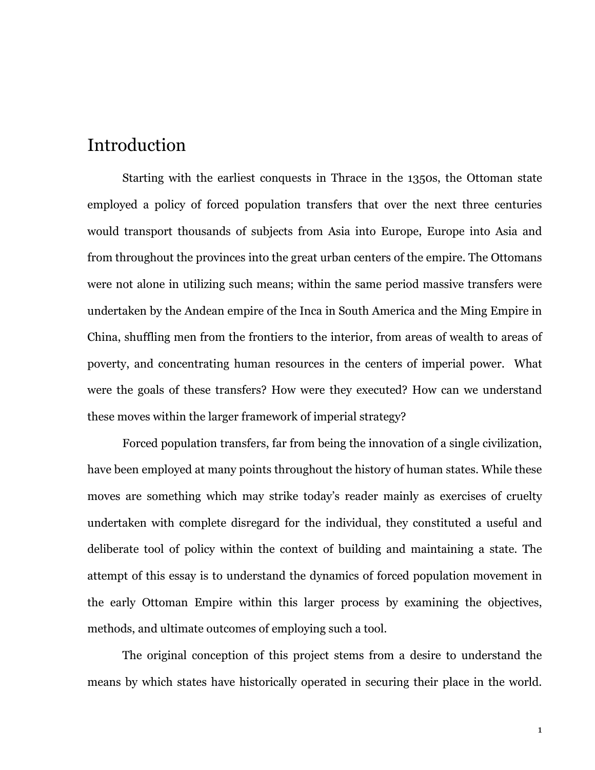# Introduction

Starting with the earliest conquests in Thrace in the 1350s, the Ottoman state employed a policy of forced population transfers that over the next three centuries would transport thousands of subjects from Asia into Europe, Europe into Asia and from throughout the provinces into the great urban centers of the empire. The Ottomans were not alone in utilizing such means; within the same period massive transfers were undertaken by the Andean empire of the Inca in South America and the Ming Empire in China, shuffling men from the frontiers to the interior, from areas of wealth to areas of poverty, and concentrating human resources in the centers of imperial power. What were the goals of these transfers? How were they executed? How can we understand these moves within the larger framework of imperial strategy?

Forced population transfers, far from being the innovation of a single civilization, have been employed at many points throughout the history of human states. While these moves are something which may strike today's reader mainly as exercises of cruelty undertaken with complete disregard for the individual, they constituted a useful and deliberate tool of policy within the context of building and maintaining a state. The attempt of this essay is to understand the dynamics of forced population movement in the early Ottoman Empire within this larger process by examining the objectives, methods, and ultimate outcomes of employing such a tool.

The original conception of this project stems from a desire to understand the means by which states have historically operated in securing their place in the world.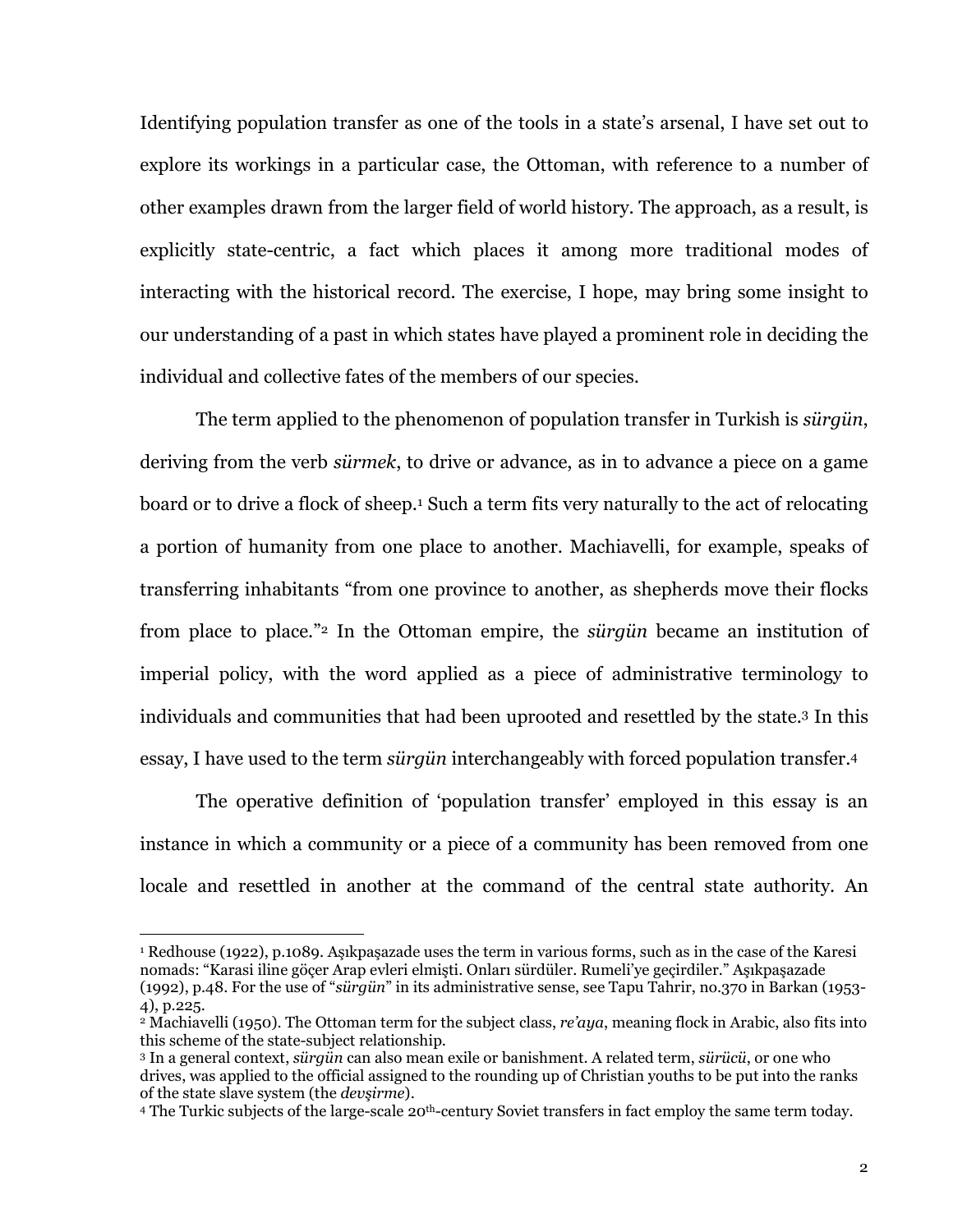Identifying population transfer as one of the tools in a state's arsenal, I have set out to explore its workings in a particular case, the Ottoman, with reference to a number of other examples drawn from the larger field of world history. The approach, as a result, is explicitly state-centric, a fact which places it among more traditional modes of interacting with the historical record. The exercise, I hope, may bring some insight to our understanding of a past in which states have played a prominent role in deciding the individual and collective fates of the members of our species.

The term applied to the phenomenon of population transfer in Turkish is *sürgün*, deriving from the verb *sürmek*, to drive or advance, as in to advance a piece on a game board or to drive a flock of sheep.[1] Such a term fits very naturally to the act of relocating a portion of humanity from one place to another. Machiavelli, for example, speaks of transferring inhabitants "from one province to another, as shepherds move their flocks from place to place."[2] In the Ottoman empire, the *sürgün* became an institution of imperial policy, with the word applied as a piece of administrative terminology to individuals and communities that had been uprooted and resettled by the state.[3] In this essay, I have used to the term *sürgün* interchangeably with forced population transfer.[4]

The operative definition of 'population transfer' employed in this essay is an instance in which a community or a piece of a community has been removed from one locale and resettled in another at the command of the central state authority. An

---

[1] Redhouse (1922), p.1089. Aşıkpaşazade uses the term in various forms, such as in the case of the Karesi nomads: "Karasi iline göçer Arap evleri elmişti. Onları sürdüler. Rumeli'ye geçirdiler." Aşıkpaşazade (1992), p.48. For the use of "*sürgün*" in its administrative sense, see Tapu Tahrir, no.370 in Barkan (1953-4), p.225.

[2] Machiavelli (1950). The Ottoman term for the subject class, *re'aya*, meaning flock in Arabic, also fits into this scheme of the state-subject relationship.

[3] In a general context, *sürgün* can also mean exile or banishment. A related term, *sürücü*, or one who drives, was applied to the official assigned to the rounding up of Christian youths to be put into the ranks of the state slave system (the *devşirme*).

[4] The Turkic subjects of the large-scale 20th-century Soviet transfers in fact employ the same term today.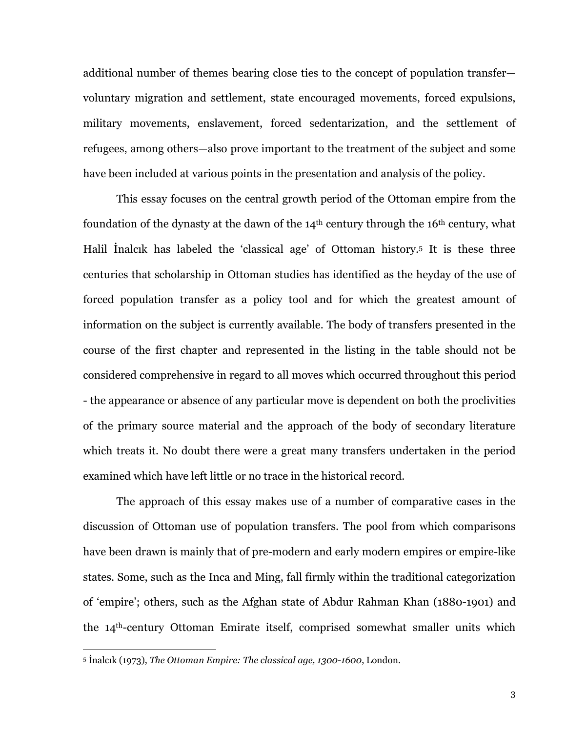additional number of themes bearing close ties to the concept of population transfer—voluntary migration and settlement, state encouraged movements, forced expulsions, military movements, enslavement, forced sedentarization, and the settlement of refugees, among others—also prove important to the treatment of the subject and some have been included at various points in the presentation and analysis of the policy.

This essay focuses on the central growth period of the Ottoman empire from the foundation of the dynasty at the dawn of the 14th century through the 16th century, what Halil İnalcık has labeled the 'classical age' of Ottoman history.[5] It is these three centuries that scholarship in Ottoman studies has identified as the heyday of the use of forced population transfer as a policy tool and for which the greatest amount of information on the subject is currently available. The body of transfers presented in the course of the first chapter and represented in the listing in the table should not be considered comprehensive in regard to all moves which occurred throughout this period - the appearance or absence of any particular move is dependent on both the proclivities of the primary source material and the approach of the body of secondary literature which treats it. No doubt there were a great many transfers undertaken in the period examined which have left little or no trace in the historical record.

The approach of this essay makes use of a number of comparative cases in the discussion of Ottoman use of population transfers. The pool from which comparisons have been drawn is mainly that of pre-modern and early modern empires or empire-like states. Some, such as the Inca and Ming, fall firmly within the traditional categorization of 'empire'; others, such as the Afghan state of Abdur Rahman Khan (1880-1901) and the 14th-century Ottoman Emirate itself, comprised somewhat smaller units which

---

[5] İnalcık (1973), *The Ottoman Empire: The classical age, 1300-1600*, London.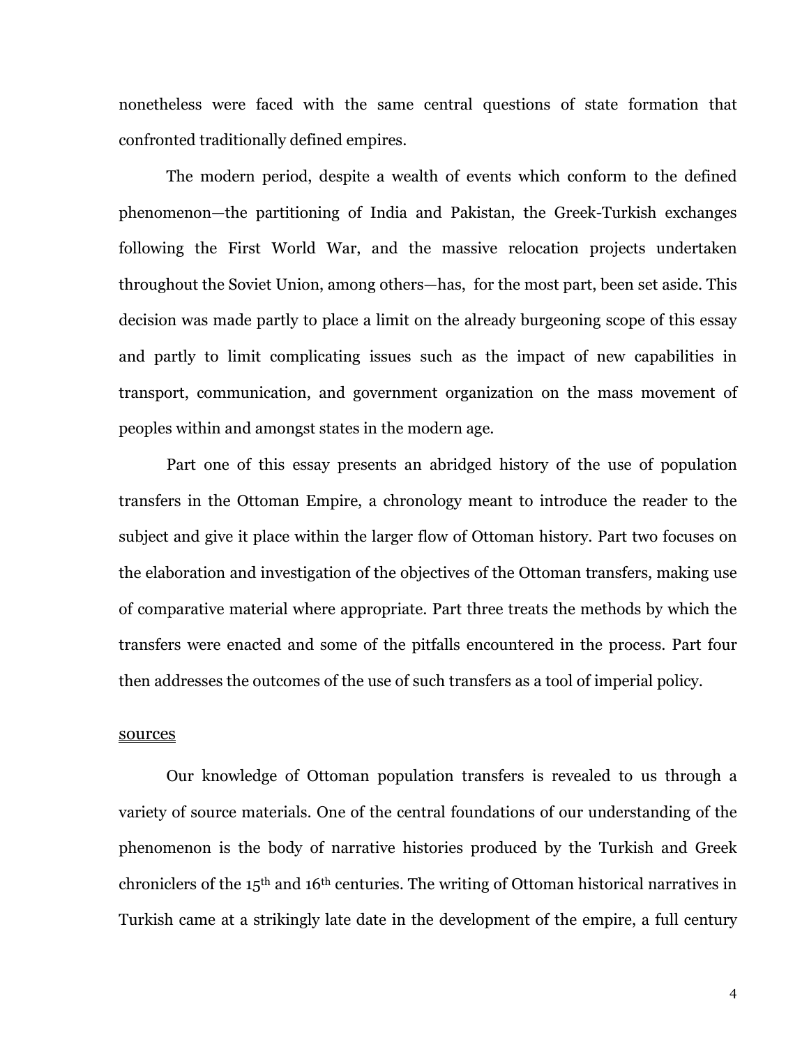nonetheless were faced with the same central questions of state formation that confronted traditionally defined empires.

The modern period, despite a wealth of events which conform to the defined phenomenon—the partitioning of India and Pakistan, the Greek-Turkish exchanges following the First World War, and the massive relocation projects undertaken throughout the Soviet Union, among others—has, for the most part, been set aside. This decision was made partly to place a limit on the already burgeoning scope of this essay and partly to limit complicating issues such as the impact of new capabilities in transport, communication, and government organization on the mass movement of peoples within and amongst states in the modern age.

Part one of this essay presents an abridged history of the use of population transfers in the Ottoman Empire, a chronology meant to introduce the reader to the subject and give it place within the larger flow of Ottoman history. Part two focuses on the elaboration and investigation of the objectives of the Ottoman transfers, making use of comparative material where appropriate. Part three treats the methods by which the transfers were enacted and some of the pitfalls encountered in the process. Part four then addresses the outcomes of the use of such transfers as a tool of imperial policy.

## sources

Our knowledge of Ottoman population transfers is revealed to us through a variety of source materials. One of the central foundations of our understanding of the phenomenon is the body of narrative histories produced by the Turkish and Greek chroniclers of the 15th and 16th centuries. The writing of Ottoman historical narratives in Turkish came at a strikingly late date in the development of the empire, a full century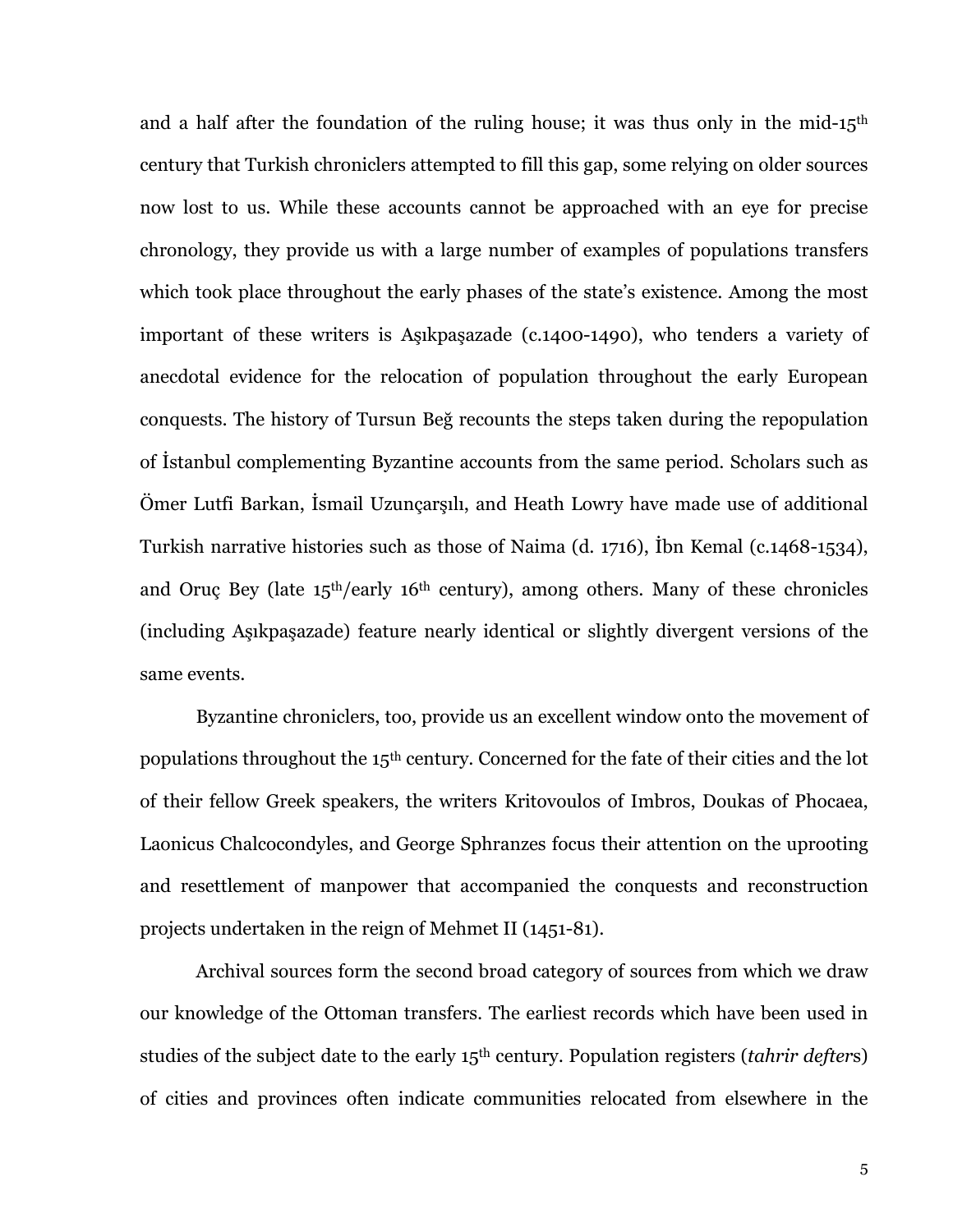and a half after the foundation of the ruling house; it was thus only in the mid-15th century that Turkish chroniclers attempted to fill this gap, some relying on older sources now lost to us. While these accounts cannot be approached with an eye for precise chronology, they provide us with a large number of examples of populations transfers which took place throughout the early phases of the state's existence. Among the most important of these writers is Aşıkpaşazade (c.1400-1490), who tenders a variety of anecdotal evidence for the relocation of population throughout the early European conquests. The history of Tursun Beğ recounts the steps taken during the repopulation of İstanbul complementing Byzantine accounts from the same period. Scholars such as Ömer Lutfi Barkan, İsmail Uzunçarşılı, and Heath Lowry have made use of additional Turkish narrative histories such as those of Naima (d. 1716), İbn Kemal (c.1468-1534), and Oruç Bey (late 15th/early 16th century), among others. Many of these chronicles (including Aşıkpaşazade) feature nearly identical or slightly divergent versions of the same events.

Byzantine chroniclers, too, provide us an excellent window onto the movement of populations throughout the 15th century. Concerned for the fate of their cities and the lot of their fellow Greek speakers, the writers Kritovoulos of Imbros, Doukas of Phocaea, Laonicus Chalcocondyles, and George Sphranzes focus their attention on the uprooting and resettlement of manpower that accompanied the conquests and reconstruction projects undertaken in the reign of Mehmet II (1451-81).

Archival sources form the second broad category of sources from which we draw our knowledge of the Ottoman transfers. The earliest records which have been used in studies of the subject date to the early 15th century. Population registers (*tahrir defter*s) of cities and provinces often indicate communities relocated from elsewhere in the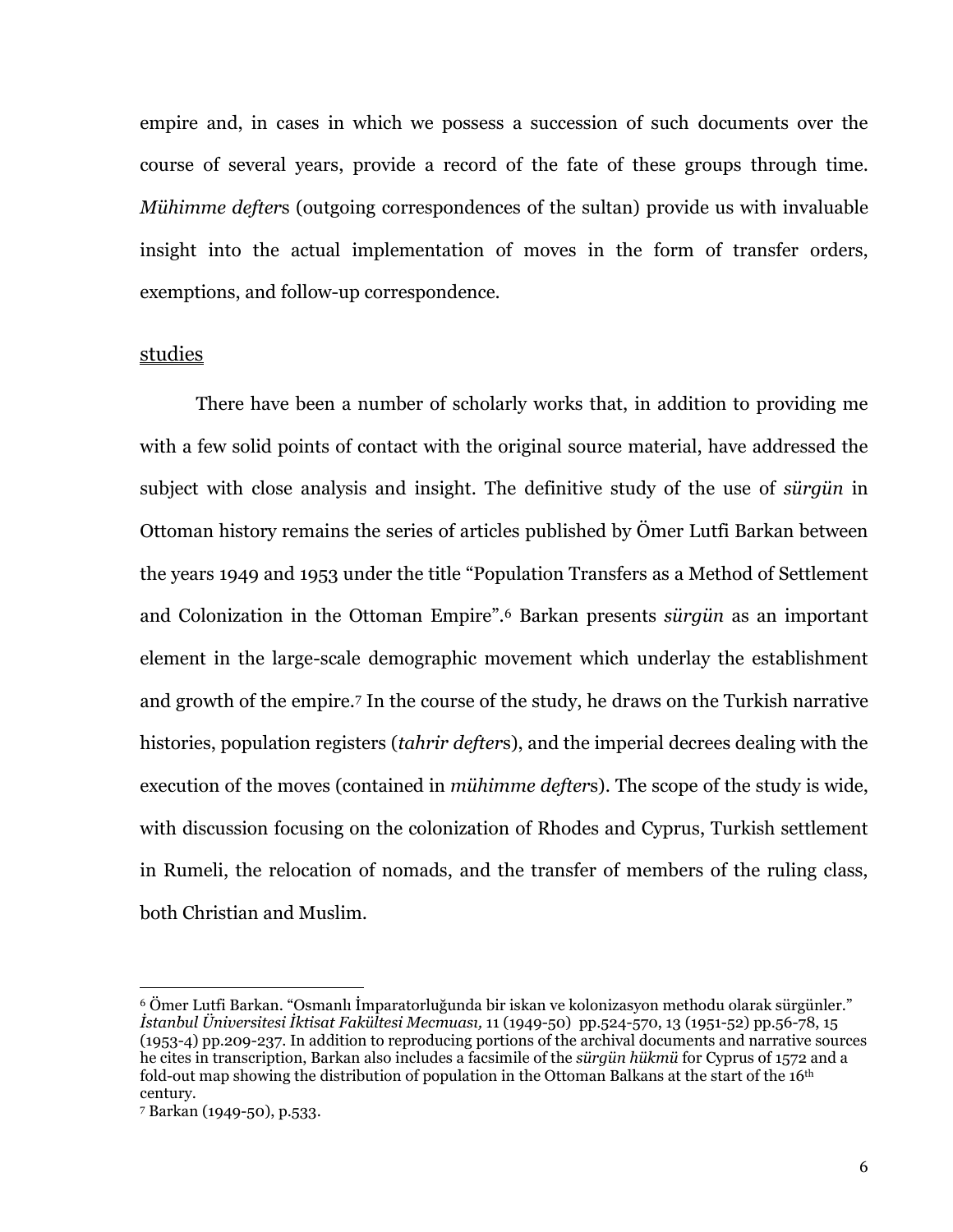empire and, in cases in which we possess a succession of such documents over the course of several years, provide a record of the fate of these groups through time. *Mühimme defter*s (outgoing correspondences of the sultan) provide us with invaluable insight into the actual implementation of moves in the form of transfer orders, exemptions, and follow-up correspondence.

<u>studies</u>

There have been a number of scholarly works that, in addition to providing me with a few solid points of contact with the original source material, have addressed the subject with close analysis and insight. The definitive study of the use of *sürgün* in Ottoman history remains the series of articles published by Ömer Lutfi Barkan between the years 1949 and 1953 under the title "Population Transfers as a Method of Settlement and Colonization in the Ottoman Empire".[6] Barkan presents *sürgün* as an important element in the large-scale demographic movement which underlay the establishment and growth of the empire.[7] In the course of the study, he draws on the Turkish narrative histories, population registers (*tahrir defter*s), and the imperial decrees dealing with the execution of the moves (contained in *mühimme defter*s). The scope of the study is wide, with discussion focusing on the colonization of Rhodes and Cyprus, Turkish settlement in Rumeli, the relocation of nomads, and the transfer of members of the ruling class, both Christian and Muslim.

---

[6] Ömer Lutfi Barkan. "Osmanlı İmparatorluğunda bir iskan ve kolonizasyon methodu olarak sürgünler." *İstanbul Üniversitesi İktisat Fakültesi Mecmuası,* 11 (1949-50) pp.524-570, 13 (1951-52) pp.56-78, 15 (1953-4) pp.209-237. In addition to reproducing portions of the archival documents and narrative sources he cites in transcription, Barkan also includes a facsimile of the *sürgün hükmü* for Cyprus of 1572 and a fold-out map showing the distribution of population in the Ottoman Balkans at the start of the 16th century.

[7] Barkan (1949-50), p.533.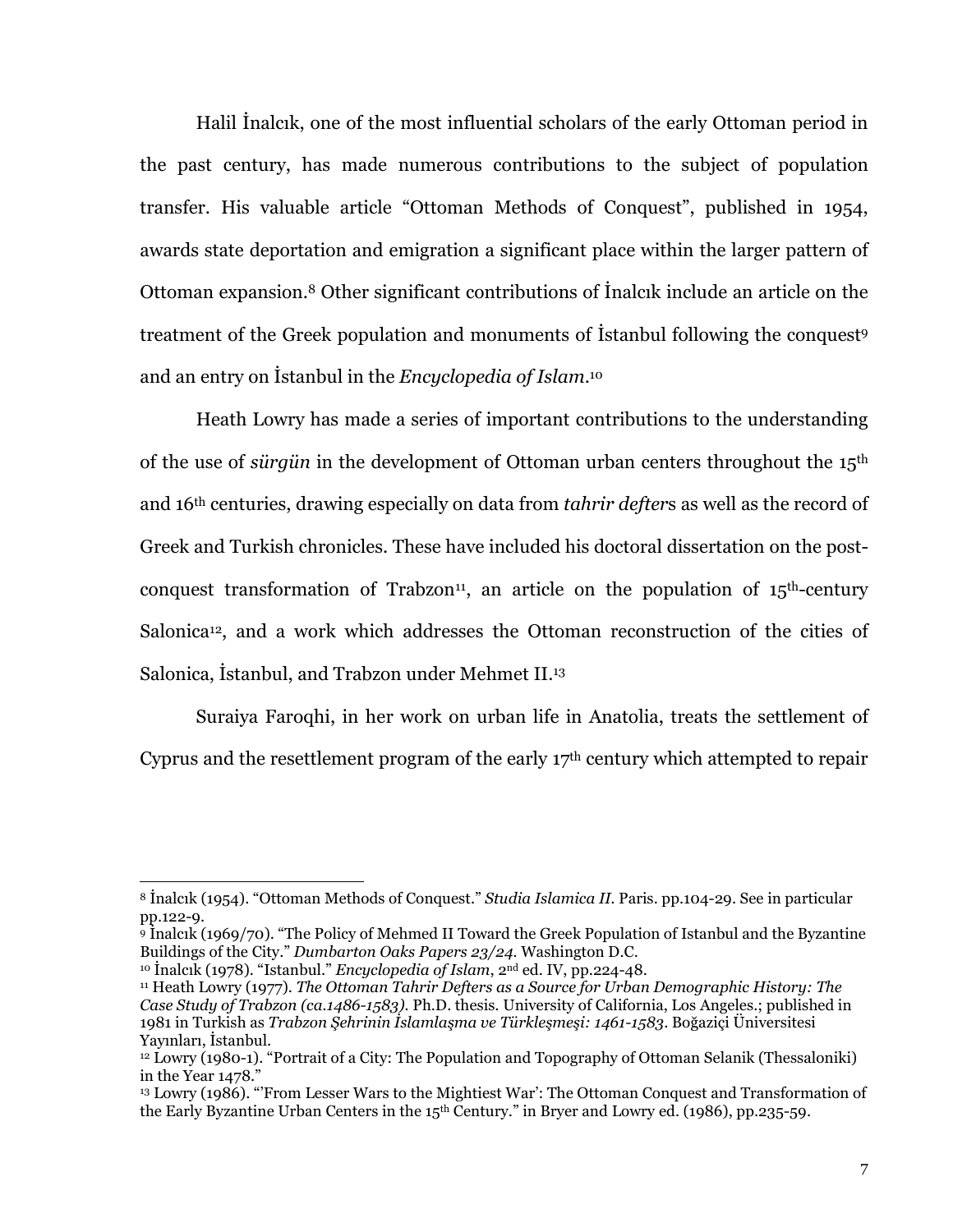Halil İnalcık, one of the most influential scholars of the early Ottoman period in the past century, has made numerous contributions to the subject of population transfer. His valuable article "Ottoman Methods of Conquest", published in 1954, awards state deportation and emigration a significant place within the larger pattern of Ottoman expansion.[8] Other significant contributions of İnalcık include an article on the treatment of the Greek population and monuments of İstanbul following the conquest[9] and an entry on İstanbul in the *Encyclopedia of Islam*.[10]

Heath Lowry has made a series of important contributions to the understanding of the use of *sürgün* in the development of Ottoman urban centers throughout the 15th and 16th centuries, drawing especially on data from *tahrir defter*s as well as the record of Greek and Turkish chronicles. These have included his doctoral dissertation on the post-conquest transformation of Trabzon[11], an article on the population of 15th-century Salonica[12], and a work which addresses the Ottoman reconstruction of the cities of Salonica, İstanbul, and Trabzon under Mehmet II.[13]

Suraiya Faroqhi, in her work on urban life in Anatolia, treats the settlement of Cyprus and the resettlement program of the early 17th century which attempted to repair

---

[8] İnalcık (1954). "Ottoman Methods of Conquest." *Studia Islamica II*. Paris. pp.104-29. See in particular pp.122-9.

[9] İnalcık (1969/70). "The Policy of Mehmed II Toward the Greek Population of Istanbul and the Byzantine Buildings of the City." *Dumbarton Oaks Papers 23/24*. Washington D.C.

[10] İnalcık (1978). "Istanbul." *Encyclopedia of Islam*, 2nd ed. IV, pp.224-48.

[11] Heath Lowry (1977). *The Ottoman Tahrir Defters as a Source for Urban Demographic History: The Case Study of Trabzon (ca.1486-1583)*. Ph.D. thesis. University of California, Los Angeles.; published in 1981 in Turkish as *Trabzon Şehrinin İslamlaşma ve Türkleşmeşi: 1461-1583*. Boğaziçi Üniversitesi Yayınları, İstanbul.

[12] Lowry (1980-1). "Portrait of a City: The Population and Topography of Ottoman Selanik (Thessaloniki) in the Year 1478."

[13] Lowry (1986). "'From Lesser Wars to the Mightiest War': The Ottoman Conquest and Transformation of the Early Byzantine Urban Centers in the 15th Century." in Bryer and Lowry ed. (1986), pp.235-59.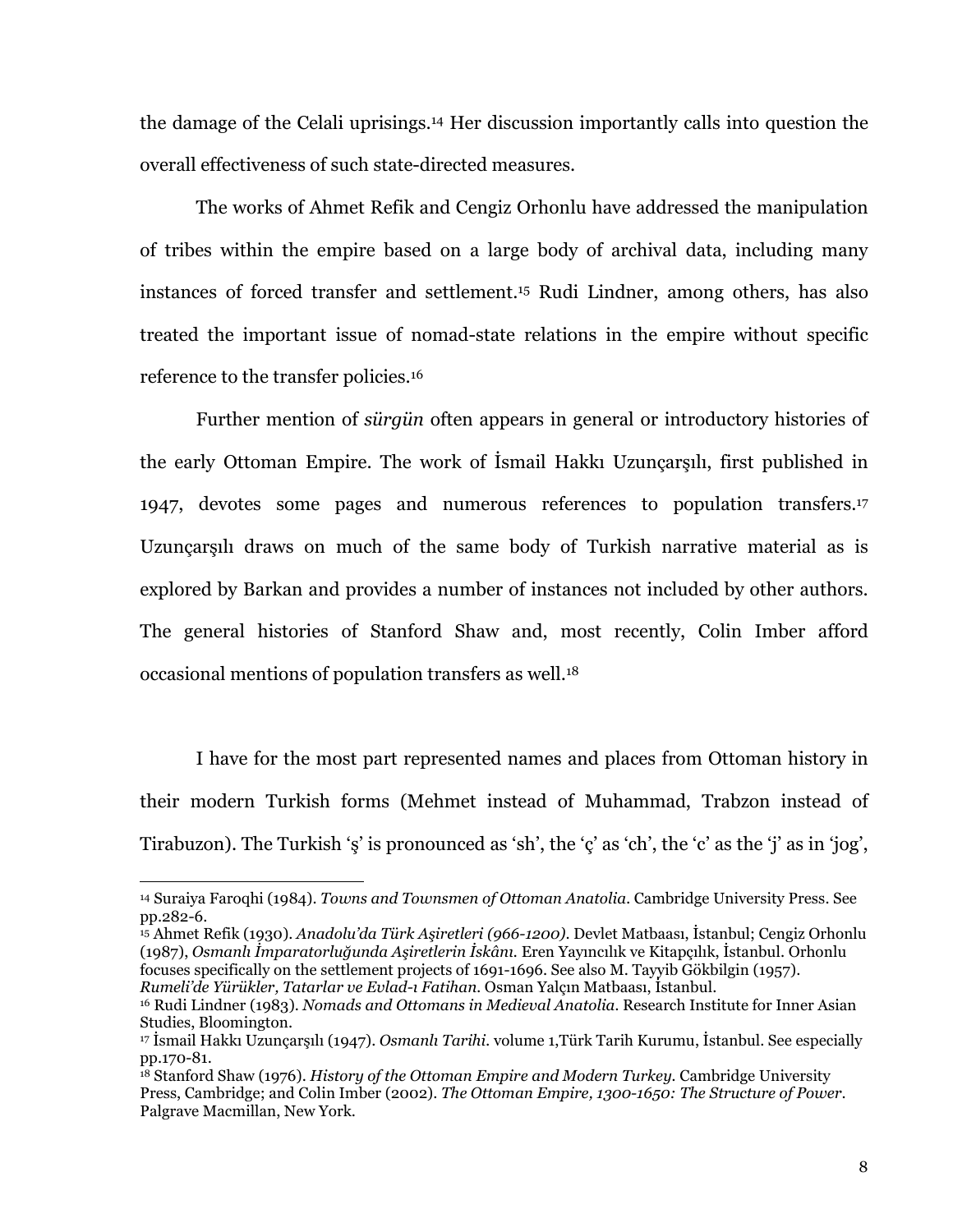the damage of the Celali uprisings.[14] Her discussion importantly calls into question the overall effectiveness of such state-directed measures.

The works of Ahmet Refik and Cengiz Orhonlu have addressed the manipulation of tribes within the empire based on a large body of archival data, including many instances of forced transfer and settlement.[15] Rudi Lindner, among others, has also treated the important issue of nomad-state relations in the empire without specific reference to the transfer policies.[16]

Further mention of *sürgün* often appears in general or introductory histories of the early Ottoman Empire. The work of İsmail Hakkı Uzunçarşılı, first published in 1947, devotes some pages and numerous references to population transfers.[17] Uzunçarşılı draws on much of the same body of Turkish narrative material as is explored by Barkan and provides a number of instances not included by other authors. The general histories of Stanford Shaw and, most recently, Colin Imber afford occasional mentions of population transfers as well.[18]

I have for the most part represented names and places from Ottoman history in their modern Turkish forms (Mehmet instead of Muhammad, Trabzon instead of Tirabuzon). The Turkish 'ş' is pronounced as 'sh', the 'ç' as 'ch', the 'c' as the 'j' as in 'jog',

---

[14] Suraiya Faroqhi (1984). *Towns and Townsmen of Ottoman Anatolia*. Cambridge University Press. See pp.282-6.

[15] Ahmet Refik (1930). *Anadolu'da Türk Aşiretleri (966-1200)*. Devlet Matbaası, İstanbul; Cengiz Orhonlu (1987), *Osmanlı İmparatorluğunda Aşiretlerin İskânı*. Eren Yayıncılık ve Kitapçılık, İstanbul. Orhonlu focuses specifically on the settlement projects of 1691-1696. See also M. Tayyib Gökbilgin (1957). *Rumeli'de Yürükler, Tatarlar ve Evlad-ı Fatihan*. Osman Yalçın Matbaası, İstanbul.

[16] Rudi Lindner (1983). *Nomads and Ottomans in Medieval Anatolia*. Research Institute for Inner Asian Studies, Bloomington.

[17] İsmail Hakkı Uzunçarşılı (1947). *Osmanlı Tarihi*. volume 1,Türk Tarih Kurumu, İstanbul. See especially pp.170-81.

[18] Stanford Shaw (1976). *History of the Ottoman Empire and Modern Turkey*. Cambridge University Press, Cambridge; and Colin Imber (2002). *The Ottoman Empire, 1300-1650: The Structure of Power*. Palgrave Macmillan, New York.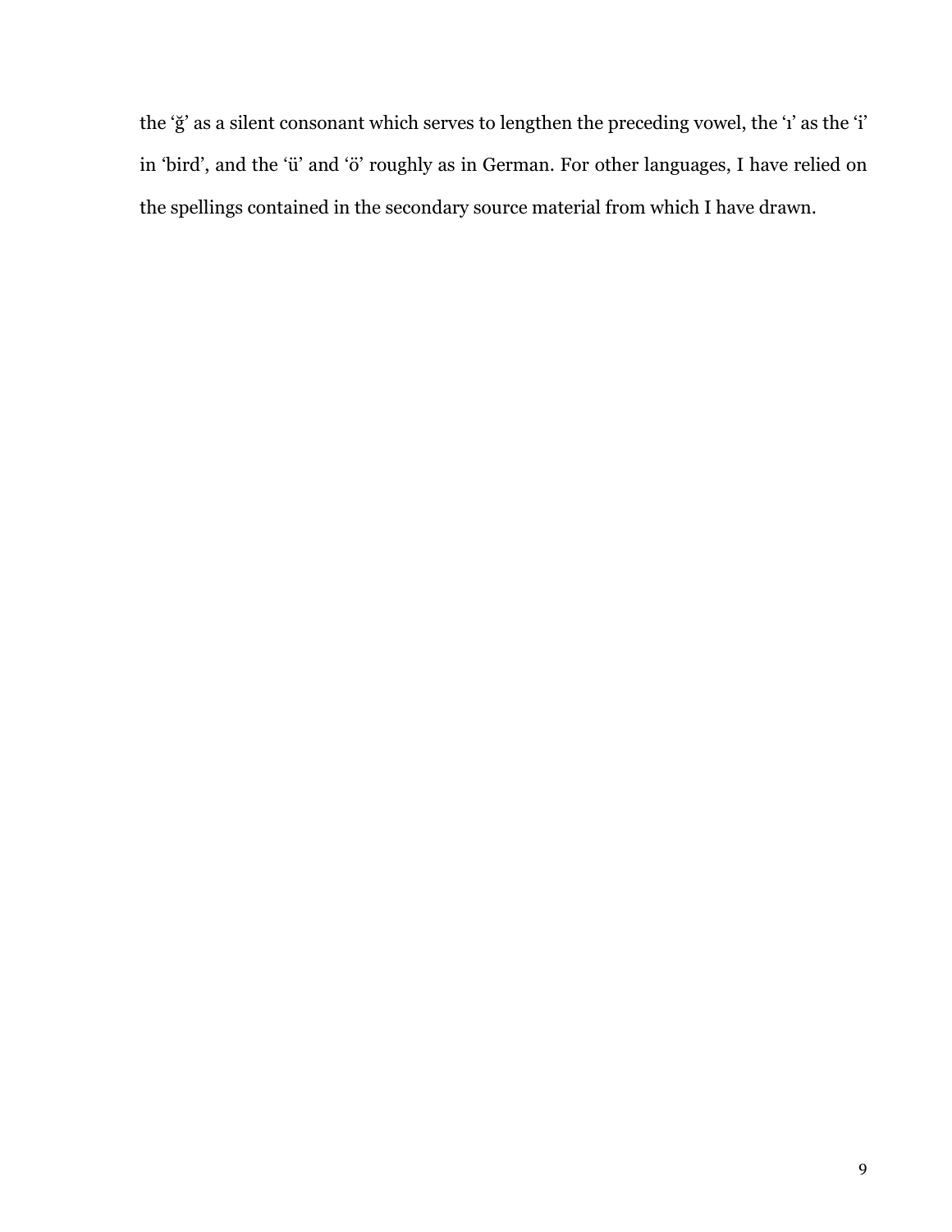the ‘ğ’ as a silent consonant which serves to lengthen the preceding vowel, the ‘ı’ as the ‘i’ in ‘bird’, and the ‘ü’ and ‘ö’ roughly as in German. For other languages, I have relied on the spellings contained in the secondary source material from which I have drawn.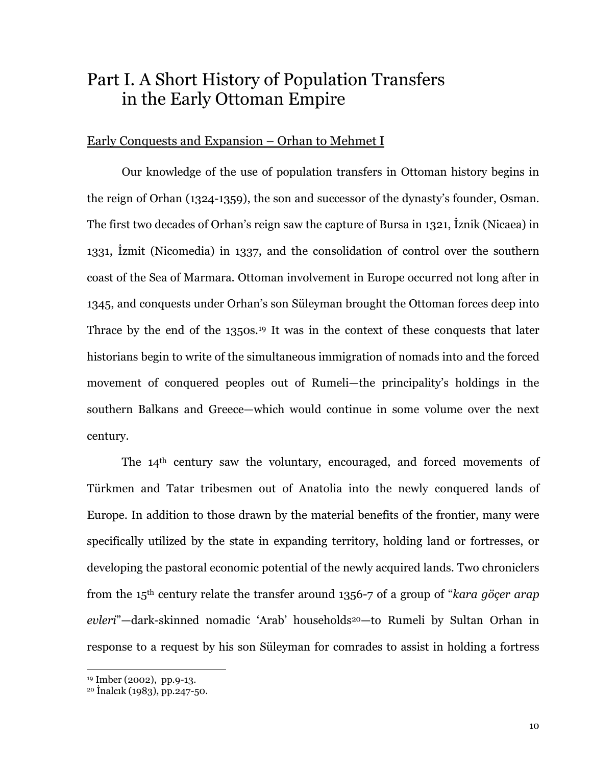# Part I. A Short History of Population Transfers in the Early Ottoman Empire

## Early Conquests and Expansion – Orhan to Mehmet I

Our knowledge of the use of population transfers in Ottoman history begins in the reign of Orhan (1324-1359), the son and successor of the dynasty's founder, Osman. The first two decades of Orhan's reign saw the capture of Bursa in 1321, İznik (Nicaea) in 1331, İzmit (Nicomedia) in 1337, and the consolidation of control over the southern coast of the Sea of Marmara. Ottoman involvement in Europe occurred not long after in 1345, and conquests under Orhan's son Süleyman brought the Ottoman forces deep into Thrace by the end of the 1350s.[19] It was in the context of these conquests that later historians begin to write of the simultaneous immigration of nomads into and the forced movement of conquered peoples out of Rumeli—the principality's holdings in the southern Balkans and Greece—which would continue in some volume over the next century.

The 14th century saw the voluntary, encouraged, and forced movements of Türkmen and Tatar tribesmen out of Anatolia into the newly conquered lands of Europe. In addition to those drawn by the material benefits of the frontier, many were specifically utilized by the state in expanding territory, holding land or fortresses, or developing the pastoral economic potential of the newly acquired lands. Two chroniclers from the 15th century relate the transfer around 1356-7 of a group of "*kara göçer arap evleri*"—dark-skinned nomadic 'Arab' households[20]—to Rumeli by Sultan Orhan in response to a request by his son Süleyman for comrades to assist in holding a fortress

---

[19] Imber (2002), pp.9-13.

[20] İnalcık (1983), pp.247-50.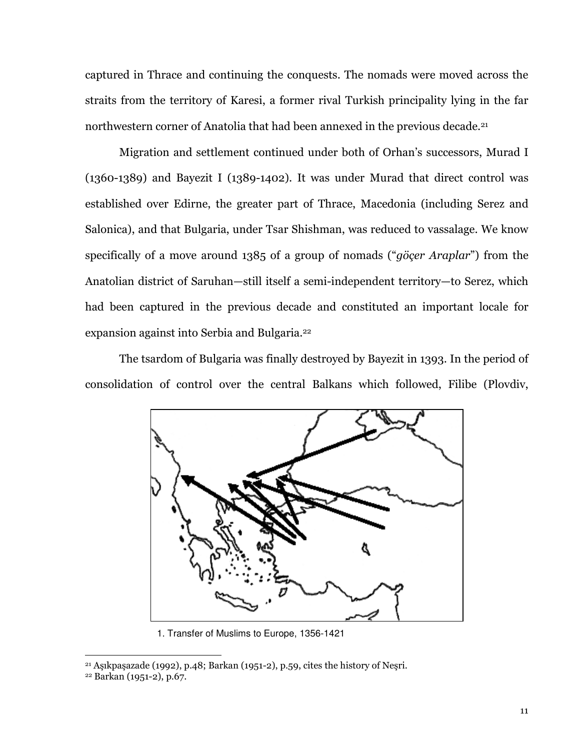captured in Thrace and continuing the conquests. The nomads were moved across the straits from the territory of Karesi, a former rival Turkish principality lying in the far northwestern corner of Anatolia that had been annexed in the previous decade.[21]

Migration and settlement continued under both of Orhan's successors, Murad I (1360-1389) and Bayezit I (1389-1402). It was under Murad that direct control was established over Edirne, the greater part of Thrace, Macedonia (including Serez and Salonica), and that Bulgaria, under Tsar Shishman, was reduced to vassalage. We know specifically of a move around 1385 of a group of nomads ("*göçer Araplar*") from the Anatolian district of Saruhan—still itself a semi-independent territory—to Serez, which had been captured in the previous decade and constituted an important locale for expansion against into Serbia and Bulgaria.[22]

The tsardom of Bulgaria was finally destroyed by Bayezit in 1393. In the period of consolidation of control over the central Balkans which followed, Filibe (Plovdiv,

1. Transfer of Muslims to Europe, 1356-1421

[21] Aşıkpaşazade (1992), p.48; Barkan (1951-2), p.59, cites the history of Neşri.

[22] Barkan (1951-2), p.67.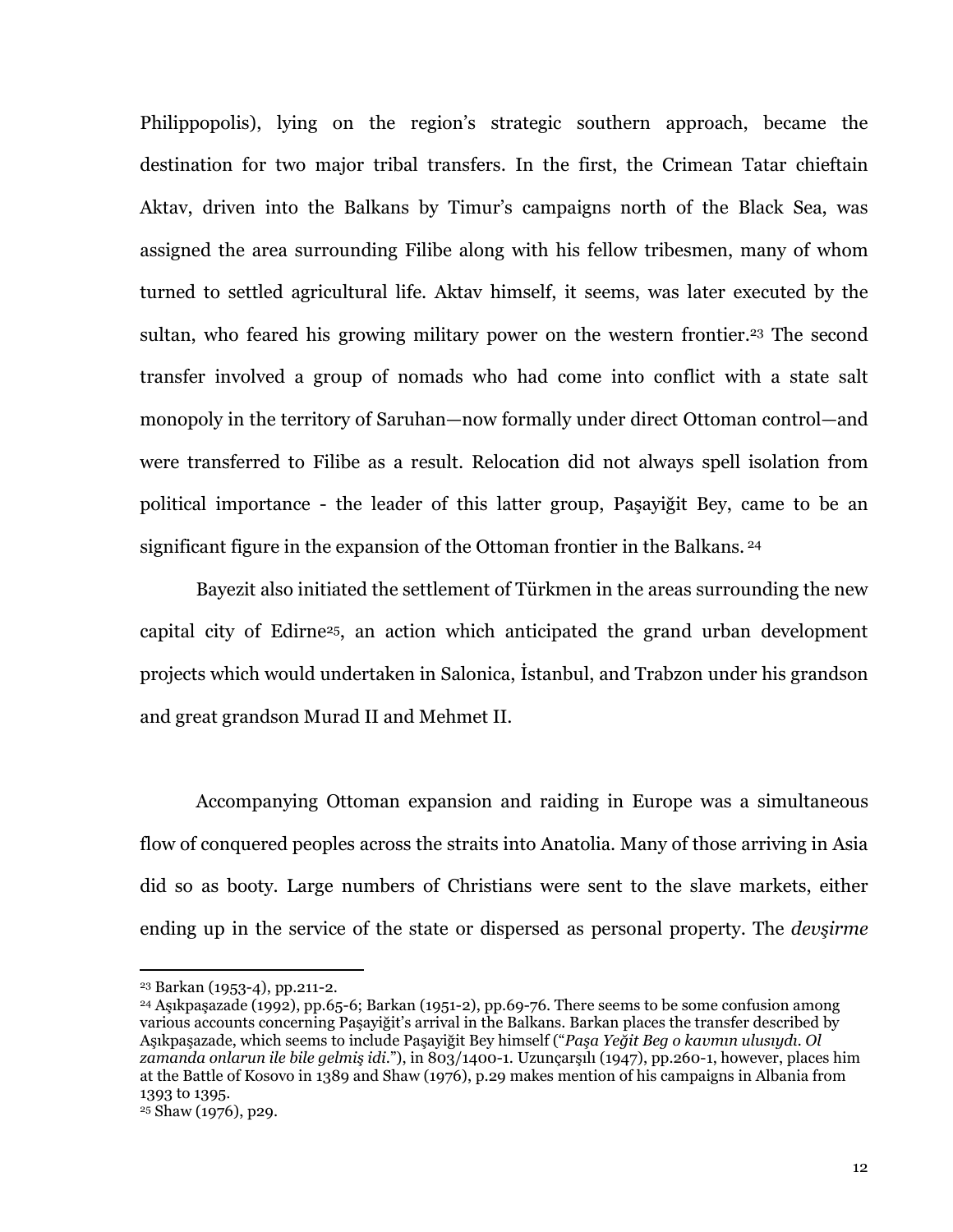Philippopolis), lying on the region's strategic southern approach, became the destination for two major tribal transfers. In the first, the Crimean Tatar chieftain Aktav, driven into the Balkans by Timur's campaigns north of the Black Sea, was assigned the area surrounding Filibe along with his fellow tribesmen, many of whom turned to settled agricultural life. Aktav himself, it seems, was later executed by the sultan, who feared his growing military power on the western frontier.[23] The second transfer involved a group of nomads who had come into conflict with a state salt monopoly in the territory of Saruhan—now formally under direct Ottoman control—and were transferred to Filibe as a result. Relocation did not always spell isolation from political importance - the leader of this latter group, Paşayiğit Bey, came to be an significant figure in the expansion of the Ottoman frontier in the Balkans. [24]

Bayezit also initiated the settlement of Türkmen in the areas surrounding the new capital city of Edirne[25], an action which anticipated the grand urban development projects which would undertaken in Salonica, İstanbul, and Trabzon under his grandson and great grandson Murad II and Mehmet II.

Accompanying Ottoman expansion and raiding in Europe was a simultaneous flow of conquered peoples across the straits into Anatolia. Many of those arriving in Asia did so as booty. Large numbers of Christians were sent to the slave markets, either ending up in the service of the state or dispersed as personal property. The *devşirme*

---

[23] Barkan (1953-4), pp.211-2.

[24] Aşıkpaşazade (1992), pp.65-6; Barkan (1951-2), pp.69-76. There seems to be some confusion among various accounts concerning Paşayiğit's arrival in the Balkans. Barkan places the transfer described by Aşıkpaşazade, which seems to include Paşayiğit Bey himself ("*Paşa Yeğit Beg o kavmın ulusıydı. Ol zamanda onlarun ile bile gelmiş idi.*"), in 803/1400-1. Uzunçarşılı (1947), pp.260-1, however, places him at the Battle of Kosovo in 1389 and Shaw (1976), p.29 makes mention of his campaigns in Albania from 1393 to 1395.

[25] Shaw (1976), p29.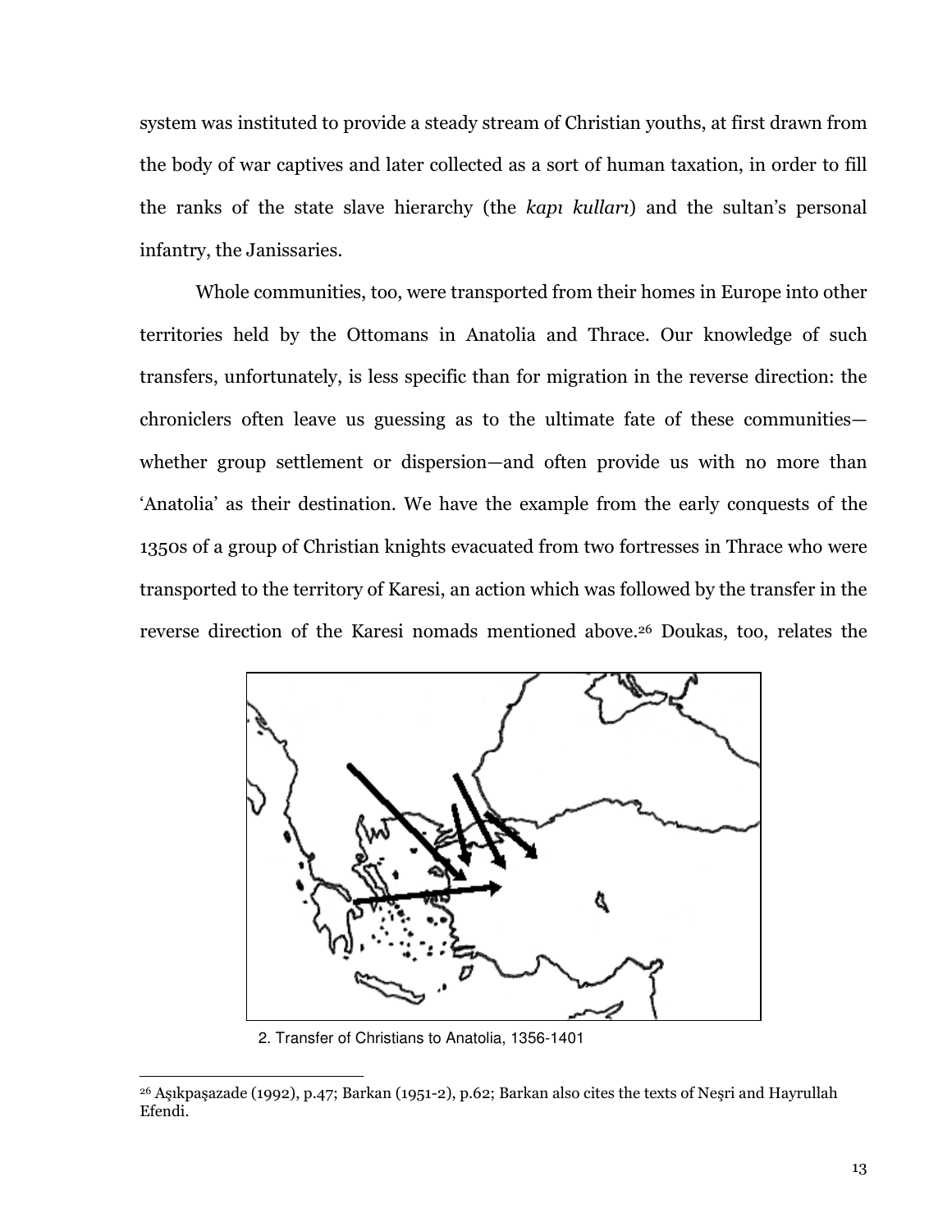system was instituted to provide a steady stream of Christian youths, at first drawn from the body of war captives and later collected as a sort of human taxation, in order to fill the ranks of the state slave hierarchy (the *kapı kulları*) and the sultan's personal infantry, the Janissaries.

Whole communities, too, were transported from their homes in Europe into other territories held by the Ottomans in Anatolia and Thrace. Our knowledge of such transfers, unfortunately, is less specific than for migration in the reverse direction: the chroniclers often leave us guessing as to the ultimate fate of these communities—whether group settlement or dispersion—and often provide us with no more than 'Anatolia' as their destination. We have the example from the early conquests of the 1350s of a group of Christian knights evacuated from two fortresses in Thrace who were transported to the territory of Karesi, an action which was followed by the transfer in the reverse direction of the Karesi nomads mentioned above.[26] Doukas, too, relates the

2. Transfer of Christians to Anatolia, 1356-1401

[26] Aşıkpaşazade (1992), p.47; Barkan (1951-2), p.62; Barkan also cites the texts of Neşri and Hayrullah Efendi.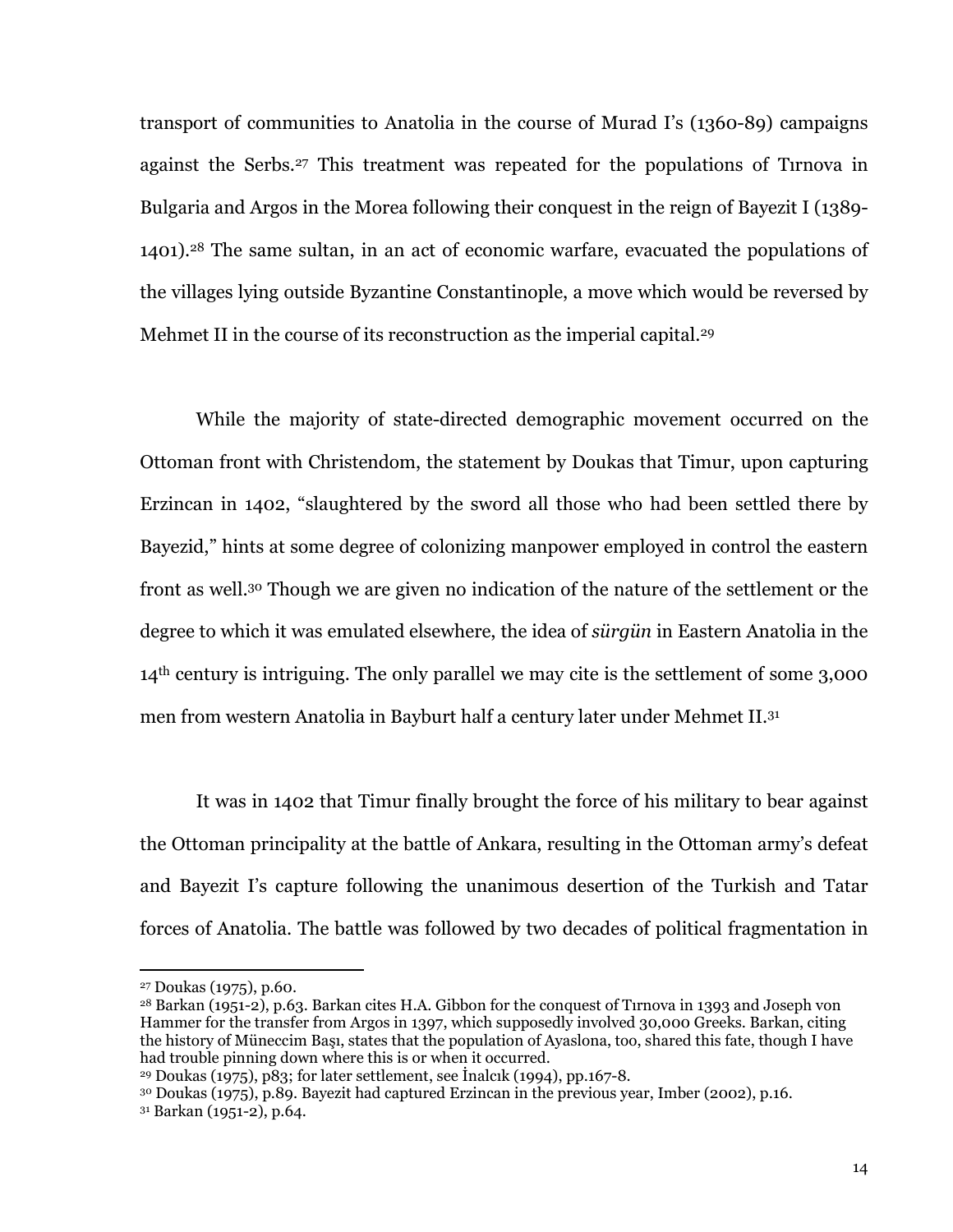transport of communities to Anatolia in the course of Murad I's (1360-89) campaigns against the Serbs.[27] This treatment was repeated for the populations of Tırnova in Bulgaria and Argos in the Morea following their conquest in the reign of Bayezit I (1389-1401).[28] The same sultan, in an act of economic warfare, evacuated the populations of the villages lying outside Byzantine Constantinople, a move which would be reversed by Mehmet II in the course of its reconstruction as the imperial capital.[29]

While the majority of state-directed demographic movement occurred on the Ottoman front with Christendom, the statement by Doukas that Timur, upon capturing Erzincan in 1402, "slaughtered by the sword all those who had been settled there by Bayezid," hints at some degree of colonizing manpower employed in control the eastern front as well.[30] Though we are given no indication of the nature of the settlement or the degree to which it was emulated elsewhere, the idea of *sürgün* in Eastern Anatolia in the 14th century is intriguing. The only parallel we may cite is the settlement of some 3,000 men from western Anatolia in Bayburt half a century later under Mehmet II.[31]

It was in 1402 that Timur finally brought the force of his military to bear against the Ottoman principality at the battle of Ankara, resulting in the Ottoman army's defeat and Bayezit I's capture following the unanimous desertion of the Turkish and Tatar forces of Anatolia. The battle was followed by two decades of political fragmentation in

---

[27] Doukas (1975), p.60.

[28] Barkan (1951-2), p.63. Barkan cites H.A. Gibbon for the conquest of Tırnova in 1393 and Joseph von Hammer for the transfer from Argos in 1397, which supposedly involved 30,000 Greeks. Barkan, citing the history of Müneccim Başı, states that the population of Ayaslona, too, shared this fate, though I have had trouble pinning down where this is or when it occurred.

[29] Doukas (1975), p83; for later settlement, see İnalcık (1994), pp.167-8.

[30] Doukas (1975), p.89. Bayezit had captured Erzincan in the previous year, Imber (2002), p.16.

[31] Barkan (1951-2), p.64.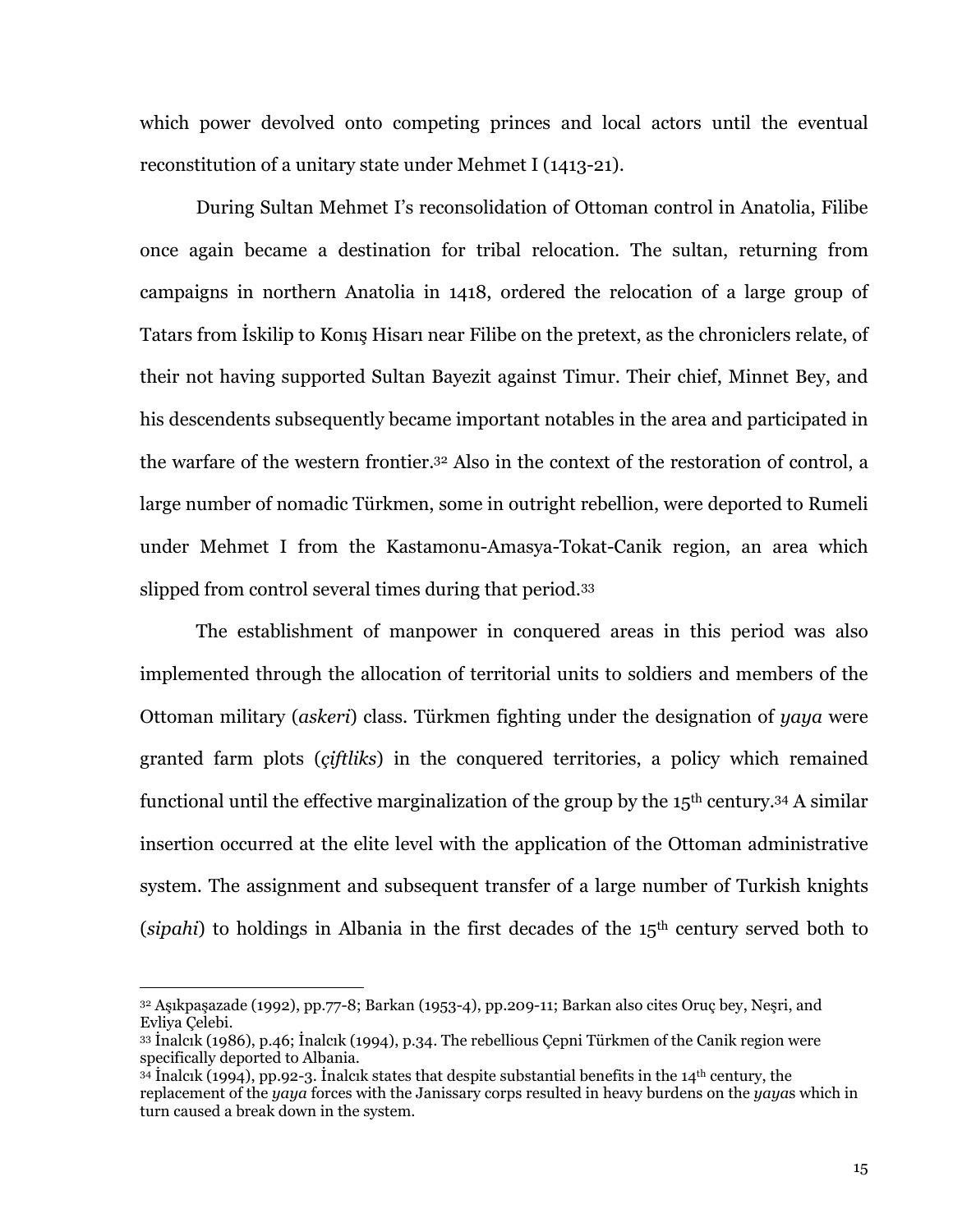which power devolved onto competing princes and local actors until the eventual reconstitution of a unitary state under Mehmet I (1413-21).

During Sultan Mehmet I's reconsolidation of Ottoman control in Anatolia, Filibe once again became a destination for tribal relocation. The sultan, returning from campaigns in northern Anatolia in 1418, ordered the relocation of a large group of Tatars from İskilip to Konış Hisarı near Filibe on the pretext, as the chroniclers relate, of their not having supported Sultan Bayezit against Timur. Their chief, Minnet Bey, and his descendents subsequently became important notables in the area and participated in the warfare of the western frontier.[32] Also in the context of the restoration of control, a large number of nomadic Türkmen, some in outright rebellion, were deported to Rumeli under Mehmet I from the Kastamonu-Amasya-Tokat-Canik region, an area which slipped from control several times during that period.[33]

The establishment of manpower in conquered areas in this period was also implemented through the allocation of territorial units to soldiers and members of the Ottoman military (*askeri*) class. Türkmen fighting under the designation of *yaya* were granted farm plots (*çiftliks*) in the conquered territories, a policy which remained functional until the effective marginalization of the group by the 15th century.[34] A similar insertion occurred at the elite level with the application of the Ottoman administrative system. The assignment and subsequent transfer of a large number of Turkish knights (*sipahi*) to holdings in Albania in the first decades of the 15th century served both to

---

[32] Aşıkpaşazade (1992), pp.77-8; Barkan (1953-4), pp.209-11; Barkan also cites Oruç bey, Neşri, and Evliya Çelebi.

[33] İnalcık (1986), p.46; İnalcık (1994), p.34. The rebellious Çepni Türkmen of the Canik region were specifically deported to Albania.

[34] İnalcık (1994), pp.92-3. İnalcık states that despite substantial benefits in the 14th century, the replacement of the *yaya* forces with the Janissary corps resulted in heavy burdens on the *yaya*s which in turn caused a break down in the system.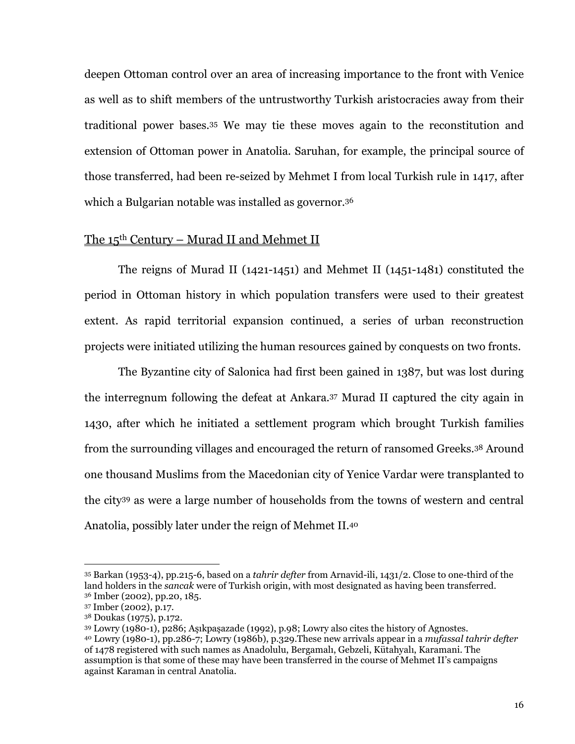deepen Ottoman control over an area of increasing importance to the front with Venice as well as to shift members of the untrustworthy Turkish aristocracies away from their traditional power bases.[35] We may tie these moves again to the reconstitution and extension of Ottoman power in Anatolia. Saruhan, for example, the principal source of those transferred, had been re-seized by Mehmet I from local Turkish rule in 1417, after which a Bulgarian notable was installed as governor.[36]

## The 15th Century – Murad II and Mehmet II

The reigns of Murad II (1421-1451) and Mehmet II (1451-1481) constituted the period in Ottoman history in which population transfers were used to their greatest extent. As rapid territorial expansion continued, a series of urban reconstruction projects were initiated utilizing the human resources gained by conquests on two fronts.

The Byzantine city of Salonica had first been gained in 1387, but was lost during the interregnum following the defeat at Ankara.[37] Murad II captured the city again in 1430, after which he initiated a settlement program which brought Turkish families from the surrounding villages and encouraged the return of ransomed Greeks.[38] Around one thousand Muslims from the Macedonian city of Yenice Vardar were transplanted to the city[39] as were a large number of households from the towns of western and central Anatolia, possibly later under the reign of Mehmet II.[40]

---

[35] Barkan (1953-4), pp.215-6, based on a *tahrir defter* from Arnavid-ili, 1431/2. Close to one-third of the land holders in the *sancak* were of Turkish origin, with most designated as having been transferred.

[36] Imber (2002), pp.20, 185.

[37] Imber (2002), p.17.

[38] Doukas (1975), p.172.

[39] Lowry (1980-1), p286; Aşıkpaşazade (1992), p.98; Lowry also cites the history of Agnostes.

[40] Lowry (1980-1), pp.286-7; Lowry (1986b), p.329.These new arrivals appear in a *mufassal tahrir defter* of 1478 registered with such names as Anadolulu, Bergamalı, Gebzeli, Kütahyalı, Karamani. The assumption is that some of these may have been transferred in the course of Mehmet II's campaigns against Karaman in central Anatolia.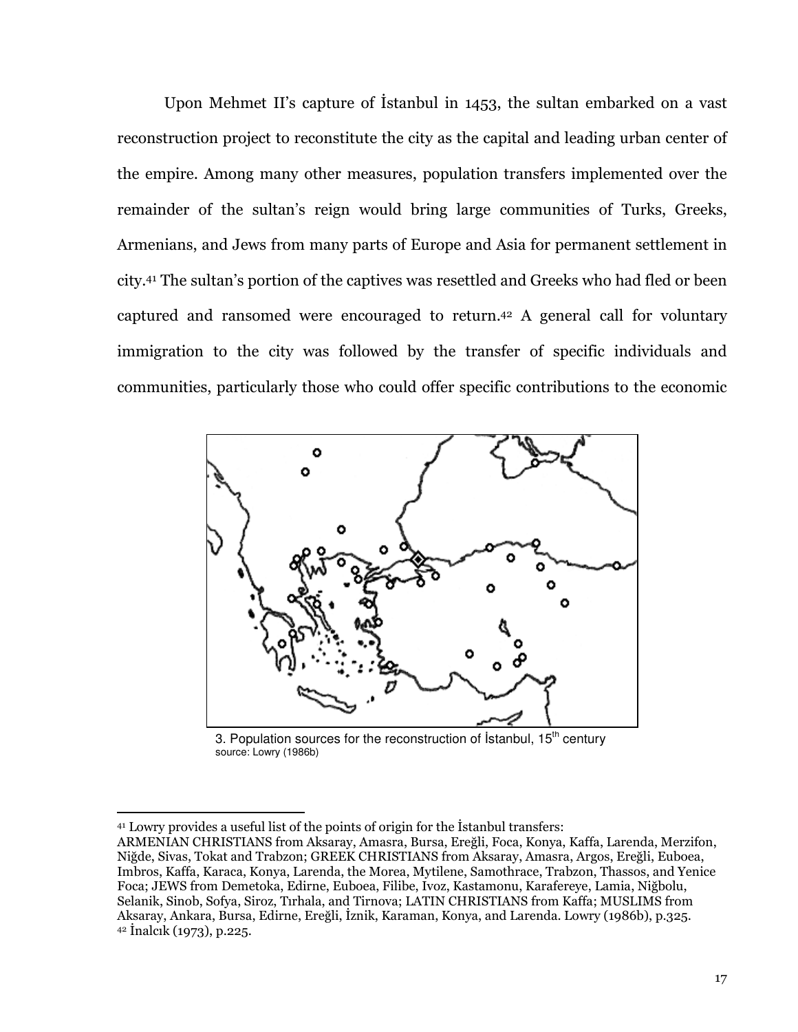Upon Mehmet II's capture of İstanbul in 1453, the sultan embarked on a vast reconstruction project to reconstitute the city as the capital and leading urban center of the empire. Among many other measures, population transfers implemented over the remainder of the sultan's reign would bring large communities of Turks, Greeks, Armenians, and Jews from many parts of Europe and Asia for permanent settlement in city.[41] The sultan's portion of the captives was resettled and Greeks who had fled or been captured and ransomed were encouraged to return.[42] A general call for voluntary immigration to the city was followed by the transfer of specific individuals and communities, particularly those who could offer specific contributions to the economic

3. Population sources for the reconstruction of İstanbul, 15th century
source: Lowry (1986b)

---

[41] Lowry provides a useful list of the points of origin for the İstanbul transfers:
ARMENIAN CHRISTIANS from Aksaray, Amasra, Bursa, Ereğli, Foca, Konya, Kaffa, Larenda, Merzifon, Niğde, Sivas, Tokat and Trabzon; GREEK CHRISTIANS from Aksaray, Amasra, Argos, Ereğli, Euboea, Imbros, Kaffa, Karaca, Konya, Larenda, the Morea, Mytilene, Samothrace, Trabzon, Thassos, and Yenice Foca; JEWS from Demetoka, Edirne, Euboea, Filibe, Ivoz, Kastamonu, Karafereye, Lamia, Niğbolu, Selanik, Sinob, Sofya, Siroz, Tırhala, and Tirnova; LATIN CHRISTIANS from Kaffa; MUSLIMS from Aksaray, Ankara, Bursa, Edirne, Ereğli, İznik, Karaman, Konya, and Larenda. Lowry (1986b), p.325.

[42] İnalcık (1973), p.225.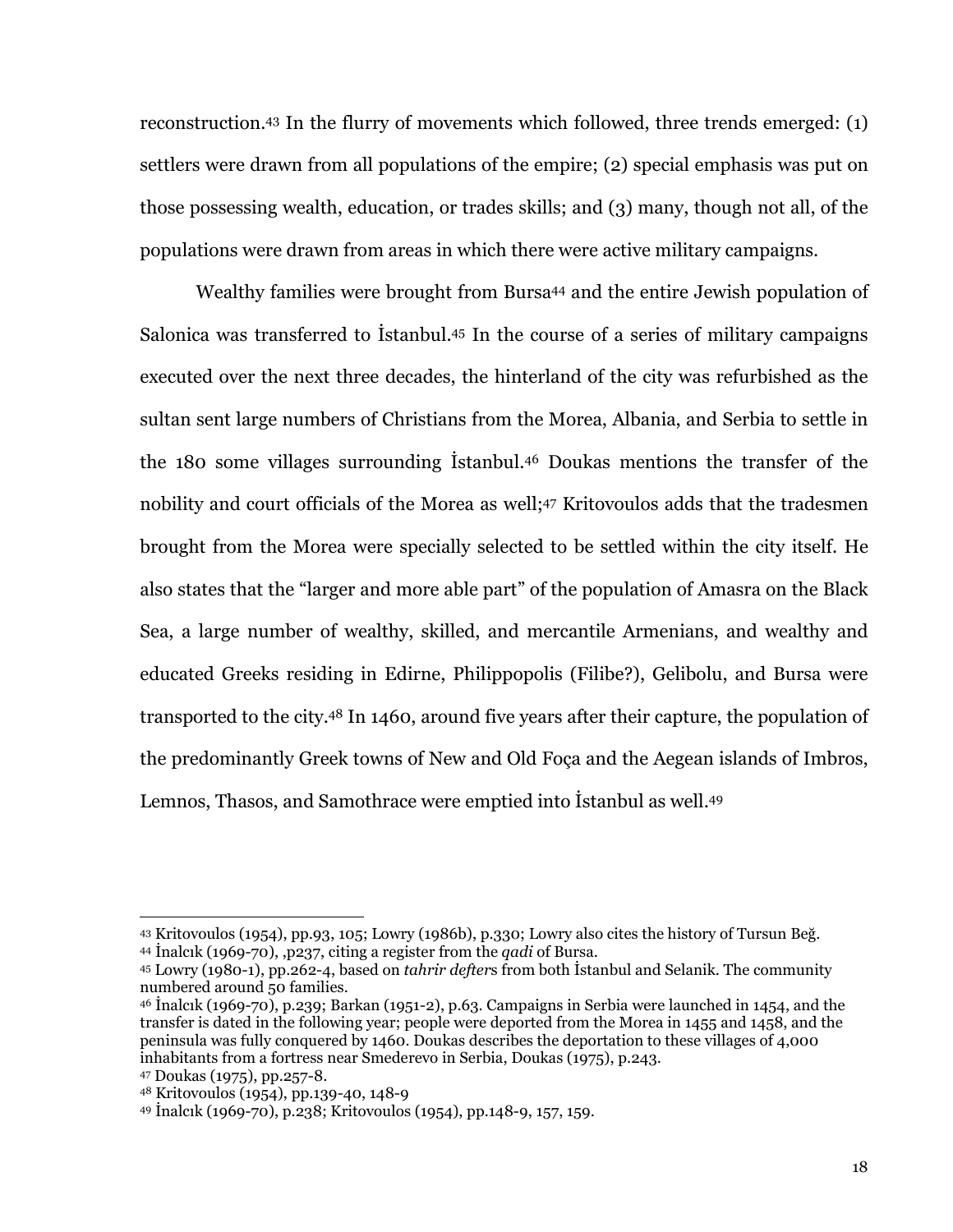reconstruction.[43] In the flurry of movements which followed, three trends emerged: (1) settlers were drawn from all populations of the empire; (2) special emphasis was put on those possessing wealth, education, or trades skills; and (3) many, though not all, of the populations were drawn from areas in which there were active military campaigns.

Wealthy families were brought from Bursa[44] and the entire Jewish population of Salonica was transferred to İstanbul.[45] In the course of a series of military campaigns executed over the next three decades, the hinterland of the city was refurbished as the sultan sent large numbers of Christians from the Morea, Albania, and Serbia to settle in the 180 some villages surrounding İstanbul.[46] Doukas mentions the transfer of the nobility and court officials of the Morea as well;[47] Kritovoulos adds that the tradesmen brought from the Morea were specially selected to be settled within the city itself. He also states that the "larger and more able part" of the population of Amasra on the Black Sea, a large number of wealthy, skilled, and mercantile Armenians, and wealthy and educated Greeks residing in Edirne, Philippopolis (Filibe?), Gelibolu, and Bursa were transported to the city.[48] In 1460, around five years after their capture, the population of the predominantly Greek towns of New and Old Foça and the Aegean islands of Imbros, Lemnos, Thasos, and Samothrace were emptied into İstanbul as well.[49]

---

[43] Kritovoulos (1954), pp.93, 105; Lowry (1986b), p.330; Lowry also cites the history of Tursun Beğ.

[44] İnalcık (1969-70), ,p237, citing a register from the *qadi* of Bursa.

[45] Lowry (1980-1), pp.262-4, based on *tahrir defter*s from both İstanbul and Selanik. The community numbered around 50 families.

[46] İnalcık (1969-70), p.239; Barkan (1951-2), p.63. Campaigns in Serbia were launched in 1454, and the transfer is dated in the following year; people were deported from the Morea in 1455 and 1458, and the peninsula was fully conquered by 1460. Doukas describes the deportation to these villages of 4,000 inhabitants from a fortress near Smederevo in Serbia, Doukas (1975), p.243.

[47] Doukas (1975), pp.257-8.

[48] Kritovoulos (1954), pp.139-40, 148-9

[49] İnalcık (1969-70), p.238; Kritovoulos (1954), pp.148-9, 157, 159.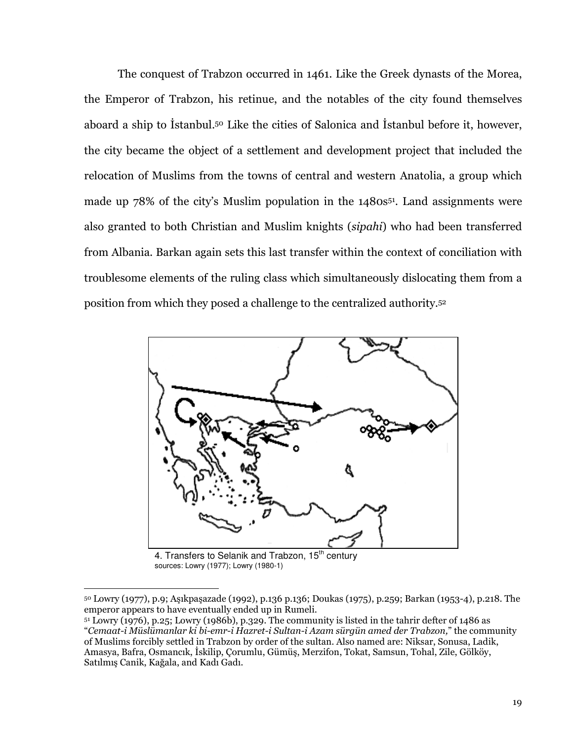The conquest of Trabzon occurred in 1461. Like the Greek dynasts of the Morea, the Emperor of Trabzon, his retinue, and the notables of the city found themselves aboard a ship to İstanbul.[50] Like the cities of Salonica and İstanbul before it, however, the city became the object of a settlement and development project that included the relocation of Muslims from the towns of central and western Anatolia, a group which made up 78% of the city's Muslim population in the 1480s[51]. Land assignments were also granted to both Christian and Muslim knights (*sipahi*) who had been transferred from Albania. Barkan again sets this last transfer within the context of conciliation with troublesome elements of the ruling class which simultaneously dislocating them from a position from which they posed a challenge to the centralized authority.[52]

4. Transfers to Selanik and Trabzon, 15th century
sources: Lowry (1977); Lowry (1980-1)

---

[50] Lowry (1977), p.9; Aşıkpaşazade (1992), p.136 p.136; Doukas (1975), p.259; Barkan (1953-4), p.218. The emperor appears to have eventually ended up in Rumeli.

[51] Lowry (1976), p.25; Lowry (1986b), p.329. The community is listed in the tahrir defter of 1486 as "*Cemaat-i Müslümanlar ki bi-emr-i Hazret-i Sultan-i Azam sürgün amed der Trabzon,*" the community of Muslims forcibly settled in Trabzon by order of the sultan. Also named are: Niksar, Sonusa, Ladik, Amasya, Bafra, Osmancık, İskilip, Çorumlu, Gümüş, Merzifon, Tokat, Samsun, Tohal, Zile, Gölköy, Satılmış Canik, Kağala, and Kadı Gadı.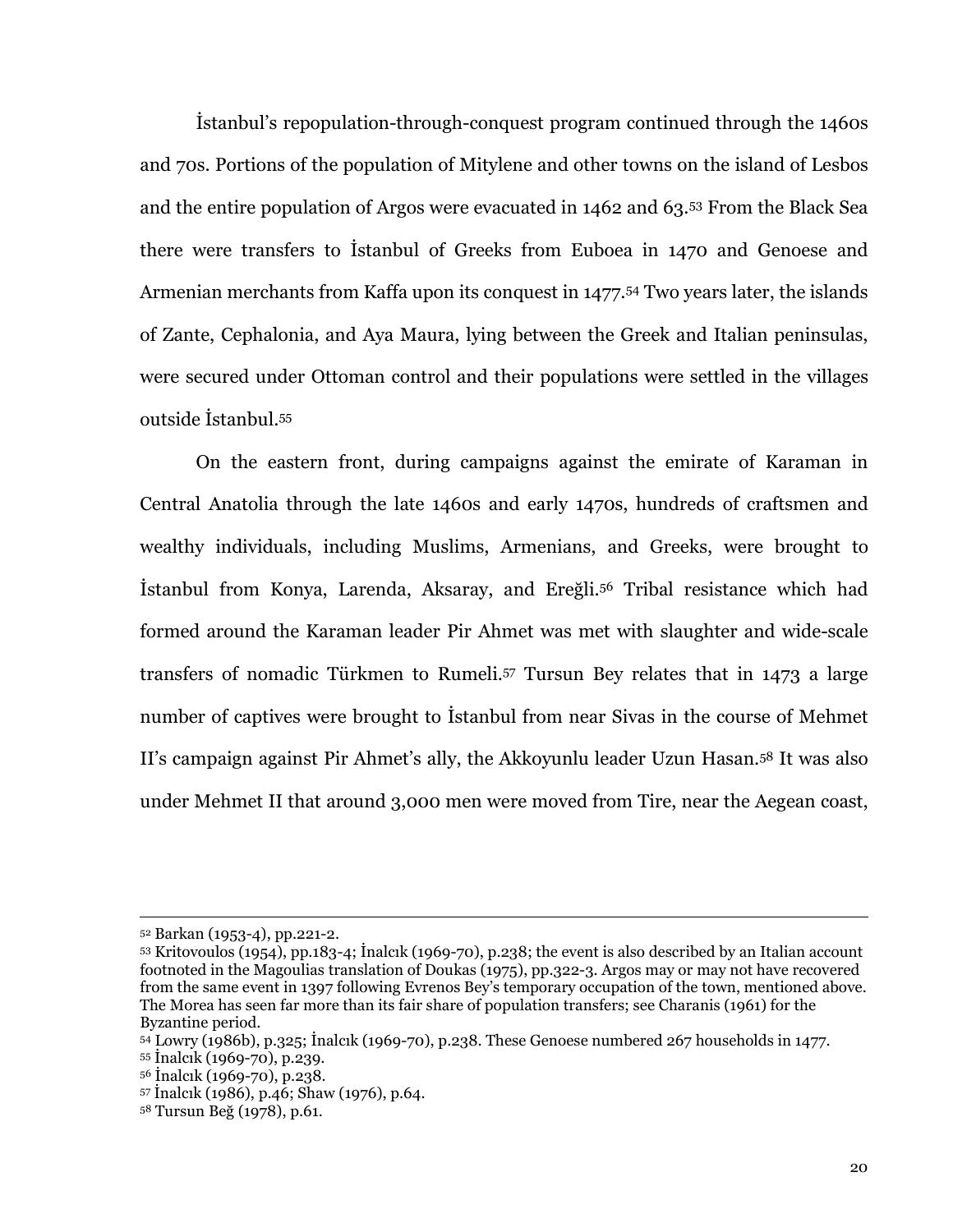İstanbul's repopulation-through-conquest program continued through the 1460s and 70s. Portions of the population of Mitylene and other towns on the island of Lesbos and the entire population of Argos were evacuated in 1462 and 63.[53] From the Black Sea there were transfers to İstanbul of Greeks from Euboea in 1470 and Genoese and Armenian merchants from Kaffa upon its conquest in 1477.[54] Two years later, the islands of Zante, Cephalonia, and Aya Maura, lying between the Greek and Italian peninsulas, were secured under Ottoman control and their populations were settled in the villages outside İstanbul.[55]

On the eastern front, during campaigns against the emirate of Karaman in Central Anatolia through the late 1460s and early 1470s, hundreds of craftsmen and wealthy individuals, including Muslims, Armenians, and Greeks, were brought to İstanbul from Konya, Larenda, Aksaray, and Ereğli.[56] Tribal resistance which had formed around the Karaman leader Pir Ahmet was met with slaughter and wide-scale transfers of nomadic Türkmen to Rumeli.[57] Tursun Bey relates that in 1473 a large number of captives were brought to İstanbul from near Sivas in the course of Mehmet II's campaign against Pir Ahmet's ally, the Akkoyunlu leader Uzun Hasan.[58] It was also under Mehmet II that around 3,000 men were moved from Tire, near the Aegean coast,

---

[52] Barkan (1953-4), pp.221-2.

[53] Kritovoulos (1954), pp.183-4; İnalcık (1969-70), p.238; the event is also described by an Italian account footnoted in the Magoulias translation of Doukas (1975), pp.322-3. Argos may or may not have recovered from the same event in 1397 following Evrenos Bey's temporary occupation of the town, mentioned above. The Morea has seen far more than its fair share of population transfers; see Charanis (1961) for the Byzantine period.

[54] Lowry (1986b), p.325; İnalcık (1969-70), p.238. These Genoese numbered 267 households in 1477.

[55] İnalcık (1969-70), p.239.

[56] İnalcık (1969-70), p.238.

[57] İnalcık (1986), p.46; Shaw (1976), p.64.

[58] Tursun Beğ (1978), p.61.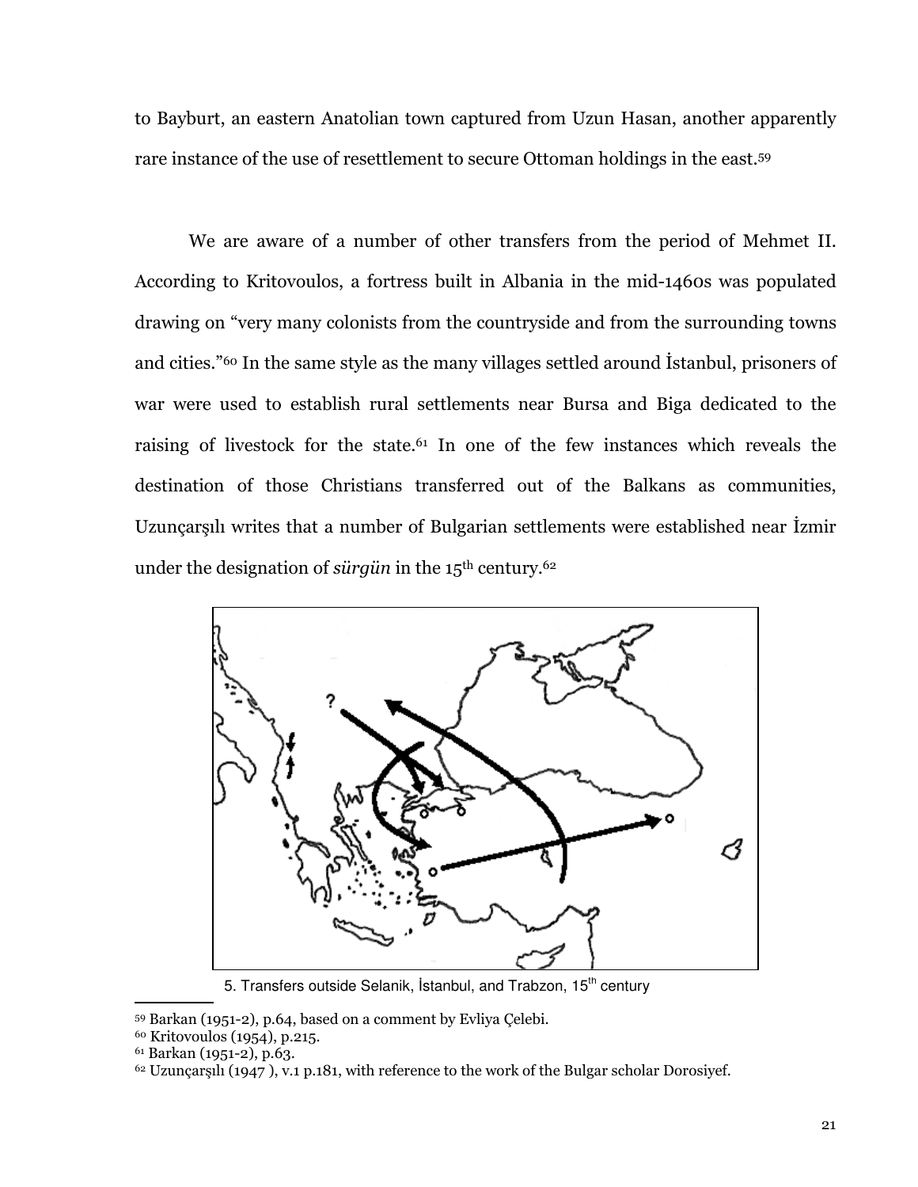to Bayburt, an eastern Anatolian town captured from Uzun Hasan, another apparently rare instance of the use of resettlement to secure Ottoman holdings in the east.[59]

We are aware of a number of other transfers from the period of Mehmet II. According to Kritovoulos, a fortress built in Albania in the mid-1460s was populated drawing on "very many colonists from the countryside and from the surrounding towns and cities."[60] In the same style as the many villages settled around İstanbul, prisoners of war were used to establish rural settlements near Bursa and Biga dedicated to the raising of livestock for the state.[61] In one of the few instances which reveals the destination of those Christians transferred out of the Balkans as communities, Uzunçarşılı writes that a number of Bulgarian settlements were established near İzmir under the designation of *sürgün* in the 15th century.[62]

5. Transfers outside Selanik, İstanbul, and Trabzon, 15th century

[59] Barkan (1951-2), p.64, based on a comment by Evliya Çelebi.
[60] Kritovoulos (1954), p.215.
[61] Barkan (1951-2), p.63.
[62] Uzunçarşılı (1947 ), v.1 p.181, with reference to the work of the Bulgar scholar Dorosiyef.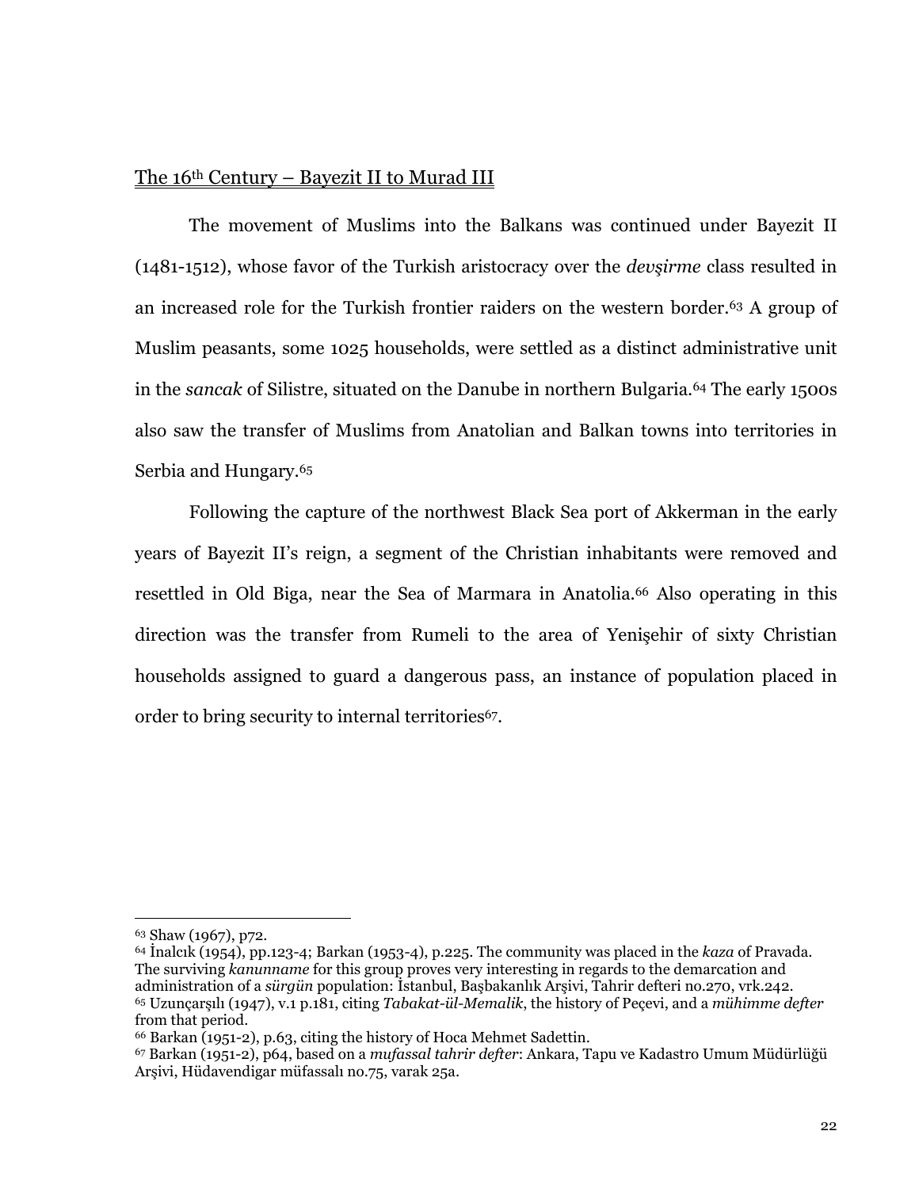## The 16th Century – Bayezit II to Murad III

The movement of Muslims into the Balkans was continued under Bayezit II (1481-1512), whose favor of the Turkish aristocracy over the *devşirme* class resulted in an increased role for the Turkish frontier raiders on the western border.[63] A group of Muslim peasants, some 1025 households, were settled as a distinct administrative unit in the *sancak* of Silistre, situated on the Danube in northern Bulgaria.[64] The early 1500s also saw the transfer of Muslims from Anatolian and Balkan towns into territories in Serbia and Hungary.[65]

Following the capture of the northwest Black Sea port of Akkerman in the early years of Bayezit II's reign, a segment of the Christian inhabitants were removed and resettled in Old Biga, near the Sea of Marmara in Anatolia.[66] Also operating in this direction was the transfer from Rumeli to the area of Yenişehir of sixty Christian households assigned to guard a dangerous pass, an instance of population placed in order to bring security to internal territories[67].

---

[63] Shaw (1967), p72.

[64] İnalcık (1954), pp.123-4; Barkan (1953-4), p.225. The community was placed in the *kaza* of Pravada. The surviving *kanunname* for this group proves very interesting in regards to the demarcation and administration of a *sürgün* population: İstanbul, Başbakanlık Arşivi, Tahrir defteri no.270, vrk.242.

[65] Uzunçarşılı (1947), v.1 p.181, citing *Tabakat-ül-Memalik*, the history of Peçevi, and a *mühimme defter* from that period.

[66] Barkan (1951-2), p.63, citing the history of Hoca Mehmet Sadettin.

[67] Barkan (1951-2), p64, based on a *mufassal tahrir defter*: Ankara, Tapu ve Kadastro Umum Müdürlüğü Arşivi, Hüdavendigar müfassalı no.75, varak 25a.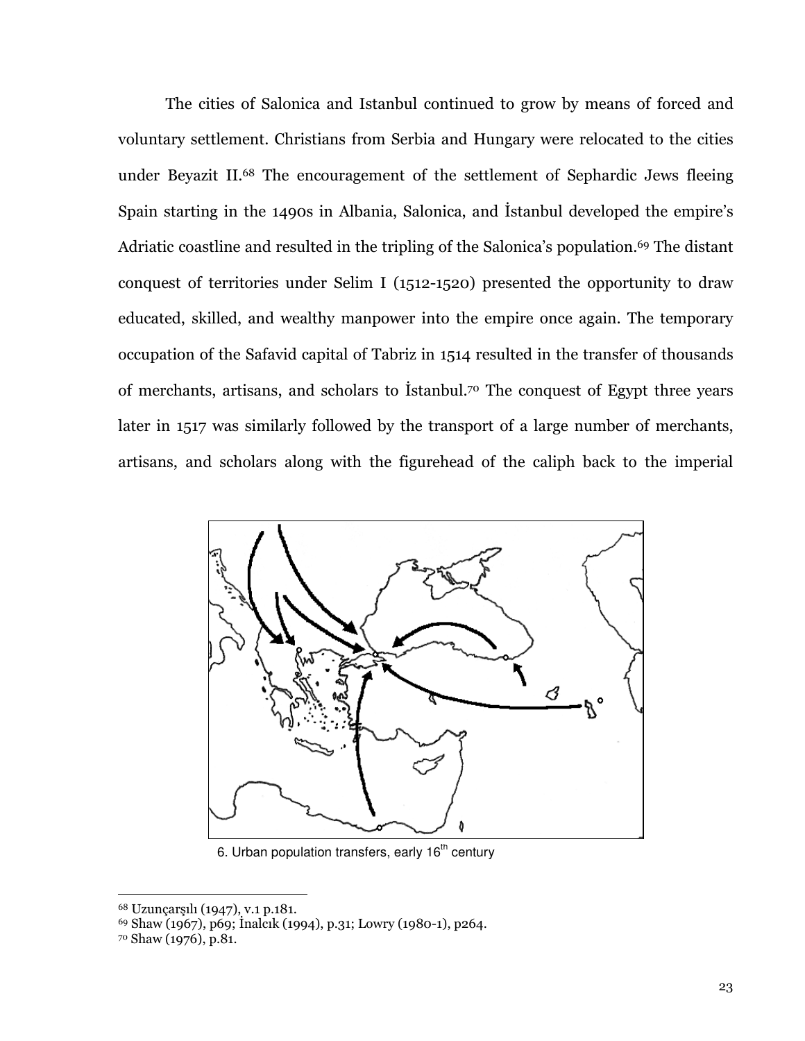The cities of Salonica and Istanbul continued to grow by means of forced and voluntary settlement. Christians from Serbia and Hungary were relocated to the cities under Beyazit II.[68] The encouragement of the settlement of Sephardic Jews fleeing Spain starting in the 1490s in Albania, Salonica, and İstanbul developed the empire's Adriatic coastline and resulted in the tripling of the Salonica's population.[69] The distant conquest of territories under Selim I (1512-1520) presented the opportunity to draw educated, skilled, and wealthy manpower into the empire once again. The temporary occupation of the Safavid capital of Tabriz in 1514 resulted in the transfer of thousands of merchants, artisans, and scholars to İstanbul.[70] The conquest of Egypt three years later in 1517 was similarly followed by the transport of a large number of merchants, artisans, and scholars along with the figurehead of the caliph back to the imperial

6. Urban population transfers, early 16th century

---

[68] Uzunçarşılı (1947), v.1 p.181.

[69] Shaw (1967), p69; İnalcık (1994), p.31; Lowry (1980-1), p264.

[70] Shaw (1976), p.81.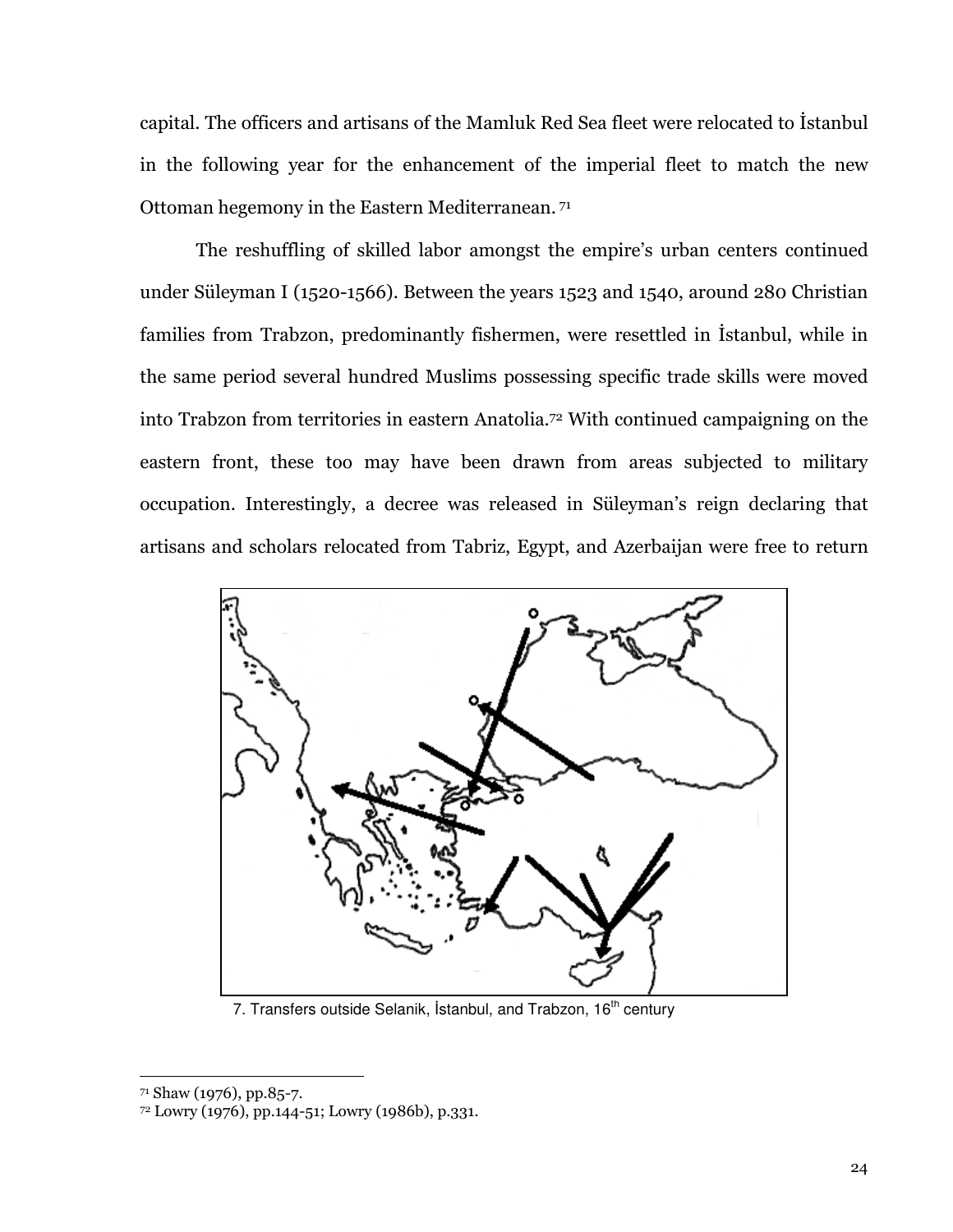capital. The officers and artisans of the Mamluk Red Sea fleet were relocated to İstanbul in the following year for the enhancement of the imperial fleet to match the new Ottoman hegemony in the Eastern Mediterranean. [71]

The reshuffling of skilled labor amongst the empire's urban centers continued under Süleyman I (1520-1566). Between the years 1523 and 1540, around 280 Christian families from Trabzon, predominantly fishermen, were resettled in İstanbul, while in the same period several hundred Muslims possessing specific trade skills were moved into Trabzon from territories in eastern Anatolia.[72] With continued campaigning on the eastern front, these too may have been drawn from areas subjected to military occupation. Interestingly, a decree was released in Süleyman's reign declaring that artisans and scholars relocated from Tabriz, Egypt, and Azerbaijan were free to return

7. Transfers outside Selanik, İstanbul, and Trabzon, 16th century

[71] Shaw (1976), pp.85-7.

[72] Lowry (1976), pp.144-51; Lowry (1986b), p.331.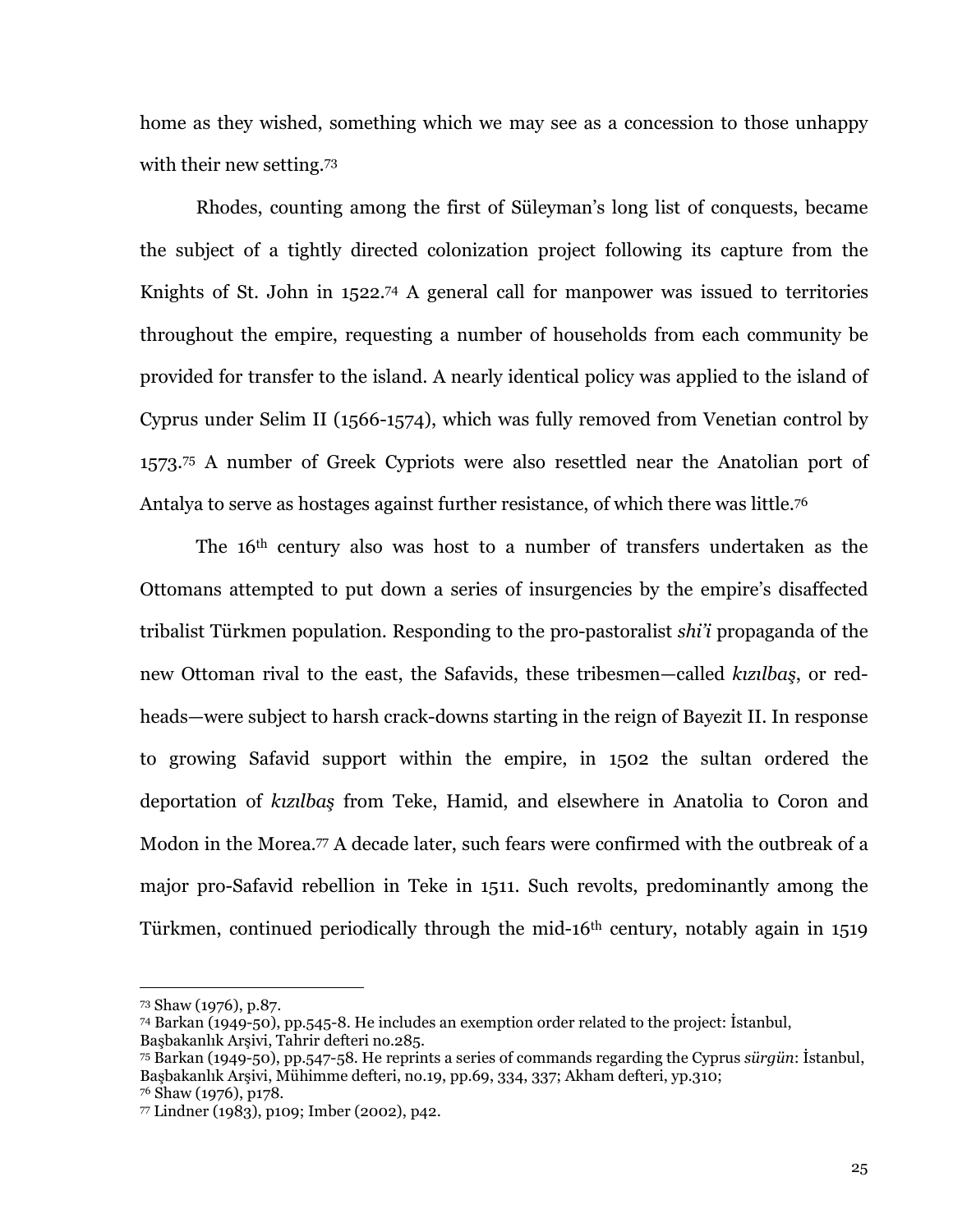home as they wished, something which we may see as a concession to those unhappy with their new setting.[73]

Rhodes, counting among the first of Süleyman's long list of conquests, became the subject of a tightly directed colonization project following its capture from the Knights of St. John in 1522.[74] A general call for manpower was issued to territories throughout the empire, requesting a number of households from each community be provided for transfer to the island. A nearly identical policy was applied to the island of Cyprus under Selim II (1566-1574), which was fully removed from Venetian control by 1573.[75] A number of Greek Cypriots were also resettled near the Anatolian port of Antalya to serve as hostages against further resistance, of which there was little.[76]

The 16th century also was host to a number of transfers undertaken as the Ottomans attempted to put down a series of insurgencies by the empire's disaffected tribalist Türkmen population. Responding to the pro-pastoralist *shi'i* propaganda of the new Ottoman rival to the east, the Safavids, these tribesmen—called *kızılbaş*, or red-heads—were subject to harsh crack-downs starting in the reign of Bayezit II. In response to growing Safavid support within the empire, in 1502 the sultan ordered the deportation of *kızılbaş* from Teke, Hamid, and elsewhere in Anatolia to Coron and Modon in the Morea.[77] A decade later, such fears were confirmed with the outbreak of a major pro-Safavid rebellion in Teke in 1511. Such revolts, predominantly among the Türkmen, continued periodically through the mid-16th century, notably again in 1519

---

[73] Shaw (1976), p.87.

[74] Barkan (1949-50), pp.545-8. He includes an exemption order related to the project: İstanbul, Başbakanlık Arşivi, Tahrir defteri no.285.

[75] Barkan (1949-50), pp.547-58. He reprints a series of commands regarding the Cyprus *sürgün*: İstanbul, Başbakanlık Arşivi, Mühimme defteri, no.19, pp.69, 334, 337; Akham defteri, yp.310;

[76] Shaw (1976), p178.

[77] Lindner (1983), p109; Imber (2002), p42.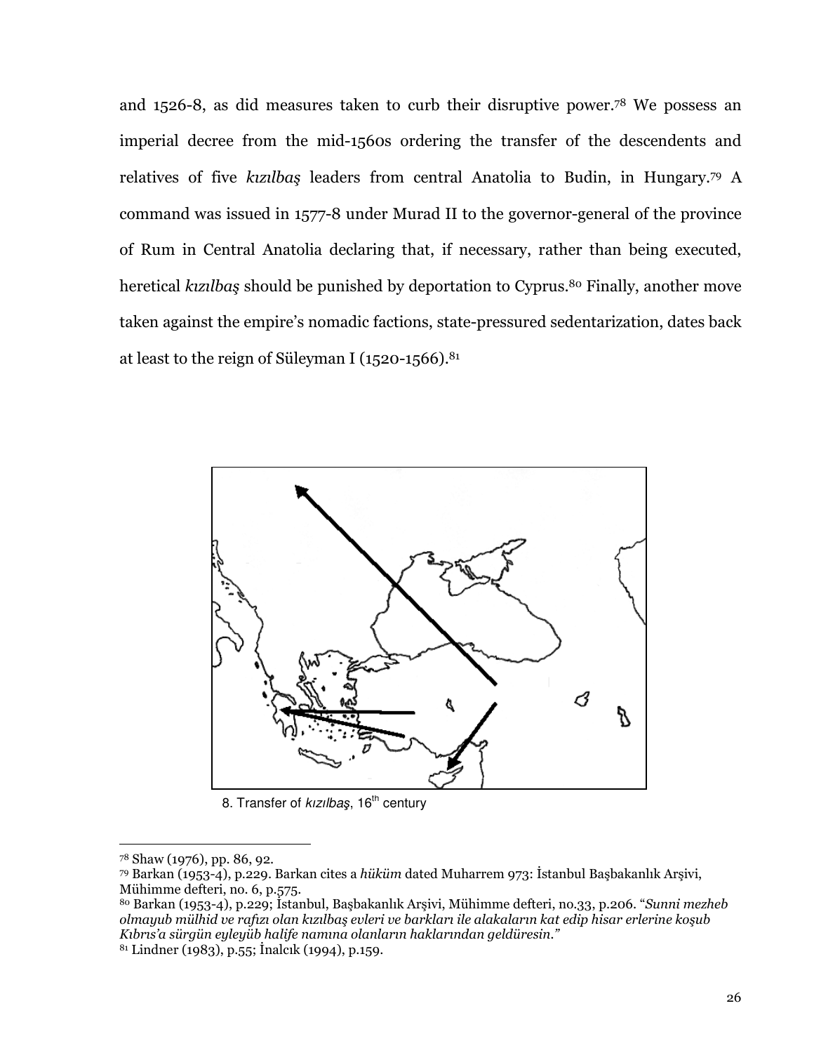and 1526-8, as did measures taken to curb their disruptive power.[78] We possess an imperial decree from the mid-1560s ordering the transfer of the descendents and relatives of five *kızılbaş* leaders from central Anatolia to Budin, in Hungary.[79] A command was issued in 1577-8 under Murad II to the governor-general of the province of Rum in Central Anatolia declaring that, if necessary, rather than being executed, heretical *kızılbaş* should be punished by deportation to Cyprus.[80] Finally, another move taken against the empire's nomadic factions, state-pressured sedentarization, dates back at least to the reign of Süleyman I (1520-1566).[81]

8. Transfer of *kızılbaş*, 16th century

---

[78] Shaw (1976), pp. 86, 92.

[79] Barkan (1953-4), p.229. Barkan cites a *hüküm* dated Muharrem 973: İstanbul Başbakanlık Arşivi, Mühimme defteri, no. 6, p.575.

[80] Barkan (1953-4), p.229; İstanbul, Başbakanlık Arşivi, Mühimme defteri, no.33, p.206. "*Sunni mezheb olmayub mülhid ve rafızı olan kızılbaş evleri ve barkları ile alakaların kat edip hisar erlerine koşub Kıbrıs'a sürgün eyleyüb halife namına olanların haklarından geldüresin.*"

[81] Lindner (1983), p.55; İnalcık (1994), p.159.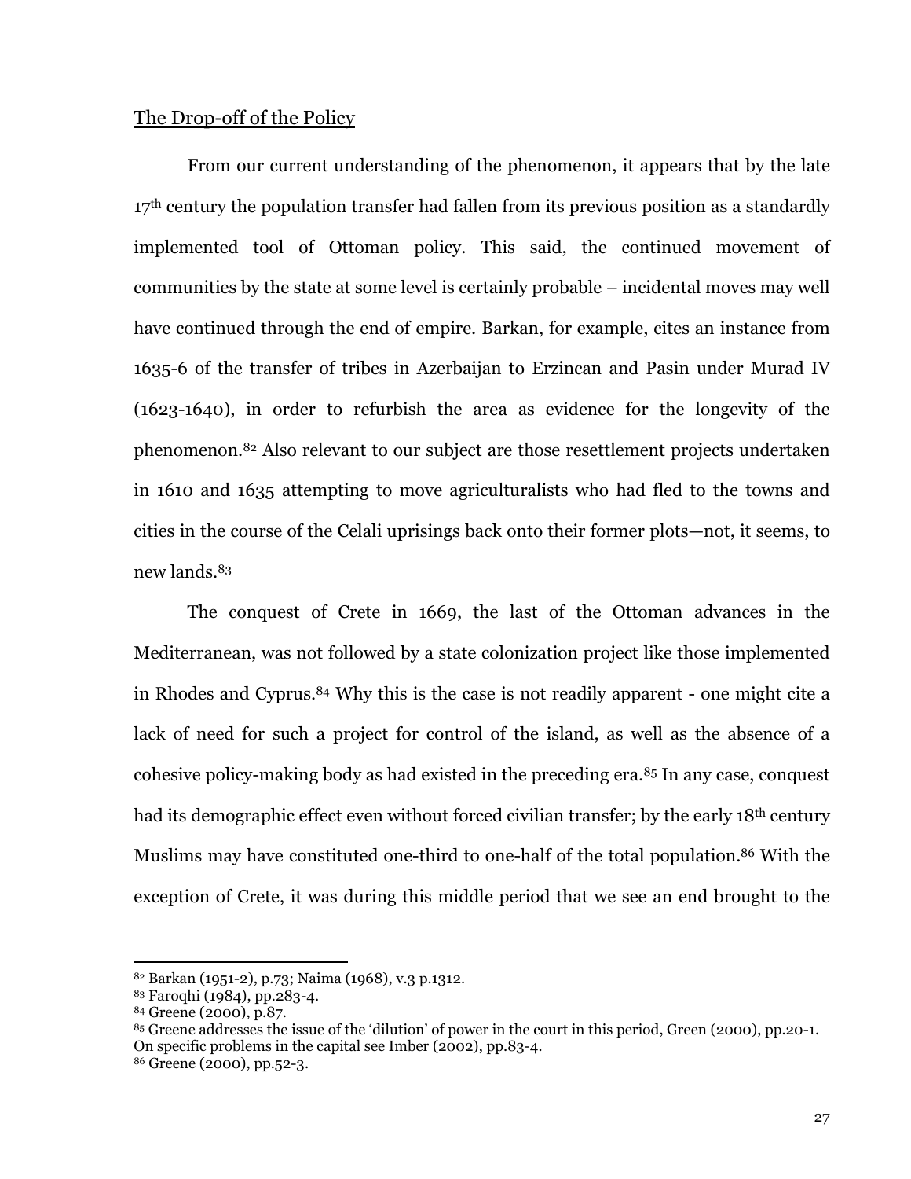## The Drop-off of the Policy

From our current understanding of the phenomenon, it appears that by the late 17th century the population transfer had fallen from its previous position as a standardly implemented tool of Ottoman policy. This said, the continued movement of communities by the state at some level is certainly probable – incidental moves may well have continued through the end of empire. Barkan, for example, cites an instance from 1635-6 of the transfer of tribes in Azerbaijan to Erzincan and Pasin under Murad IV (1623-1640), in order to refurbish the area as evidence for the longevity of the phenomenon.[82] Also relevant to our subject are those resettlement projects undertaken in 1610 and 1635 attempting to move agriculturalists who had fled to the towns and cities in the course of the Celali uprisings back onto their former plots—not, it seems, to new lands.[83]

The conquest of Crete in 1669, the last of the Ottoman advances in the Mediterranean, was not followed by a state colonization project like those implemented in Rhodes and Cyprus.[84] Why this is the case is not readily apparent - one might cite a lack of need for such a project for control of the island, as well as the absence of a cohesive policy-making body as had existed in the preceding era.[85] In any case, conquest had its demographic effect even without forced civilian transfer; by the early 18th century Muslims may have constituted one-third to one-half of the total population.[86] With the exception of Crete, it was during this middle period that we see an end brought to the

---

[82] Barkan (1951-2), p.73; Naima (1968), v.3 p.1312.
[83] Faroqhi (1984), pp.283-4.
[84] Greene (2000), p.87.
[85] Greene addresses the issue of the 'dilution' of power in the court in this period, Green (2000), pp.20-1. On specific problems in the capital see Imber (2002), pp.83-4.
[86] Greene (2000), pp.52-3.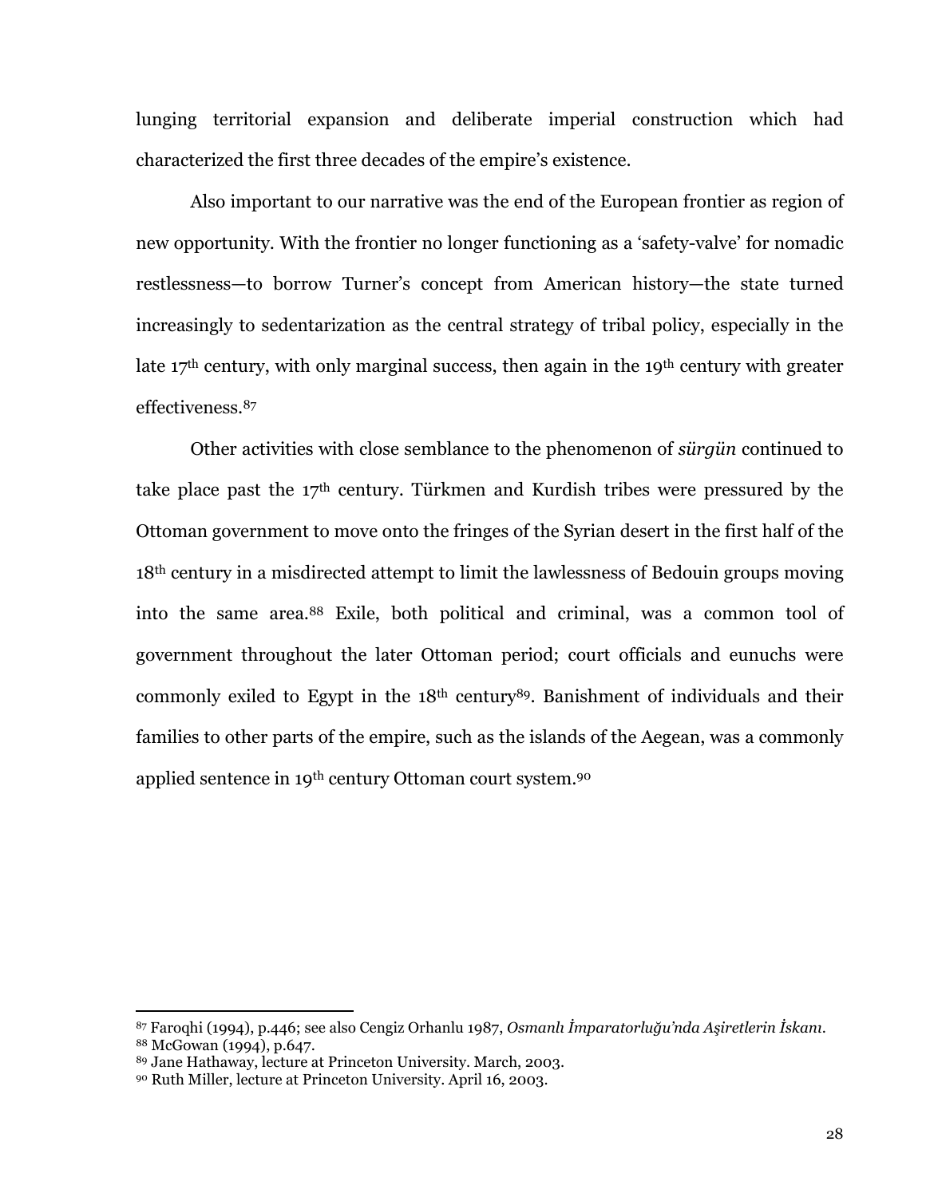lunging territorial expansion and deliberate imperial construction which had characterized the first three decades of the empire's existence.

Also important to our narrative was the end of the European frontier as region of new opportunity. With the frontier no longer functioning as a 'safety-valve' for nomadic restlessness—to borrow Turner's concept from American history—the state turned increasingly to sedentarization as the central strategy of tribal policy, especially in the late 17th century, with only marginal success, then again in the 19th century with greater effectiveness.[87]

Other activities with close semblance to the phenomenon of *sürgün* continued to take place past the 17th century. Türkmen and Kurdish tribes were pressured by the Ottoman government to move onto the fringes of the Syrian desert in the first half of the 18th century in a misdirected attempt to limit the lawlessness of Bedouin groups moving into the same area.[88] Exile, both political and criminal, was a common tool of government throughout the later Ottoman period; court officials and eunuchs were commonly exiled to Egypt in the 18th century[89]. Banishment of individuals and their families to other parts of the empire, such as the islands of the Aegean, was a commonly applied sentence in 19th century Ottoman court system.[90]

---

[87] Faroqhi (1994), p.446; see also Cengiz Orhanlu 1987, *Osmanlı İmparatorluğu'nda Aşiretlerin İskanı*.
[88] McGowan (1994), p.647.
[89] Jane Hathaway, lecture at Princeton University. March, 2003.
[90] Ruth Miller, lecture at Princeton University. April 16, 2003.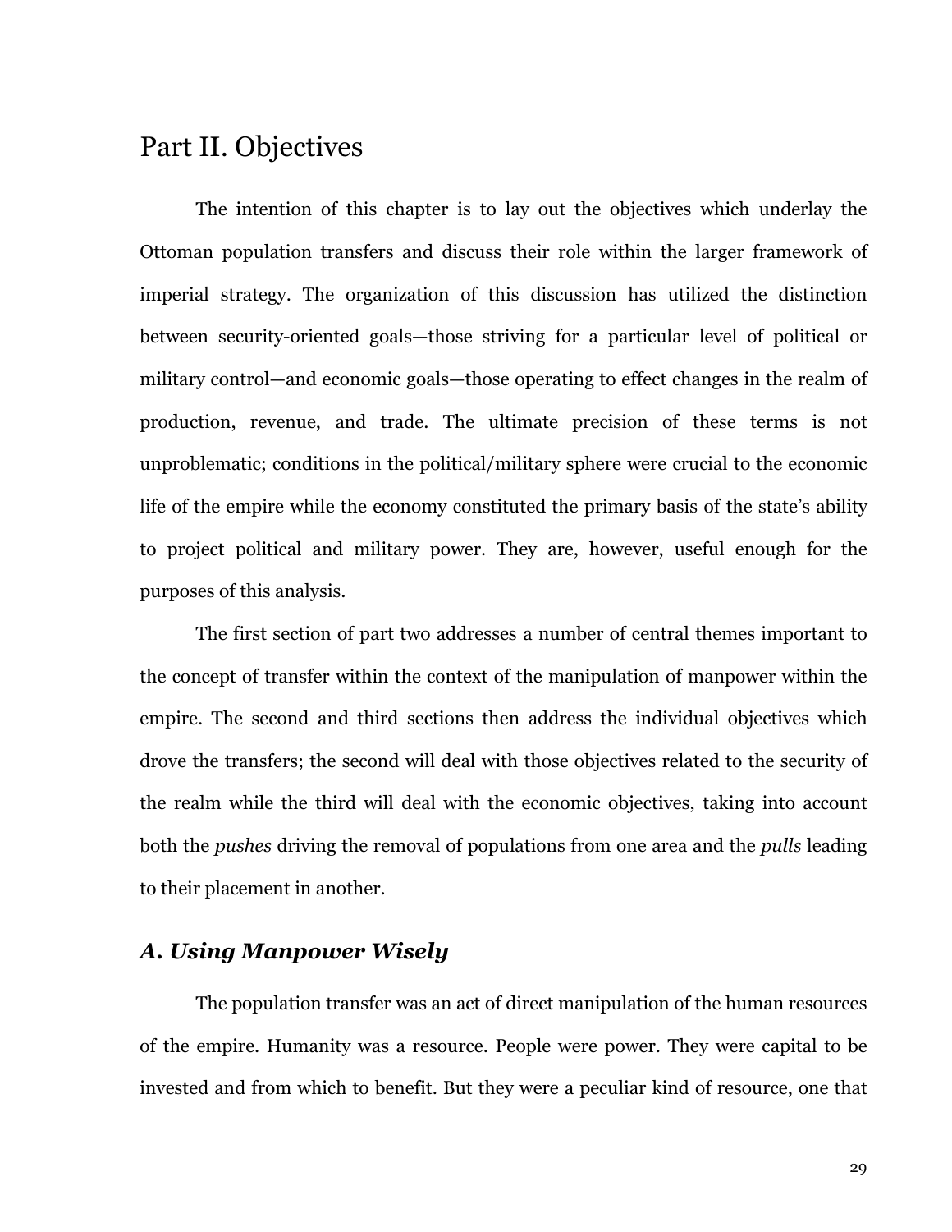# Part II. Objectives

The intention of this chapter is to lay out the objectives which underlay the Ottoman population transfers and discuss their role within the larger framework of imperial strategy. The organization of this discussion has utilized the distinction between security-oriented goals—those striving for a particular level of political or military control—and economic goals—those operating to effect changes in the realm of production, revenue, and trade. The ultimate precision of these terms is not unproblematic; conditions in the political/military sphere were crucial to the economic life of the empire while the economy constituted the primary basis of the state's ability to project political and military power. They are, however, useful enough for the purposes of this analysis.

The first section of part two addresses a number of central themes important to the concept of transfer within the context of the manipulation of manpower within the empire. The second and third sections then address the individual objectives which drove the transfers; the second will deal with those objectives related to the security of the realm while the third will deal with the economic objectives, taking into account both the *pushes* driving the removal of populations from one area and the *pulls* leading to their placement in another.

## *A. Using Manpower Wisely*

The population transfer was an act of direct manipulation of the human resources of the empire. Humanity was a resource. People were power. They were capital to be invested and from which to benefit. But they were a peculiar kind of resource, one that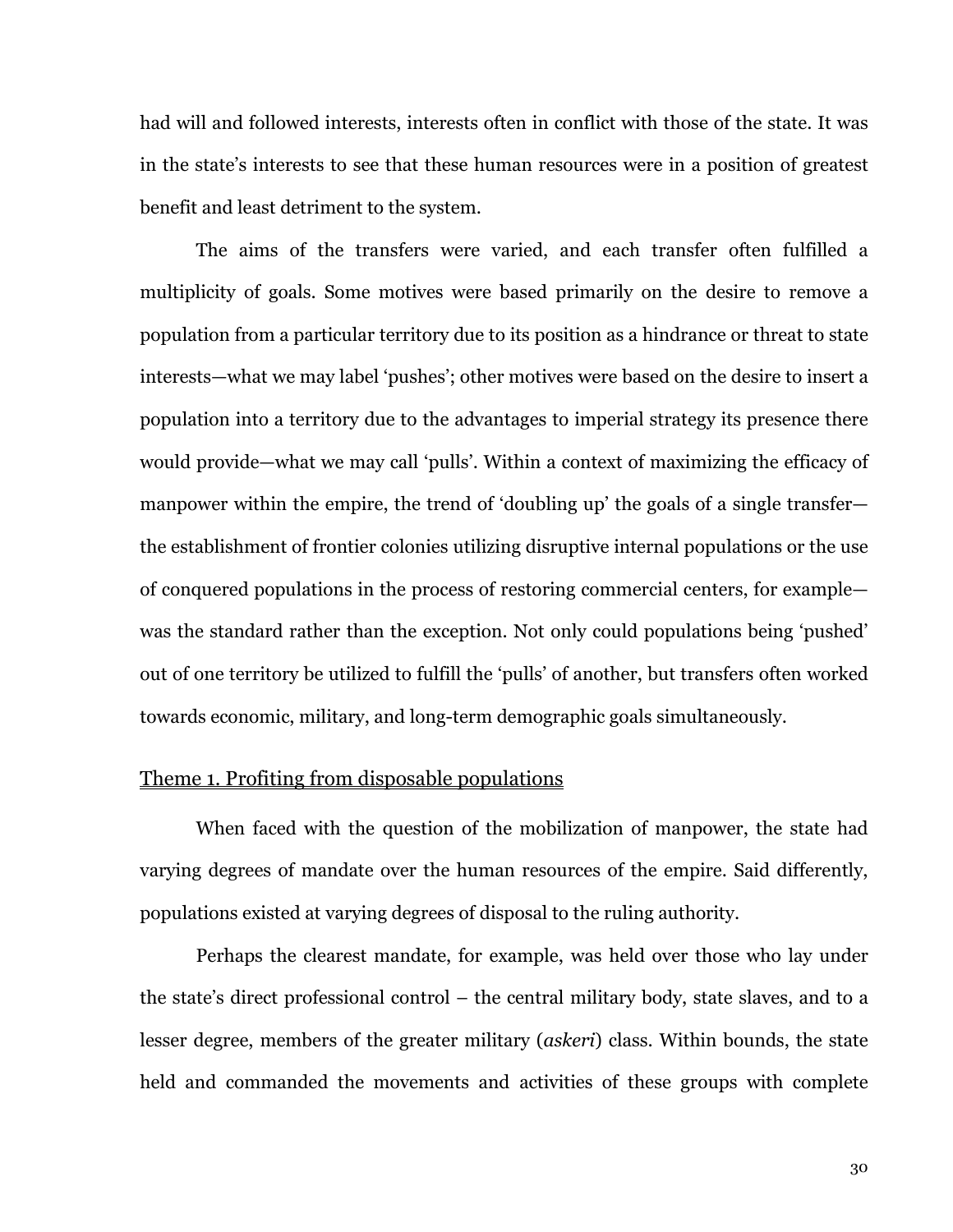had will and followed interests, interests often in conflict with those of the state. It was in the state's interests to see that these human resources were in a position of greatest benefit and least detriment to the system.

The aims of the transfers were varied, and each transfer often fulfilled a multiplicity of goals. Some motives were based primarily on the desire to remove a population from a particular territory due to its position as a hindrance or threat to state interests—what we may label 'pushes'; other motives were based on the desire to insert a population into a territory due to the advantages to imperial strategy its presence there would provide—what we may call 'pulls'. Within a context of maximizing the efficacy of manpower within the empire, the trend of 'doubling up' the goals of a single transfer—the establishment of frontier colonies utilizing disruptive internal populations or the use of conquered populations in the process of restoring commercial centers, for example—was the standard rather than the exception. Not only could populations being 'pushed' out of one territory be utilized to fulfill the 'pulls' of another, but transfers often worked towards economic, military, and long-term demographic goals simultaneously.

## Theme 1. Profiting from disposable populations

When faced with the question of the mobilization of manpower, the state had varying degrees of mandate over the human resources of the empire. Said differently, populations existed at varying degrees of disposal to the ruling authority.

Perhaps the clearest mandate, for example, was held over those who lay under the state's direct professional control – the central military body, state slaves, and to a lesser degree, members of the greater military (*askeri*) class. Within bounds, the state held and commanded the movements and activities of these groups with complete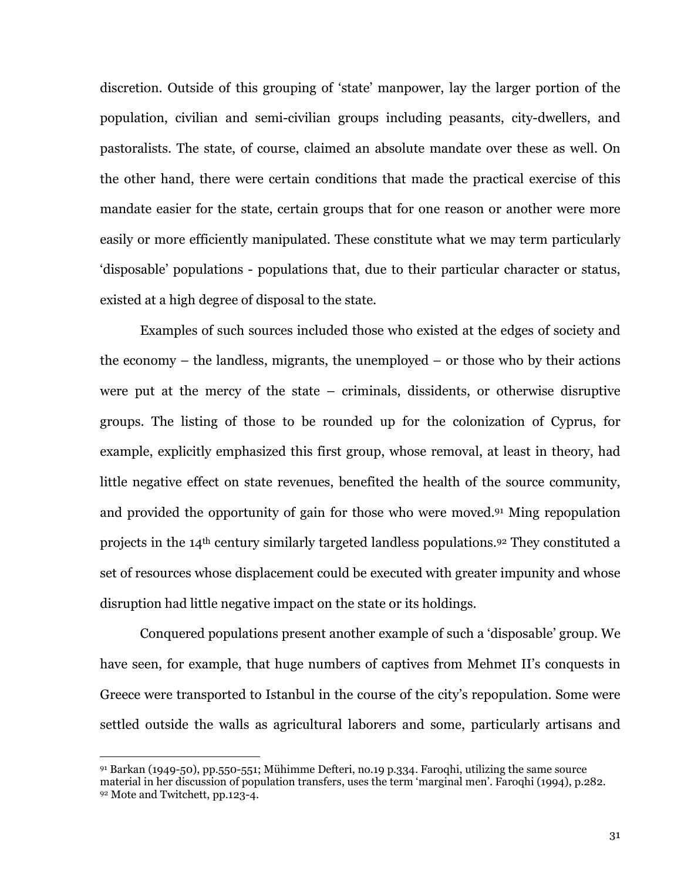discretion. Outside of this grouping of 'state' manpower, lay the larger portion of the population, civilian and semi-civilian groups including peasants, city-dwellers, and pastoralists. The state, of course, claimed an absolute mandate over these as well. On the other hand, there were certain conditions that made the practical exercise of this mandate easier for the state, certain groups that for one reason or another were more easily or more efficiently manipulated. These constitute what we may term particularly 'disposable' populations - populations that, due to their particular character or status, existed at a high degree of disposal to the state.

Examples of such sources included those who existed at the edges of society and the economy – the landless, migrants, the unemployed – or those who by their actions were put at the mercy of the state – criminals, dissidents, or otherwise disruptive groups. The listing of those to be rounded up for the colonization of Cyprus, for example, explicitly emphasized this first group, whose removal, at least in theory, had little negative effect on state revenues, benefited the health of the source community, and provided the opportunity of gain for those who were moved.[91] Ming repopulation projects in the 14th century similarly targeted landless populations.[92] They constituted a set of resources whose displacement could be executed with greater impunity and whose disruption had little negative impact on the state or its holdings.

Conquered populations present another example of such a 'disposable' group. We have seen, for example, that huge numbers of captives from Mehmet II's conquests in Greece were transported to Istanbul in the course of the city's repopulation. Some were settled outside the walls as agricultural laborers and some, particularly artisans and

---

[91] Barkan (1949-50), pp.550-551; Mühimme Defteri, no.19 p.334. Faroqhi, utilizing the same source material in her discussion of population transfers, uses the term 'marginal men'. Faroqhi (1994), p.282.

[92] Mote and Twitchett, pp.123-4.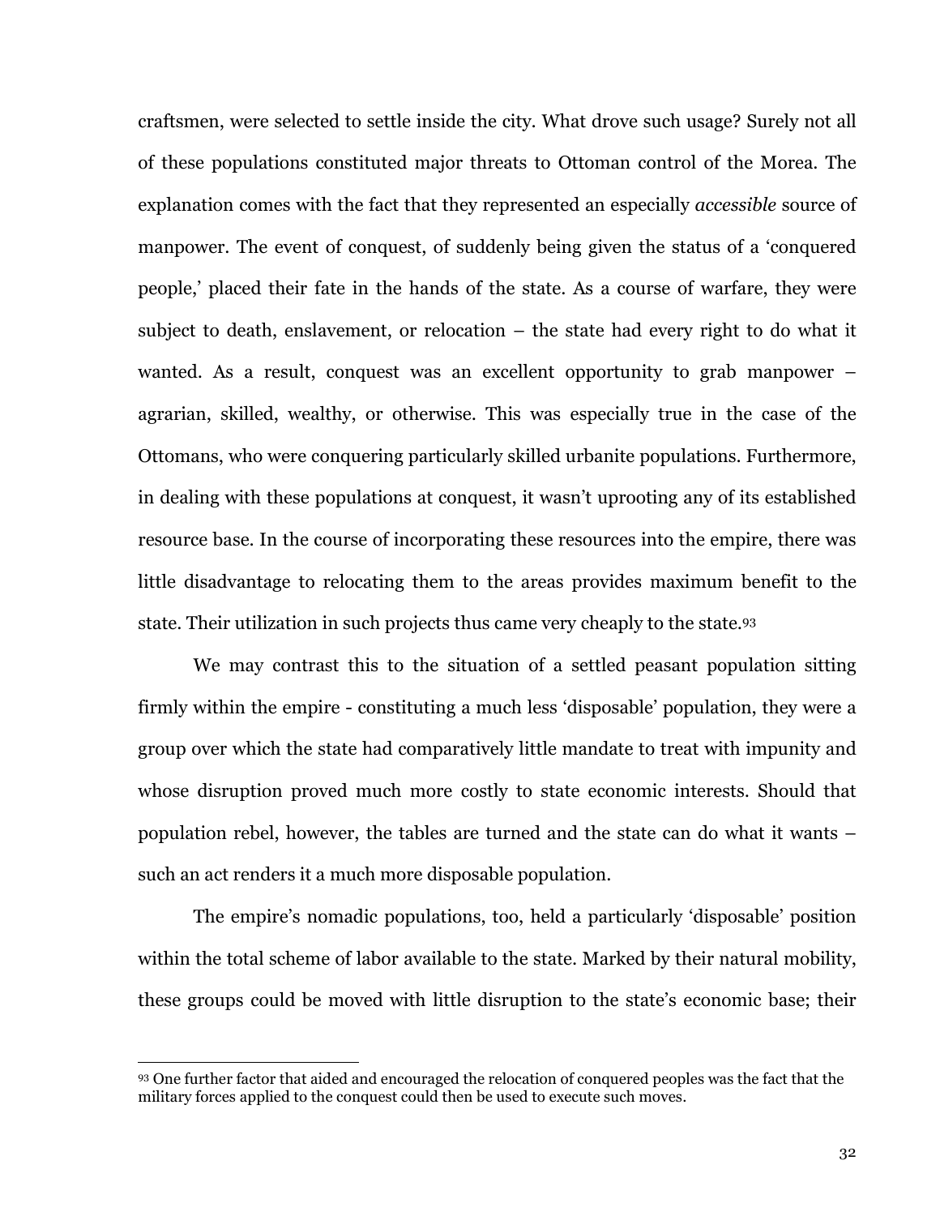craftsmen, were selected to settle inside the city. What drove such usage? Surely not all of these populations constituted major threats to Ottoman control of the Morea. The explanation comes with the fact that they represented an especially *accessible* source of manpower. The event of conquest, of suddenly being given the status of a 'conquered people,' placed their fate in the hands of the state. As a course of warfare, they were subject to death, enslavement, or relocation – the state had every right to do what it wanted. As a result, conquest was an excellent opportunity to grab manpower – agrarian, skilled, wealthy, or otherwise. This was especially true in the case of the Ottomans, who were conquering particularly skilled urbanite populations. Furthermore, in dealing with these populations at conquest, it wasn't uprooting any of its established resource base. In the course of incorporating these resources into the empire, there was little disadvantage to relocating them to the areas provides maximum benefit to the state. Their utilization in such projects thus came very cheaply to the state.[93]

We may contrast this to the situation of a settled peasant population sitting firmly within the empire - constituting a much less 'disposable' population, they were a group over which the state had comparatively little mandate to treat with impunity and whose disruption proved much more costly to state economic interests. Should that population rebel, however, the tables are turned and the state can do what it wants – such an act renders it a much more disposable population.

The empire's nomadic populations, too, held a particularly 'disposable' position within the total scheme of labor available to the state. Marked by their natural mobility, these groups could be moved with little disruption to the state's economic base; their

[93] One further factor that aided and encouraged the relocation of conquered peoples was the fact that the military forces applied to the conquest could then be used to execute such moves.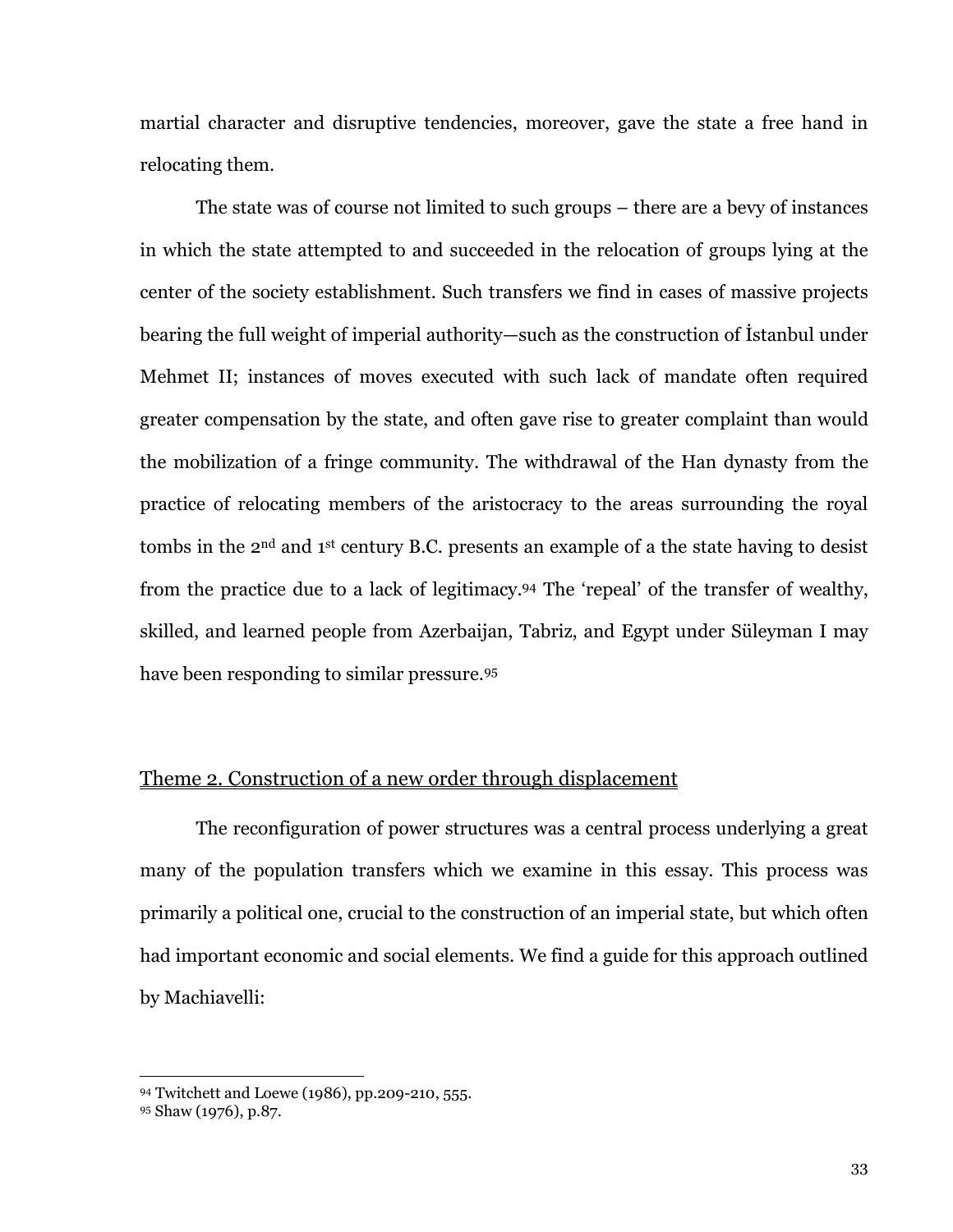martial character and disruptive tendencies, moreover, gave the state a free hand in relocating them.

The state was of course not limited to such groups – there are a bevy of instances in which the state attempted to and succeeded in the relocation of groups lying at the center of the society establishment. Such transfers we find in cases of massive projects bearing the full weight of imperial authority—such as the construction of İstanbul under Mehmet II; instances of moves executed with such lack of mandate often required greater compensation by the state, and often gave rise to greater complaint than would the mobilization of a fringe community. The withdrawal of the Han dynasty from the practice of relocating members of the aristocracy to the areas surrounding the royal tombs in the 2nd and 1st century B.C. presents an example of a the state having to desist from the practice due to a lack of legitimacy.[94] The 'repeal' of the transfer of wealthy, skilled, and learned people from Azerbaijan, Tabriz, and Egypt under Süleyman I may have been responding to similar pressure.[95]

## Theme 2. Construction of a new order through displacement

The reconfiguration of power structures was a central process underlying a great many of the population transfers which we examine in this essay. This process was primarily a political one, crucial to the construction of an imperial state, but which often had important economic and social elements. We find a guide for this approach outlined by Machiavelli:

---

[94] Twitchett and Loewe (1986), pp.209-210, 555.

[95] Shaw (1976), p.87.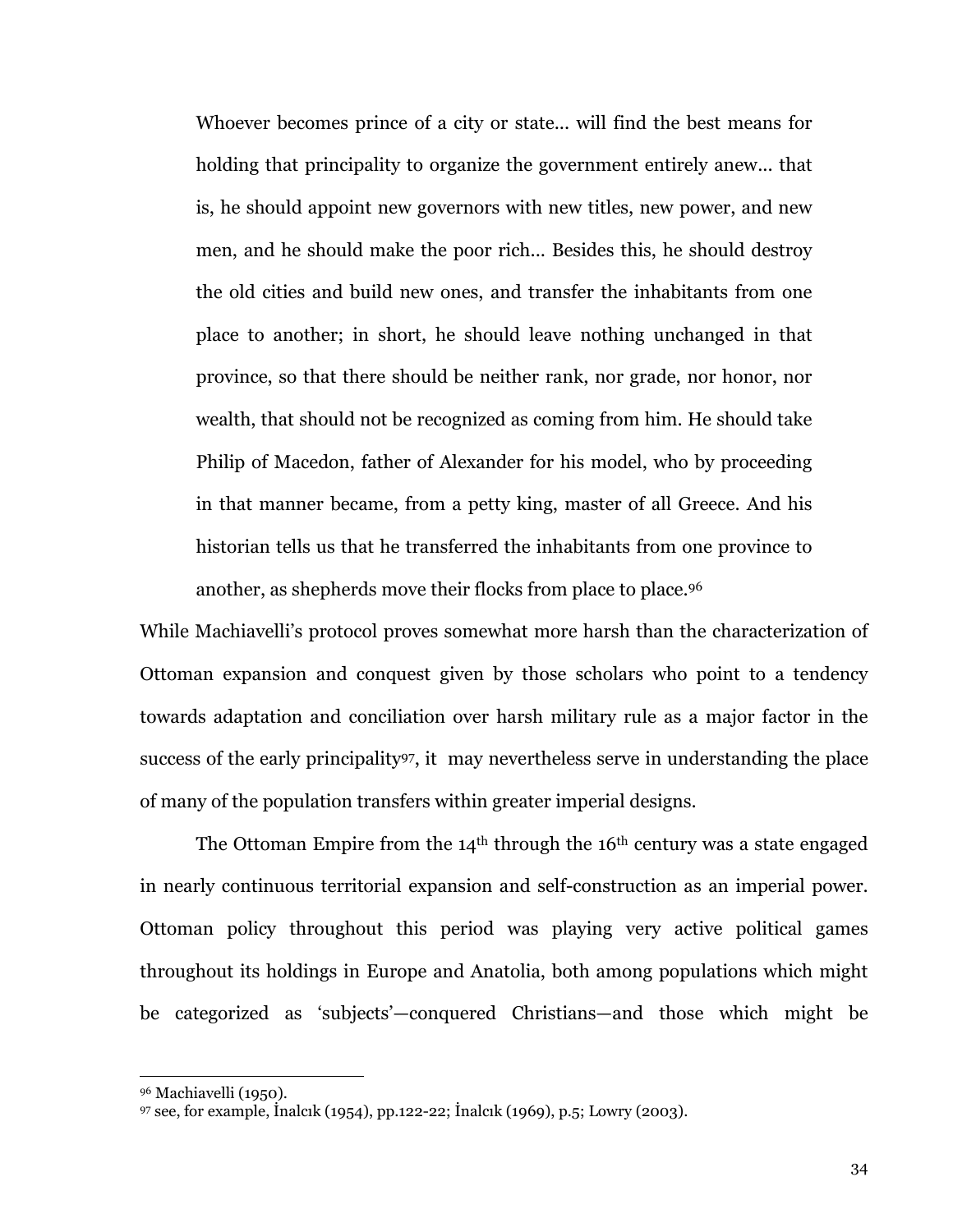> Whoever becomes prince of a city or state... will find the best means for holding that principality to organize the government entirely anew... that is, he should appoint new governors with new titles, new power, and new men, and he should make the poor rich... Besides this, he should destroy the old cities and build new ones, and transfer the inhabitants from one place to another; in short, he should leave nothing unchanged in that province, so that there should be neither rank, nor grade, nor honor, nor wealth, that should not be recognized as coming from him. He should take Philip of Macedon, father of Alexander for his model, who by proceeding in that manner became, from a petty king, master of all Greece. And his historian tells us that he transferred the inhabitants from one province to another, as shepherds move their flocks from place to place.[96]

While Machiavelli's protocol proves somewhat more harsh than the characterization of Ottoman expansion and conquest given by those scholars who point to a tendency towards adaptation and conciliation over harsh military rule as a major factor in the success of the early principality[97], it may nevertheless serve in understanding the place of many of the population transfers within greater imperial designs.

The Ottoman Empire from the 14th through the 16th century was a state engaged in nearly continuous territorial expansion and self-construction as an imperial power. Ottoman policy throughout this period was playing very active political games throughout its holdings in Europe and Anatolia, both among populations which might be categorized as 'subjects'—conquered Christians—and those which might be

---

[96] Machiavelli (1950).

[97] see, for example, İnalcık (1954), pp.122-22; İnalcık (1969), p.5; Lowry (2003).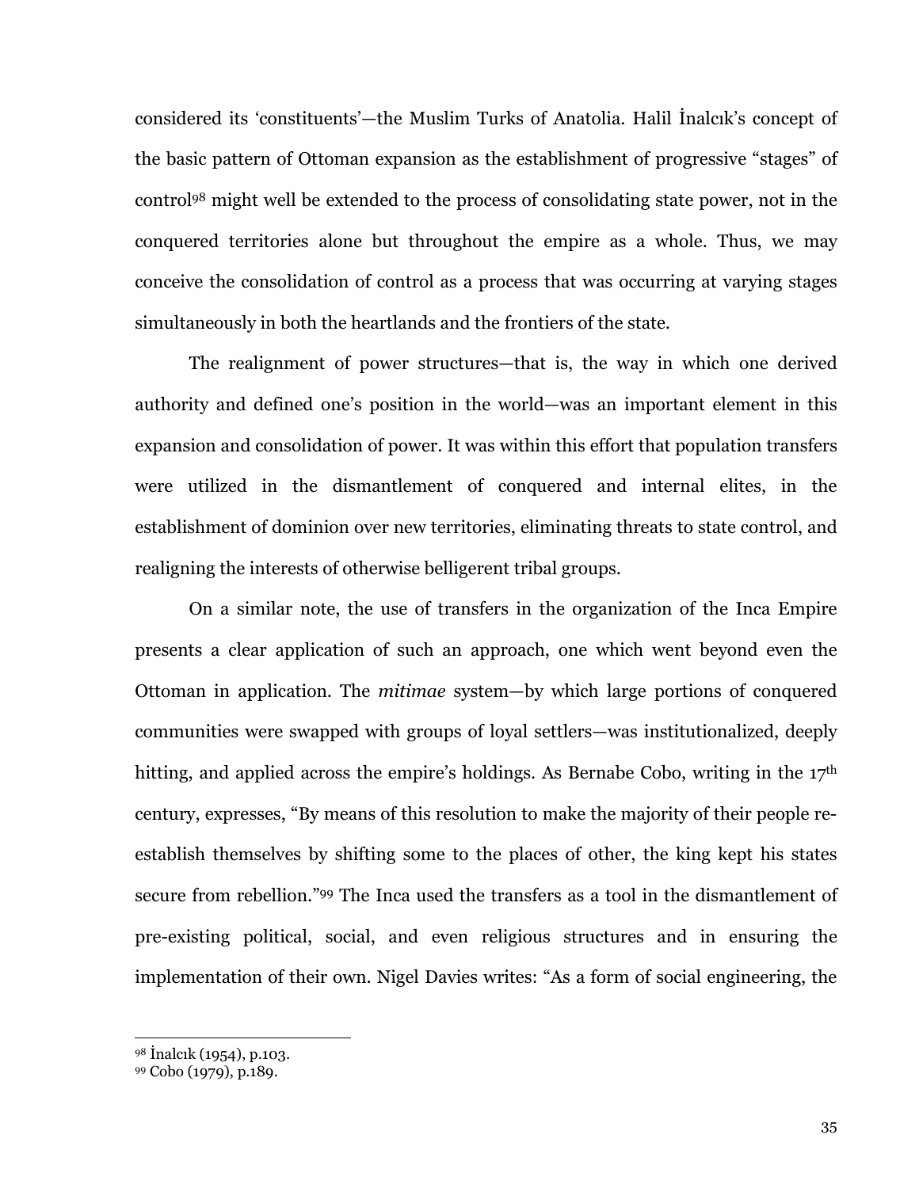considered its 'constituents'—the Muslim Turks of Anatolia. Halil İnalcık's concept of the basic pattern of Ottoman expansion as the establishment of progressive "stages" of control[98] might well be extended to the process of consolidating state power, not in the conquered territories alone but throughout the empire as a whole. Thus, we may conceive the consolidation of control as a process that was occurring at varying stages simultaneously in both the heartlands and the frontiers of the state.

The realignment of power structures—that is, the way in which one derived authority and defined one's position in the world—was an important element in this expansion and consolidation of power. It was within this effort that population transfers were utilized in the dismantlement of conquered and internal elites, in the establishment of dominion over new territories, eliminating threats to state control, and realigning the interests of otherwise belligerent tribal groups.

On a similar note, the use of transfers in the organization of the Inca Empire presents a clear application of such an approach, one which went beyond even the Ottoman in application. The *mitimae* system—by which large portions of conquered communities were swapped with groups of loyal settlers—was institutionalized, deeply hitting, and applied across the empire's holdings. As Bernabe Cobo, writing in the 17th century, expresses, "By means of this resolution to make the majority of their people re-establish themselves by shifting some to the places of other, the king kept his states secure from rebellion."[99] The Inca used the transfers as a tool in the dismantlement of pre-existing political, social, and even religious structures and in ensuring the implementation of their own. Nigel Davies writes: "As a form of social engineering, the

---

[98] İnalcık (1954), p.103.
[99] Cobo (1979), p.189.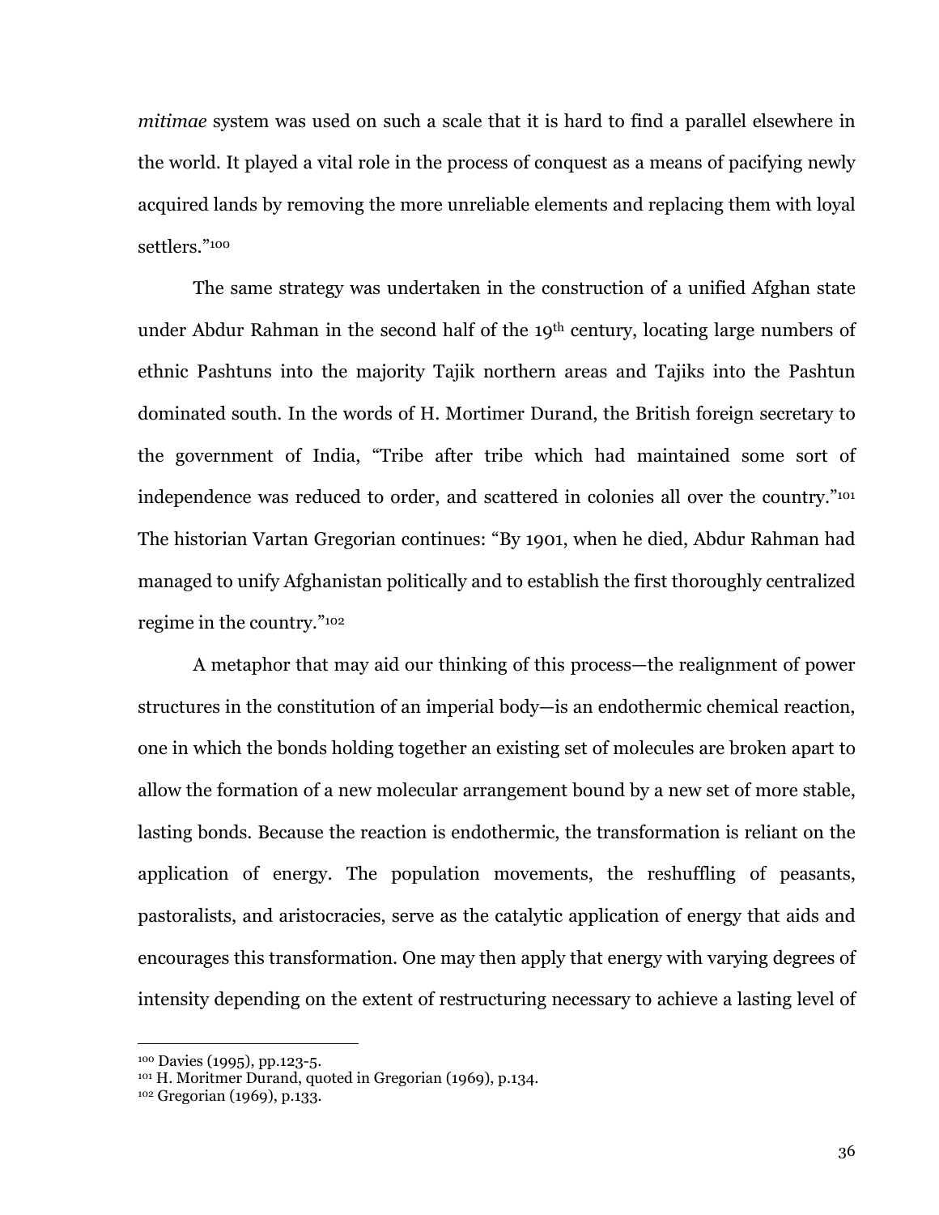*mitimae* system was used on such a scale that it is hard to find a parallel elsewhere in the world. It played a vital role in the process of conquest as a means of pacifying newly acquired lands by removing the more unreliable elements and replacing them with loyal settlers."[100]

The same strategy was undertaken in the construction of a unified Afghan state under Abdur Rahman in the second half of the 19th century, locating large numbers of ethnic Pashtuns into the majority Tajik northern areas and Tajiks into the Pashtun dominated south. In the words of H. Mortimer Durand, the British foreign secretary to the government of India, "Tribe after tribe which had maintained some sort of independence was reduced to order, and scattered in colonies all over the country."[101] The historian Vartan Gregorian continues: "By 1901, when he died, Abdur Rahman had managed to unify Afghanistan politically and to establish the first thoroughly centralized regime in the country."[102]

A metaphor that may aid our thinking of this process—the realignment of power structures in the constitution of an imperial body—is an endothermic chemical reaction, one in which the bonds holding together an existing set of molecules are broken apart to allow the formation of a new molecular arrangement bound by a new set of more stable, lasting bonds. Because the reaction is endothermic, the transformation is reliant on the application of energy. The population movements, the reshuffling of peasants, pastoralists, and aristocracies, serve as the catalytic application of energy that aids and encourages this transformation. One may then apply that energy with varying degrees of intensity depending on the extent of restructuring necessary to achieve a lasting level of

---

[100] Davies (1995), pp.123-5.

[101] H. Moritmer Durand, quoted in Gregorian (1969), p.134.

[102] Gregorian (1969), p.133.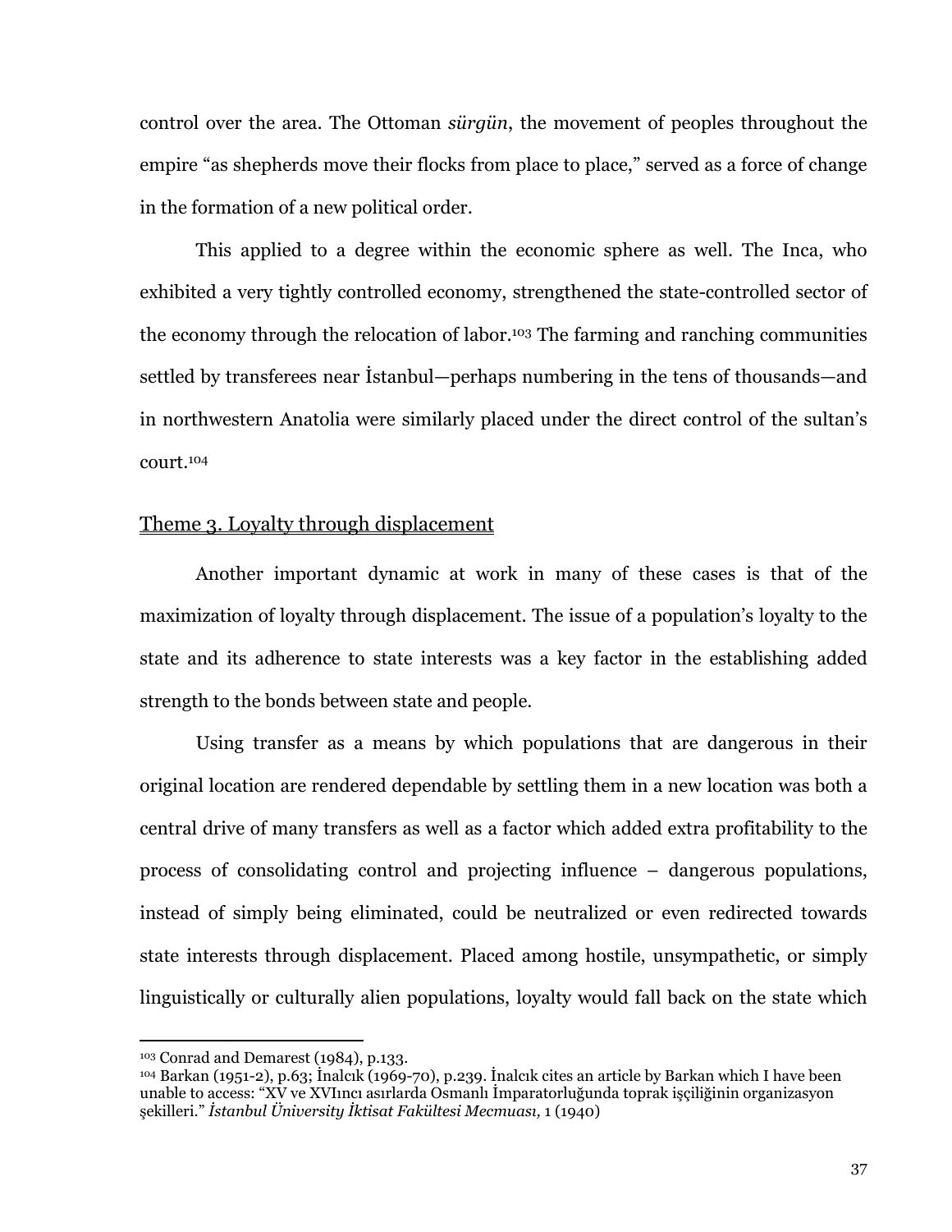control over the area. The Ottoman *sürgün*, the movement of peoples throughout the empire "as shepherds move their flocks from place to place," served as a force of change in the formation of a new political order.

This applied to a degree within the economic sphere as well. The Inca, who exhibited a very tightly controlled economy, strengthened the state-controlled sector of the economy through the relocation of labor.[103] The farming and ranching communities settled by transferees near İstanbul—perhaps numbering in the tens of thousands—and in northwestern Anatolia were similarly placed under the direct control of the sultan's court.[104]

## Theme 3. Loyalty through displacement

Another important dynamic at work in many of these cases is that of the maximization of loyalty through displacement. The issue of a population's loyalty to the state and its adherence to state interests was a key factor in the establishing added strength to the bonds between state and people.

Using transfer as a means by which populations that are dangerous in their original location are rendered dependable by settling them in a new location was both a central drive of many transfers as well as a factor which added extra profitability to the process of consolidating control and projecting influence – dangerous populations, instead of simply being eliminated, could be neutralized or even redirected towards state interests through displacement. Placed among hostile, unsympathetic, or simply linguistically or culturally alien populations, loyalty would fall back on the state which

---

[103] Conrad and Demarest (1984), p.133.

[104] Barkan (1951-2), p.63; İnalcık (1969-70), p.239. İnalcık cites an article by Barkan which I have been unable to access: "XV ve XVIıncı asırlarda Osmanlı İmparatorluğunda toprak işçiliğinin organizasyon şekilleri." *İstanbul Üniversity İktisat Fakültesi Mecmuası,* 1 (1940)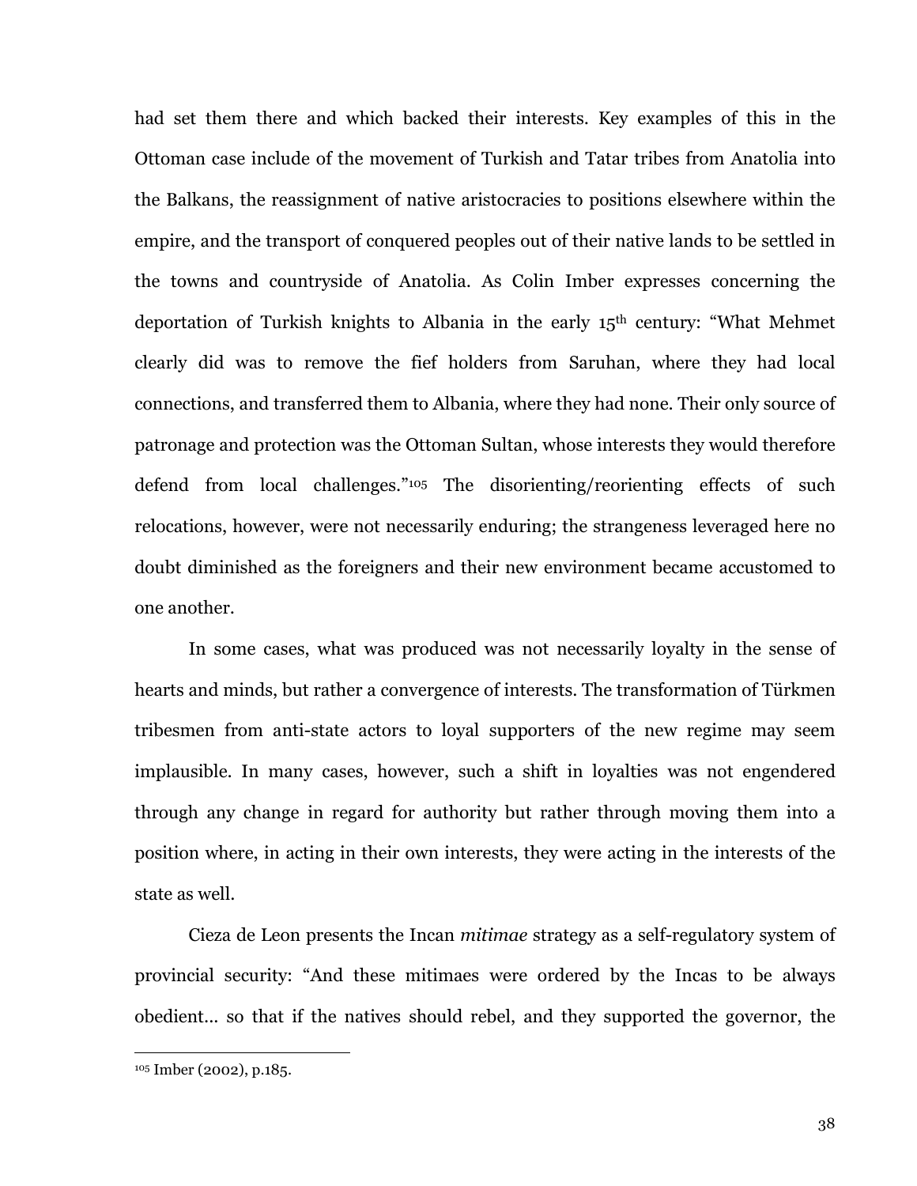had set them there and which backed their interests. Key examples of this in the Ottoman case include of the movement of Turkish and Tatar tribes from Anatolia into the Balkans, the reassignment of native aristocracies to positions elsewhere within the empire, and the transport of conquered peoples out of their native lands to be settled in the towns and countryside of Anatolia. As Colin Imber expresses concerning the deportation of Turkish knights to Albania in the early 15th century: "What Mehmet clearly did was to remove the fief holders from Saruhan, where they had local connections, and transferred them to Albania, where they had none. Their only source of patronage and protection was the Ottoman Sultan, whose interests they would therefore defend from local challenges."[105] The disorienting/reorienting effects of such relocations, however, were not necessarily enduring; the strangeness leveraged here no doubt diminished as the foreigners and their new environment became accustomed to one another.

In some cases, what was produced was not necessarily loyalty in the sense of hearts and minds, but rather a convergence of interests. The transformation of Türkmen tribesmen from anti-state actors to loyal supporters of the new regime may seem implausible. In many cases, however, such a shift in loyalties was not engendered through any change in regard for authority but rather through moving them into a position where, in acting in their own interests, they were acting in the interests of the state as well.

Cieza de Leon presents the Incan *mitimae* strategy as a self-regulatory system of provincial security: "And these mitimaes were ordered by the Incas to be always obedient... so that if the natives should rebel, and they supported the governor, the

[105] Imber (2002), p.185.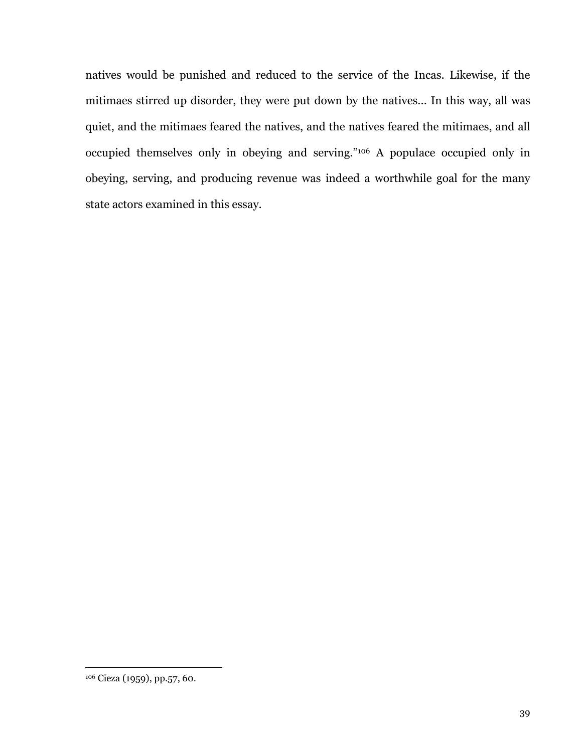natives would be punished and reduced to the service of the Incas. Likewise, if the mitimaes stirred up disorder, they were put down by the natives... In this way, all was quiet, and the mitimaes feared the natives, and the natives feared the mitimaes, and all occupied themselves only in obeying and serving."[106] A populace occupied only in obeying, serving, and producing revenue was indeed a worthwhile goal for the many state actors examined in this essay.

---

[106] Cieza (1959), pp.57, 60.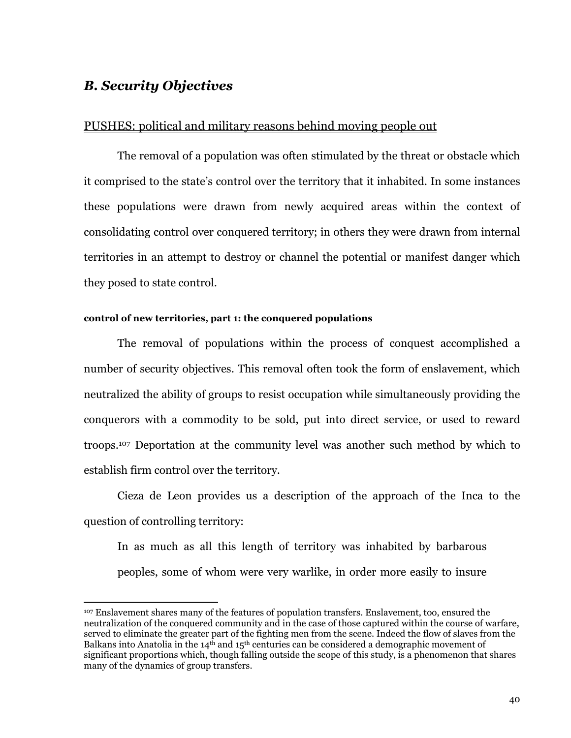## *B. Security Objectives*

PUSHES: political and military reasons behind moving people out

The removal of a population was often stimulated by the threat or obstacle which it comprised to the state's control over the territory that it inhabited. In some instances these populations were drawn from newly acquired areas within the context of consolidating control over conquered territory; in others they were drawn from internal territories in an attempt to destroy or channel the potential or manifest danger which they posed to state control.

#### control of new territories, part 1: the conquered populations

The removal of populations within the process of conquest accomplished a number of security objectives. This removal often took the form of enslavement, which neutralized the ability of groups to resist occupation while simultaneously providing the conquerors with a commodity to be sold, put into direct service, or used to reward troops.[107] Deportation at the community level was another such method by which to establish firm control over the territory.

Cieza de Leon provides us a description of the approach of the Inca to the question of controlling territory:

> In as much as all this length of territory was inhabited by barbarous peoples, some of whom were very warlike, in order more easily to insure

[107] Enslavement shares many of the features of population transfers. Enslavement, too, ensured the neutralization of the conquered community and in the case of those captured within the course of warfare, served to eliminate the greater part of the fighting men from the scene. Indeed the flow of slaves from the Balkans into Anatolia in the 14th and 15th centuries can be considered a demographic movement of significant proportions which, though falling outside the scope of this study, is a phenomenon that shares many of the dynamics of group transfers.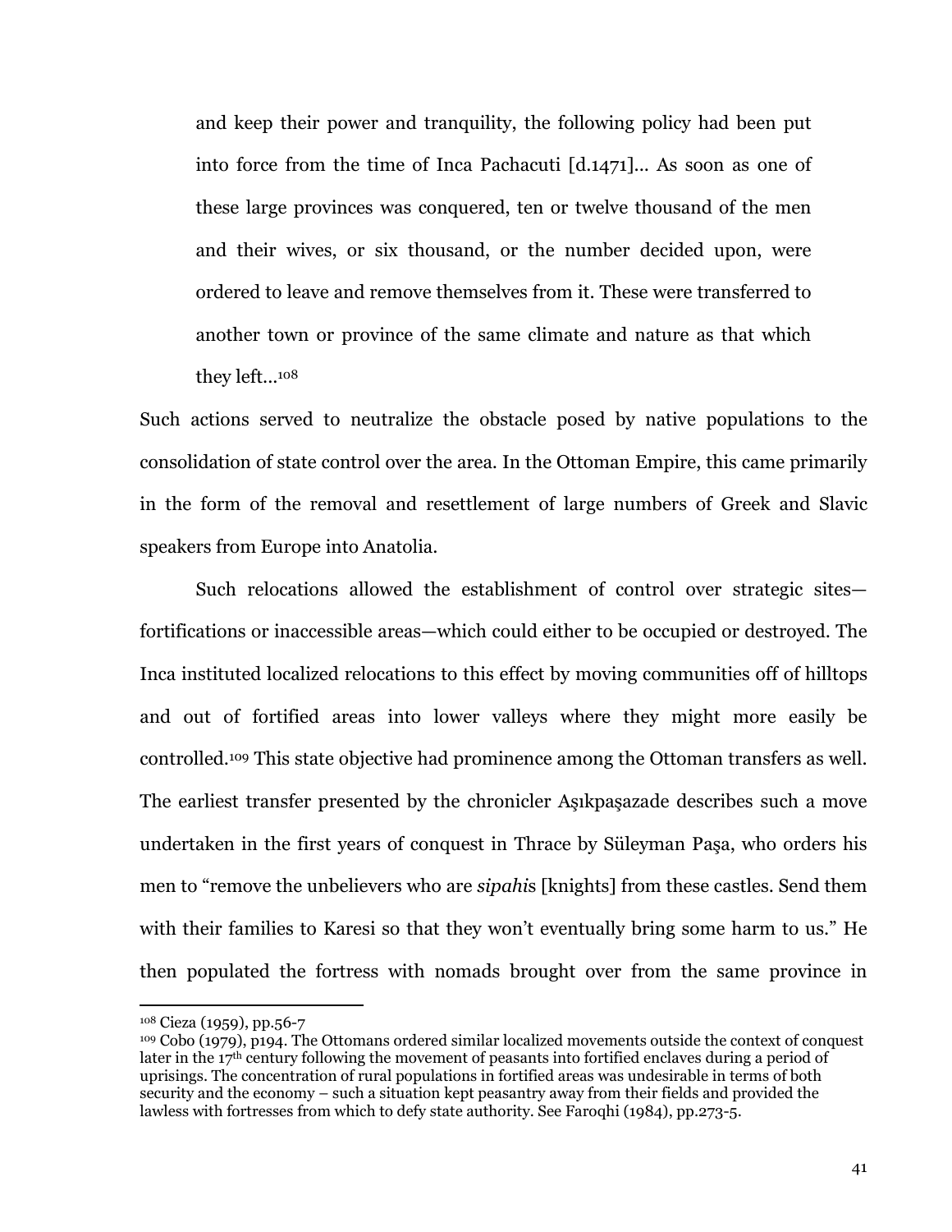> and keep their power and tranquility, the following policy had been put into force from the time of Inca Pachacuti [d.1471]... As soon as one of these large provinces was conquered, ten or twelve thousand of the men and their wives, or six thousand, or the number decided upon, were ordered to leave and remove themselves from it. These were transferred to another town or province of the same climate and nature as that which they left...[108]

Such actions served to neutralize the obstacle posed by native populations to the consolidation of state control over the area. In the Ottoman Empire, this came primarily in the form of the removal and resettlement of large numbers of Greek and Slavic speakers from Europe into Anatolia.

Such relocations allowed the establishment of control over strategic sites—fortifications or inaccessible areas—which could either to be occupied or destroyed. The Inca instituted localized relocations to this effect by moving communities off of hilltops and out of fortified areas into lower valleys where they might more easily be controlled.[109] This state objective had prominence among the Ottoman transfers as well. The earliest transfer presented by the chronicler Aşıkpaşazade describes such a move undertaken in the first years of conquest in Thrace by Süleyman Paşa, who orders his men to "remove the unbelievers who are *sipahi*s [knights] from these castles. Send them with their families to Karesi so that they won't eventually bring some harm to us." He then populated the fortress with nomads brought over from the same province in

---

[108] Cieza (1959), pp.56-7

[109] Cobo (1979), p194. The Ottomans ordered similar localized movements outside the context of conquest later in the 17th century following the movement of peasants into fortified enclaves during a period of uprisings. The concentration of rural populations in fortified areas was undesirable in terms of both security and the economy – such a situation kept peasantry away from their fields and provided the lawless with fortresses from which to defy state authority. See Faroqhi (1984), pp.273-5.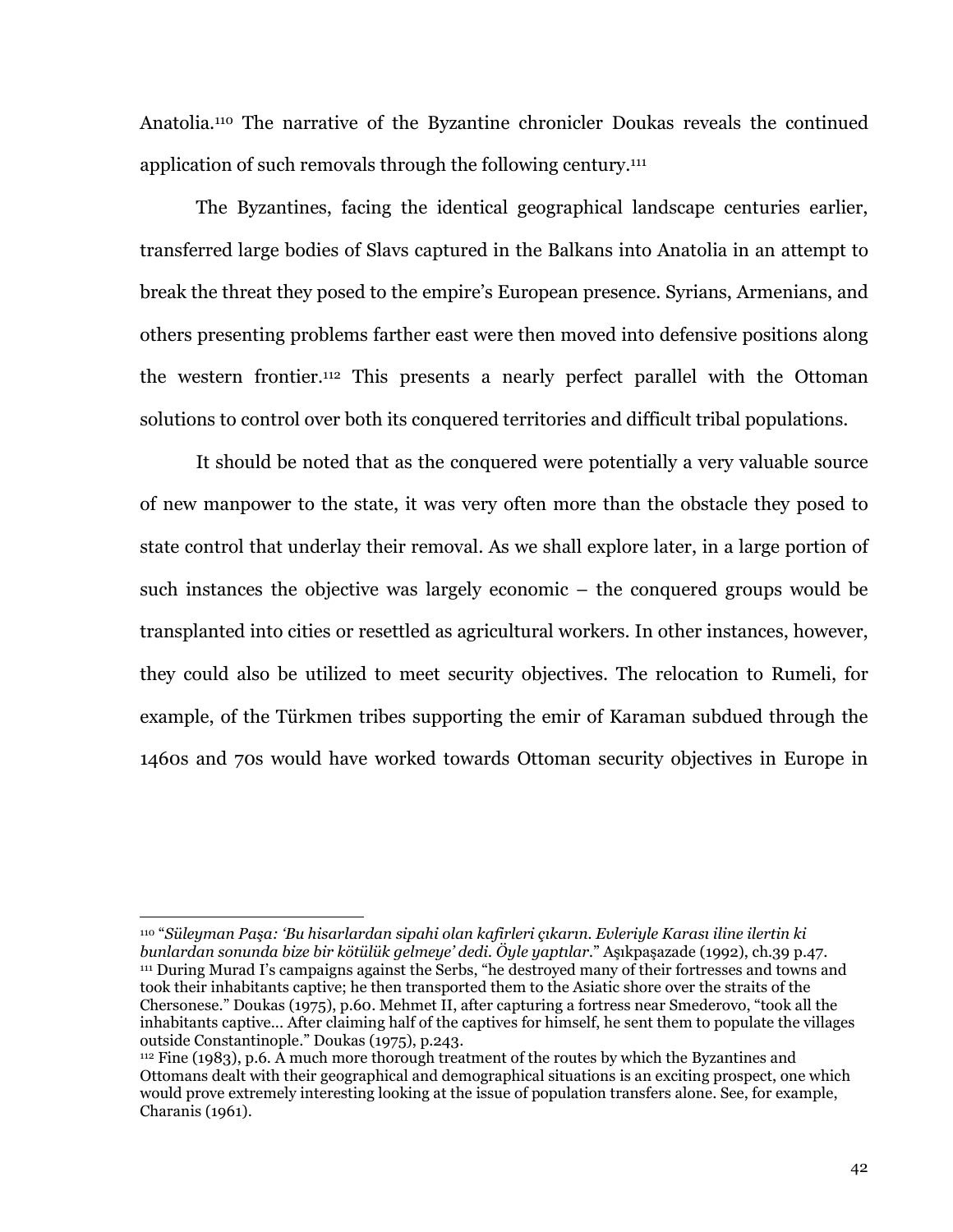Anatolia.[110] The narrative of the Byzantine chronicler Doukas reveals the continued application of such removals through the following century.[111]

The Byzantines, facing the identical geographical landscape centuries earlier, transferred large bodies of Slavs captured in the Balkans into Anatolia in an attempt to break the threat they posed to the empire's European presence. Syrians, Armenians, and others presenting problems farther east were then moved into defensive positions along the western frontier.[112] This presents a nearly perfect parallel with the Ottoman solutions to control over both its conquered territories and difficult tribal populations.

It should be noted that as the conquered were potentially a very valuable source of new manpower to the state, it was very often more than the obstacle they posed to state control that underlay their removal. As we shall explore later, in a large portion of such instances the objective was largely economic – the conquered groups would be transplanted into cities or resettled as agricultural workers. In other instances, however, they could also be utilized to meet security objectives. The relocation to Rumeli, for example, of the Türkmen tribes supporting the emir of Karaman subdued through the 1460s and 70s would have worked towards Ottoman security objectives in Europe in

---

[110] "*Süleyman Paşa: 'Bu hisarlardan sipahi olan kafirleri çıkarın. Evleriyle Karası iline ilertin ki bunlardan sonunda bize bir kötülük gelmeye' dedi. Öyle yaptılar*." Aşıkpaşazade (1992), ch.39 p.47.

[111] During Murad I's campaigns against the Serbs, "he destroyed many of their fortresses and towns and took their inhabitants captive; he then transported them to the Asiatic shore over the straits of the Chersonese." Doukas (1975), p.60. Mehmet II, after capturing a fortress near Smederovo, "took all the inhabitants captive... After claiming half of the captives for himself, he sent them to populate the villages outside Constantinople." Doukas (1975), p.243.

[112] Fine (1983), p.6. A much more thorough treatment of the routes by which the Byzantines and Ottomans dealt with their geographical and demographical situations is an exciting prospect, one which would prove extremely interesting looking at the issue of population transfers alone. See, for example, Charanis (1961).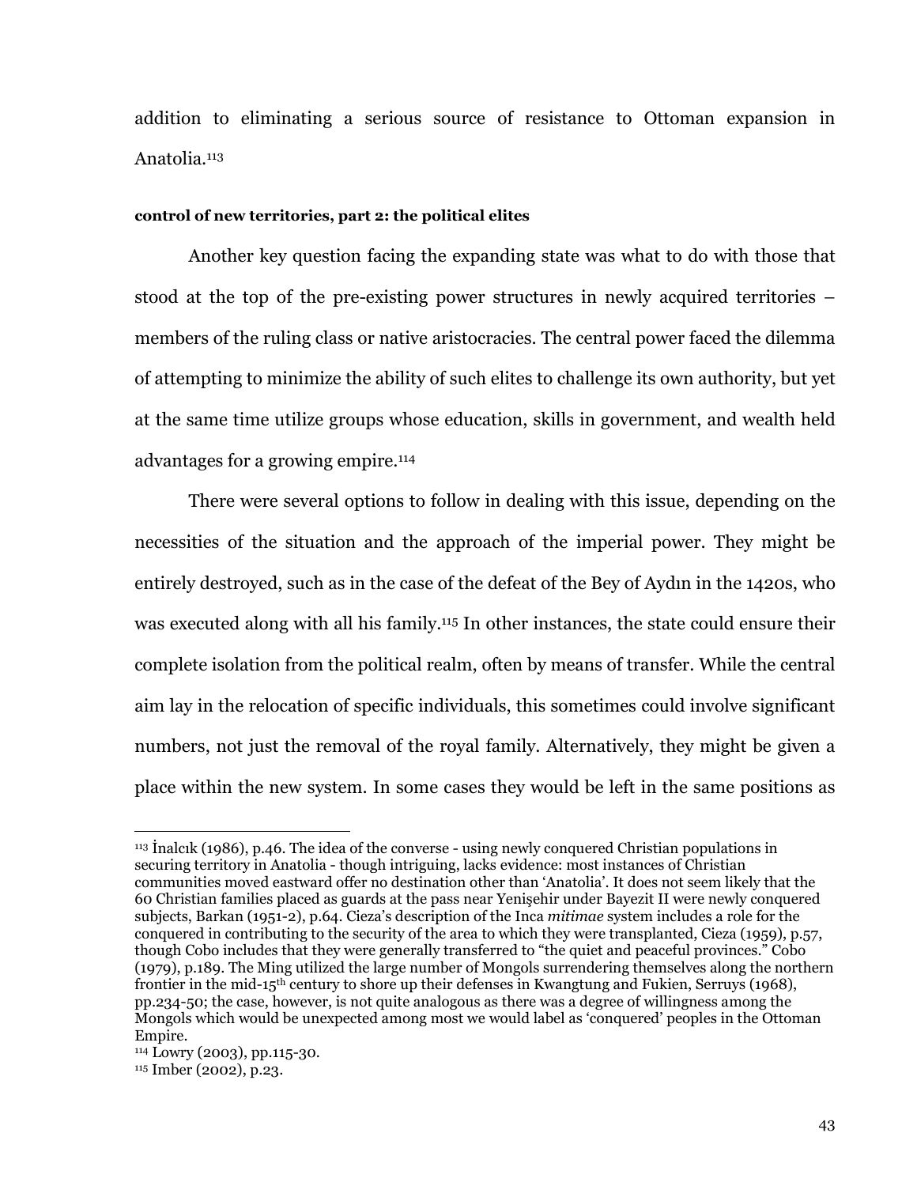addition to eliminating a serious source of resistance to Ottoman expansion in Anatolia.[113]

**control of new territories, part 2: the political elites**

Another key question facing the expanding state was what to do with those that stood at the top of the pre-existing power structures in newly acquired territories – members of the ruling class or native aristocracies. The central power faced the dilemma of attempting to minimize the ability of such elites to challenge its own authority, but yet at the same time utilize groups whose education, skills in government, and wealth held advantages for a growing empire.[114]

There were several options to follow in dealing with this issue, depending on the necessities of the situation and the approach of the imperial power. They might be entirely destroyed, such as in the case of the defeat of the Bey of Aydın in the 1420s, who was executed along with all his family.[115] In other instances, the state could ensure their complete isolation from the political realm, often by means of transfer. While the central aim lay in the relocation of specific individuals, this sometimes could involve significant numbers, not just the removal of the royal family. Alternatively, they might be given a place within the new system. In some cases they would be left in the same positions as

---

[113] İnalcık (1986), p.46. The idea of the converse - using newly conquered Christian populations in securing territory in Anatolia - though intriguing, lacks evidence: most instances of Christian communities moved eastward offer no destination other than 'Anatolia'. It does not seem likely that the 60 Christian families placed as guards at the pass near Yenişehir under Bayezit II were newly conquered subjects, Barkan (1951-2), p.64. Cieza's description of the Inca *mitimae* system includes a role for the conquered in contributing to the security of the area to which they were transplanted, Cieza (1959), p.57, though Cobo includes that they were generally transferred to "the quiet and peaceful provinces." Cobo (1979), p.189. The Ming utilized the large number of Mongols surrendering themselves along the northern frontier in the mid-15th century to shore up their defenses in Kwangtung and Fukien, Serruys (1968), pp.234-50; the case, however, is not quite analogous as there was a degree of willingness among the Mongols which would be unexpected among most we would label as 'conquered' peoples in the Ottoman Empire.

[114] Lowry (2003), pp.115-30.

[115] Imber (2002), p.23.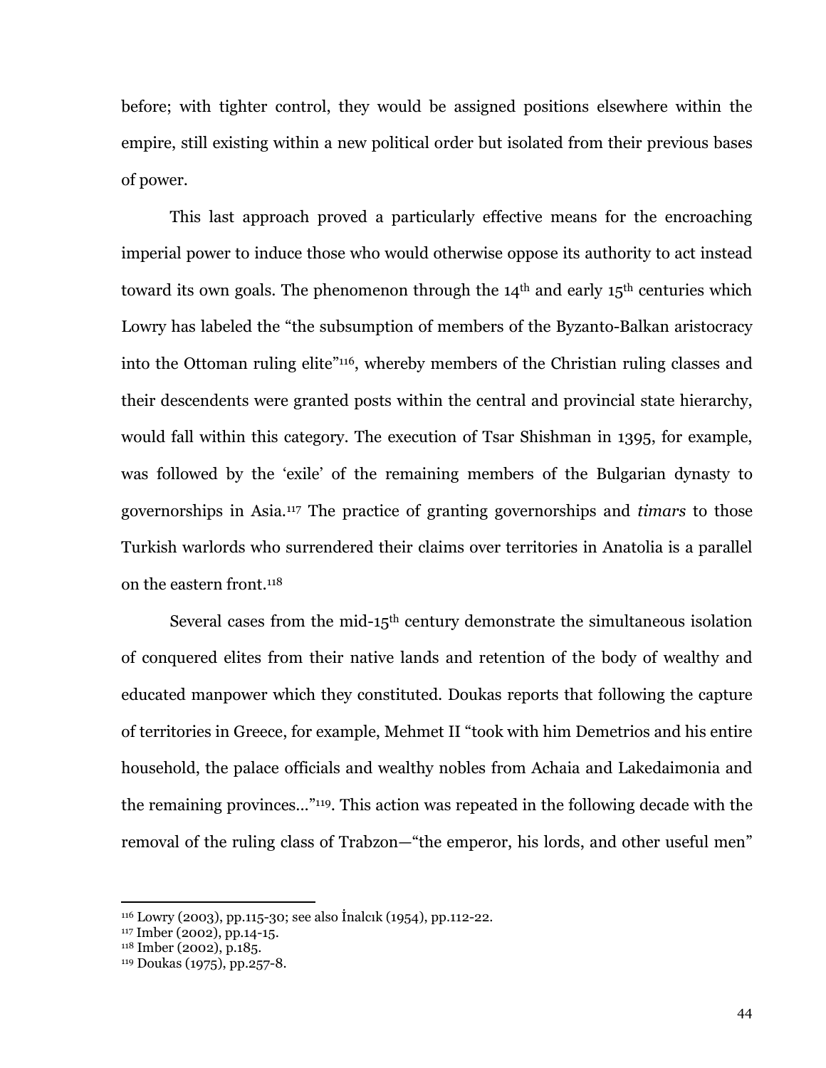before; with tighter control, they would be assigned positions elsewhere within the empire, still existing within a new political order but isolated from their previous bases of power.

This last approach proved a particularly effective means for the encroaching imperial power to induce those who would otherwise oppose its authority to act instead toward its own goals. The phenomenon through the 14th and early 15th centuries which Lowry has labeled the "the subsumption of members of the Byzanto-Balkan aristocracy into the Ottoman ruling elite"[116], whereby members of the Christian ruling classes and their descendents were granted posts within the central and provincial state hierarchy, would fall within this category. The execution of Tsar Shishman in 1395, for example, was followed by the 'exile' of the remaining members of the Bulgarian dynasty to governorships in Asia.[117] The practice of granting governorships and *timars* to those Turkish warlords who surrendered their claims over territories in Anatolia is a parallel on the eastern front.[118]

Several cases from the mid-15th century demonstrate the simultaneous isolation of conquered elites from their native lands and retention of the body of wealthy and educated manpower which they constituted. Doukas reports that following the capture of territories in Greece, for example, Mehmet II "took with him Demetrios and his entire household, the palace officials and wealthy nobles from Achaia and Lakedaimonia and the remaining provinces..."[119]. This action was repeated in the following decade with the removal of the ruling class of Trabzon—"the emperor, his lords, and other useful men"

---

[116] Lowry (2003), pp.115-30; see also İnalcık (1954), pp.112-22.
[117] Imber (2002), pp.14-15.
[118] Imber (2002), p.185.
[119] Doukas (1975), pp.257-8.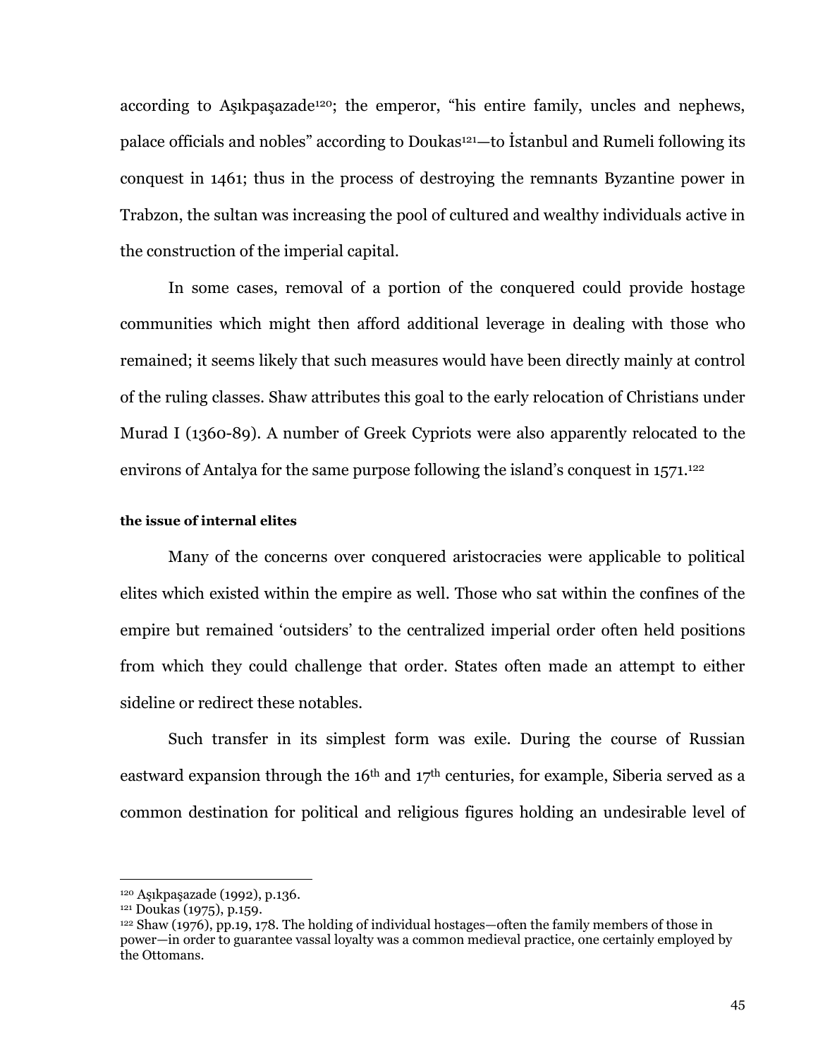according to Aşıkpaşazade[120]; the emperor, "his entire family, uncles and nephews, palace officials and nobles" according to Doukas[121]—to İstanbul and Rumeli following its conquest in 1461; thus in the process of destroying the remnants Byzantine power in Trabzon, the sultan was increasing the pool of cultured and wealthy individuals active in the construction of the imperial capital.

In some cases, removal of a portion of the conquered could provide hostage communities which might then afford additional leverage in dealing with those who remained; it seems likely that such measures would have been directly mainly at control of the ruling classes. Shaw attributes this goal to the early relocation of Christians under Murad I (1360-89). A number of Greek Cypriots were also apparently relocated to the environs of Antalya for the same purpose following the island's conquest in 1571.[122]

#### the issue of internal elites

Many of the concerns over conquered aristocracies were applicable to political elites which existed within the empire as well. Those who sat within the confines of the empire but remained 'outsiders' to the centralized imperial order often held positions from which they could challenge that order. States often made an attempt to either sideline or redirect these notables.

Such transfer in its simplest form was exile. During the course of Russian eastward expansion through the 16th and 17th centuries, for example, Siberia served as a common destination for political and religious figures holding an undesirable level of

---

[120] Aşıkpaşazade (1992), p.136.

[121] Doukas (1975), p.159.

[122] Shaw (1976), pp.19, 178. The holding of individual hostages—often the family members of those in power—in order to guarantee vassal loyalty was a common medieval practice, one certainly employed by the Ottomans.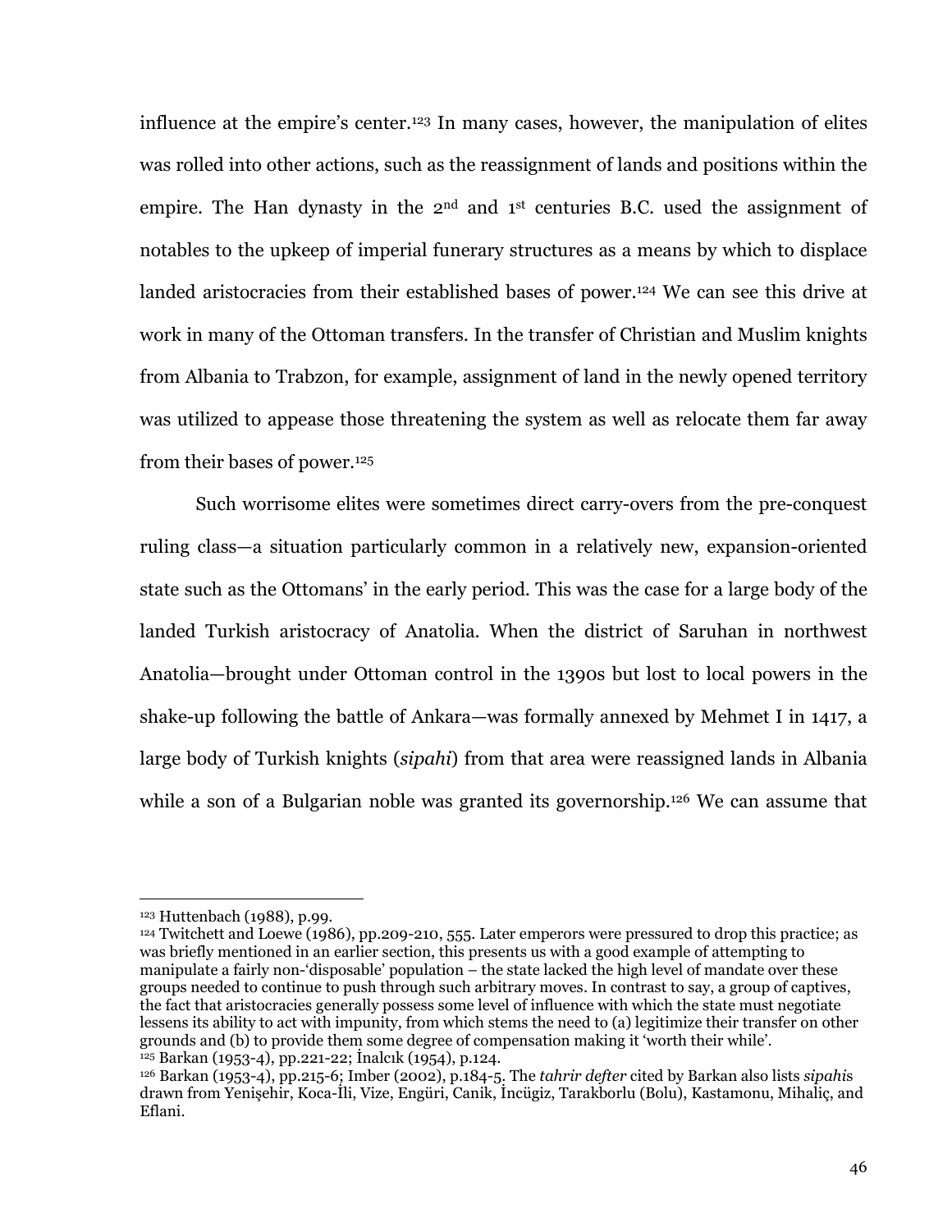influence at the empire's center.[123] In many cases, however, the manipulation of elites was rolled into other actions, such as the reassignment of lands and positions within the empire. The Han dynasty in the 2nd and 1st centuries B.C. used the assignment of notables to the upkeep of imperial funerary structures as a means by which to displace landed aristocracies from their established bases of power.[124] We can see this drive at work in many of the Ottoman transfers. In the transfer of Christian and Muslim knights from Albania to Trabzon, for example, assignment of land in the newly opened territory was utilized to appease those threatening the system as well as relocate them far away from their bases of power.[125]

Such worrisome elites were sometimes direct carry-overs from the pre-conquest ruling class—a situation particularly common in a relatively new, expansion-oriented state such as the Ottomans' in the early period. This was the case for a large body of the landed Turkish aristocracy of Anatolia. When the district of Saruhan in northwest Anatolia—brought under Ottoman control in the 1390s but lost to local powers in the shake-up following the battle of Ankara—was formally annexed by Mehmet I in 1417, a large body of Turkish knights (*sipahi*) from that area were reassigned lands in Albania while a son of a Bulgarian noble was granted its governorship.[126] We can assume that

---

[123] Huttenbach (1988), p.99.

[124] Twitchett and Loewe (1986), pp.209-210, 555. Later emperors were pressured to drop this practice; as was briefly mentioned in an earlier section, this presents us with a good example of attempting to manipulate a fairly non-'disposable' population – the state lacked the high level of mandate over these groups needed to continue to push through such arbitrary moves. In contrast to say, a group of captives, the fact that aristocracies generally possess some level of influence with which the state must negotiate lessens its ability to act with impunity, from which stems the need to (a) legitimize their transfer on other grounds and (b) to provide them some degree of compensation making it 'worth their while'.

[125] Barkan (1953-4), pp.221-22; İnalcık (1954), p.124.

[126] Barkan (1953-4), pp.215-6; Imber (2002), p.184-5. The *tahrir defter* cited by Barkan also lists *sipahi*s drawn from Yenişehir, Koca-İli, Vize, Engüri, Canik, İncügiz, Tarakborlu (Bolu), Kastamonu, Mihaliç, and Eflani.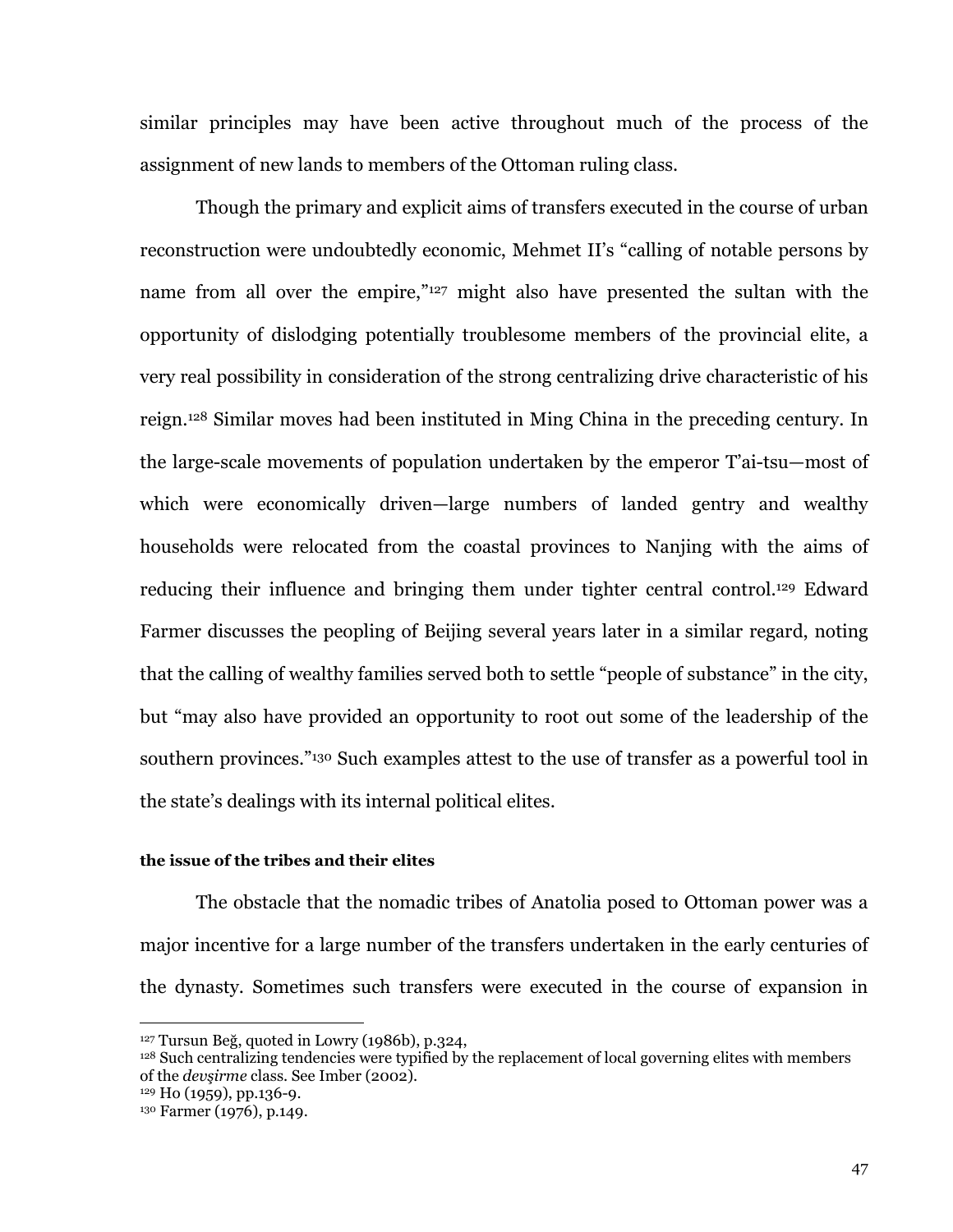similar principles may have been active throughout much of the process of the assignment of new lands to members of the Ottoman ruling class.

Though the primary and explicit aims of transfers executed in the course of urban reconstruction were undoubtedly economic, Mehmet II's "calling of notable persons by name from all over the empire,"[127] might also have presented the sultan with the opportunity of dislodging potentially troublesome members of the provincial elite, a very real possibility in consideration of the strong centralizing drive characteristic of his reign.[128] Similar moves had been instituted in Ming China in the preceding century. In the large-scale movements of population undertaken by the emperor T'ai-tsu—most of which were economically driven—large numbers of landed gentry and wealthy households were relocated from the coastal provinces to Nanjing with the aims of reducing their influence and bringing them under tighter central control.[129] Edward Farmer discusses the peopling of Beijing several years later in a similar regard, noting that the calling of wealthy families served both to settle "people of substance" in the city, but "may also have provided an opportunity to root out some of the leadership of the southern provinces."[130] Such examples attest to the use of transfer as a powerful tool in the state's dealings with its internal political elites.

**the issue of the tribes and their elites**

The obstacle that the nomadic tribes of Anatolia posed to Ottoman power was a major incentive for a large number of the transfers undertaken in the early centuries of the dynasty. Sometimes such transfers were executed in the course of expansion in

---

[127] Tursun Beğ, quoted in Lowry (1986b), p.324,

[128] Such centralizing tendencies were typified by the replacement of local governing elites with members of the *devşirme* class. See Imber (2002).

[129] Ho (1959), pp.136-9.

[130] Farmer (1976), p.149.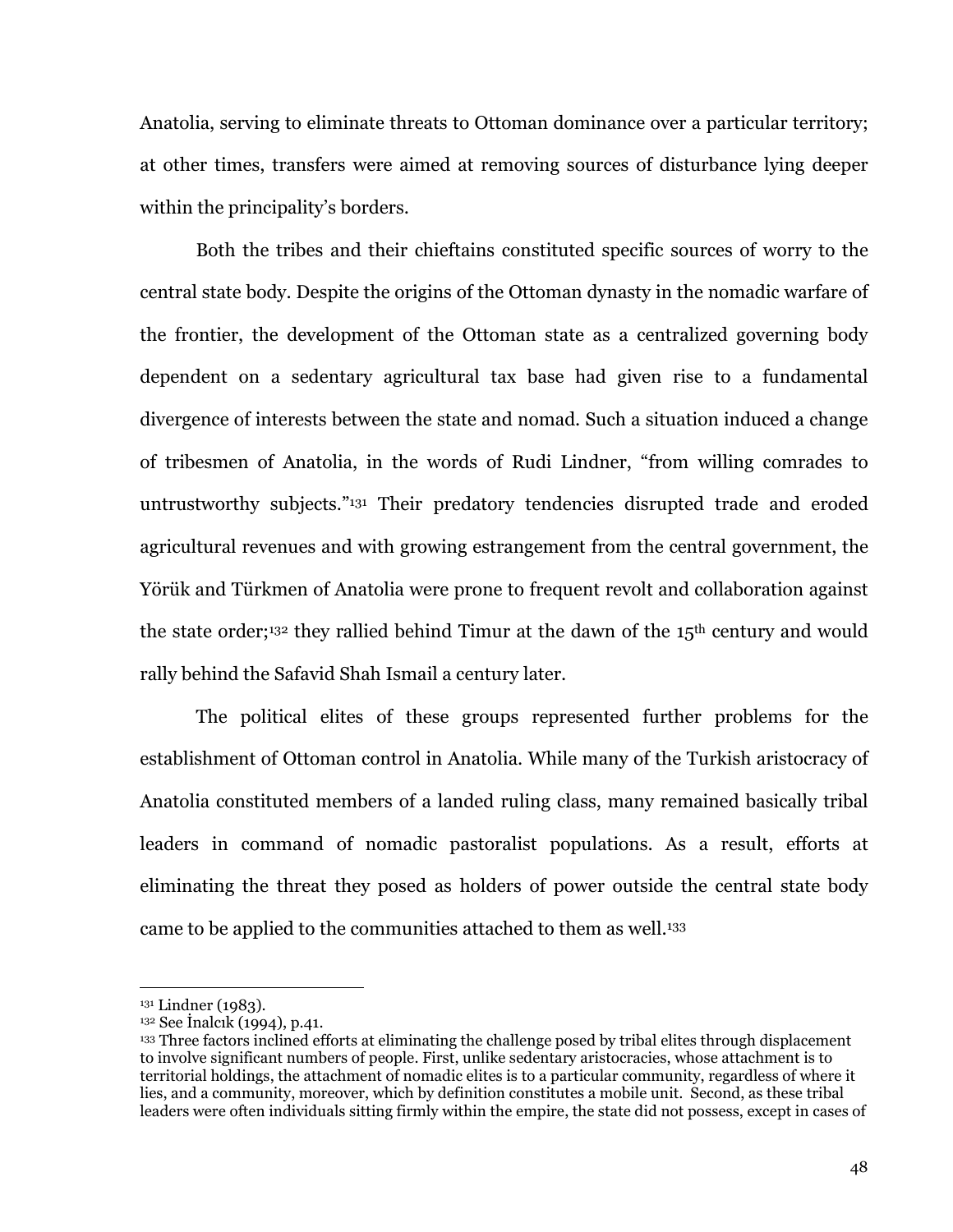Anatolia, serving to eliminate threats to Ottoman dominance over a particular territory; at other times, transfers were aimed at removing sources of disturbance lying deeper within the principality's borders.

Both the tribes and their chieftains constituted specific sources of worry to the central state body. Despite the origins of the Ottoman dynasty in the nomadic warfare of the frontier, the development of the Ottoman state as a centralized governing body dependent on a sedentary agricultural tax base had given rise to a fundamental divergence of interests between the state and nomad. Such a situation induced a change of tribesmen of Anatolia, in the words of Rudi Lindner, "from willing comrades to untrustworthy subjects."[131] Their predatory tendencies disrupted trade and eroded agricultural revenues and with growing estrangement from the central government, the Yörük and Türkmen of Anatolia were prone to frequent revolt and collaboration against the state order;[132] they rallied behind Timur at the dawn of the 15th century and would rally behind the Safavid Shah Ismail a century later.

The political elites of these groups represented further problems for the establishment of Ottoman control in Anatolia. While many of the Turkish aristocracy of Anatolia constituted members of a landed ruling class, many remained basically tribal leaders in command of nomadic pastoralist populations. As a result, efforts at eliminating the threat they posed as holders of power outside the central state body came to be applied to the communities attached to them as well.[133]

---

[131] Lindner (1983).

[132] See İnalcık (1994), p.41.

[133] Three factors inclined efforts at eliminating the challenge posed by tribal elites through displacement to involve significant numbers of people. First, unlike sedentary aristocracies, whose attachment is to territorial holdings, the attachment of nomadic elites is to a particular community, regardless of where it lies, and a community, moreover, which by definition constitutes a mobile unit. Second, as these tribal leaders were often individuals sitting firmly within the empire, the state did not possess, except in cases of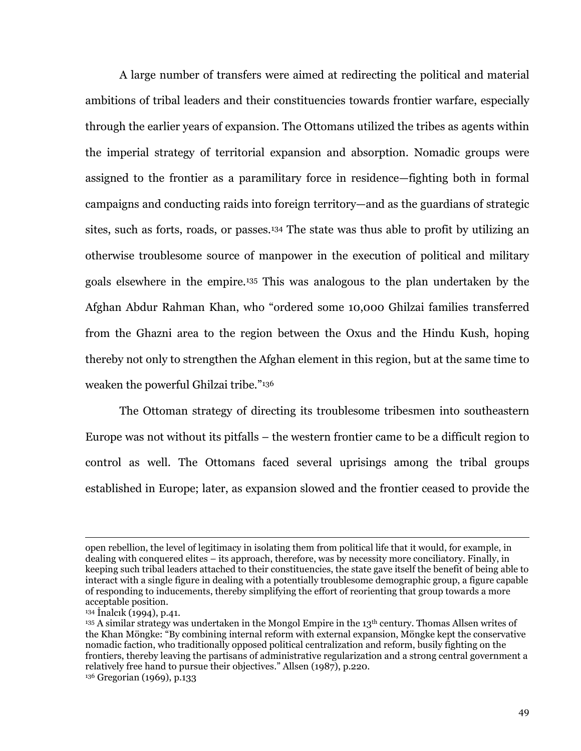A large number of transfers were aimed at redirecting the political and material ambitions of tribal leaders and their constituencies towards frontier warfare, especially through the earlier years of expansion. The Ottomans utilized the tribes as agents within the imperial strategy of territorial expansion and absorption. Nomadic groups were assigned to the frontier as a paramilitary force in residence—fighting both in formal campaigns and conducting raids into foreign territory—and as the guardians of strategic sites, such as forts, roads, or passes.[134] The state was thus able to profit by utilizing an otherwise troublesome source of manpower in the execution of political and military goals elsewhere in the empire.[135] This was analogous to the plan undertaken by the Afghan Abdur Rahman Khan, who "ordered some 10,000 Ghilzai families transferred from the Ghazni area to the region between the Oxus and the Hindu Kush, hoping thereby not only to strengthen the Afghan element in this region, but at the same time to weaken the powerful Ghilzai tribe."[136]

The Ottoman strategy of directing its troublesome tribesmen into southeastern Europe was not without its pitfalls – the western frontier came to be a difficult region to control as well. The Ottomans faced several uprisings among the tribal groups established in Europe; later, as expansion slowed and the frontier ceased to provide the

---

open rebellion, the level of legitimacy in isolating them from political life that it would, for example, in dealing with conquered elites – its approach, therefore, was by necessity more conciliatory. Finally, in keeping such tribal leaders attached to their constituencies, the state gave itself the benefit of being able to interact with a single figure in dealing with a potentially troublesome demographic group, a figure capable of responding to inducements, thereby simplifying the effort of reorienting that group towards a more acceptable position.

[134] İnalcık (1994), p.41.

[135] A similar strategy was undertaken in the Mongol Empire in the 13th century. Thomas Allsen writes of the Khan Möngke: "By combining internal reform with external expansion, Möngke kept the conservative nomadic faction, who traditionally opposed political centralization and reform, busily fighting on the frontiers, thereby leaving the partisans of administrative regularization and a strong central government a relatively free hand to pursue their objectives." Allsen (1987), p.220.

[136] Gregorian (1969), p.133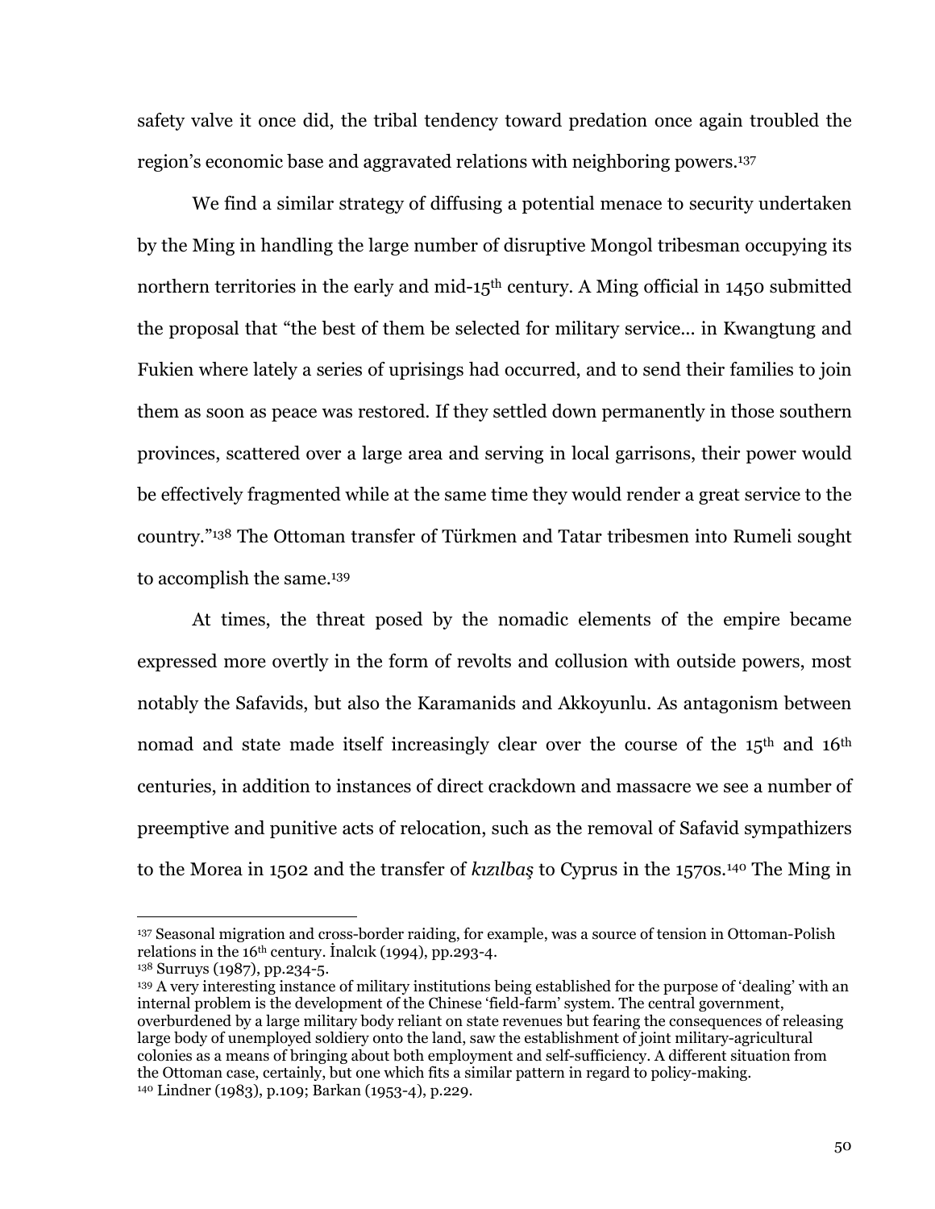safety valve it once did, the tribal tendency toward predation once again troubled the region's economic base and aggravated relations with neighboring powers.[137]

We find a similar strategy of diffusing a potential menace to security undertaken by the Ming in handling the large number of disruptive Mongol tribesman occupying its northern territories in the early and mid-15th century. A Ming official in 1450 submitted the proposal that "the best of them be selected for military service… in Kwangtung and Fukien where lately a series of uprisings had occurred, and to send their families to join them as soon as peace was restored. If they settled down permanently in those southern provinces, scattered over a large area and serving in local garrisons, their power would be effectively fragmented while at the same time they would render a great service to the country."[138] The Ottoman transfer of Türkmen and Tatar tribesmen into Rumeli sought to accomplish the same.[139]

At times, the threat posed by the nomadic elements of the empire became expressed more overtly in the form of revolts and collusion with outside powers, most notably the Safavids, but also the Karamanids and Akkoyunlu. As antagonism between nomad and state made itself increasingly clear over the course of the 15th and 16th centuries, in addition to instances of direct crackdown and massacre we see a number of preemptive and punitive acts of relocation, such as the removal of Safavid sympathizers to the Morea in 1502 and the transfer of *kızılbaş* to Cyprus in the 1570s.[140] The Ming in

---

[137] Seasonal migration and cross-border raiding, for example, was a source of tension in Ottoman-Polish relations in the 16th century. İnalcık (1994), pp.293-4.

[138] Surruys (1987), pp.234-5.

[139] A very interesting instance of military institutions being established for the purpose of 'dealing' with an internal problem is the development of the Chinese 'field-farm' system. The central government, overburdened by a large military body reliant on state revenues but fearing the consequences of releasing large body of unemployed soldiery onto the land, saw the establishment of joint military-agricultural colonies as a means of bringing about both employment and self-sufficiency. A different situation from the Ottoman case, certainly, but one which fits a similar pattern in regard to policy-making.

[140] Lindner (1983), p.109; Barkan (1953-4), p.229.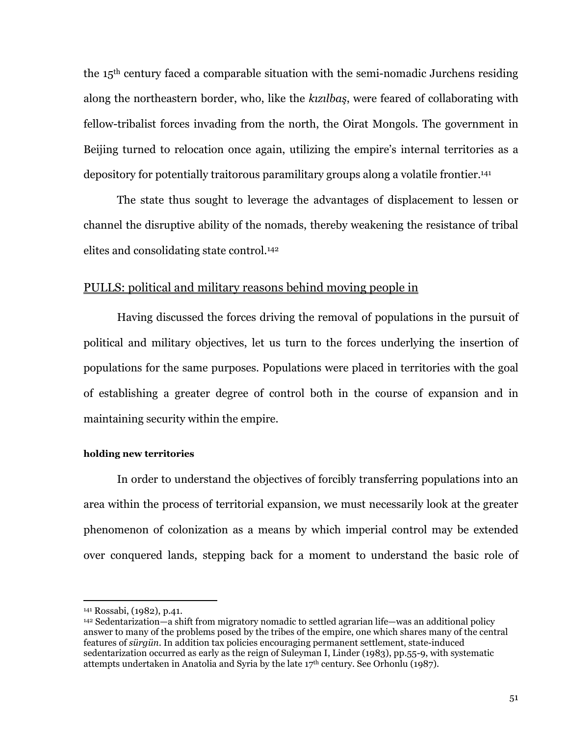the 15th century faced a comparable situation with the semi-nomadic Jurchens residing along the northeastern border, who, like the *kızılbaş*, were feared of collaborating with fellow-tribalist forces invading from the north, the Oirat Mongols. The government in Beijing turned to relocation once again, utilizing the empire's internal territories as a depository for potentially traitorous paramilitary groups along a volatile frontier.[141]

The state thus sought to leverage the advantages of displacement to lessen or channel the disruptive ability of the nomads, thereby weakening the resistance of tribal elites and consolidating state control.[142]

## PULLS: political and military reasons behind moving people in

Having discussed the forces driving the removal of populations in the pursuit of political and military objectives, let us turn to the forces underlying the insertion of populations for the same purposes. Populations were placed in territories with the goal of establishing a greater degree of control both in the course of expansion and in maintaining security within the empire.

#### holding new territories

In order to understand the objectives of forcibly transferring populations into an area within the process of territorial expansion, we must necessarily look at the greater phenomenon of colonization as a means by which imperial control may be extended over conquered lands, stepping back for a moment to understand the basic role of

---

[141] Rossabi, (1982), p.41.

[142] Sedentarization—a shift from migratory nomadic to settled agrarian life—was an additional policy answer to many of the problems posed by the tribes of the empire, one which shares many of the central features of *sürgün*. In addition tax policies encouraging permanent settlement, state-induced sedentarization occurred as early as the reign of Suleyman I, Linder (1983), pp.55-9, with systematic attempts undertaken in Anatolia and Syria by the late 17th century. See Orhonlu (1987).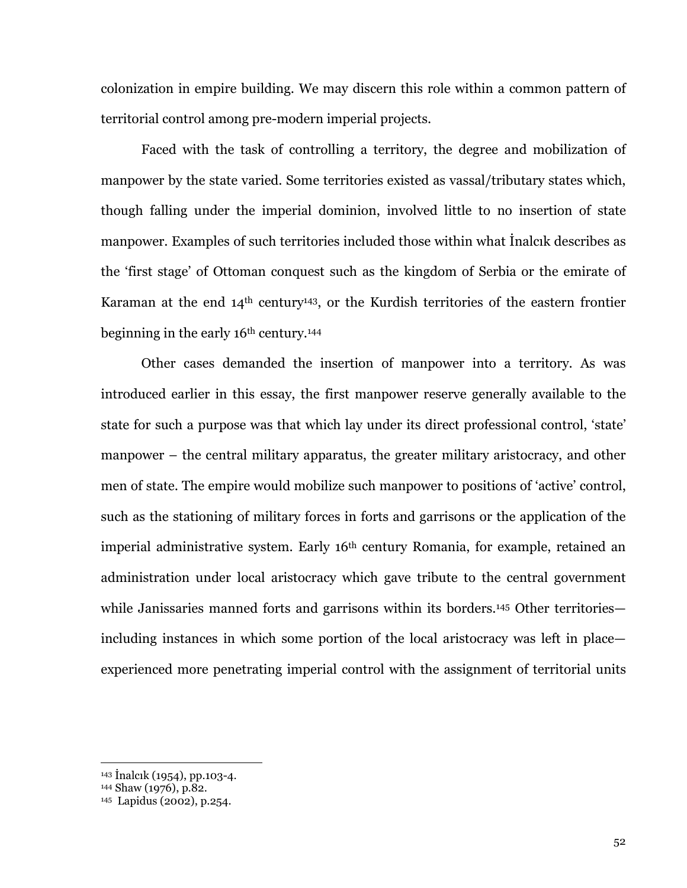colonization in empire building. We may discern this role within a common pattern of territorial control among pre-modern imperial projects.

Faced with the task of controlling a territory, the degree and mobilization of manpower by the state varied. Some territories existed as vassal/tributary states which, though falling under the imperial dominion, involved little to no insertion of state manpower. Examples of such territories included those within what İnalcık describes as the 'first stage' of Ottoman conquest such as the kingdom of Serbia or the emirate of Karaman at the end 14th century[143], or the Kurdish territories of the eastern frontier beginning in the early 16th century.[144]

Other cases demanded the insertion of manpower into a territory. As was introduced earlier in this essay, the first manpower reserve generally available to the state for such a purpose was that which lay under its direct professional control, 'state' manpower – the central military apparatus, the greater military aristocracy, and other men of state. The empire would mobilize such manpower to positions of 'active' control, such as the stationing of military forces in forts and garrisons or the application of the imperial administrative system. Early 16th century Romania, for example, retained an administration under local aristocracy which gave tribute to the central government while Janissaries manned forts and garrisons within its borders.[145] Other territories—including instances in which some portion of the local aristocracy was left in place—experienced more penetrating imperial control with the assignment of territorial units

---

[143] İnalcık (1954), pp.103-4.
[144] Shaw (1976), p.82.
[145] Lapidus (2002), p.254.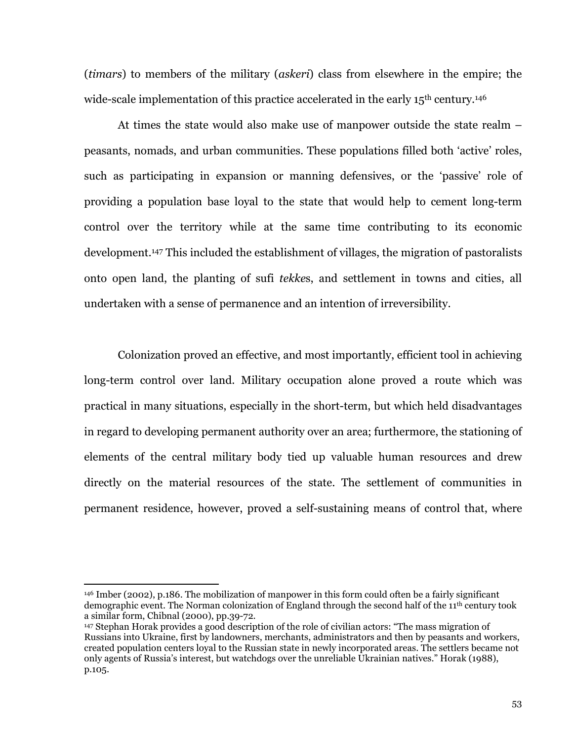(*timars*) to members of the military (*askeri*) class from elsewhere in the empire; the wide-scale implementation of this practice accelerated in the early 15th century.[146]

At times the state would also make use of manpower outside the state realm – peasants, nomads, and urban communities. These populations filled both 'active' roles, such as participating in expansion or manning defensives, or the 'passive' role of providing a population base loyal to the state that would help to cement long-term control over the territory while at the same time contributing to its economic development.[147] This included the establishment of villages, the migration of pastoralists onto open land, the planting of sufi *tekke*s, and settlement in towns and cities, all undertaken with a sense of permanence and an intention of irreversibility.

Colonization proved an effective, and most importantly, efficient tool in achieving long-term control over land. Military occupation alone proved a route which was practical in many situations, especially in the short-term, but which held disadvantages in regard to developing permanent authority over an area; furthermore, the stationing of elements of the central military body tied up valuable human resources and drew directly on the material resources of the state. The settlement of communities in permanent residence, however, proved a self-sustaining means of control that, where

---

[146] Imber (2002), p.186. The mobilization of manpower in this form could often be a fairly significant demographic event. The Norman colonization of England through the second half of the 11th century took a similar form, Chibnal (2000), pp.39-72.

[147] Stephan Horak provides a good description of the role of civilian actors: "The mass migration of Russians into Ukraine, first by landowners, merchants, administrators and then by peasants and workers, created population centers loyal to the Russian state in newly incorporated areas. The settlers became not only agents of Russia's interest, but watchdogs over the unreliable Ukrainian natives." Horak (1988), p.105.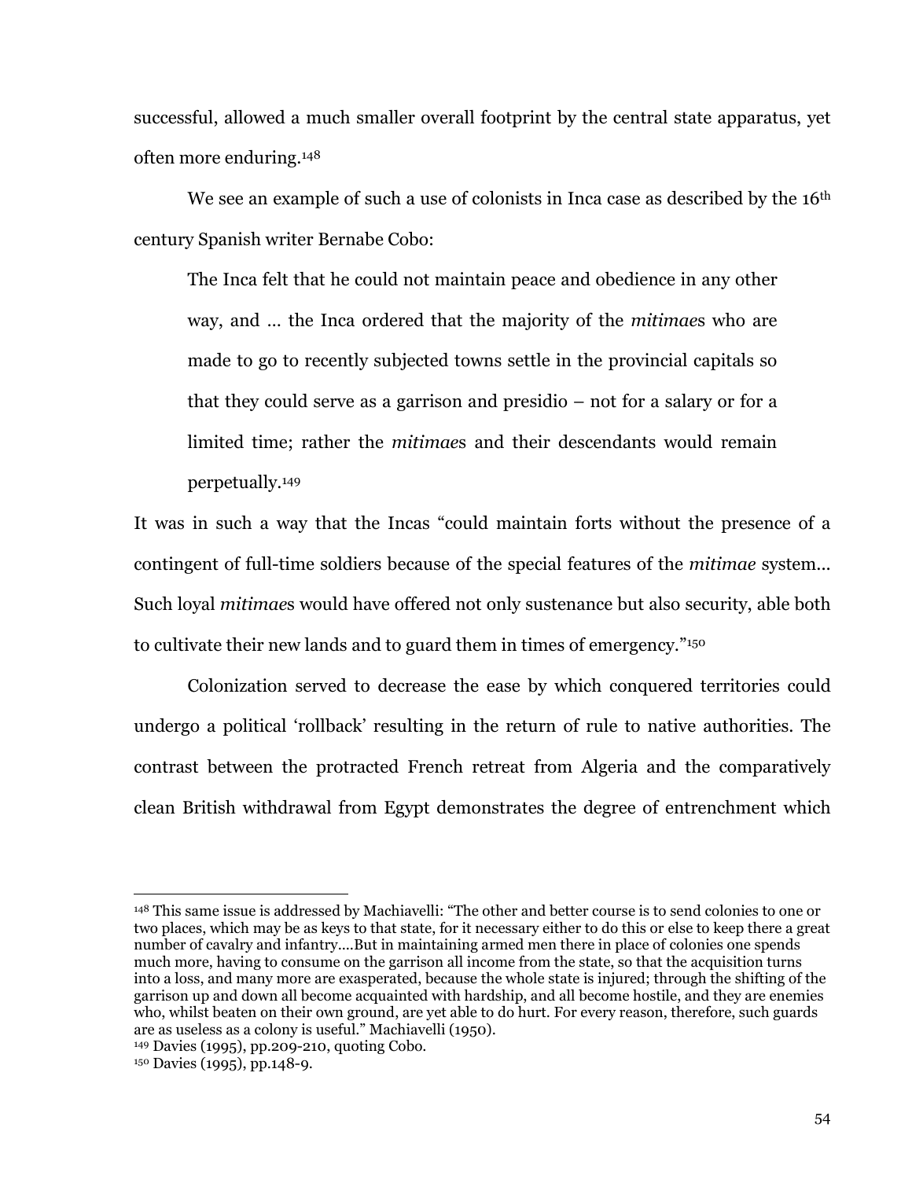successful, allowed a much smaller overall footprint by the central state apparatus, yet often more enduring.[148]

We see an example of such a use of colonists in Inca case as described by the 16th century Spanish writer Bernabe Cobo:

> The Inca felt that he could not maintain peace and obedience in any other way, and … the Inca ordered that the majority of the *mitimae*s who are made to go to recently subjected towns settle in the provincial capitals so that they could serve as a garrison and presidio – not for a salary or for a limited time; rather the *mitimae*s and their descendants would remain perpetually.[149]

It was in such a way that the Incas "could maintain forts without the presence of a contingent of full-time soldiers because of the special features of the *mitimae* system... Such loyal *mitimae*s would have offered not only sustenance but also security, able both to cultivate their new lands and to guard them in times of emergency."[150]

Colonization served to decrease the ease by which conquered territories could undergo a political 'rollback' resulting in the return of rule to native authorities. The contrast between the protracted French retreat from Algeria and the comparatively clean British withdrawal from Egypt demonstrates the degree of entrenchment which

---

[148] This same issue is addressed by Machiavelli: "The other and better course is to send colonies to one or two places, which may be as keys to that state, for it necessary either to do this or else to keep there a great number of cavalry and infantry....But in maintaining armed men there in place of colonies one spends much more, having to consume on the garrison all income from the state, so that the acquisition turns into a loss, and many more are exasperated, because the whole state is injured; through the shifting of the garrison up and down all become acquainted with hardship, and all become hostile, and they are enemies who, whilst beaten on their own ground, are yet able to do hurt. For every reason, therefore, such guards are as useless as a colony is useful." Machiavelli (1950).

[149] Davies (1995), pp.209-210, quoting Cobo.

[150] Davies (1995), pp.148-9.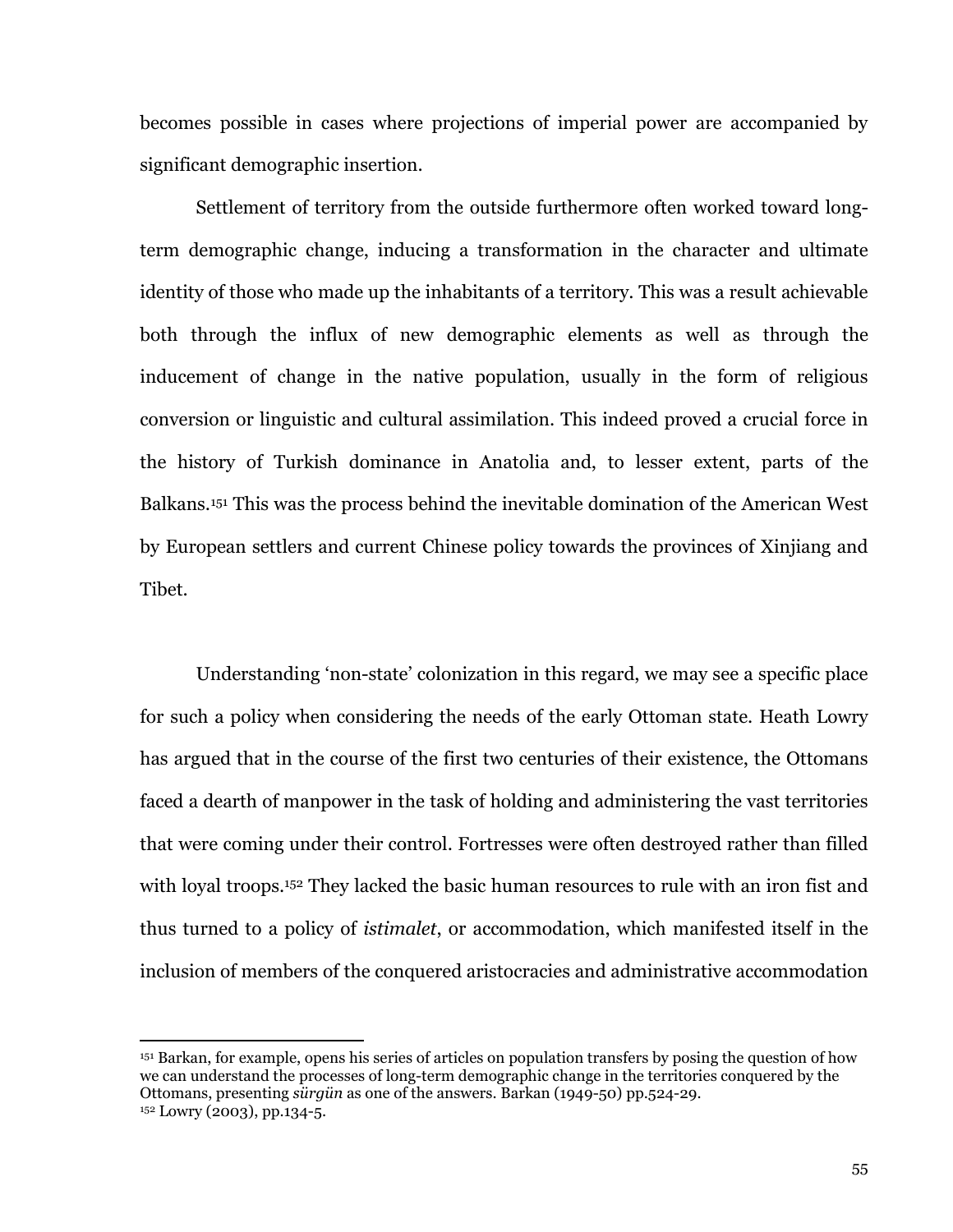becomes possible in cases where projections of imperial power are accompanied by significant demographic insertion.

Settlement of territory from the outside furthermore often worked toward long-term demographic change, inducing a transformation in the character and ultimate identity of those who made up the inhabitants of a territory. This was a result achievable both through the influx of new demographic elements as well as through the inducement of change in the native population, usually in the form of religious conversion or linguistic and cultural assimilation. This indeed proved a crucial force in the history of Turkish dominance in Anatolia and, to lesser extent, parts of the Balkans.[151] This was the process behind the inevitable domination of the American West by European settlers and current Chinese policy towards the provinces of Xinjiang and Tibet.

Understanding 'non-state' colonization in this regard, we may see a specific place for such a policy when considering the needs of the early Ottoman state. Heath Lowry has argued that in the course of the first two centuries of their existence, the Ottomans faced a dearth of manpower in the task of holding and administering the vast territories that were coming under their control. Fortresses were often destroyed rather than filled with loyal troops.[152] They lacked the basic human resources to rule with an iron fist and thus turned to a policy of *istimalet*, or accommodation, which manifested itself in the inclusion of members of the conquered aristocracies and administrative accommodation

---

[151] Barkan, for example, opens his series of articles on population transfers by posing the question of how we can understand the processes of long-term demographic change in the territories conquered by the Ottomans, presenting *sürgün* as one of the answers. Barkan (1949-50) pp.524-29.

[152] Lowry (2003), pp.134-5.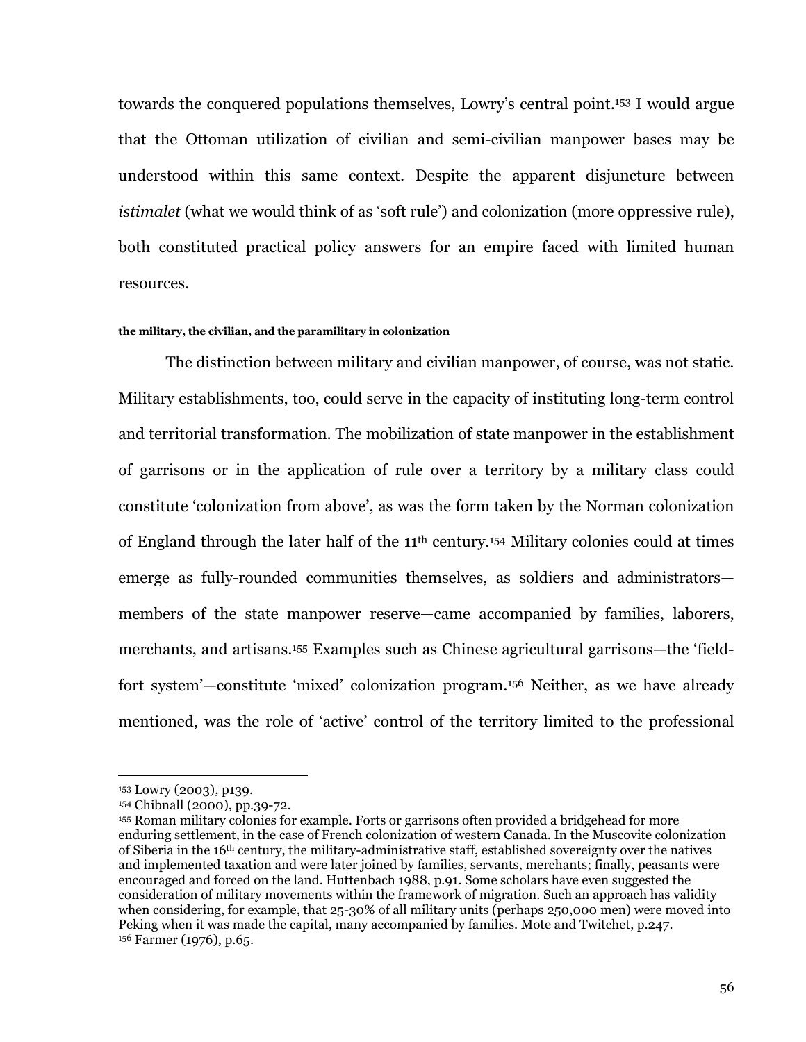towards the conquered populations themselves, Lowry's central point.[153] I would argue that the Ottoman utilization of civilian and semi-civilian manpower bases may be understood within this same context. Despite the apparent disjuncture between *istimalet* (what we would think of as 'soft rule') and colonization (more oppressive rule), both constituted practical policy answers for an empire faced with limited human resources.

#### the military, the civilian, and the paramilitary in colonization

The distinction between military and civilian manpower, of course, was not static. Military establishments, too, could serve in the capacity of instituting long-term control and territorial transformation. The mobilization of state manpower in the establishment of garrisons or in the application of rule over a territory by a military class could constitute 'colonization from above', as was the form taken by the Norman colonization of England through the later half of the 11th century.[154] Military colonies could at times emerge as fully-rounded communities themselves, as soldiers and administrators—members of the state manpower reserve—came accompanied by families, laborers, merchants, and artisans.[155] Examples such as Chinese agricultural garrisons—the 'field-fort system'—constitute 'mixed' colonization program.[156] Neither, as we have already mentioned, was the role of 'active' control of the territory limited to the professional

---

[153] Lowry (2003), p139.

[154] Chibnall (2000), pp.39-72.

[155] Roman military colonies for example. Forts or garrisons often provided a bridgehead for more enduring settlement, in the case of French colonization of western Canada. In the Muscovite colonization of Siberia in the 16th century, the military-administrative staff, established sovereignty over the natives and implemented taxation and were later joined by families, servants, merchants; finally, peasants were encouraged and forced on the land. Huttenbach 1988, p.91. Some scholars have even suggested the consideration of military movements within the framework of migration. Such an approach has validity when considering, for example, that 25-30% of all military units (perhaps 250,000 men) were moved into Peking when it was made the capital, many accompanied by families. Mote and Twitchet, p.247.

[156] Farmer (1976), p.65.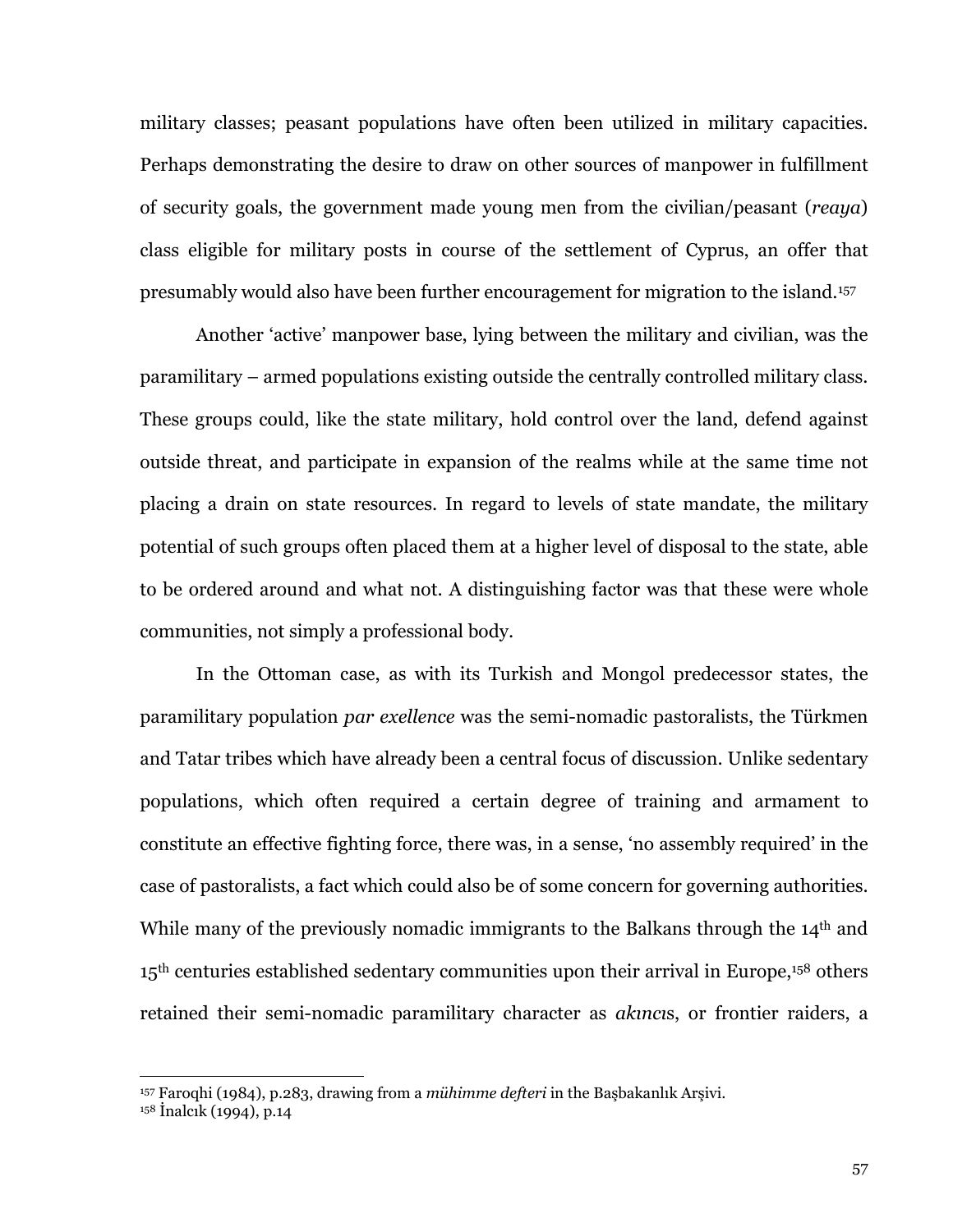military classes; peasant populations have often been utilized in military capacities. Perhaps demonstrating the desire to draw on other sources of manpower in fulfillment of security goals, the government made young men from the civilian/peasant (*reaya*) class eligible for military posts in course of the settlement of Cyprus, an offer that presumably would also have been further encouragement for migration to the island.[157]

Another 'active' manpower base, lying between the military and civilian, was the paramilitary – armed populations existing outside the centrally controlled military class. These groups could, like the state military, hold control over the land, defend against outside threat, and participate in expansion of the realms while at the same time not placing a drain on state resources. In regard to levels of state mandate, the military potential of such groups often placed them at a higher level of disposal to the state, able to be ordered around and what not. A distinguishing factor was that these were whole communities, not simply a professional body.

In the Ottoman case, as with its Turkish and Mongol predecessor states, the paramilitary population *par exellence* was the semi-nomadic pastoralists, the Türkmen and Tatar tribes which have already been a central focus of discussion. Unlike sedentary populations, which often required a certain degree of training and armament to constitute an effective fighting force, there was, in a sense, 'no assembly required' in the case of pastoralists, a fact which could also be of some concern for governing authorities. While many of the previously nomadic immigrants to the Balkans through the 14th and 15th centuries established sedentary communities upon their arrival in Europe,[158] others retained their semi-nomadic paramilitary character as *akıncı*s, or frontier raiders, a

[157] Faroqhi (1984), p.283, drawing from a *mühimme defteri* in the Başbakanlık Arşivi.

[158] İnalcık (1994), p.14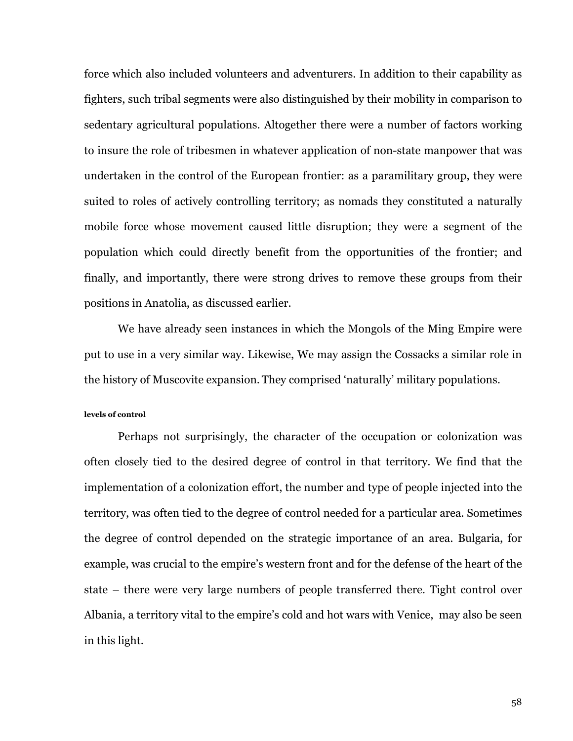force which also included volunteers and adventurers. In addition to their capability as fighters, such tribal segments were also distinguished by their mobility in comparison to sedentary agricultural populations. Altogether there were a number of factors working to insure the role of tribesmen in whatever application of non-state manpower that was undertaken in the control of the European frontier: as a paramilitary group, they were suited to roles of actively controlling territory; as nomads they constituted a naturally mobile force whose movement caused little disruption; they were a segment of the population which could directly benefit from the opportunities of the frontier; and finally, and importantly, there were strong drives to remove these groups from their positions in Anatolia, as discussed earlier.

We have already seen instances in which the Mongols of the Ming Empire were put to use in a very similar way. Likewise, We may assign the Cossacks a similar role in the history of Muscovite expansion. They comprised 'naturally' military populations.

#### levels of control

Perhaps not surprisingly, the character of the occupation or colonization was often closely tied to the desired degree of control in that territory. We find that the implementation of a colonization effort, the number and type of people injected into the territory, was often tied to the degree of control needed for a particular area. Sometimes the degree of control depended on the strategic importance of an area. Bulgaria, for example, was crucial to the empire's western front and for the defense of the heart of the state – there were very large numbers of people transferred there. Tight control over Albania, a territory vital to the empire's cold and hot wars with Venice, may also be seen in this light.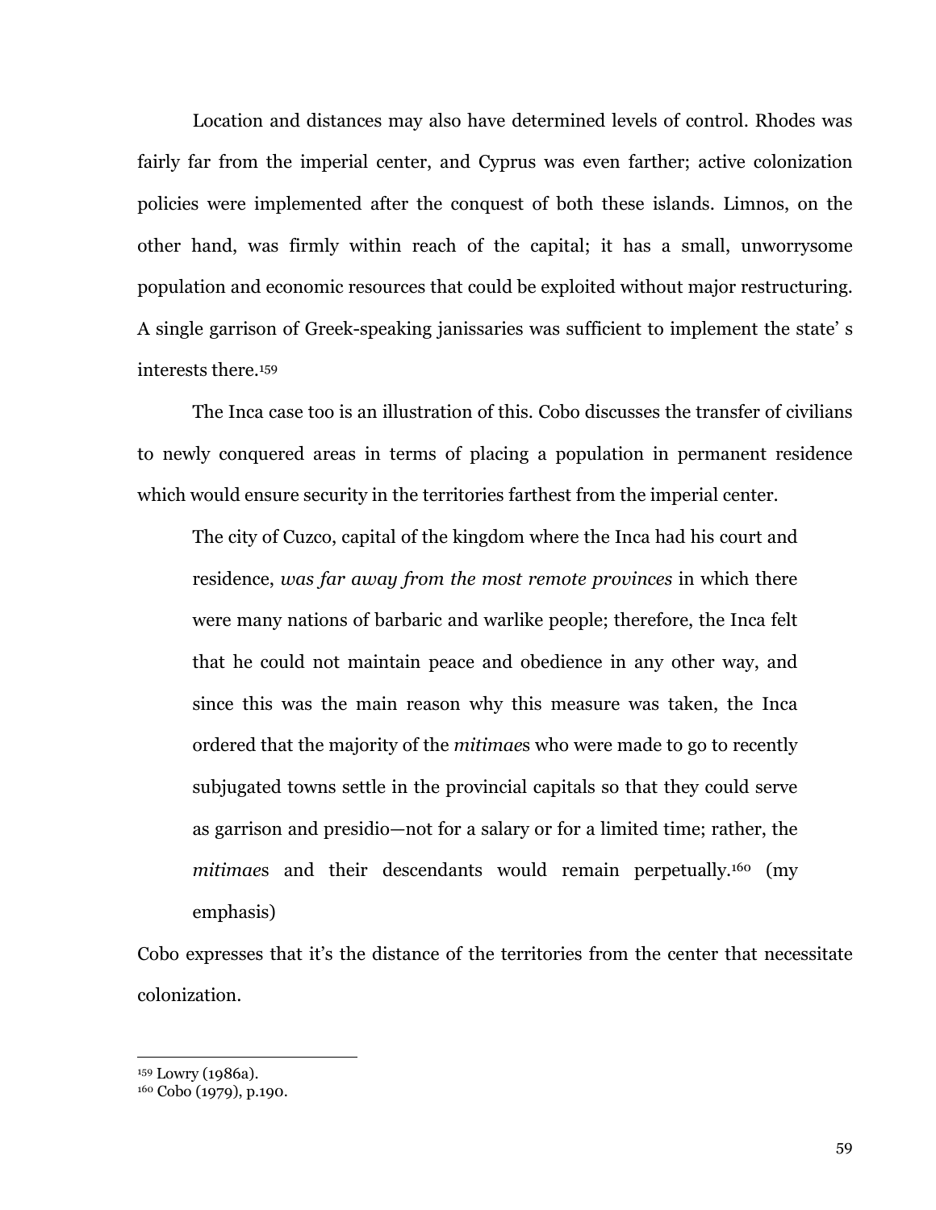Location and distances may also have determined levels of control. Rhodes was fairly far from the imperial center, and Cyprus was even farther; active colonization policies were implemented after the conquest of both these islands. Limnos, on the other hand, was firmly within reach of the capital; it has a small, unworrysome population and economic resources that could be exploited without major restructuring. A single garrison of Greek-speaking janissaries was sufficient to implement the state' s interests there.[159]

The Inca case too is an illustration of this. Cobo discusses the transfer of civilians to newly conquered areas in terms of placing a population in permanent residence which would ensure security in the territories farthest from the imperial center.

> The city of Cuzco, capital of the kingdom where the Inca had his court and residence, *was far away from the most remote provinces* in which there were many nations of barbaric and warlike people; therefore, the Inca felt that he could not maintain peace and obedience in any other way, and since this was the main reason why this measure was taken, the Inca ordered that the majority of the *mitimae*s who were made to go to recently subjugated towns settle in the provincial capitals so that they could serve as garrison and presidio—not for a salary or for a limited time; rather, the *mitimae*s and their descendants would remain perpetually.[160] (my emphasis)

Cobo expresses that it's the distance of the territories from the center that necessitate colonization.

---

[159] Lowry (1986a).

[160] Cobo (1979), p.190.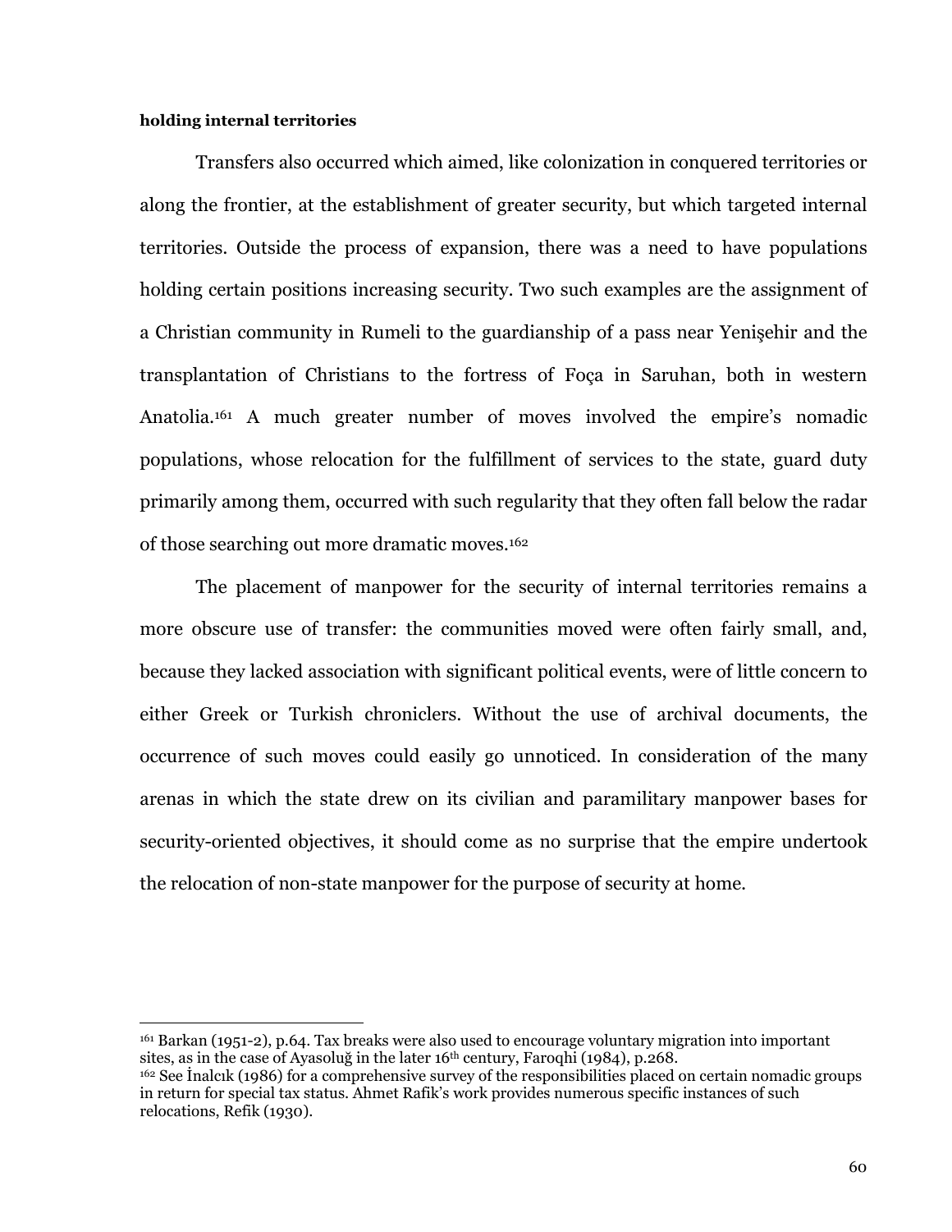**holding internal territories**

Transfers also occurred which aimed, like colonization in conquered territories or along the frontier, at the establishment of greater security, but which targeted internal territories. Outside the process of expansion, there was a need to have populations holding certain positions increasing security. Two such examples are the assignment of a Christian community in Rumeli to the guardianship of a pass near Yenişehir and the transplantation of Christians to the fortress of Foça in Saruhan, both in western Anatolia.[161] A much greater number of moves involved the empire's nomadic populations, whose relocation for the fulfillment of services to the state, guard duty primarily among them, occurred with such regularity that they often fall below the radar of those searching out more dramatic moves.[162]

The placement of manpower for the security of internal territories remains a more obscure use of transfer: the communities moved were often fairly small, and, because they lacked association with significant political events, were of little concern to either Greek or Turkish chroniclers. Without the use of archival documents, the occurrence of such moves could easily go unnoticed. In consideration of the many arenas in which the state drew on its civilian and paramilitary manpower bases for security-oriented objectives, it should come as no surprise that the empire undertook the relocation of non-state manpower for the purpose of security at home.

---

[161] Barkan (1951-2), p.64. Tax breaks were also used to encourage voluntary migration into important sites, as in the case of Ayasoluğ in the later 16th century, Faroqhi (1984), p.268.

[162] See İnalcık (1986) for a comprehensive survey of the responsibilities placed on certain nomadic groups in return for special tax status. Ahmet Rafik's work provides numerous specific instances of such relocations, Refik (1930).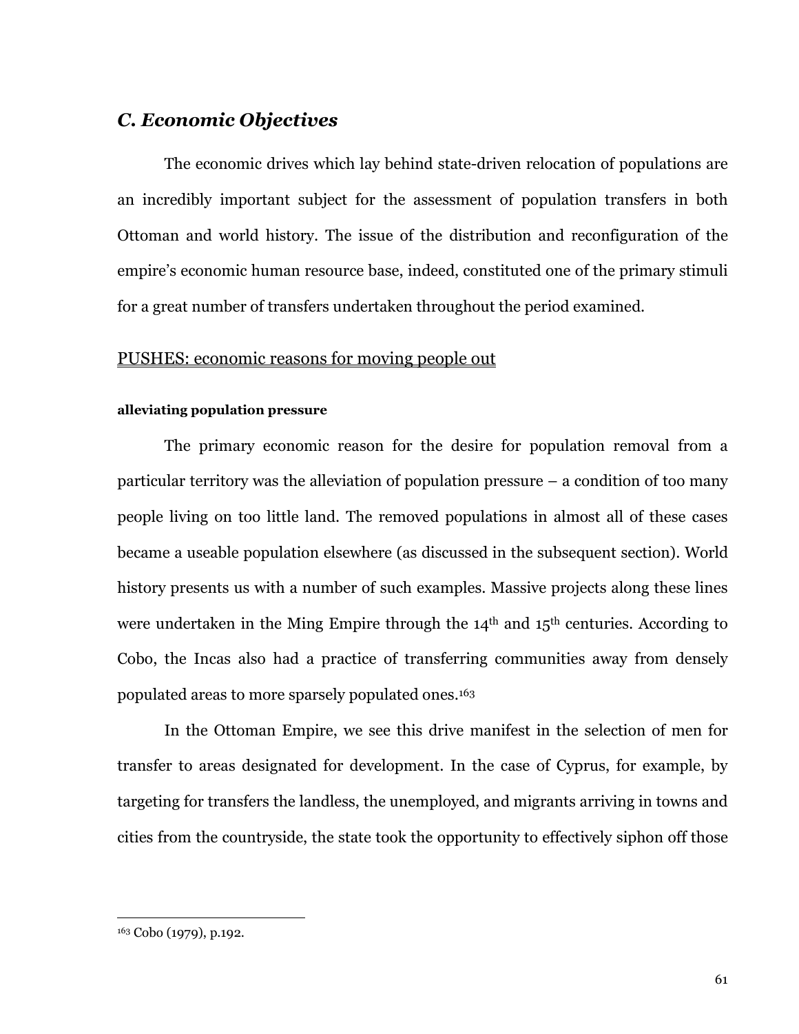## *C. Economic Objectives*

The economic drives which lay behind state-driven relocation of populations are an incredibly important subject for the assessment of population transfers in both Ottoman and world history. The issue of the distribution and reconfiguration of the empire's economic human resource base, indeed, constituted one of the primary stimuli for a great number of transfers undertaken throughout the period examined.

<u>PUSHES: economic reasons for moving people out</u>

**alleviating population pressure**

The primary economic reason for the desire for population removal from a particular territory was the alleviation of population pressure – a condition of too many people living on too little land. The removed populations in almost all of these cases became a useable population elsewhere (as discussed in the subsequent section). World history presents us with a number of such examples. Massive projects along these lines were undertaken in the Ming Empire through the 14th and 15th centuries. According to Cobo, the Incas also had a practice of transferring communities away from densely populated areas to more sparsely populated ones.[163]

In the Ottoman Empire, we see this drive manifest in the selection of men for transfer to areas designated for development. In the case of Cyprus, for example, by targeting for transfers the landless, the unemployed, and migrants arriving in towns and cities from the countryside, the state took the opportunity to effectively siphon off those

[163] Cobo (1979), p.192.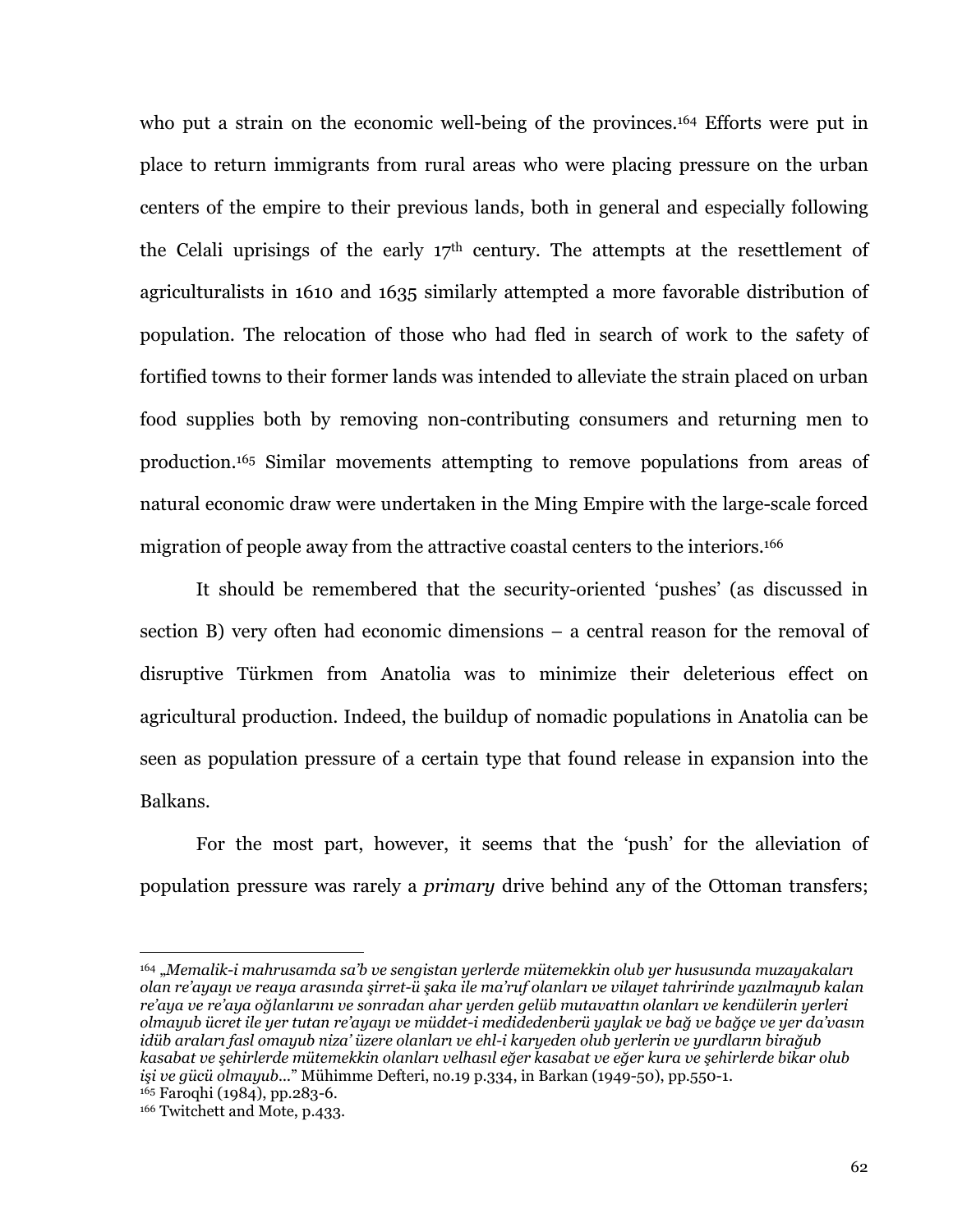who put a strain on the economic well-being of the provinces.[164] Efforts were put in place to return immigrants from rural areas who were placing pressure on the urban centers of the empire to their previous lands, both in general and especially following the Celali uprisings of the early 17th century. The attempts at the resettlement of agriculturalists in 1610 and 1635 similarly attempted a more favorable distribution of population. The relocation of those who had fled in search of work to the safety of fortified towns to their former lands was intended to alleviate the strain placed on urban food supplies both by removing non-contributing consumers and returning men to production.[165] Similar movements attempting to remove populations from areas of natural economic draw were undertaken in the Ming Empire with the large-scale forced migration of people away from the attractive coastal centers to the interiors.[166]

It should be remembered that the security-oriented 'pushes' (as discussed in section B) very often had economic dimensions – a central reason for the removal of disruptive Türkmen from Anatolia was to minimize their deleterious effect on agricultural production. Indeed, the buildup of nomadic populations in Anatolia can be seen as population pressure of a certain type that found release in expansion into the Balkans.

For the most part, however, it seems that the 'push' for the alleviation of population pressure was rarely a *primary* drive behind any of the Ottoman transfers;

---

[164] „*Memalik-i mahrusamda sa'b ve sengistan yerlerde mütemekkin olub yer hususunda muzayakaları olan re'ayayı ve reaya arasında şirret-ü şaka ile ma'ruf olanları ve vilayet tahririnde yazılmayub kalan re'aya ve re'aya oğlanlarını ve sonradan ahar yerden gelüb mutavattın olanları ve kendülerin yerleri olmayub ücret ile yer tutan re'ayayı ve müddet-i medidedenberü yaylak ve bağ ve bağçe ve yer da'vasın idüb araları fasl omayub niza' üzere olanları ve ehl-i karyeden olub yerlerin ve yurdların birağub kasabat ve şehirlerde mütemekkin olanları velhasıl eğer kasabat ve eğer kura ve şehirlerde bikar olub işi ve gücü olmayub...*" Mühimme Defteri, no.19 p.334, in Barkan (1949-50), pp.550-1.

[165] Faroqhi (1984), pp.283-6.

[166] Twitchett and Mote, p.433.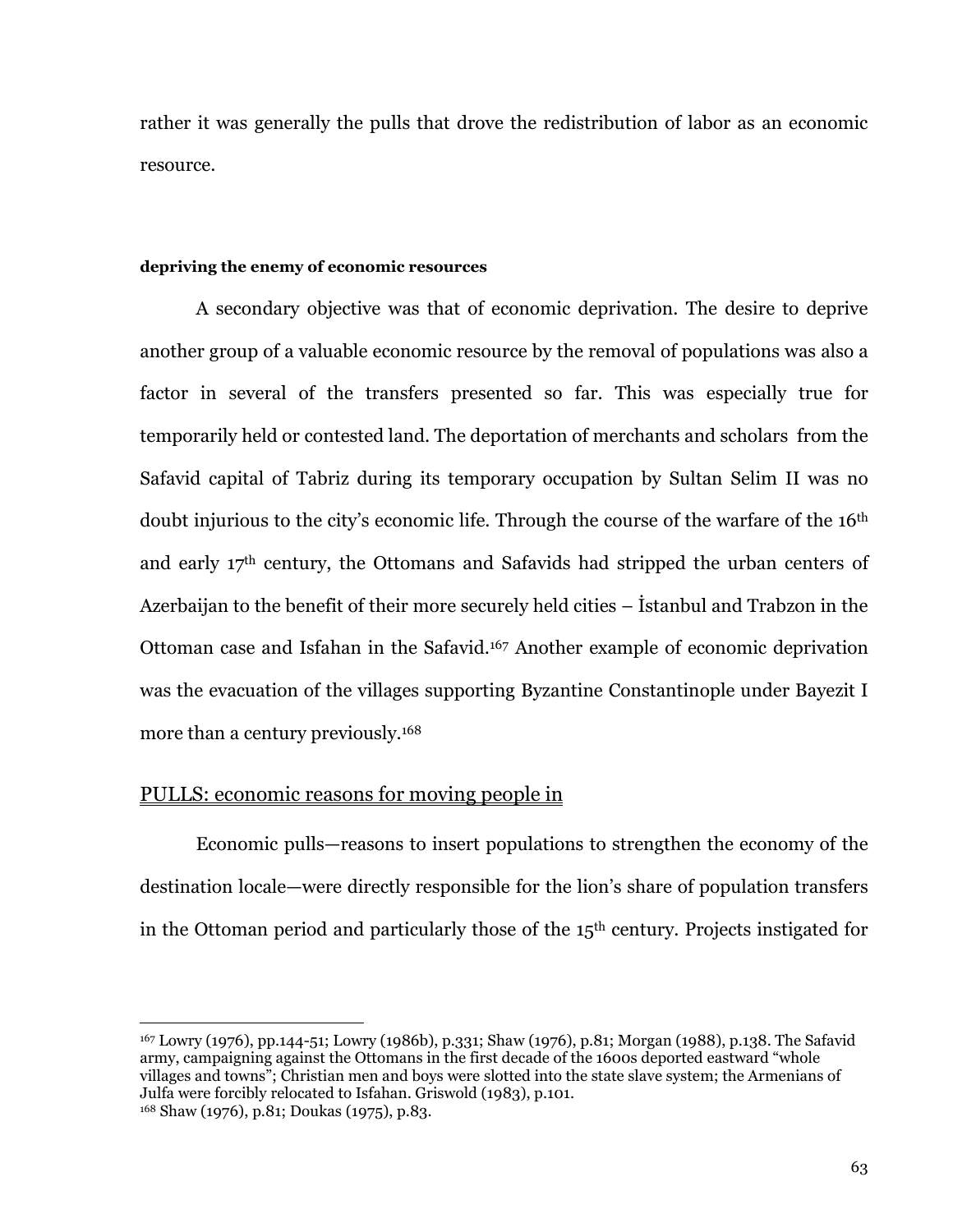rather it was generally the pulls that drove the redistribution of labor as an economic resource.

#### depriving the enemy of economic resources

A secondary objective was that of economic deprivation. The desire to deprive another group of a valuable economic resource by the removal of populations was also a factor in several of the transfers presented so far. This was especially true for temporarily held or contested land. The deportation of merchants and scholars from the Safavid capital of Tabriz during its temporary occupation by Sultan Selim II was no doubt injurious to the city's economic life. Through the course of the warfare of the 16th and early 17th century, the Ottomans and Safavids had stripped the urban centers of Azerbaijan to the benefit of their more securely held cities – İstanbul and Trabzon in the Ottoman case and Isfahan in the Safavid.[167] Another example of economic deprivation was the evacuation of the villages supporting Byzantine Constantinople under Bayezit I more than a century previously.[168]

## PULLS: economic reasons for moving people in

Economic pulls—reasons to insert populations to strengthen the economy of the destination locale—were directly responsible for the lion's share of population transfers in the Ottoman period and particularly those of the 15th century. Projects instigated for

---

[167] Lowry (1976), pp.144-51; Lowry (1986b), p.331; Shaw (1976), p.81; Morgan (1988), p.138. The Safavid army, campaigning against the Ottomans in the first decade of the 1600s deported eastward "whole villages and towns"; Christian men and boys were slotted into the state slave system; the Armenians of Julfa were forcibly relocated to Isfahan. Griswold (1983), p.101.

[168] Shaw (1976), p.81; Doukas (1975), p.83.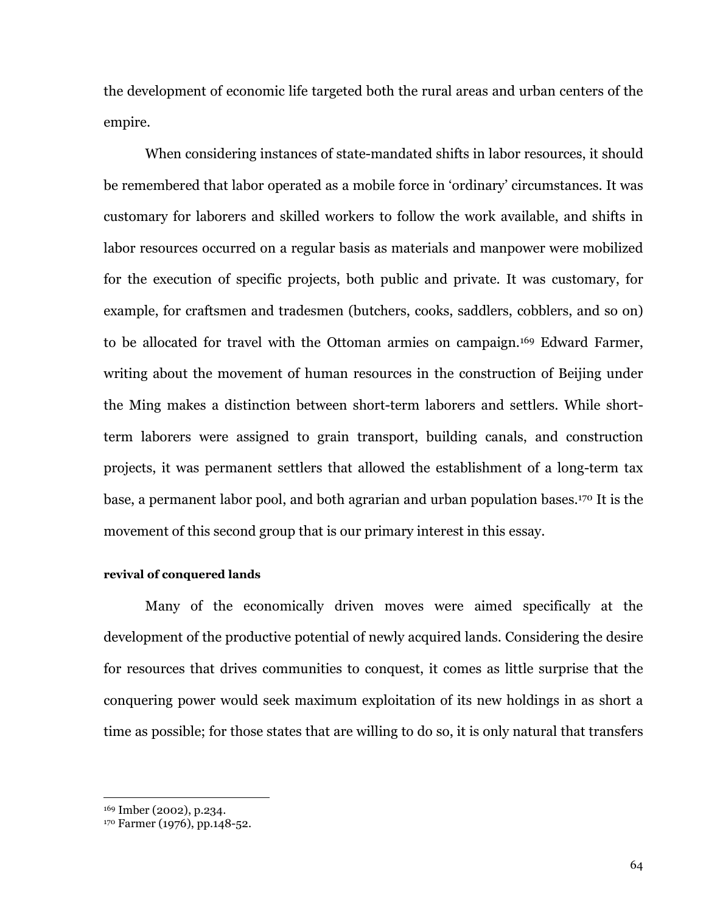the development of economic life targeted both the rural areas and urban centers of the empire.

When considering instances of state-mandated shifts in labor resources, it should be remembered that labor operated as a mobile force in 'ordinary' circumstances. It was customary for laborers and skilled workers to follow the work available, and shifts in labor resources occurred on a regular basis as materials and manpower were mobilized for the execution of specific projects, both public and private. It was customary, for example, for craftsmen and tradesmen (butchers, cooks, saddlers, cobblers, and so on) to be allocated for travel with the Ottoman armies on campaign.[169] Edward Farmer, writing about the movement of human resources in the construction of Beijing under the Ming makes a distinction between short-term laborers and settlers. While short-term laborers were assigned to grain transport, building canals, and construction projects, it was permanent settlers that allowed the establishment of a long-term tax base, a permanent labor pool, and both agrarian and urban population bases.[170] It is the movement of this second group that is our primary interest in this essay.

**revival of conquered lands**

Many of the economically driven moves were aimed specifically at the development of the productive potential of newly acquired lands. Considering the desire for resources that drives communities to conquest, it comes as little surprise that the conquering power would seek maximum exploitation of its new holdings in as short a time as possible; for those states that are willing to do so, it is only natural that transfers

[169] Imber (2002), p.234.
[170] Farmer (1976), pp.148-52.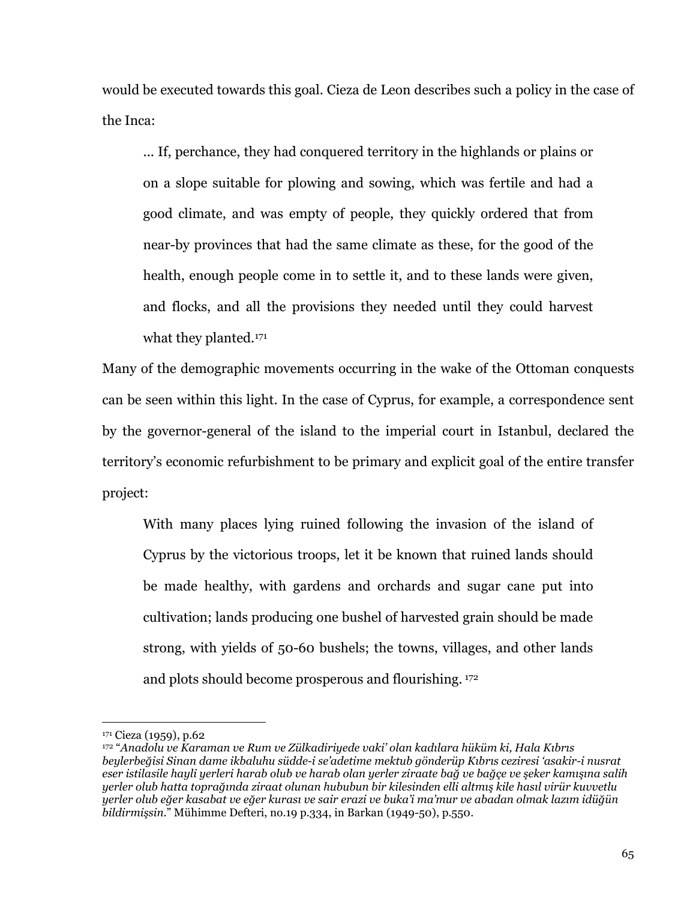would be executed towards this goal. Cieza de Leon describes such a policy in the case of the Inca:

> ... If, perchance, they had conquered territory in the highlands or plains or on a slope suitable for plowing and sowing, which was fertile and had a good climate, and was empty of people, they quickly ordered that from near-by provinces that had the same climate as these, for the good of the health, enough people come in to settle it, and to these lands were given, and flocks, and all the provisions they needed until they could harvest what they planted.[171]

Many of the demographic movements occurring in the wake of the Ottoman conquests can be seen within this light. In the case of Cyprus, for example, a correspondence sent by the governor-general of the island to the imperial court in Istanbul, declared the territory's economic refurbishment to be primary and explicit goal of the entire transfer project:

> With many places lying ruined following the invasion of the island of Cyprus by the victorious troops, let it be known that ruined lands should be made healthy, with gardens and orchards and sugar cane put into cultivation; lands producing one bushel of harvested grain should be made strong, with yields of 50-60 bushels; the towns, villages, and other lands and plots should become prosperous and flourishing. [172]

---

[171] Cieza (1959), p.62

[172] "*Anadolu ve Karaman ve Rum ve Zülkadiriyede vaki' olan kadılara hüküm ki, Hala Kıbrıs beylerbeğisi Sinan dame ikbaluhu südde-i se'adetime mektub gönderüp Kıbrıs ceziresi 'asakir-i nusrat eser istilasile hayli yerleri harab olub ve harab olan yerler ziraate bağ ve bağçe ve şeker kamışına salih yerler olub hatta toprağında ziraat olunan hububun bir kilesinden elli altmış kile hasıl virür kuvvetlu yerler olub eğer kasabat ve eğer kurası ve sair erazi ve buka'i ma'mur ve abadan olmak lazım idüğün bildirmişsin.*" Mühimme Defteri, no.19 p.334, in Barkan (1949-50), p.550.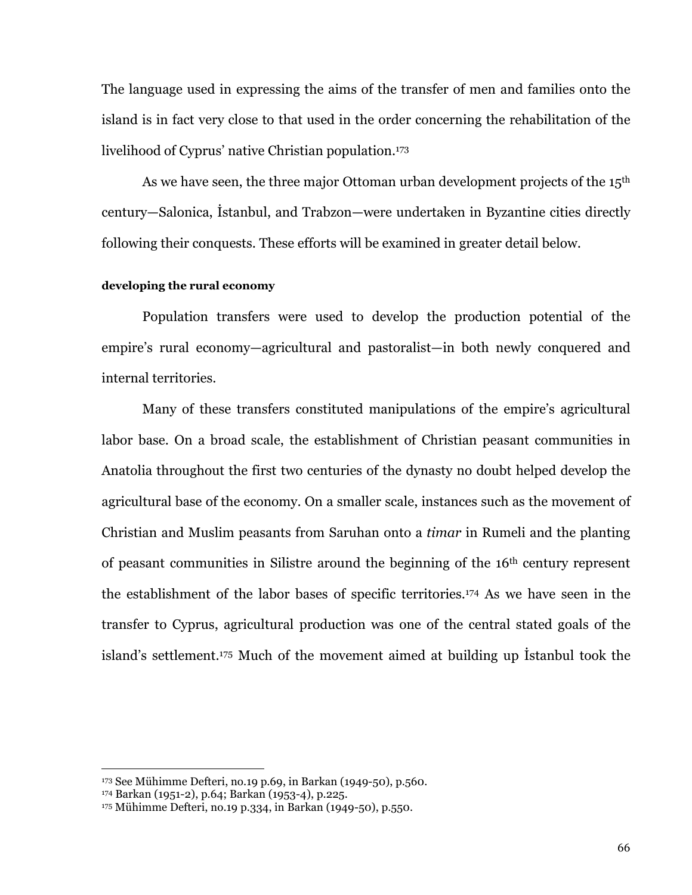The language used in expressing the aims of the transfer of men and families onto the island is in fact very close to that used in the order concerning the rehabilitation of the livelihood of Cyprus' native Christian population.[173]

As we have seen, the three major Ottoman urban development projects of the 15th century—Salonica, İstanbul, and Trabzon—were undertaken in Byzantine cities directly following their conquests. These efforts will be examined in greater detail below.

**developing the rural economy**

Population transfers were used to develop the production potential of the empire's rural economy—agricultural and pastoralist—in both newly conquered and internal territories.

Many of these transfers constituted manipulations of the empire's agricultural labor base. On a broad scale, the establishment of Christian peasant communities in Anatolia throughout the first two centuries of the dynasty no doubt helped develop the agricultural base of the economy. On a smaller scale, instances such as the movement of Christian and Muslim peasants from Saruhan onto a *timar* in Rumeli and the planting of peasant communities in Silistre around the beginning of the 16th century represent the establishment of the labor bases of specific territories.[174] As we have seen in the transfer to Cyprus, agricultural production was one of the central stated goals of the island's settlement.[175] Much of the movement aimed at building up İstanbul took the

---

[173] See Mühimme Defteri, no.19 p.69, in Barkan (1949-50), p.560.
[174] Barkan (1951-2), p.64; Barkan (1953-4), p.225.
[175] Mühimme Defteri, no.19 p.334, in Barkan (1949-50), p.550.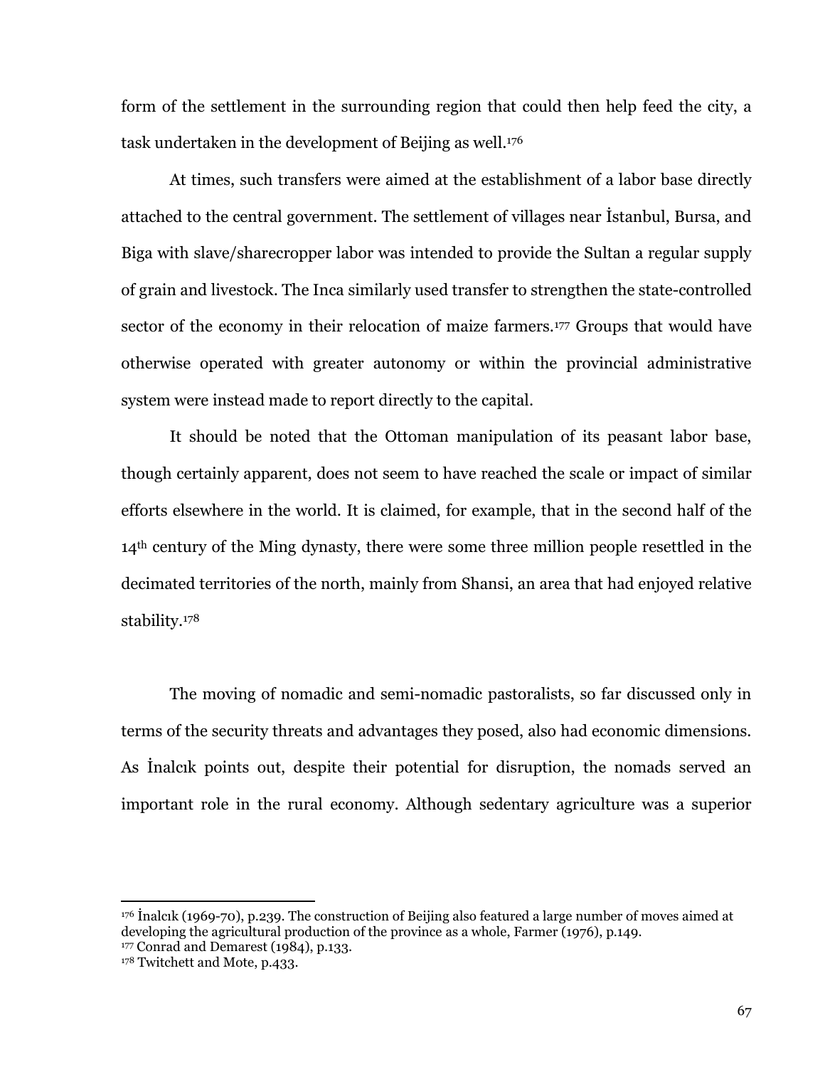form of the settlement in the surrounding region that could then help feed the city, a task undertaken in the development of Beijing as well.[176]

At times, such transfers were aimed at the establishment of a labor base directly attached to the central government. The settlement of villages near İstanbul, Bursa, and Biga with slave/sharecropper labor was intended to provide the Sultan a regular supply of grain and livestock. The Inca similarly used transfer to strengthen the state-controlled sector of the economy in their relocation of maize farmers.[177] Groups that would have otherwise operated with greater autonomy or within the provincial administrative system were instead made to report directly to the capital.

It should be noted that the Ottoman manipulation of its peasant labor base, though certainly apparent, does not seem to have reached the scale or impact of similar efforts elsewhere in the world. It is claimed, for example, that in the second half of the 14th century of the Ming dynasty, there were some three million people resettled in the decimated territories of the north, mainly from Shansi, an area that had enjoyed relative stability.[178]

The moving of nomadic and semi-nomadic pastoralists, so far discussed only in terms of the security threats and advantages they posed, also had economic dimensions. As İnalcık points out, despite their potential for disruption, the nomads served an important role in the rural economy. Although sedentary agriculture was a superior

---

[176] İnalcık (1969-70), p.239. The construction of Beijing also featured a large number of moves aimed at developing the agricultural production of the province as a whole, Farmer (1976), p.149.

[177] Conrad and Demarest (1984), p.133.

[178] Twitchett and Mote, p.433.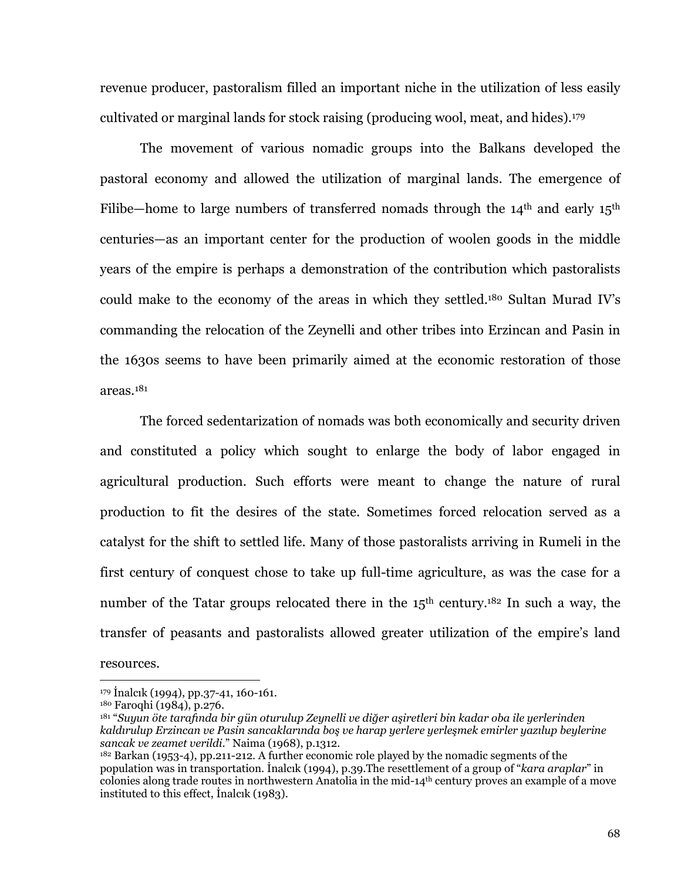revenue producer, pastoralism filled an important niche in the utilization of less easily cultivated or marginal lands for stock raising (producing wool, meat, and hides).[179]

The movement of various nomadic groups into the Balkans developed the pastoral economy and allowed the utilization of marginal lands. The emergence of Filibe—home to large numbers of transferred nomads through the 14th and early 15th centuries—as an important center for the production of woolen goods in the middle years of the empire is perhaps a demonstration of the contribution which pastoralists could make to the economy of the areas in which they settled.[180] Sultan Murad IV's commanding the relocation of the Zeynelli and other tribes into Erzincan and Pasin in the 1630s seems to have been primarily aimed at the economic restoration of those areas.[181]

The forced sedentarization of nomads was both economically and security driven and constituted a policy which sought to enlarge the body of labor engaged in agricultural production. Such efforts were meant to change the nature of rural production to fit the desires of the state. Sometimes forced relocation served as a catalyst for the shift to settled life. Many of those pastoralists arriving in Rumeli in the first century of conquest chose to take up full-time agriculture, as was the case for a number of the Tatar groups relocated there in the 15th century.[182] In such a way, the transfer of peasants and pastoralists allowed greater utilization of the empire's land resources.

---

[179] İnalcık (1994), pp.37-41, 160-161.

[180] Faroqhi (1984), p.276.

[181] "*Suyun öte tarafında bir gün oturulup Zeynelli ve diğer aşiretleri bin kadar oba ile yerlerinden kaldırulup Erzincan ve Pasin sancaklarında boş ve harap yerlere yerleşmek emirler yazılup beylerine sancak ve zeamet verildi.*" Naima (1968), p.1312.

[182] Barkan (1953-4), pp.211-212. A further economic role played by the nomadic segments of the population was in transportation. İnalcık (1994), p.39.The resettlement of a group of "*kara araplar*" in colonies along trade routes in northwestern Anatolia in the mid-14th century proves an example of a move instituted to this effect, İnalcık (1983).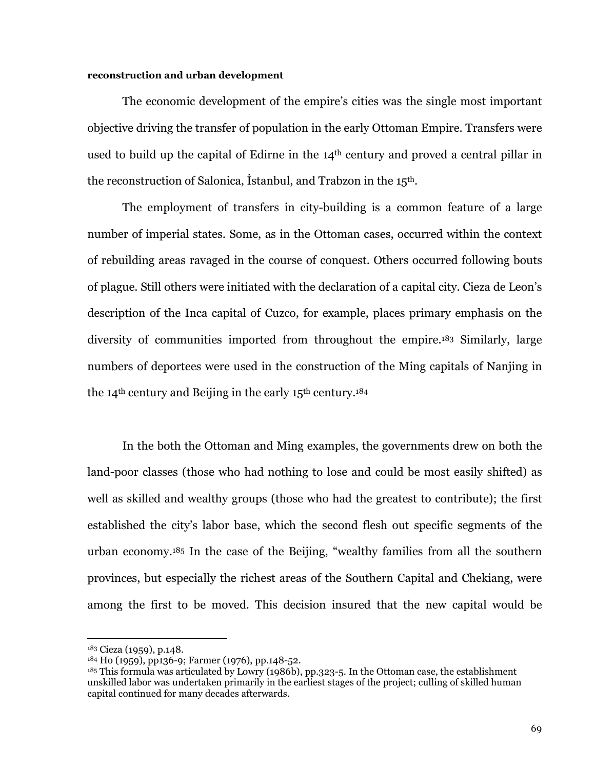**reconstruction and urban development**

The economic development of the empire's cities was the single most important objective driving the transfer of population in the early Ottoman Empire. Transfers were used to build up the capital of Edirne in the 14th century and proved a central pillar in the reconstruction of Salonica, İstanbul, and Trabzon in the 15th.

The employment of transfers in city-building is a common feature of a large number of imperial states. Some, as in the Ottoman cases, occurred within the context of rebuilding areas ravaged in the course of conquest. Others occurred following bouts of plague. Still others were initiated with the declaration of a capital city. Cieza de Leon's description of the Inca capital of Cuzco, for example, places primary emphasis on the diversity of communities imported from throughout the empire.[183] Similarly, large numbers of deportees were used in the construction of the Ming capitals of Nanjing in the 14th century and Beijing in the early 15th century.[184]

In the both the Ottoman and Ming examples, the governments drew on both the land-poor classes (those who had nothing to lose and could be most easily shifted) as well as skilled and wealthy groups (those who had the greatest to contribute); the first established the city's labor base, which the second flesh out specific segments of the urban economy.[185] In the case of the Beijing, "wealthy families from all the southern provinces, but especially the richest areas of the Southern Capital and Chekiang, were among the first to be moved. This decision insured that the new capital would be

---

[183] Cieza (1959), p.148.

[184] Ho (1959), pp136-9; Farmer (1976), pp.148-52.

[185] This formula was articulated by Lowry (1986b), pp.323-5. In the Ottoman case, the establishment unskilled labor was undertaken primarily in the earliest stages of the project; culling of skilled human capital continued for many decades afterwards.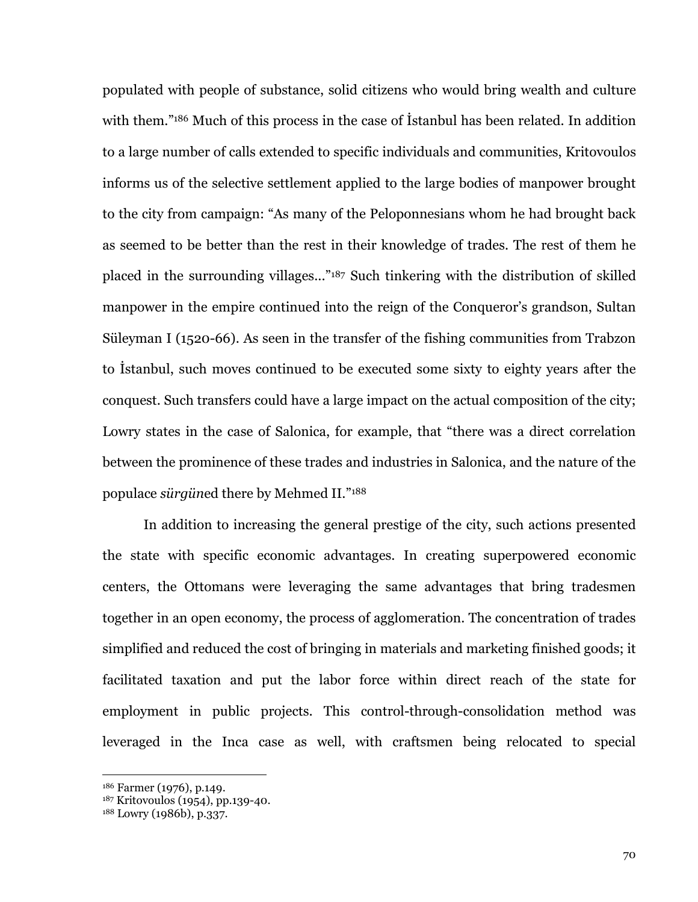populated with people of substance, solid citizens who would bring wealth and culture with them."[186] Much of this process in the case of İstanbul has been related. In addition to a large number of calls extended to specific individuals and communities, Kritovoulos informs us of the selective settlement applied to the large bodies of manpower brought to the city from campaign: "As many of the Peloponnesians whom he had brought back as seemed to be better than the rest in their knowledge of trades. The rest of them he placed in the surrounding villages..."[187] Such tinkering with the distribution of skilled manpower in the empire continued into the reign of the Conqueror's grandson, Sultan Süleyman I (1520-66). As seen in the transfer of the fishing communities from Trabzon to İstanbul, such moves continued to be executed some sixty to eighty years after the conquest. Such transfers could have a large impact on the actual composition of the city; Lowry states in the case of Salonica, for example, that "there was a direct correlation between the prominence of these trades and industries in Salonica, and the nature of the populace *sürgün*ed there by Mehmed II."[188]

In addition to increasing the general prestige of the city, such actions presented the state with specific economic advantages. In creating superpowered economic centers, the Ottomans were leveraging the same advantages that bring tradesmen together in an open economy, the process of agglomeration. The concentration of trades simplified and reduced the cost of bringing in materials and marketing finished goods; it facilitated taxation and put the labor force within direct reach of the state for employment in public projects. This control-through-consolidation method was leveraged in the Inca case as well, with craftsmen being relocated to special

---

[186] Farmer (1976), p.149.
[187] Kritovoulos (1954), pp.139-40.
[188] Lowry (1986b), p.337.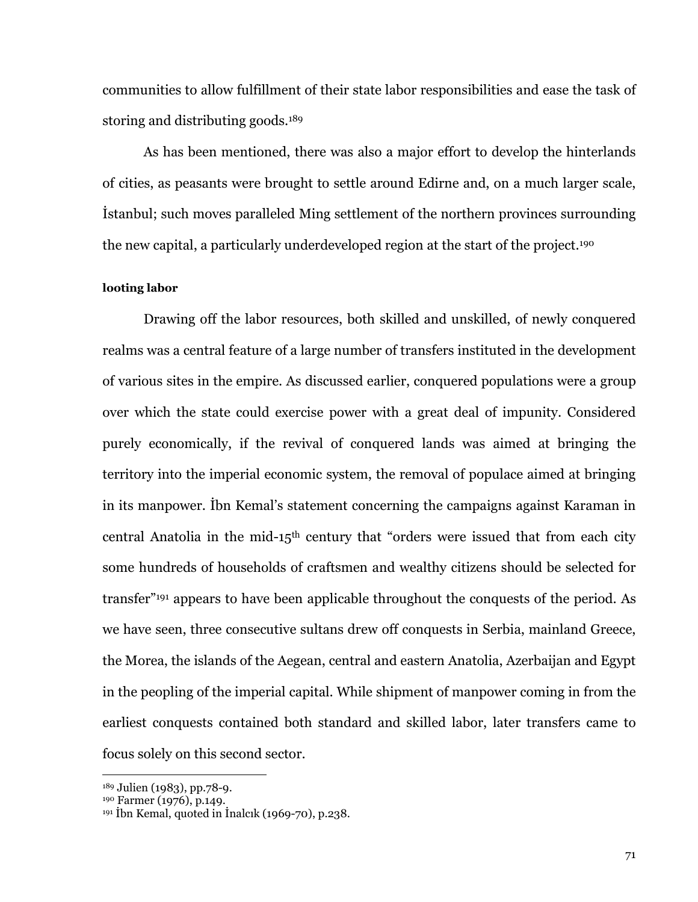communities to allow fulfillment of their state labor responsibilities and ease the task of storing and distributing goods.[189]

As has been mentioned, there was also a major effort to develop the hinterlands of cities, as peasants were brought to settle around Edirne and, on a much larger scale, İstanbul; such moves paralleled Ming settlement of the northern provinces surrounding the new capital, a particularly underdeveloped region at the start of the project.[190]

**looting labor**

Drawing off the labor resources, both skilled and unskilled, of newly conquered realms was a central feature of a large number of transfers instituted in the development of various sites in the empire. As discussed earlier, conquered populations were a group over which the state could exercise power with a great deal of impunity. Considered purely economically, if the revival of conquered lands was aimed at bringing the territory into the imperial economic system, the removal of populace aimed at bringing in its manpower. İbn Kemal's statement concerning the campaigns against Karaman in central Anatolia in the mid-15th century that "orders were issued that from each city some hundreds of households of craftsmen and wealthy citizens should be selected for transfer"[191] appears to have been applicable throughout the conquests of the period. As we have seen, three consecutive sultans drew off conquests in Serbia, mainland Greece, the Morea, the islands of the Aegean, central and eastern Anatolia, Azerbaijan and Egypt in the peopling of the imperial capital. While shipment of manpower coming in from the earliest conquests contained both standard and skilled labor, later transfers came to focus solely on this second sector.

---

[189] Julien (1983), pp.78-9.
[190] Farmer (1976), p.149.
[191] İbn Kemal, quoted in İnalcık (1969-70), p.238.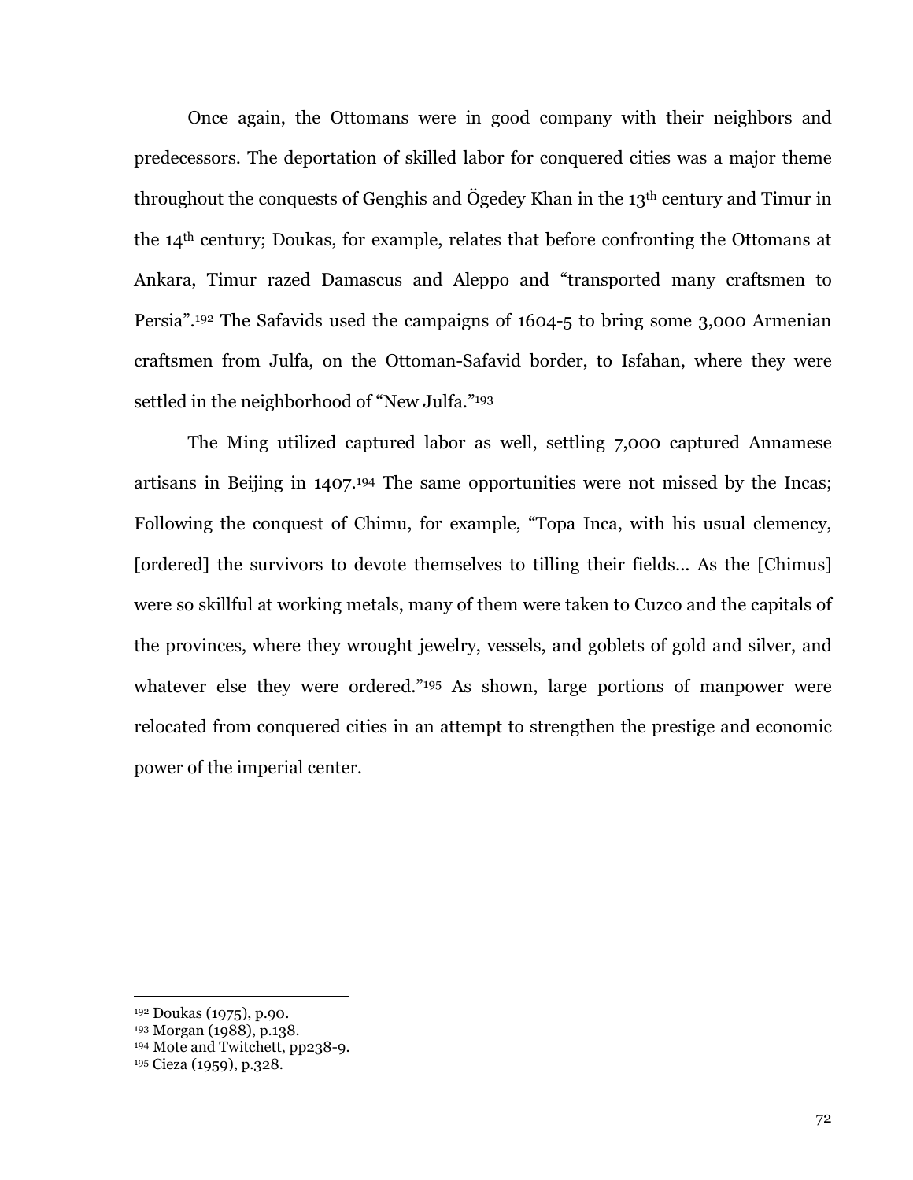Once again, the Ottomans were in good company with their neighbors and predecessors. The deportation of skilled labor for conquered cities was a major theme throughout the conquests of Genghis and Ögedey Khan in the 13th century and Timur in the 14th century; Doukas, for example, relates that before confronting the Ottomans at Ankara, Timur razed Damascus and Aleppo and "transported many craftsmen to Persia".[192] The Safavids used the campaigns of 1604-5 to bring some 3,000 Armenian craftsmen from Julfa, on the Ottoman-Safavid border, to Isfahan, where they were settled in the neighborhood of "New Julfa."[193]

The Ming utilized captured labor as well, settling 7,000 captured Annamese artisans in Beijing in 1407.[194] The same opportunities were not missed by the Incas; Following the conquest of Chimu, for example, "Topa Inca, with his usual clemency, [ordered] the survivors to devote themselves to tilling their fields... As the [Chimus] were so skillful at working metals, many of them were taken to Cuzco and the capitals of the provinces, where they wrought jewelry, vessels, and goblets of gold and silver, and whatever else they were ordered."[195] As shown, large portions of manpower were relocated from conquered cities in an attempt to strengthen the prestige and economic power of the imperial center.

---

[192] Doukas (1975), p.90.
[193] Morgan (1988), p.138.
[194] Mote and Twitchett, pp238-9.
[195] Cieza (1959), p.328.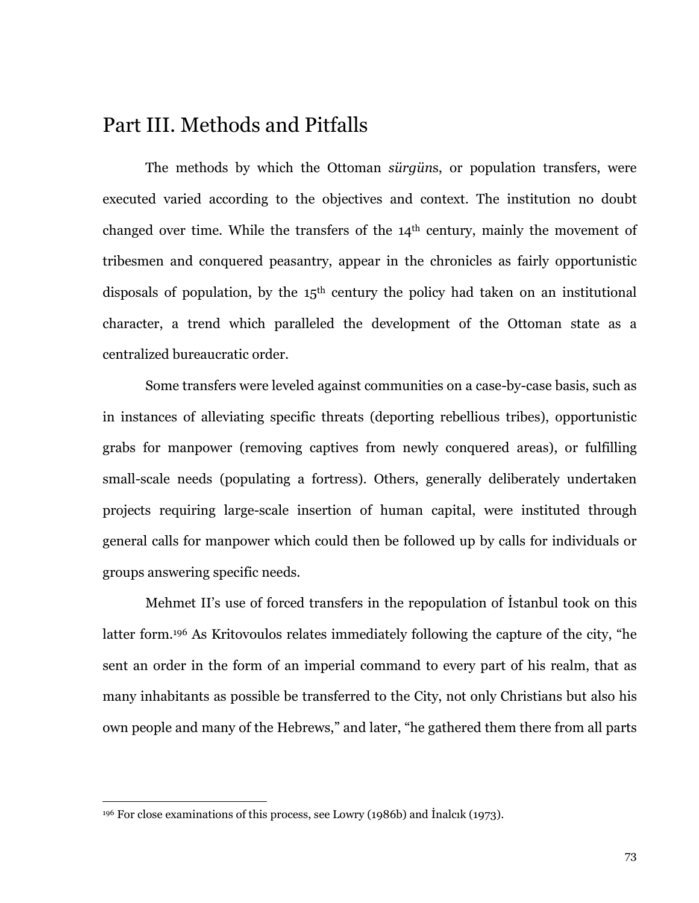# Part III. Methods and Pitfalls

The methods by which the Ottoman *sürgün*s, or population transfers, were executed varied according to the objectives and context. The institution no doubt changed over time. While the transfers of the 14th century, mainly the movement of tribesmen and conquered peasantry, appear in the chronicles as fairly opportunistic disposals of population, by the 15th century the policy had taken on an institutional character, a trend which paralleled the development of the Ottoman state as a centralized bureaucratic order.

Some transfers were leveled against communities on a case-by-case basis, such as in instances of alleviating specific threats (deporting rebellious tribes), opportunistic grabs for manpower (removing captives from newly conquered areas), or fulfilling small-scale needs (populating a fortress). Others, generally deliberately undertaken projects requiring large-scale insertion of human capital, were instituted through general calls for manpower which could then be followed up by calls for individuals or groups answering specific needs.

Mehmet II's use of forced transfers in the repopulation of İstanbul took on this latter form.[196] As Kritovoulos relates immediately following the capture of the city, "he sent an order in the form of an imperial command to every part of his realm, that as many inhabitants as possible be transferred to the City, not only Christians but also his own people and many of the Hebrews," and later, "he gathered them there from all parts

---

[196] For close examinations of this process, see Lowry (1986b) and İnalcık (1973).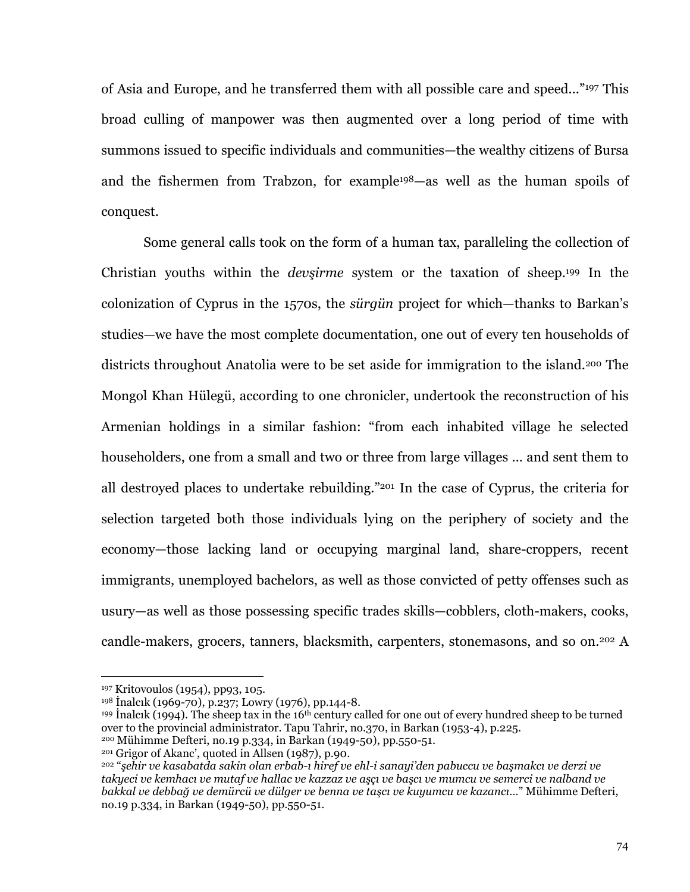of Asia and Europe, and he transferred them with all possible care and speed…"[197] This broad culling of manpower was then augmented over a long period of time with summons issued to specific individuals and communities—the wealthy citizens of Bursa and the fishermen from Trabzon, for example[198]—as well as the human spoils of conquest.

Some general calls took on the form of a human tax, paralleling the collection of Christian youths within the *devşirme* system or the taxation of sheep.[199] In the colonization of Cyprus in the 1570s, the *sürgün* project for which—thanks to Barkan's studies—we have the most complete documentation, one out of every ten households of districts throughout Anatolia were to be set aside for immigration to the island.[200] The Mongol Khan Hülegü, according to one chronicler, undertook the reconstruction of his Armenian holdings in a similar fashion: "from each inhabited village he selected householders, one from a small and two or three from large villages … and sent them to all destroyed places to undertake rebuilding."[201] In the case of Cyprus, the criteria for selection targeted both those individuals lying on the periphery of society and the economy—those lacking land or occupying marginal land, share-croppers, recent immigrants, unemployed bachelors, as well as those convicted of petty offenses such as usury—as well as those possessing specific trades skills—cobblers, cloth-makers, cooks, candle-makers, grocers, tanners, blacksmith, carpenters, stonemasons, and so on.[202] A

---

[197] Kritovoulos (1954), pp93, 105.

[198] İnalcık (1969-70), p.237; Lowry (1976), pp.144-8.

[199] İnalcık (1994). The sheep tax in the 16th century called for one out of every hundred sheep to be turned over to the provincial administrator. Tapu Tahrir, no.370, in Barkan (1953-4), p.225.

[200] Mühimme Defteri, no.19 p.334, in Barkan (1949-50), pp.550-51.

[201] Grigor of Akanc', quoted in Allsen (1987), p.90.

[202] "*şehir ve kasabatda sakin olan erbab-ı hiref ve ehl-i sanayi'den pabuccu ve başmakcı ve derzi ve takyeci ve kemhacı ve mutaf ve hallac ve kazzaz ve aşçı ve başcı ve mumcu ve semerci ve nalband ve bakkal ve debbağ ve demürcü ve dülger ve benna ve taşcı ve kuyumcu ve kazancı…*" Mühimme Defteri, no.19 p.334, in Barkan (1949-50), pp.550-51.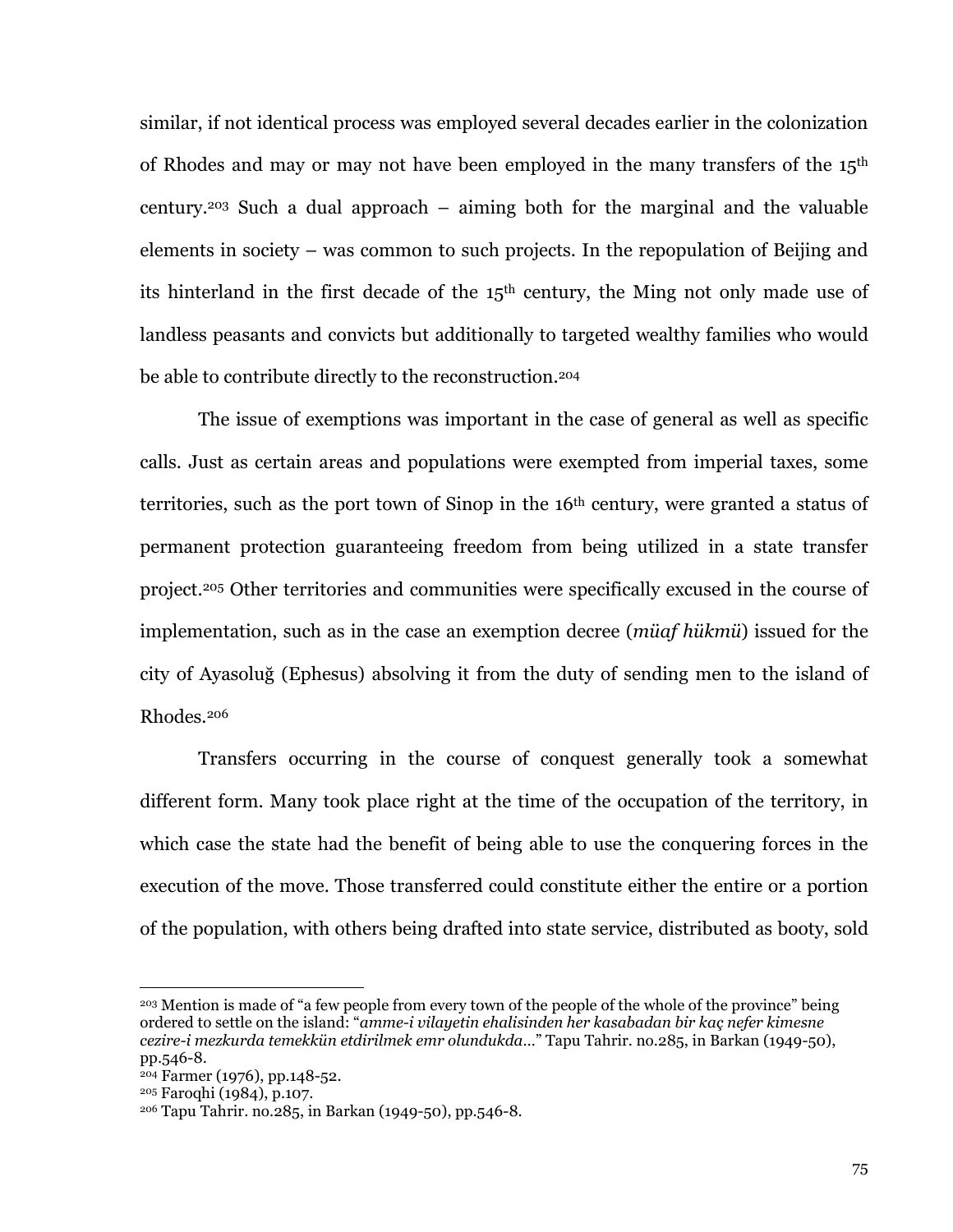similar, if not identical process was employed several decades earlier in the colonization of Rhodes and may or may not have been employed in the many transfers of the 15th century.[203] Such a dual approach – aiming both for the marginal and the valuable elements in society – was common to such projects. In the repopulation of Beijing and its hinterland in the first decade of the 15th century, the Ming not only made use of landless peasants and convicts but additionally to targeted wealthy families who would be able to contribute directly to the reconstruction.[204]

The issue of exemptions was important in the case of general as well as specific calls. Just as certain areas and populations were exempted from imperial taxes, some territories, such as the port town of Sinop in the 16th century, were granted a status of permanent protection guaranteeing freedom from being utilized in a state transfer project.[205] Other territories and communities were specifically excused in the course of implementation, such as in the case an exemption decree (*müaf hükmü*) issued for the city of Ayasoluğ (Ephesus) absolving it from the duty of sending men to the island of Rhodes.[206]

Transfers occurring in the course of conquest generally took a somewhat different form. Many took place right at the time of the occupation of the territory, in which case the state had the benefit of being able to use the conquering forces in the execution of the move. Those transferred could constitute either the entire or a portion of the population, with others being drafted into state service, distributed as booty, sold

---

[203] Mention is made of "a few people from every town of the people of the whole of the province" being ordered to settle on the island: "*amme-i vilayetin ehalisinden her kasabadan bir kaç nefer kimesne cezire-i mezkurda temekkün etdirilmek emr olundukda…*" Tapu Tahrir. no.285, in Barkan (1949-50), pp.546-8.

[204] Farmer (1976), pp.148-52.

[205] Faroqhi (1984), p.107.

[206] Tapu Tahrir. no.285, in Barkan (1949-50), pp.546-8.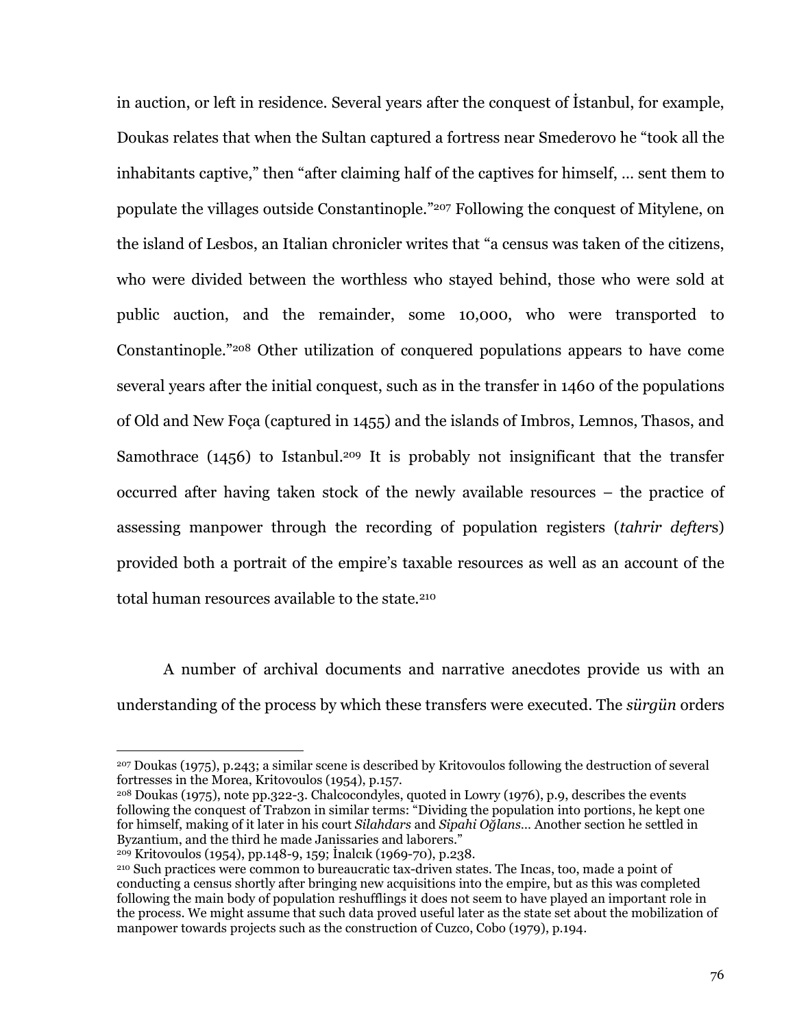in auction, or left in residence. Several years after the conquest of İstanbul, for example, Doukas relates that when the Sultan captured a fortress near Smederovo he "took all the inhabitants captive," then "after claiming half of the captives for himself, … sent them to populate the villages outside Constantinople."[207] Following the conquest of Mitylene, on the island of Lesbos, an Italian chronicler writes that "a census was taken of the citizens, who were divided between the worthless who stayed behind, those who were sold at public auction, and the remainder, some 10,000, who were transported to Constantinople."[208] Other utilization of conquered populations appears to have come several years after the initial conquest, such as in the transfer in 1460 of the populations of Old and New Foça (captured in 1455) and the islands of Imbros, Lemnos, Thasos, and Samothrace (1456) to Istanbul.[209] It is probably not insignificant that the transfer occurred after having taken stock of the newly available resources – the practice of assessing manpower through the recording of population registers (*tahrir defter*s) provided both a portrait of the empire's taxable resources as well as an account of the total human resources available to the state.[210]

A number of archival documents and narrative anecdotes provide us with an understanding of the process by which these transfers were executed. The *sürgün* orders

---

[207] Doukas (1975), p.243; a similar scene is described by Kritovoulos following the destruction of several fortresses in the Morea, Kritovoulos (1954), p.157.

[208] Doukas (1975), note pp.322-3. Chalcocondyles, quoted in Lowry (1976), p.9, describes the events following the conquest of Trabzon in similar terms: "Dividing the population into portions, he kept one for himself, making of it later in his court *Silahdars* and *Sipahi Oğlans*… Another section he settled in Byzantium, and the third he made Janissaries and laborers."

[209] Kritovoulos (1954), pp.148-9, 159; İnalcık (1969-70), p.238.

[210] Such practices were common to bureaucratic tax-driven states. The Incas, too, made a point of conducting a census shortly after bringing new acquisitions into the empire, but as this was completed following the main body of population reshufflings it does not seem to have played an important role in the process. We might assume that such data proved useful later as the state set about the mobilization of manpower towards projects such as the construction of Cuzco, Cobo (1979), p.194.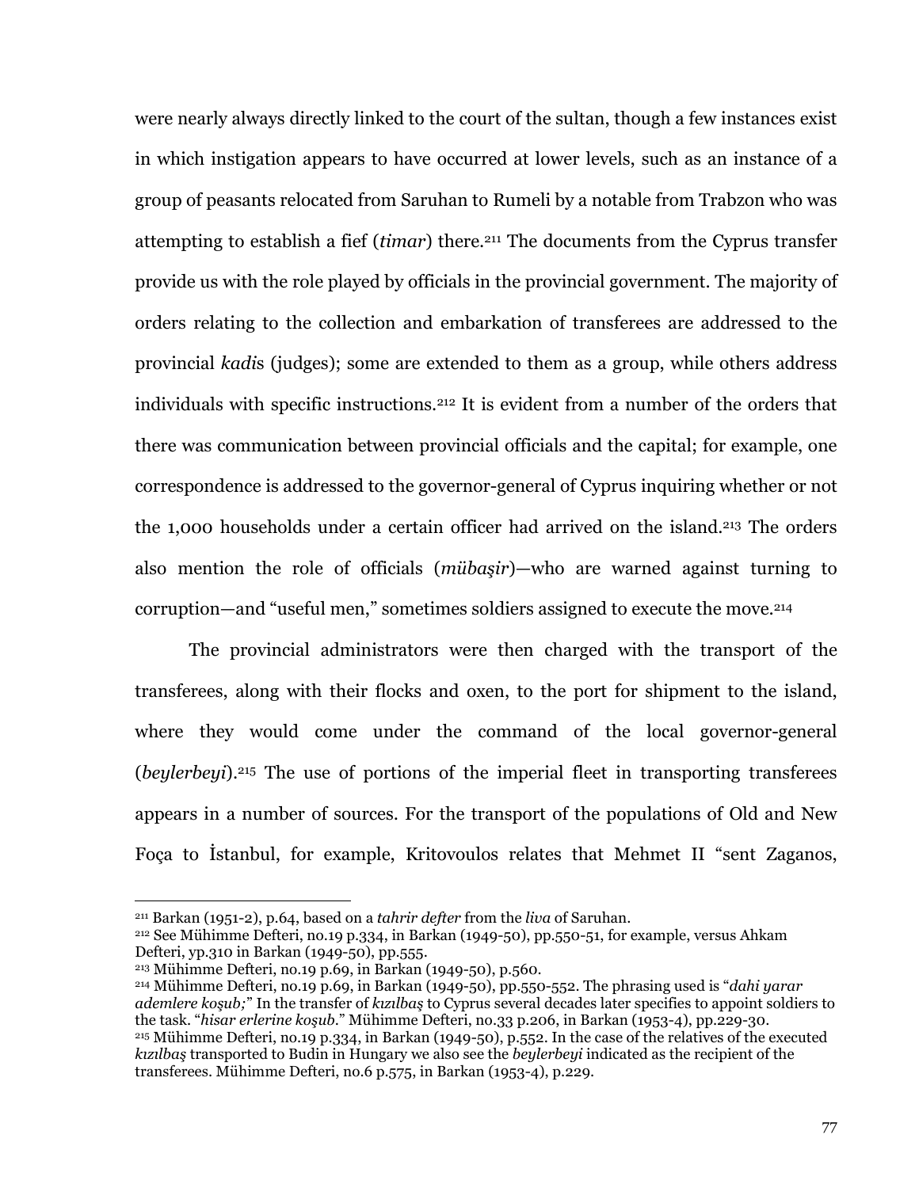were nearly always directly linked to the court of the sultan, though a few instances exist in which instigation appears to have occurred at lower levels, such as an instance of a group of peasants relocated from Saruhan to Rumeli by a notable from Trabzon who was attempting to establish a fief (*timar*) there.[211] The documents from the Cyprus transfer provide us with the role played by officials in the provincial government. The majority of orders relating to the collection and embarkation of transferees are addressed to the provincial *kadi*s (judges); some are extended to them as a group, while others address individuals with specific instructions.[212] It is evident from a number of the orders that there was communication between provincial officials and the capital; for example, one correspondence is addressed to the governor-general of Cyprus inquiring whether or not the 1,000 households under a certain officer had arrived on the island.[213] The orders also mention the role of officials (*mübaşir*)—who are warned against turning to corruption—and "useful men," sometimes soldiers assigned to execute the move.[214]

The provincial administrators were then charged with the transport of the transferees, along with their flocks and oxen, to the port for shipment to the island, where they would come under the command of the local governor-general (*beylerbeyi*).[215] The use of portions of the imperial fleet in transporting transferees appears in a number of sources. For the transport of the populations of Old and New Foça to İstanbul, for example, Kritovoulos relates that Mehmet II "sent Zaganos,

---

[211] Barkan (1951-2), p.64, based on a *tahrir defter* from the *liva* of Saruhan.

[212] See Mühimme Defteri, no.19 p.334, in Barkan (1949-50), pp.550-51, for example, versus Ahkam Defteri, yp.310 in Barkan (1949-50), pp.555.

[213] Mühimme Defteri, no.19 p.69, in Barkan (1949-50), p.560.

[214] Mühimme Defteri, no.19 p.69, in Barkan (1949-50), pp.550-552. The phrasing used is "*dahi yarar ademlere koşub;*" In the transfer of *kızılbaş* to Cyprus several decades later specifies to appoint soldiers to the task. "*hisar erlerine koşub.*" Mühimme Defteri, no.33 p.206, in Barkan (1953-4), pp.229-30.

[215] Mühimme Defteri, no.19 p.334, in Barkan (1949-50), p.552. In the case of the relatives of the executed *kızılbaş* transported to Budin in Hungary we also see the *beylerbeyi* indicated as the recipient of the transferees. Mühimme Defteri, no.6 p.575, in Barkan (1953-4), p.229.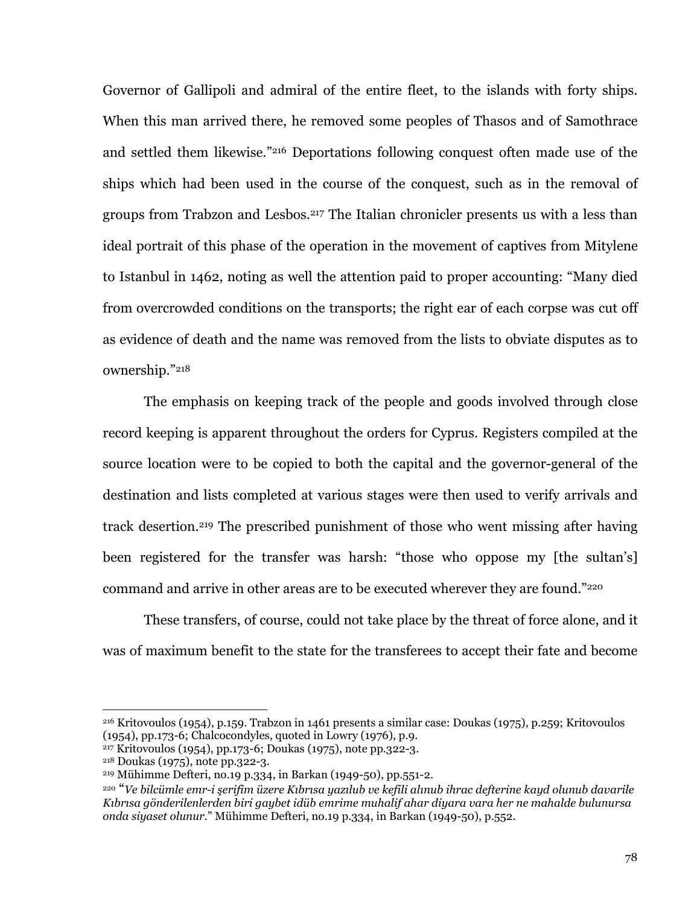Governor of Gallipoli and admiral of the entire fleet, to the islands with forty ships. When this man arrived there, he removed some peoples of Thasos and of Samothrace and settled them likewise."[216] Deportations following conquest often made use of the ships which had been used in the course of the conquest, such as in the removal of groups from Trabzon and Lesbos.[217] The Italian chronicler presents us with a less than ideal portrait of this phase of the operation in the movement of captives from Mitylene to Istanbul in 1462, noting as well the attention paid to proper accounting: "Many died from overcrowded conditions on the transports; the right ear of each corpse was cut off as evidence of death and the name was removed from the lists to obviate disputes as to ownership."[218]

The emphasis on keeping track of the people and goods involved through close record keeping is apparent throughout the orders for Cyprus. Registers compiled at the source location were to be copied to both the capital and the governor-general of the destination and lists completed at various stages were then used to verify arrivals and track desertion.[219] The prescribed punishment of those who went missing after having been registered for the transfer was harsh: "those who oppose my [the sultan's] command and arrive in other areas are to be executed wherever they are found."[220]

These transfers, of course, could not take place by the threat of force alone, and it was of maximum benefit to the state for the transferees to accept their fate and become

---

[216] Kritovoulos (1954), p.159. Trabzon in 1461 presents a similar case: Doukas (1975), p.259; Kritovoulos (1954), pp.173-6; Chalcocondyles, quoted in Lowry (1976), p.9.

[217] Kritovoulos (1954), pp.173-6; Doukas (1975), note pp.322-3.

[218] Doukas (1975), note pp.322-3.

[219] Mühimme Defteri, no.19 p.334, in Barkan (1949-50), pp.551-2.

[220] "*Ve bilcümle emr-i şerifim üzere Kıbrısa yazılub ve kefili alınub ihrac defterine kayd olunub davarile Kıbrısa gönderilenlerden biri gaybet idüb emrime muhalif ahar diyara vara her ne mahalde bulunursa onda siyaset olunur*." Mühimme Defteri, no.19 p.334, in Barkan (1949-50), p.552.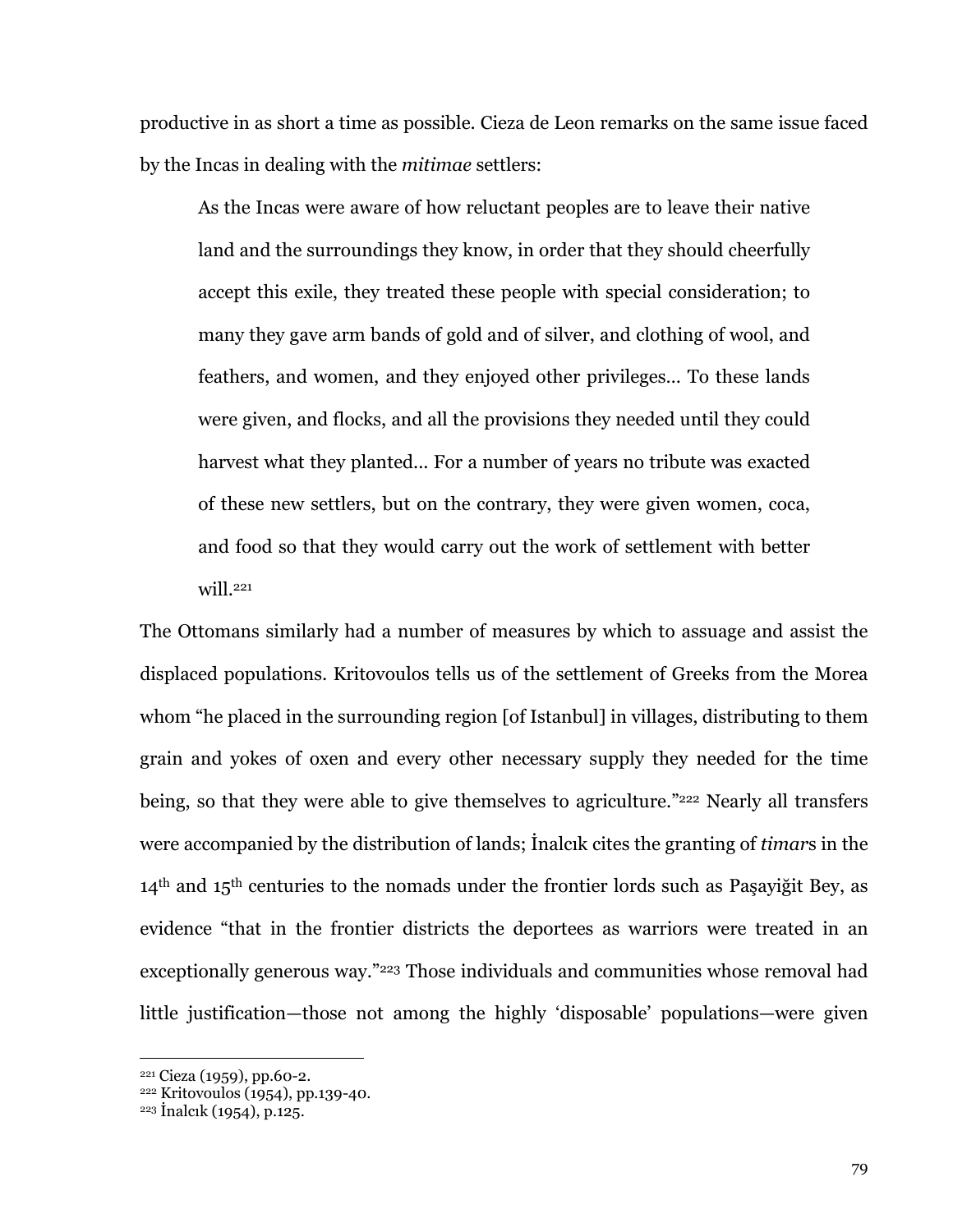productive in as short a time as possible. Cieza de Leon remarks on the same issue faced by the Incas in dealing with the *mitimae* settlers:

> As the Incas were aware of how reluctant peoples are to leave their native land and the surroundings they know, in order that they should cheerfully accept this exile, they treated these people with special consideration; to many they gave arm bands of gold and of silver, and clothing of wool, and feathers, and women, and they enjoyed other privileges… To these lands were given, and flocks, and all the provisions they needed until they could harvest what they planted… For a number of years no tribute was exacted of these new settlers, but on the contrary, they were given women, coca, and food so that they would carry out the work of settlement with better will.[221]

The Ottomans similarly had a number of measures by which to assuage and assist the displaced populations. Kritovoulos tells us of the settlement of Greeks from the Morea whom "he placed in the surrounding region [of Istanbul] in villages, distributing to them grain and yokes of oxen and every other necessary supply they needed for the time being, so that they were able to give themselves to agriculture."[222] Nearly all transfers were accompanied by the distribution of lands; İnalcık cites the granting of *timar*s in the 14th and 15th centuries to the nomads under the frontier lords such as Paşayiğit Bey, as evidence "that in the frontier districts the deportees as warriors were treated in an exceptionally generous way."[223] Those individuals and communities whose removal had little justification—those not among the highly 'disposable' populations—were given

---

[221] Cieza (1959), pp.60-2.
[222] Kritovoulos (1954), pp.139-40.
[223] İnalcık (1954), p.125.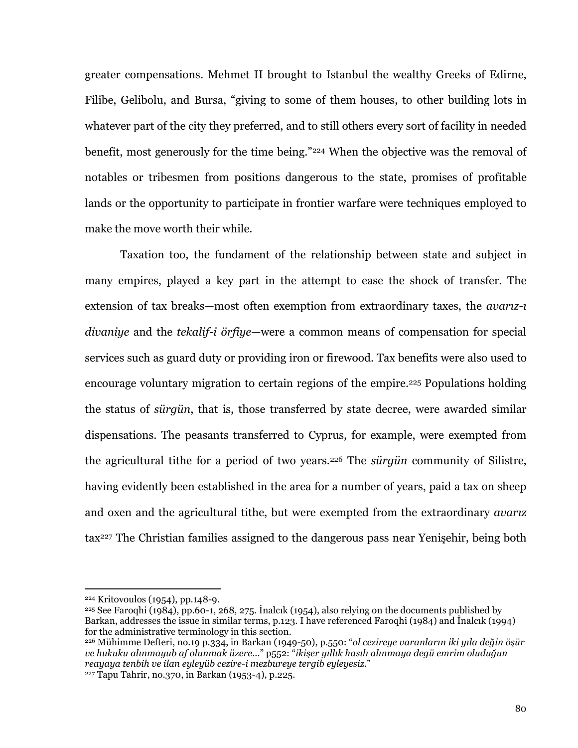greater compensations. Mehmet II brought to Istanbul the wealthy Greeks of Edirne, Filibe, Gelibolu, and Bursa, "giving to some of them houses, to other building lots in whatever part of the city they preferred, and to still others every sort of facility in needed benefit, most generously for the time being."[224] When the objective was the removal of notables or tribesmen from positions dangerous to the state, promises of profitable lands or the opportunity to participate in frontier warfare were techniques employed to make the move worth their while.

Taxation too, the fundament of the relationship between state and subject in many empires, played a key part in the attempt to ease the shock of transfer. The extension of tax breaks—most often exemption from extraordinary taxes, the *avarız-ı divaniye* and the *tekalif-i örfiye*—were a common means of compensation for special services such as guard duty or providing iron or firewood. Tax benefits were also used to encourage voluntary migration to certain regions of the empire.[225] Populations holding the status of *sürgün*, that is, those transferred by state decree, were awarded similar dispensations. The peasants transferred to Cyprus, for example, were exempted from the agricultural tithe for a period of two years.[226] The *sürgün* community of Silistre, having evidently been established in the area for a number of years, paid a tax on sheep and oxen and the agricultural tithe, but were exempted from the extraordinary *avarız* tax[227] The Christian families assigned to the dangerous pass near Yenişehir, being both

---

[224] Kritovoulos (1954), pp.148-9.

[225] See Faroqhi (1984), pp.60-1, 268, 275. İnalcık (1954), also relying on the documents published by Barkan, addresses the issue in similar terms, p.123. I have referenced Faroqhi (1984) and İnalcık (1994) for the administrative terminology in this section.

[226] Mühimme Defteri, no.19 p.334, in Barkan (1949-50), p.550: "*ol cezireye varanların iki yıla değin öşür ve hukuku alınmayub af olunmak üzere...*" p552: "*ikişer yıllık hasılı alınmaya degü emrim oluduğun reayaya tenbih ve ilan eyleyüb cezire-i mezbureye tergib eyleyesiz.*"

[227] Tapu Tahrir, no.370, in Barkan (1953-4), p.225.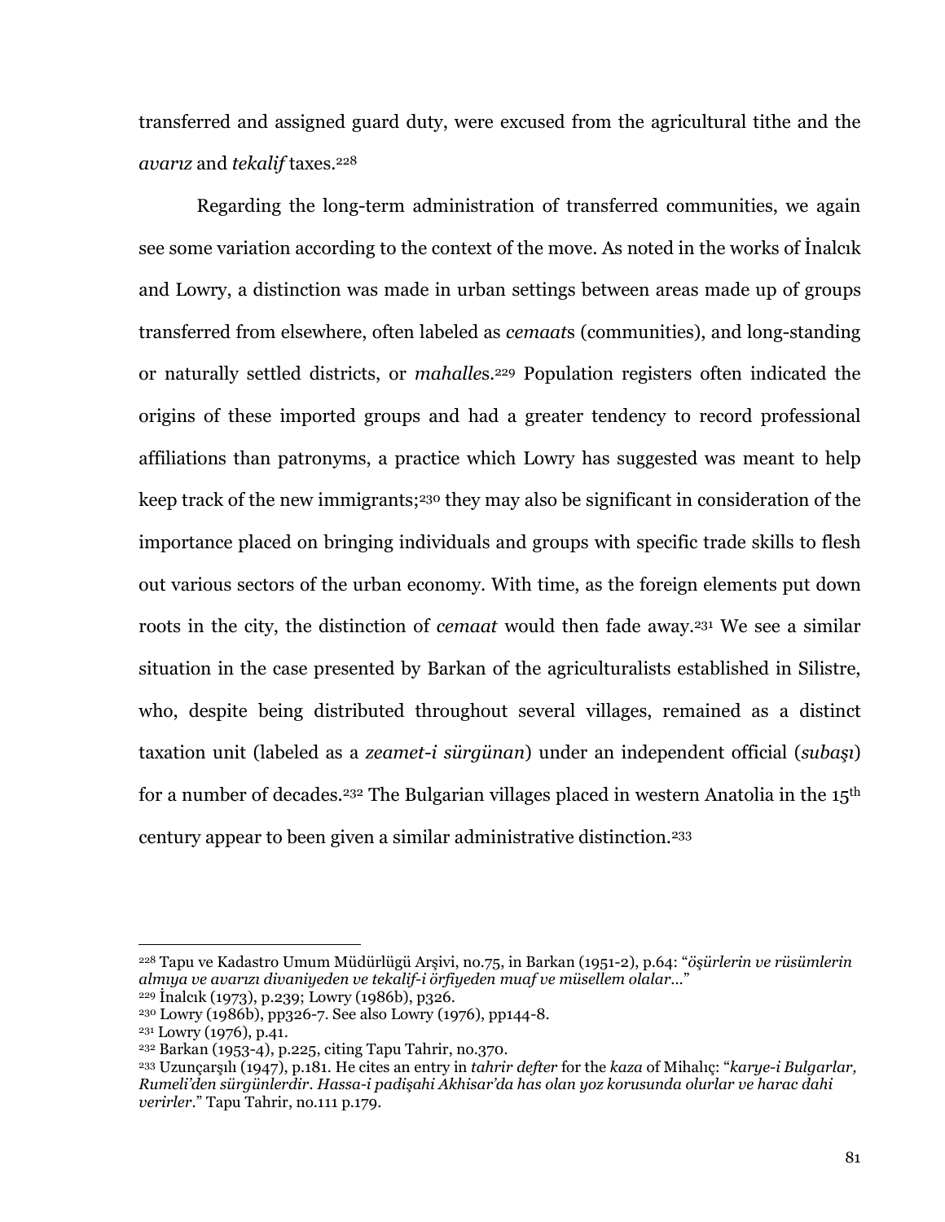transferred and assigned guard duty, were excused from the agricultural tithe and the *avarız* and *tekalif* taxes.[228]

Regarding the long-term administration of transferred communities, we again see some variation according to the context of the move. As noted in the works of İnalcık and Lowry, a distinction was made in urban settings between areas made up of groups transferred from elsewhere, often labeled as *cemaat*s (communities), and long-standing or naturally settled districts, or *mahalle*s.[229] Population registers often indicated the origins of these imported groups and had a greater tendency to record professional affiliations than patronyms, a practice which Lowry has suggested was meant to help keep track of the new immigrants;[230] they may also be significant in consideration of the importance placed on bringing individuals and groups with specific trade skills to flesh out various sectors of the urban economy. With time, as the foreign elements put down roots in the city, the distinction of *cemaat* would then fade away.[231] We see a similar situation in the case presented by Barkan of the agriculturalists established in Silistre, who, despite being distributed throughout several villages, remained as a distinct taxation unit (labeled as a *zeamet-i sürgünan*) under an independent official (*subaşı*) for a number of decades.[232] The Bulgarian villages placed in western Anatolia in the 15th century appear to been given a similar administrative distinction.[233]

---

[228] Tapu ve Kadastro Umum Müdürlügü Arşivi, no.75, in Barkan (1951-2), p.64: "*öşürlerin ve rüsümlerin almıya ve avarızı divaniyeden ve tekalif-i örfiyeden muaf ve müsellem olalar...*"

[229] İnalcık (1973), p.239; Lowry (1986b), p326.

[230] Lowry (1986b), pp326-7. See also Lowry (1976), pp144-8.

[231] Lowry (1976), p.41.

[232] Barkan (1953-4), p.225, citing Tapu Tahrir, no.370.

[233] Uzunçarşılı (1947), p.181. He cites an entry in *tahrir defter* for the *kaza* of Mihalıç: "*karye-i Bulgarlar, Rumeli'den sürgünlerdir. Hassa-i padişahi Akhisar'da has olan yoz korusunda olurlar ve harac dahi verirler.*" Tapu Tahrir, no.111 p.179.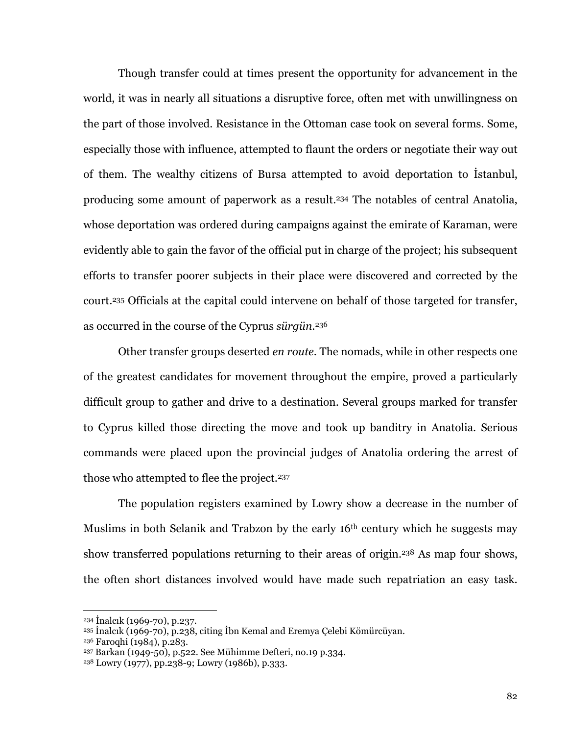Though transfer could at times present the opportunity for advancement in the world, it was in nearly all situations a disruptive force, often met with unwillingness on the part of those involved. Resistance in the Ottoman case took on several forms. Some, especially those with influence, attempted to flaunt the orders or negotiate their way out of them. The wealthy citizens of Bursa attempted to avoid deportation to İstanbul, producing some amount of paperwork as a result.[234] The notables of central Anatolia, whose deportation was ordered during campaigns against the emirate of Karaman, were evidently able to gain the favor of the official put in charge of the project; his subsequent efforts to transfer poorer subjects in their place were discovered and corrected by the court.[235] Officials at the capital could intervene on behalf of those targeted for transfer, as occurred in the course of the Cyprus *sürgün*.[236]

Other transfer groups deserted *en route*. The nomads, while in other respects one of the greatest candidates for movement throughout the empire, proved a particularly difficult group to gather and drive to a destination. Several groups marked for transfer to Cyprus killed those directing the move and took up banditry in Anatolia. Serious commands were placed upon the provincial judges of Anatolia ordering the arrest of those who attempted to flee the project.[237]

The population registers examined by Lowry show a decrease in the number of Muslims in both Selanik and Trabzon by the early 16th century which he suggests may show transferred populations returning to their areas of origin.[238] As map four shows, the often short distances involved would have made such repatriation an easy task.

---

[234] İnalcık (1969-70), p.237.
[235] İnalcık (1969-70), p.238, citing İbn Kemal and Eremya Çelebi Kömürcüyan.
[236] Faroqhi (1984), p.283.
[237] Barkan (1949-50), p.522. See Mühimme Defteri, no.19 p.334.
[238] Lowry (1977), pp.238-9; Lowry (1986b), p.333.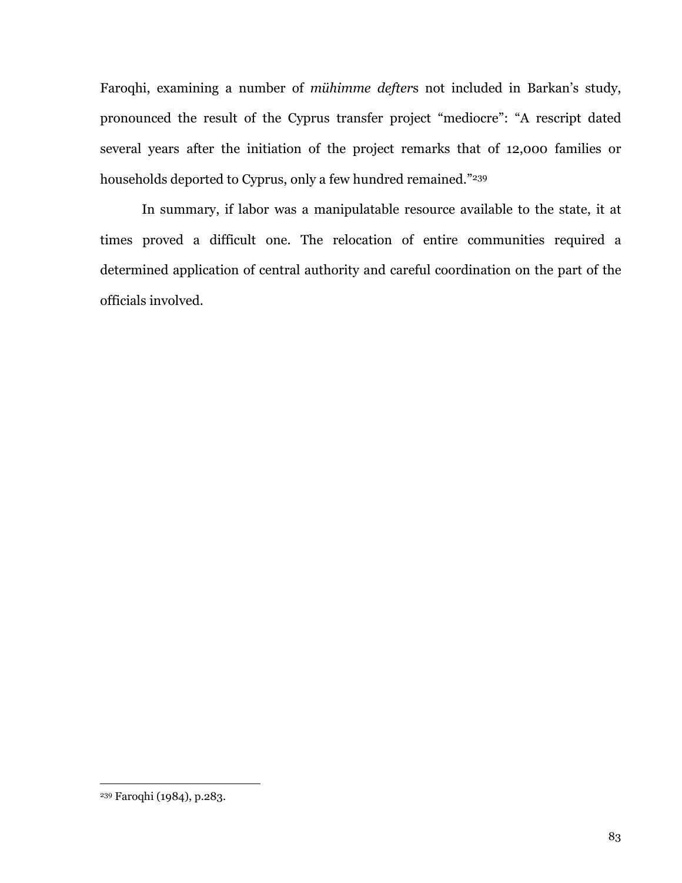Faroqhi, examining a number of *mühimme defter*s not included in Barkan's study, pronounced the result of the Cyprus transfer project "mediocre": "A rescript dated several years after the initiation of the project remarks that of 12,000 families or households deported to Cyprus, only a few hundred remained."[239]

In summary, if labor was a manipulatable resource available to the state, it at times proved a difficult one. The relocation of entire communities required a determined application of central authority and careful coordination on the part of the officials involved.

---

[239] Faroqhi (1984), p.283.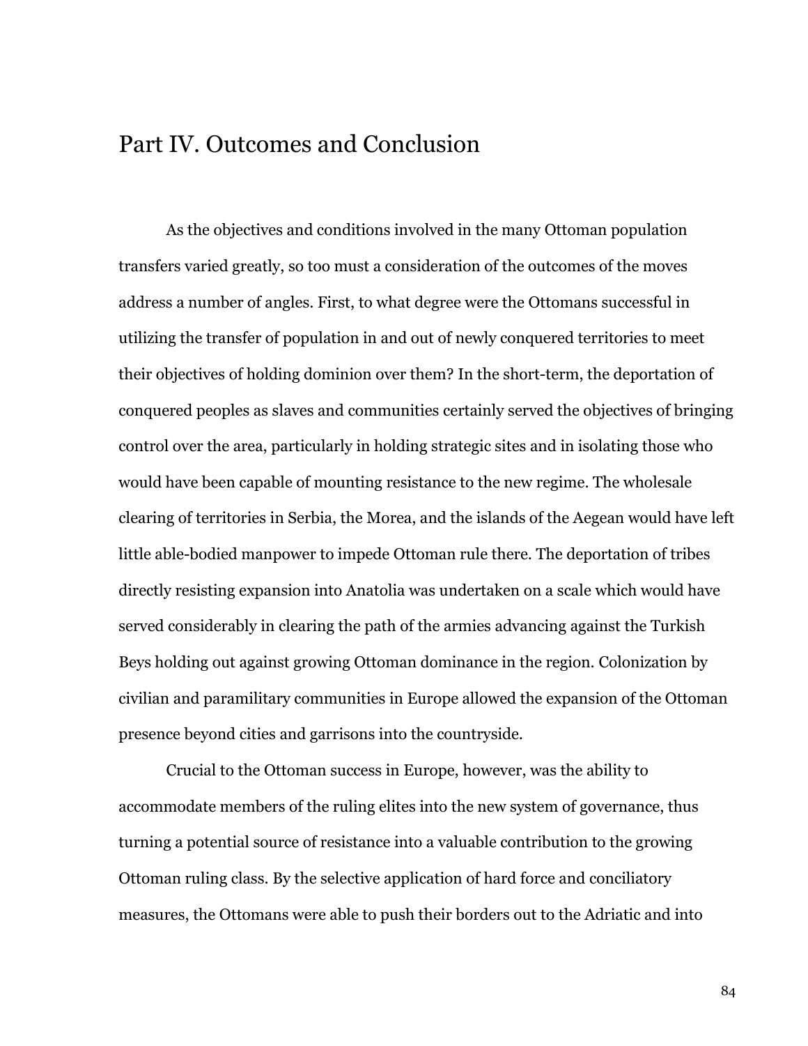# Part IV. Outcomes and Conclusion

As the objectives and conditions involved in the many Ottoman population transfers varied greatly, so too must a consideration of the outcomes of the moves address a number of angles. First, to what degree were the Ottomans successful in utilizing the transfer of population in and out of newly conquered territories to meet their objectives of holding dominion over them? In the short-term, the deportation of conquered peoples as slaves and communities certainly served the objectives of bringing control over the area, particularly in holding strategic sites and in isolating those who would have been capable of mounting resistance to the new regime. The wholesale clearing of territories in Serbia, the Morea, and the islands of the Aegean would have left little able-bodied manpower to impede Ottoman rule there. The deportation of tribes directly resisting expansion into Anatolia was undertaken on a scale which would have served considerably in clearing the path of the armies advancing against the Turkish Beys holding out against growing Ottoman dominance in the region. Colonization by civilian and paramilitary communities in Europe allowed the expansion of the Ottoman presence beyond cities and garrisons into the countryside.

Crucial to the Ottoman success in Europe, however, was the ability to accommodate members of the ruling elites into the new system of governance, thus turning a potential source of resistance into a valuable contribution to the growing Ottoman ruling class. By the selective application of hard force and conciliatory measures, the Ottomans were able to push their borders out to the Adriatic and into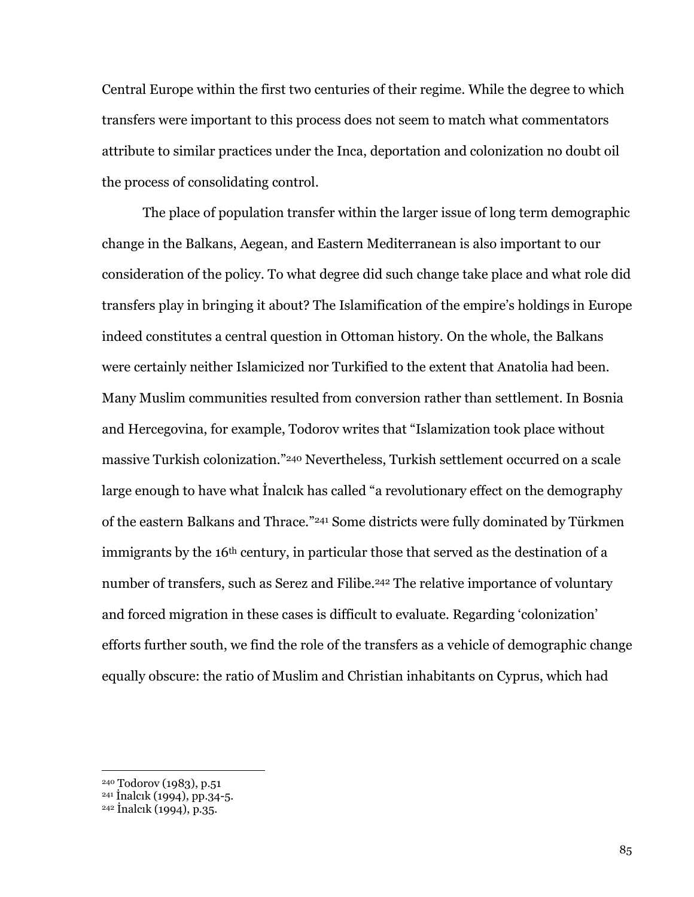Central Europe within the first two centuries of their regime. While the degree to which transfers were important to this process does not seem to match what commentators attribute to similar practices under the Inca, deportation and colonization no doubt oil the process of consolidating control.

The place of population transfer within the larger issue of long term demographic change in the Balkans, Aegean, and Eastern Mediterranean is also important to our consideration of the policy. To what degree did such change take place and what role did transfers play in bringing it about? The Islamification of the empire's holdings in Europe indeed constitutes a central question in Ottoman history. On the whole, the Balkans were certainly neither Islamicized nor Turkified to the extent that Anatolia had been. Many Muslim communities resulted from conversion rather than settlement. In Bosnia and Hercegovina, for example, Todorov writes that "Islamization took place without massive Turkish colonization."[240] Nevertheless, Turkish settlement occurred on a scale large enough to have what İnalcık has called "a revolutionary effect on the demography of the eastern Balkans and Thrace."[241] Some districts were fully dominated by Türkmen immigrants by the 16th century, in particular those that served as the destination of a number of transfers, such as Serez and Filibe.[242] The relative importance of voluntary and forced migration in these cases is difficult to evaluate. Regarding 'colonization' efforts further south, we find the role of the transfers as a vehicle of demographic change equally obscure: the ratio of Muslim and Christian inhabitants on Cyprus, which had

---

[240] Todorov (1983), p.51

[241] İnalcık (1994), pp.34-5.

[242] İnalcık (1994), p.35.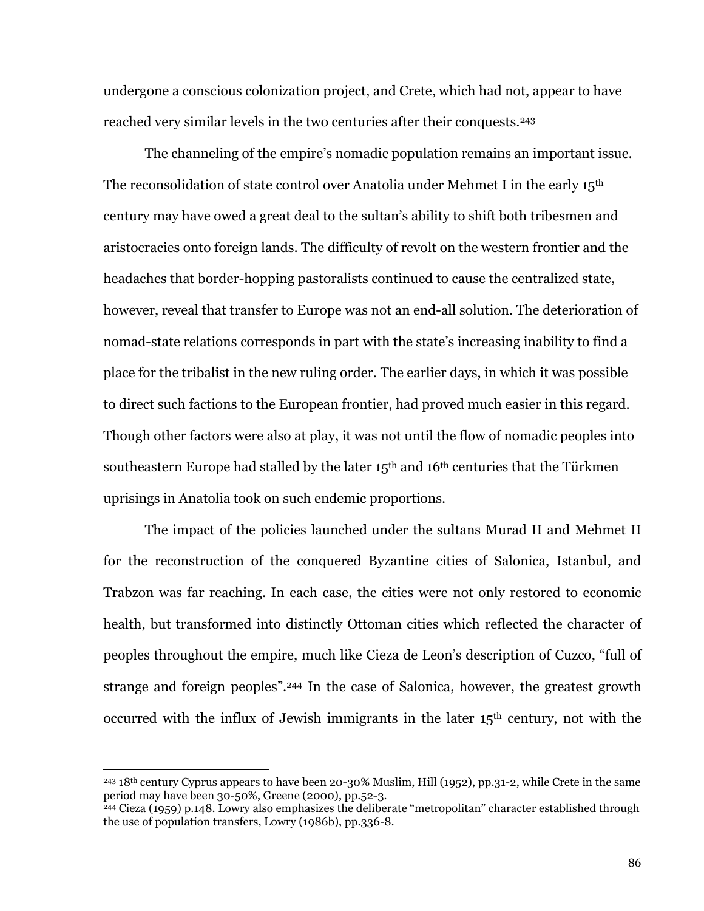undergone a conscious colonization project, and Crete, which had not, appear to have reached very similar levels in the two centuries after their conquests.[243]

The channeling of the empire's nomadic population remains an important issue. The reconsolidation of state control over Anatolia under Mehmet I in the early 15th century may have owed a great deal to the sultan's ability to shift both tribesmen and aristocracies onto foreign lands. The difficulty of revolt on the western frontier and the headaches that border-hopping pastoralists continued to cause the centralized state, however, reveal that transfer to Europe was not an end-all solution. The deterioration of nomad-state relations corresponds in part with the state's increasing inability to find a place for the tribalist in the new ruling order. The earlier days, in which it was possible to direct such factions to the European frontier, had proved much easier in this regard. Though other factors were also at play, it was not until the flow of nomadic peoples into southeastern Europe had stalled by the later 15th and 16th centuries that the Türkmen uprisings in Anatolia took on such endemic proportions.

The impact of the policies launched under the sultans Murad II and Mehmet II for the reconstruction of the conquered Byzantine cities of Salonica, Istanbul, and Trabzon was far reaching. In each case, the cities were not only restored to economic health, but transformed into distinctly Ottoman cities which reflected the character of peoples throughout the empire, much like Cieza de Leon's description of Cuzco, "full of strange and foreign peoples".[244] In the case of Salonica, however, the greatest growth occurred with the influx of Jewish immigrants in the later 15th century, not with the

---

[243] 18th century Cyprus appears to have been 20-30% Muslim, Hill (1952), pp.31-2, while Crete in the same period may have been 30-50%, Greene (2000), pp.52-3.

[244] Cieza (1959) p.148. Lowry also emphasizes the deliberate "metropolitan" character established through the use of population transfers, Lowry (1986b), pp.336-8.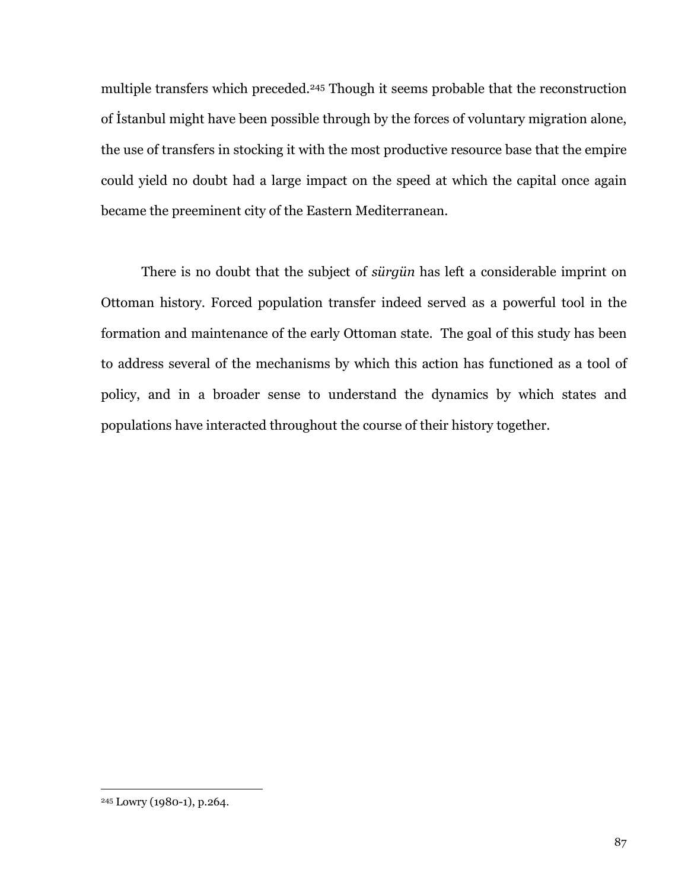multiple transfers which preceded.[245] Though it seems probable that the reconstruction of İstanbul might have been possible through by the forces of voluntary migration alone, the use of transfers in stocking it with the most productive resource base that the empire could yield no doubt had a large impact on the speed at which the capital once again became the preeminent city of the Eastern Mediterranean.

There is no doubt that the subject of *sürgün* has left a considerable imprint on Ottoman history. Forced population transfer indeed served as a powerful tool in the formation and maintenance of the early Ottoman state. The goal of this study has been to address several of the mechanisms by which this action has functioned as a tool of policy, and in a broader sense to understand the dynamics by which states and populations have interacted throughout the course of their history together.

---

[245] Lowry (1980-1), p.264.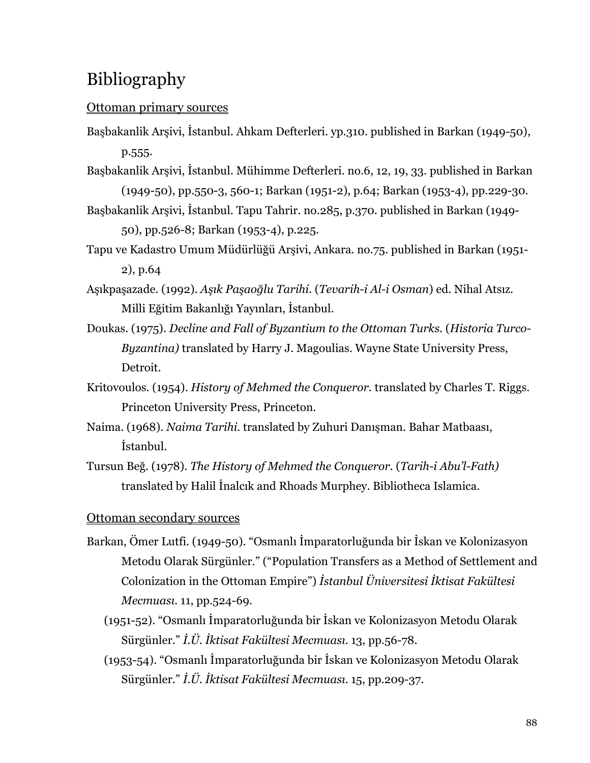# Bibliography

## Ottoman primary sources

Başbakanlik Arşivi, İstanbul. Ahkam Defterleri. yp.310. published in Barkan (1949-50), p.555.

Başbakanlik Arşivi, İstanbul. Mühimme Defterleri. no.6, 12, 19, 33. published in Barkan (1949-50), pp.550-3, 560-1; Barkan (1951-2), p.64; Barkan (1953-4), pp.229-30.

Başbakanlik Arşivi, İstanbul. Tapu Tahrir. no.285, p.370. published in Barkan (1949-50), pp.526-8; Barkan (1953-4), p.225.

Tapu ve Kadastro Umum Müdürlüğü Arşivi, Ankara. no.75. published in Barkan (1951-2), p.64

Aşıkpaşazade. (1992). *Aşık Paşaoğlu Tarihi*. (*Tevarih-i Al-i Osman*) ed. Nihal Atsız. Milli Eğitim Bakanlığı Yayınları, İstanbul.

Doukas. (1975). *Decline and Fall of Byzantium to the Ottoman Turks*. (*Historia Turco-Byzantina)* translated by Harry J. Magoulias. Wayne State University Press, Detroit.

Kritovoulos. (1954). *History of Mehmed the Conqueror*. translated by Charles T. Riggs. Princeton University Press, Princeton.

Naima. (1968). *Naima Tarihi*. translated by Zuhuri Danışman. Bahar Matbaası, İstanbul.

Tursun Beğ. (1978). *The History of Mehmed the Conqueror*. (*Tarih-i Abu'l-Fath)* translated by Halil İnalcık and Rhoads Murphey. Bibliotheca Islamica.

## Ottoman secondary sources

Barkan, Ömer Lutfi. (1949-50). "Osmanlı İmparatorluğunda bir İskan ve Kolonizasyon Metodu Olarak Sürgünler." ("Population Transfers as a Method of Settlement and Colonization in the Ottoman Empire") *İstanbul Üniversitesi İktisat Fakültesi Mecmuası*. 11, pp.524-69.

(1951-52). "Osmanlı İmparatorluğunda bir İskan ve Kolonizasyon Metodu Olarak Sürgünler." *İ.Ü. İktisat Fakültesi Mecmuası*. 13, pp.56-78.

(1953-54). "Osmanlı İmparatorluğunda bir İskan ve Kolonizasyon Metodu Olarak Sürgünler." *İ.Ü. İktisat Fakültesi Mecmuası*. 15, pp.209-37.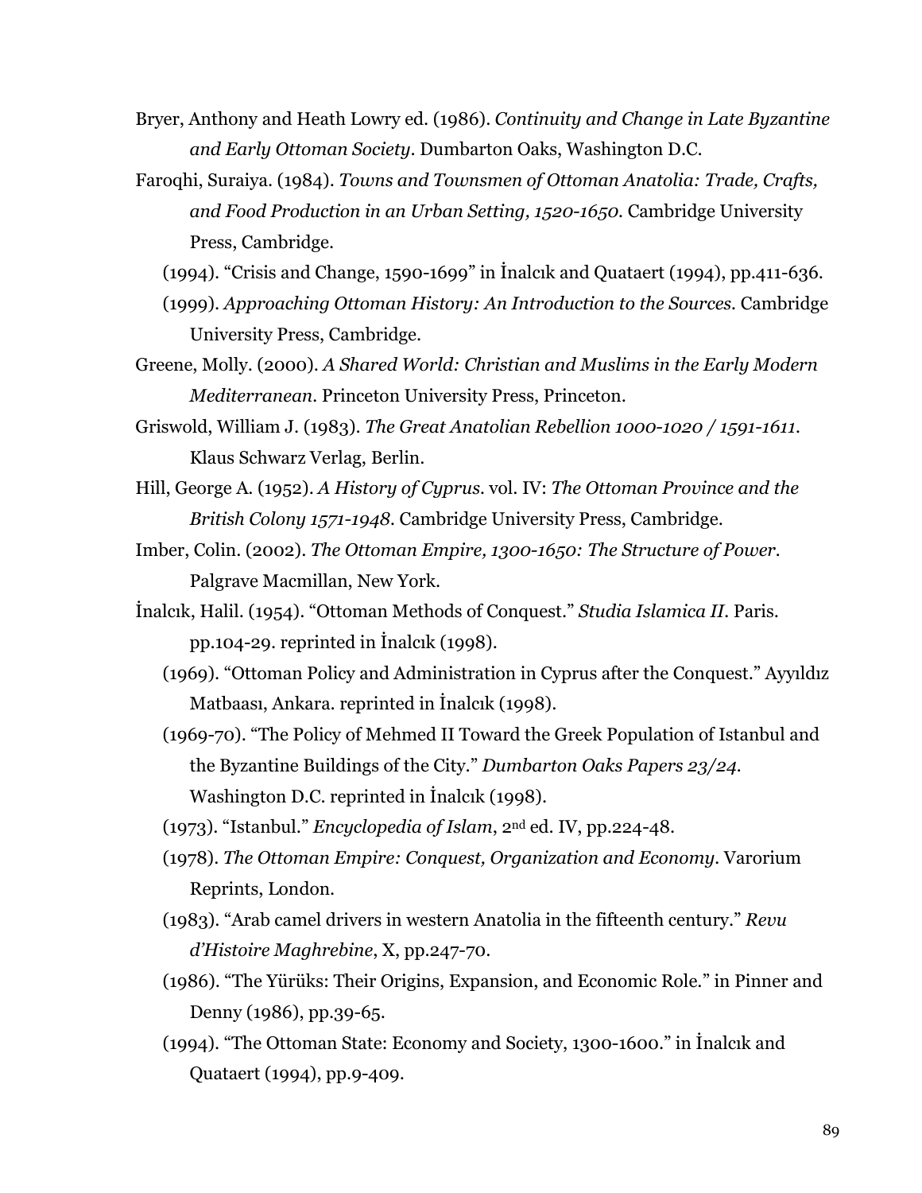Bryer, Anthony and Heath Lowry ed. (1986). *Continuity and Change in Late Byzantine and Early Ottoman Society*. Dumbarton Oaks, Washington D.C.

Faroqhi, Suraiya. (1984). *Towns and Townsmen of Ottoman Anatolia: Trade, Crafts, and Food Production in an Urban Setting, 1520-1650*. Cambridge University Press, Cambridge.

(1994). "Crisis and Change, 1590-1699" in İnalcık and Quataert (1994), pp.411-636.

(1999). *Approaching Ottoman History: An Introduction to the Sources*. Cambridge University Press, Cambridge.

Greene, Molly. (2000). *A Shared World: Christian and Muslims in the Early Modern Mediterranean*. Princeton University Press, Princeton.

Griswold, William J. (1983). *The Great Anatolian Rebellion 1000-1020 / 1591-1611*. Klaus Schwarz Verlag, Berlin.

Hill, George A. (1952). *A History of Cyprus*. vol. IV: *The Ottoman Province and the British Colony 1571-1948*. Cambridge University Press, Cambridge.

Imber, Colin. (2002). *The Ottoman Empire, 1300-1650: The Structure of Power*. Palgrave Macmillan, New York.

İnalcık, Halil. (1954). "Ottoman Methods of Conquest." *Studia Islamica II*. Paris. pp.104-29. reprinted in İnalcık (1998).

(1969). "Ottoman Policy and Administration in Cyprus after the Conquest." Ayyıldız Matbaası, Ankara. reprinted in İnalcık (1998).

(1969-70). "The Policy of Mehmed II Toward the Greek Population of Istanbul and the Byzantine Buildings of the City." *Dumbarton Oaks Papers 23/24*. Washington D.C. reprinted in İnalcık (1998).

(1973). "Istanbul." *Encyclopedia of Islam*, 2nd ed. IV, pp.224-48.

(1978). *The Ottoman Empire: Conquest, Organization and Economy*. Varorium Reprints, London.

(1983). "Arab camel drivers in western Anatolia in the fifteenth century." *Revu d'Histoire Maghrebine*, X, pp.247-70.

(1986). "The Yürüks: Their Origins, Expansion, and Economic Role." in Pinner and Denny (1986), pp.39-65.

(1994). "The Ottoman State: Economy and Society, 1300-1600." in İnalcık and Quataert (1994), pp.9-409.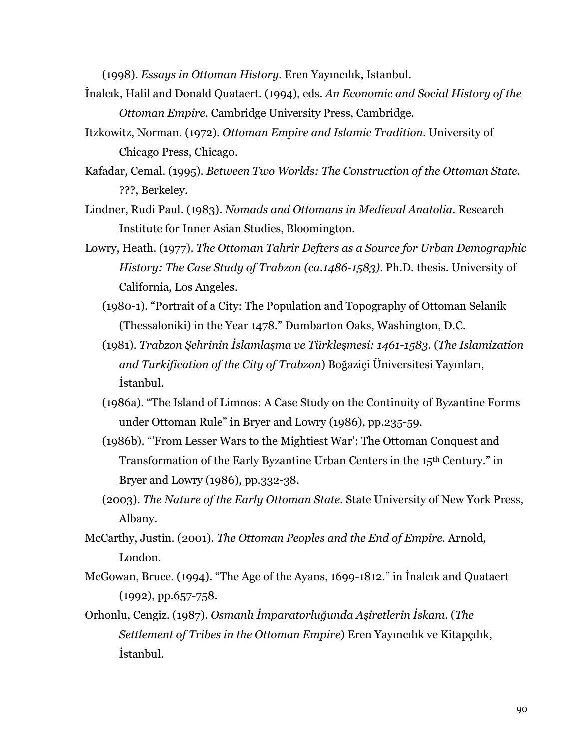(1998). *Essays in Ottoman History*. Eren Yayıncılık, Istanbul.

İnalcık, Halil and Donald Quataert. (1994), eds. *An Economic and Social History of the Ottoman Empire*. Cambridge University Press, Cambridge.

Itzkowitz, Norman. (1972). *Ottoman Empire and Islamic Tradition*. University of Chicago Press, Chicago.

Kafadar, Cemal. (1995). *Between Two Worlds: The Construction of the Ottoman State*. ???, Berkeley.

Lindner, Rudi Paul. (1983). *Nomads and Ottomans in Medieval Anatolia*. Research Institute for Inner Asian Studies, Bloomington.

Lowry, Heath. (1977). *The Ottoman Tahrir Defters as a Source for Urban Demographic History: The Case Study of Trabzon (ca.1486-1583)*. Ph.D. thesis. University of California, Los Angeles.

(1980-1). "Portrait of a City: The Population and Topography of Ottoman Selanik (Thessaloniki) in the Year 1478." Dumbarton Oaks, Washington, D.C.

(1981). *Trabzon Şehrinin İslamlaşma ve Türkleşmesi: 1461-1583*. (*The Islamization and Turkification of the City of Trabzon*) Boğaziçi Üniversitesi Yayınları, İstanbul.

(1986a). "The Island of Limnos: A Case Study on the Continuity of Byzantine Forms under Ottoman Rule" in Bryer and Lowry (1986), pp.235-59.

(1986b). "'From Lesser Wars to the Mightiest War': The Ottoman Conquest and Transformation of the Early Byzantine Urban Centers in the 15th Century." in Bryer and Lowry (1986), pp.332-38.

(2003). *The Nature of the Early Ottoman State*. State University of New York Press, Albany.

McCarthy, Justin. (2001). *The Ottoman Peoples and the End of Empire*. Arnold, London.

McGowan, Bruce. (1994). "The Age of the Ayans, 1699-1812." in İnalcık and Quataert (1992), pp.657-758.

Orhonlu, Cengiz. (1987). *Osmanlı İmparatorluğunda Aşiretlerin İskanı*. (*The Settlement of Tribes in the Ottoman Empire*) Eren Yayıncılık ve Kitapçılık, İstanbul.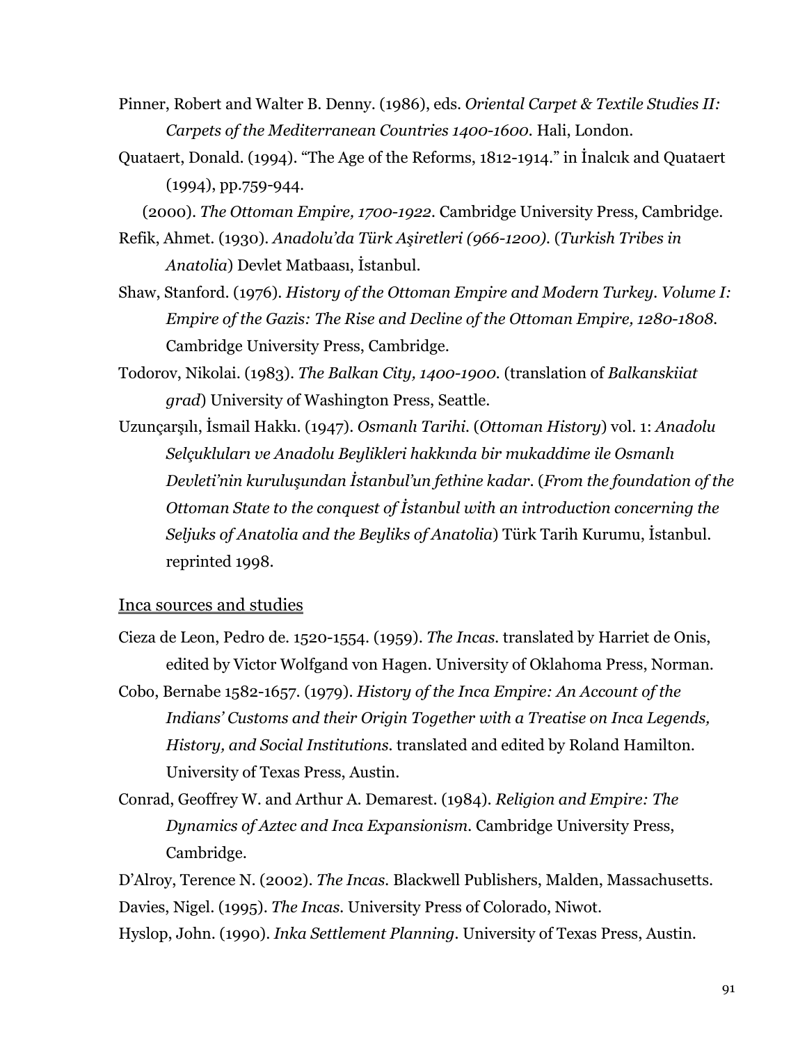Pinner, Robert and Walter B. Denny. (1986), eds. *Oriental Carpet & Textile Studies II: Carpets of the Mediterranean Countries 1400-1600.* Hali, London.

Quataert, Donald. (1994). "The Age of the Reforms, 1812-1914." in İnalcık and Quataert (1994), pp.759-944.

(2000). *The Ottoman Empire, 1700-1922.* Cambridge University Press, Cambridge.

Refik, Ahmet. (1930). *Anadolu'da Türk Aşiretleri (966-1200).* (*Turkish Tribes in Anatolia*) Devlet Matbaası, İstanbul.

Shaw, Stanford. (1976). *History of the Ottoman Empire and Modern Turkey. Volume I: Empire of the Gazis: The Rise and Decline of the Ottoman Empire, 1280-1808.* Cambridge University Press, Cambridge.

Todorov, Nikolai. (1983). *The Balkan City, 1400-1900.* (translation of *Balkanskiiat grad*) University of Washington Press, Seattle.

Uzunçarşılı, İsmail Hakkı. (1947). *Osmanlı Tarihi.* (*Ottoman History*) vol. 1: *Anadolu Selçukluları ve Anadolu Beylikleri hakkında bir mukaddime ile Osmanlı Devleti'nin kuruluşundan İstanbul'un fethine kadar*. (*From the foundation of the Ottoman State to the conquest of İstanbul with an introduction concerning the Seljuks of Anatolia and the Beyliks of Anatolia*) Türk Tarih Kurumu, İstanbul. reprinted 1998.

## Inca sources and studies

Cieza de Leon, Pedro de. 1520-1554. (1959). *The Incas.* translated by Harriet de Onis, edited by Victor Wolfgand von Hagen. University of Oklahoma Press, Norman.

Cobo, Bernabe 1582-1657. (1979). *History of the Inca Empire: An Account of the Indians' Customs and their Origin Together with a Treatise on Inca Legends, History, and Social Institutions.* translated and edited by Roland Hamilton. University of Texas Press, Austin.

Conrad, Geoffrey W. and Arthur A. Demarest. (1984). *Religion and Empire: The Dynamics of Aztec and Inca Expansionism.* Cambridge University Press, Cambridge.

D'Alroy, Terence N. (2002). *The Incas.* Blackwell Publishers, Malden, Massachusetts.

Davies, Nigel. (1995). *The Incas.* University Press of Colorado, Niwot.

Hyslop, John. (1990). *Inka Settlement Planning*. University of Texas Press, Austin.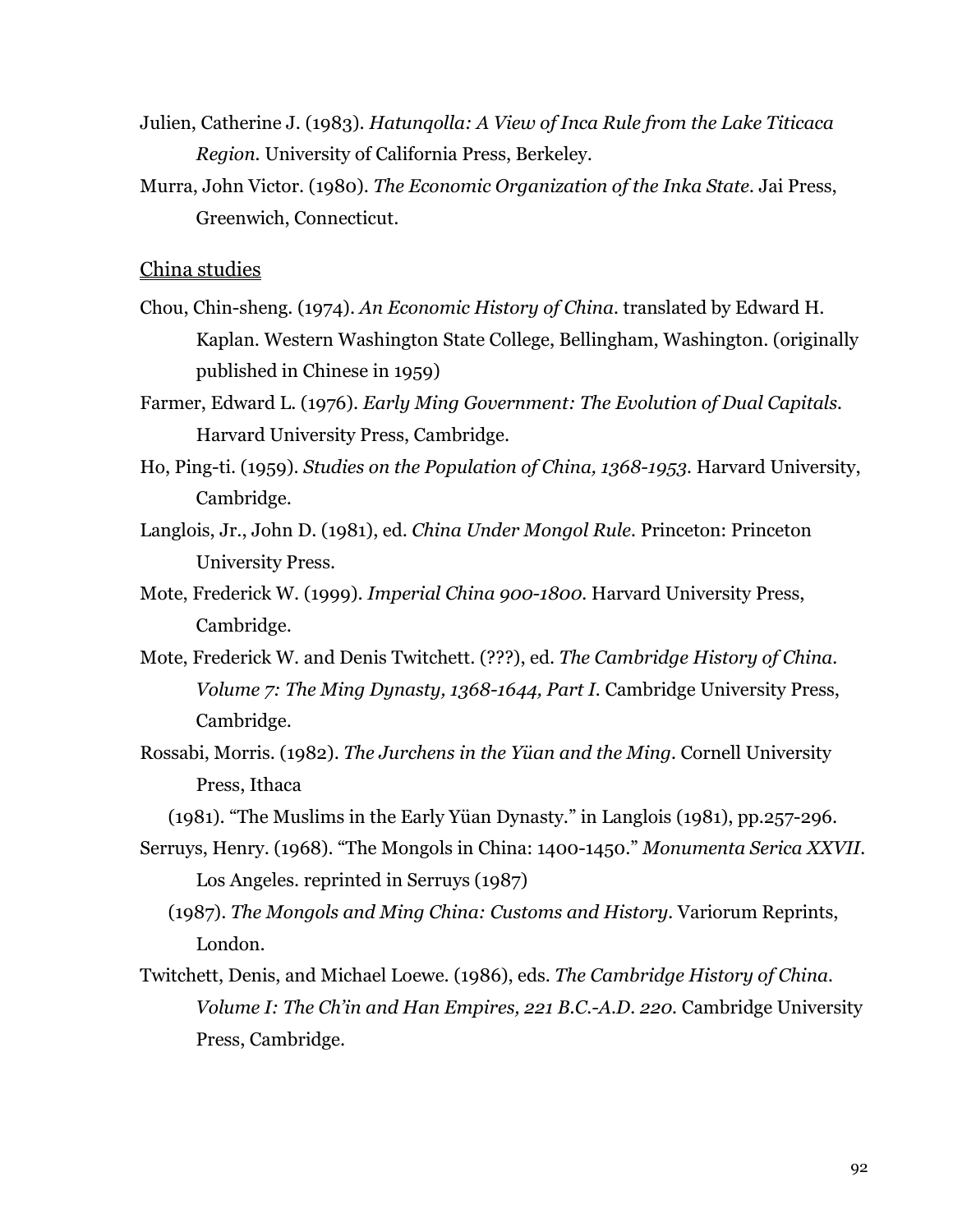Julien, Catherine J. (1983). *Hatunqolla: A View of Inca Rule from the Lake Titicaca Region.* University of California Press, Berkeley.

Murra, John Victor. (1980). *The Economic Organization of the Inka State*. Jai Press, Greenwich, Connecticut.

China studies

Chou, Chin-sheng. (1974). *An Economic History of China.* translated by Edward H. Kaplan. Western Washington State College, Bellingham, Washington. (originally published in Chinese in 1959)

Farmer, Edward L. (1976). *Early Ming Government: The Evolution of Dual Capitals.* Harvard University Press, Cambridge.

Ho, Ping-ti. (1959). *Studies on the Population of China, 1368-1953.* Harvard University, Cambridge.

Langlois, Jr., John D. (1981), ed. *China Under Mongol Rule.* Princeton: Princeton University Press.

Mote, Frederick W. (1999). *Imperial China 900-1800.* Harvard University Press, Cambridge.

Mote, Frederick W. and Denis Twitchett. (???), ed. *The Cambridge History of China. Volume 7: The Ming Dynasty, 1368-1644, Part I.* Cambridge University Press, Cambridge.

Rossabi, Morris. (1982). *The Jurchens in the Yüan and the Ming*. Cornell University Press, Ithaca

(1981). "The Muslims in the Early Yüan Dynasty." in Langlois (1981), pp.257-296.

Serruys, Henry. (1968). "The Mongols in China: 1400-1450." *Monumenta Serica XXVII.* Los Angeles. reprinted in Serruys (1987)

(1987). *The Mongols and Ming China: Customs and History.* Variorum Reprints, London.

Twitchett, Denis, and Michael Loewe. (1986), eds. *The Cambridge History of China. Volume I: The Ch'in and Han Empires, 221 B.C.-A.D. 220.* Cambridge University Press, Cambridge.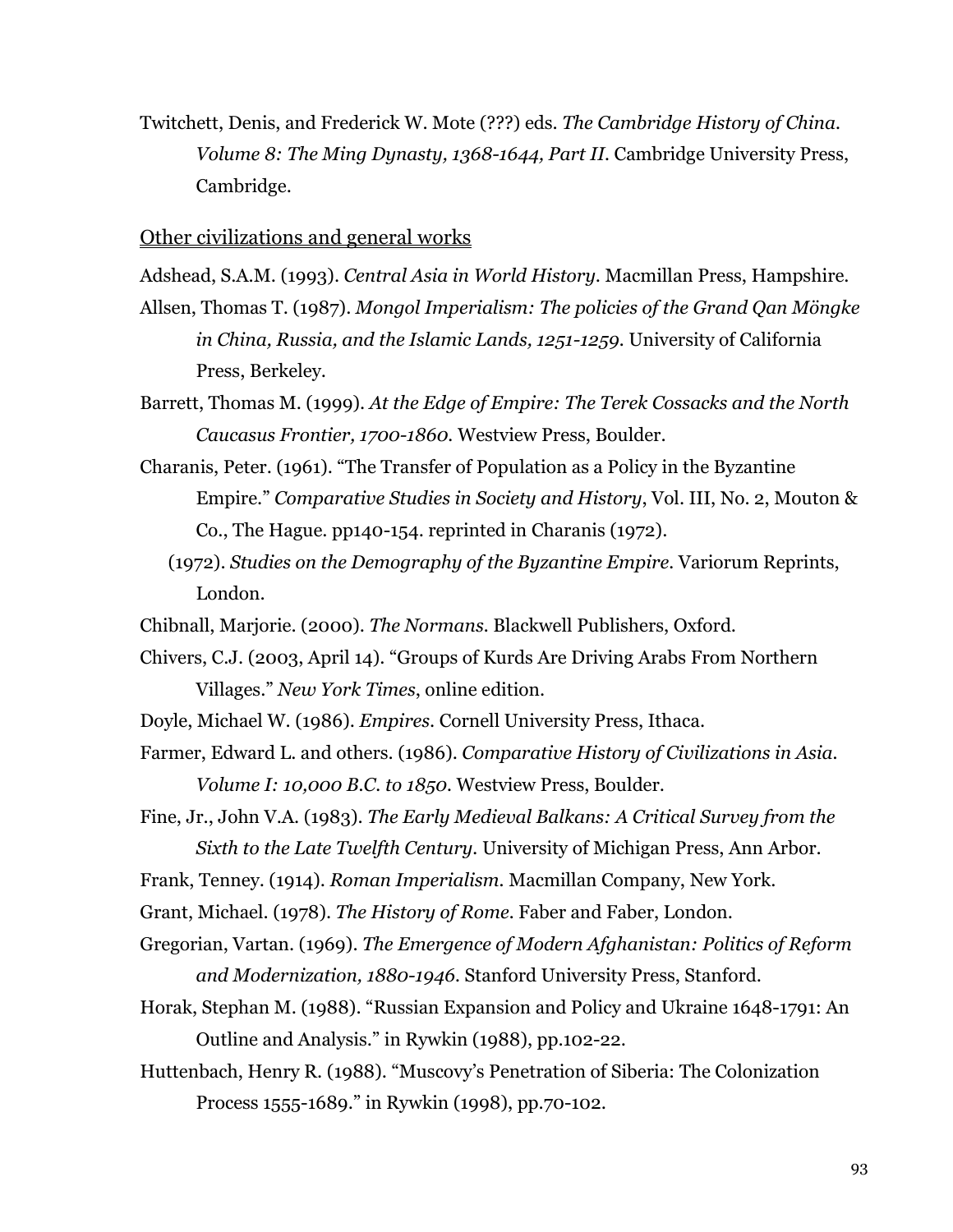Twitchett, Denis, and Frederick W. Mote (???) eds. *The Cambridge History of China. Volume 8: The Ming Dynasty, 1368-1644, Part II*. Cambridge University Press, Cambridge.

<u>Other civilizations and general works</u>

Adshead, S.A.M. (1993). *Central Asia in World History*. Macmillan Press, Hampshire.

Allsen, Thomas T. (1987). *Mongol Imperialism: The policies of the Grand Qan Möngke in China, Russia, and the Islamic Lands, 1251-1259*. University of California Press, Berkeley.

Barrett, Thomas M. (1999). *At the Edge of Empire: The Terek Cossacks and the North Caucasus Frontier, 1700-1860*. Westview Press, Boulder.

Charanis, Peter. (1961). "The Transfer of Population as a Policy in the Byzantine Empire." *Comparative Studies in Society and History*, Vol. III, No. 2, Mouton & Co., The Hague. pp140-154. reprinted in Charanis (1972).

(1972). *Studies on the Demography of the Byzantine Empire*. Variorum Reprints, London.

Chibnall, Marjorie. (2000). *The Normans*. Blackwell Publishers, Oxford.

Chivers, C.J. (2003, April 14). "Groups of Kurds Are Driving Arabs From Northern Villages." *New York Times*, online edition.

Doyle, Michael W. (1986). *Empires*. Cornell University Press, Ithaca.

Farmer, Edward L. and others. (1986). *Comparative History of Civilizations in Asia. Volume I: 10,000 B.C. to 1850*. Westview Press, Boulder.

Fine, Jr., John V.A. (1983). *The Early Medieval Balkans: A Critical Survey from the Sixth to the Late Twelfth Century*. University of Michigan Press, Ann Arbor.

Frank, Tenney. (1914). *Roman Imperialism*. Macmillan Company, New York.

Grant, Michael. (1978). *The History of Rome*. Faber and Faber, London.

Gregorian, Vartan. (1969). *The Emergence of Modern Afghanistan: Politics of Reform and Modernization, 1880-1946*. Stanford University Press, Stanford.

Horak, Stephan M. (1988). "Russian Expansion and Policy and Ukraine 1648-1791: An Outline and Analysis." in Rywkin (1988), pp.102-22.

Huttenbach, Henry R. (1988). "Muscovy's Penetration of Siberia: The Colonization Process 1555-1689." in Rywkin (1998), pp.70-102.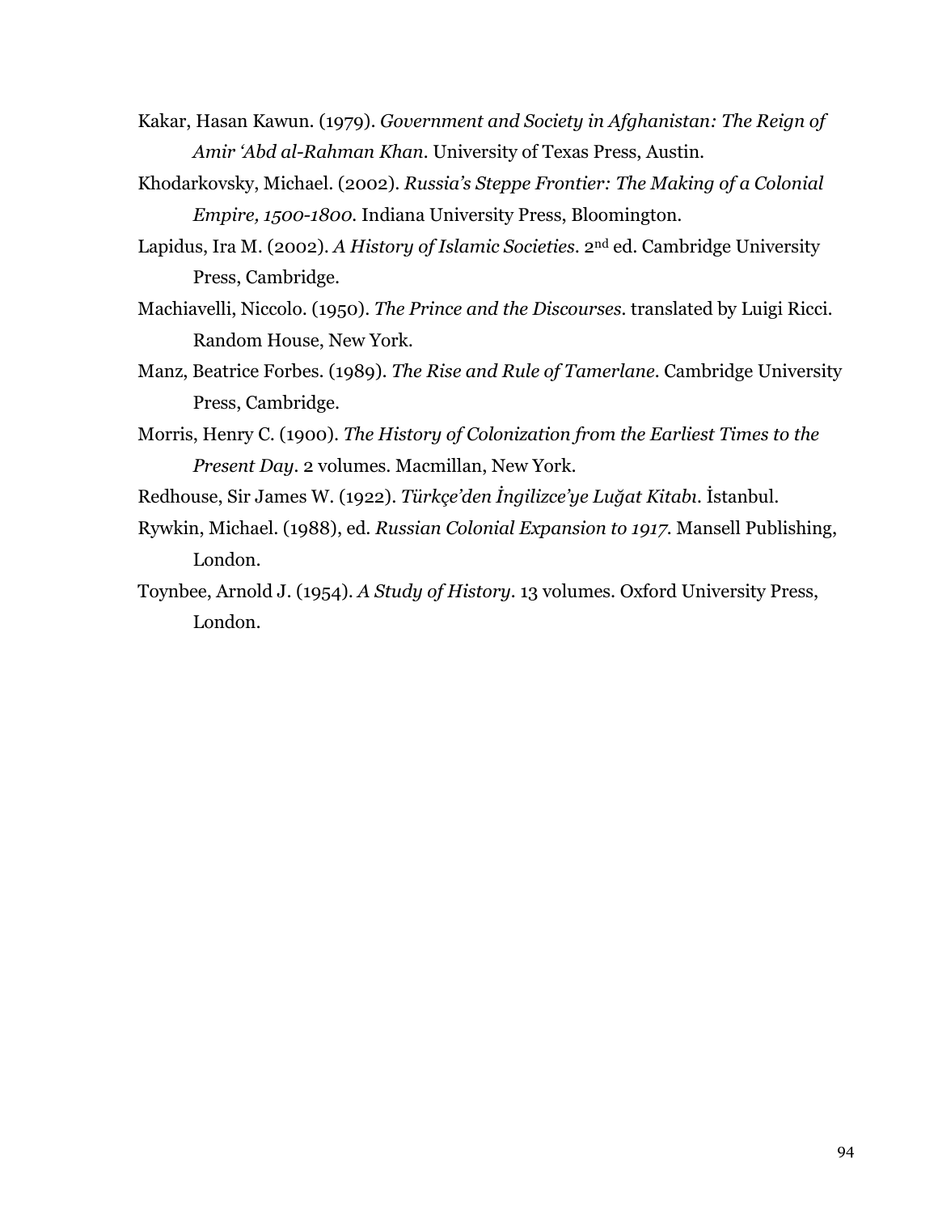Kakar, Hasan Kawun. (1979). *Government and Society in Afghanistan: The Reign of Amir 'Abd al-Rahman Khan*. University of Texas Press, Austin.

Khodarkovsky, Michael. (2002). *Russia's Steppe Frontier: The Making of a Colonial Empire, 1500-1800*. Indiana University Press, Bloomington.

Lapidus, Ira M. (2002). *A History of Islamic Societies*. 2nd ed. Cambridge University Press, Cambridge.

Machiavelli, Niccolo. (1950). *The Prince and the Discourses*. translated by Luigi Ricci. Random House, New York.

Manz, Beatrice Forbes. (1989). *The Rise and Rule of Tamerlane*. Cambridge University Press, Cambridge.

Morris, Henry C. (1900). *The History of Colonization from the Earliest Times to the Present Day*. 2 volumes. Macmillan, New York.

Redhouse, Sir James W. (1922). *Türkçe'den İngilizce'ye Luğat Kitabı*. İstanbul.

Rywkin, Michael. (1988), ed. *Russian Colonial Expansion to 1917*. Mansell Publishing, London.

Toynbee, Arnold J. (1954). *A Study of History*. 13 volumes. Oxford University Press, London.